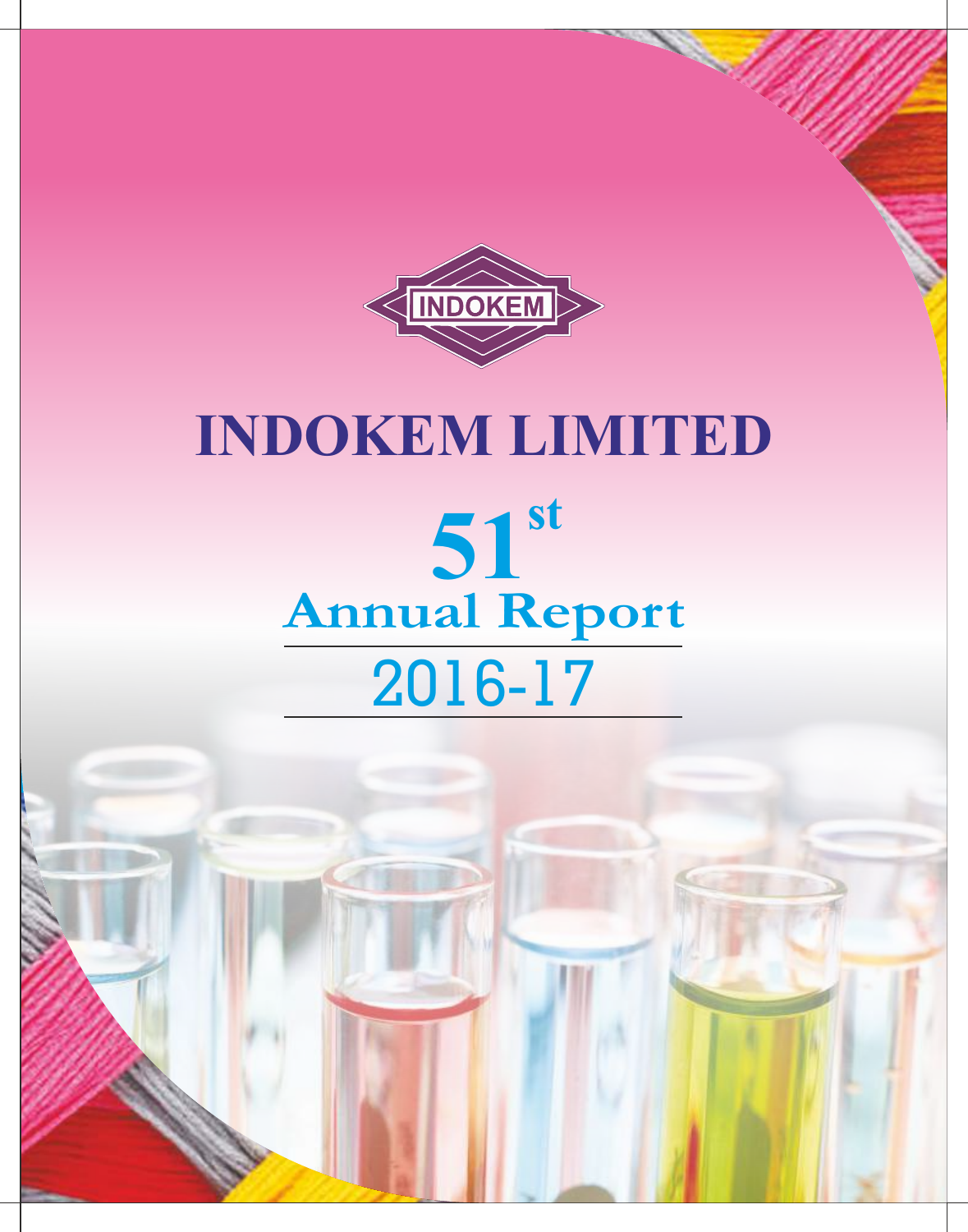INDOKEM

# INDOKEM LIMITED

## 51st Annual Report

## 2016-17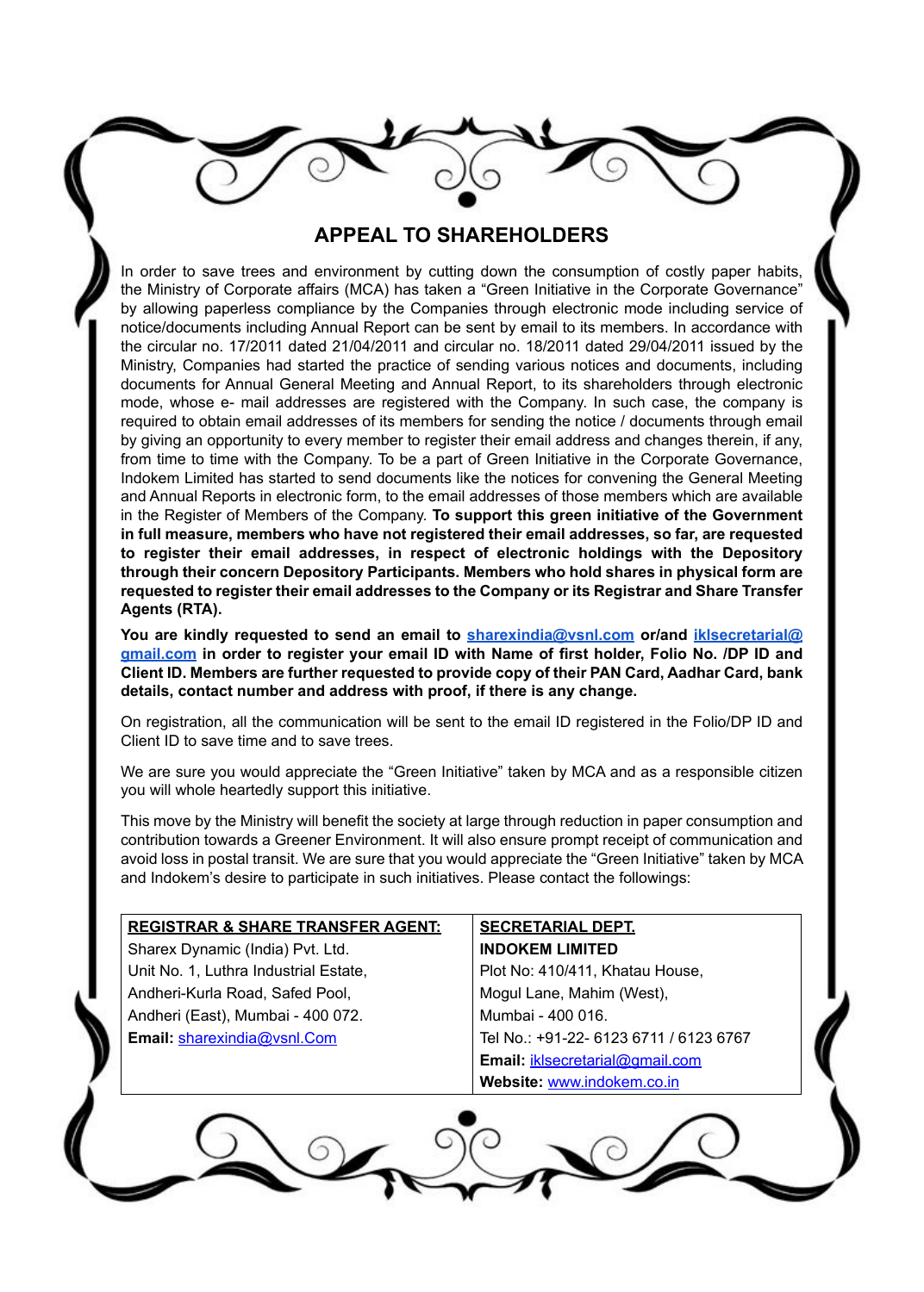# APPEAL TO SHAREHOLDERS

In order to save trees and environment by cutting down the consumption of costly paper habits, the Ministry of Corporate affairs (MCA) has taken a "Green Initiative in the Corporate Governance" by allowing paperless compliance by the Companies through electronic mode including service of notice/documents including Annual Report can be sent by email to its members. In accordance with the circular no. 17/2011 dated 21/04/2011 and circular no. 18/2011 dated 29/04/2011 issued by the Ministry, Companies had started the practice of sending various notices and documents, including documents for Annual General Meeting and Annual Report, to its shareholders through electronic mode, whose e- mail addresses are registered with the Company. In such case, the company is required to obtain email addresses of its members for sending the notice / documents through email by giving an opportunity to every member to register their email address and changes therein, if any, from time to time with the Company. To be a part of Green Initiative in the Corporate Governance, Indokem Limited has started to send documents like the notices for convening the General Meeting and Annual Reports in electronic form, to the email addresses of those members which are available in the Register of Members of the Company. **To support this green initiative of the Government in full measure, members who have not registered their email addresses, so far, are requested to register their email addresses, in respect of electronic holdings with the Depository through their concern Depository Participants. Members who hold shares in physical form are requested to register their email addresses to the Company or its Registrar and Share Transfer Agents (RTA).**

**You are kindly requested to send an email to sharexindia@vsnl.com or/and iklsecretarial@gmail.com in order to register your email ID with Name of first holder, Folio No. /DP ID and Client ID. Members are further requested to provide copy of their PAN Card, Aadhar Card, bank details, contact number and address with proof, if there is any change.**

On registration, all the communication will be sent to the email ID registered in the Folio/DP ID and Client ID to save time and to save trees.

We are sure you would appreciate the "Green Initiative" taken by MCA and as a responsible citizen you will whole heartedly support this initiative.

This move by the Ministry will benefit the society at large through reduction in paper consumption and contribution towards a Greener Environment. It will also ensure prompt receipt of communication and avoid loss in postal transit. We are sure that you would appreciate the "Green Initiative" taken by MCA and Indokem's desire to participate in such initiatives. Please contact the followings:

| REGISTRAR & SHARE TRANSFER AGENT: | SECRETARIAL DEPT. |
|---|---|
| Sharex Dynamic (India) Pvt. Ltd. | **INDOKEM LIMITED** |
| Unit No. 1, Luthra Industrial Estate, | Plot No: 410/411, Khatau House, |
| Andheri-Kurla Road, Safed Pool, | Mogul Lane, Mahim (West), |
| Andheri (East), Mumbai - 400 072. | Mumbai - 400 016. |
| **Email:** sharexindia@vsnl.Com | Tel No.: +91-22- 6123 6711 / 6123 6767 |
| | **Email:** iklsecretarial@gmail.com |
| | **Website:** www.indokem.co.in |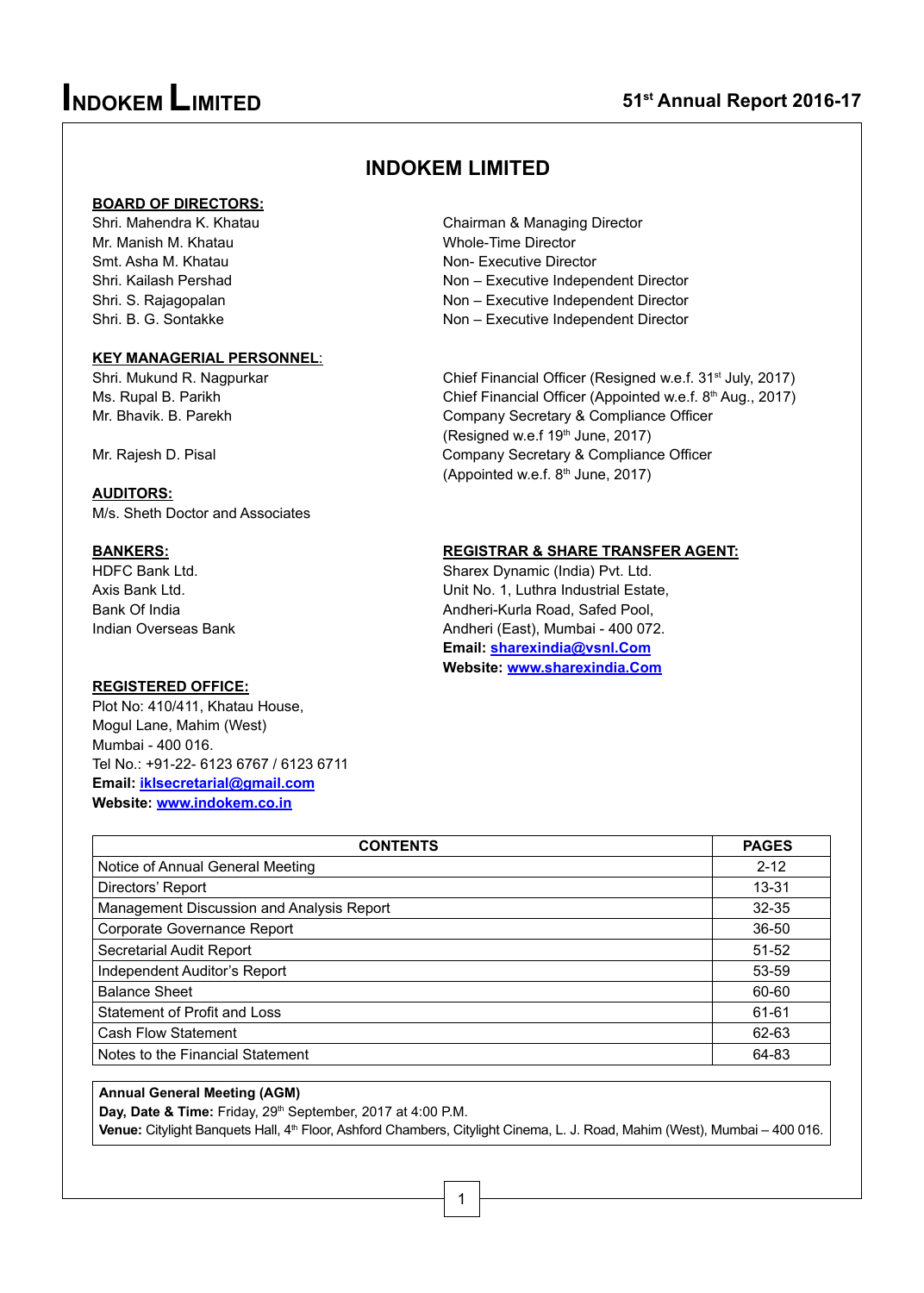# INDOKEM LIMITED

**BOARD OF DIRECTORS:**

| | |
|---|---|
| Shri. Mahendra K. Khatau | Chairman & Managing Director |
| Mr. Manish M. Khatau | Whole-Time Director |
| Smt. Asha M. Khatau | Non- Executive Director |
| Shri. Kailash Pershad | Non – Executive Independent Director |
| Shri. S. Rajagopalan | Non – Executive Independent Director |
| Shri. B. G. Sontakke | Non – Executive Independent Director |

**KEY MANAGERIAL PERSONNEL:**

| | |
|---|---|
| Shri. Mukund R. Nagpurkar | Chief Financial Officer (Resigned w.e.f. 31st July, 2017) |
| Ms. Rupal B. Parikh | Chief Financial Officer (Appointed w.e.f. 8th Aug., 2017) |
| Mr. Bhavik. B. Parekh | Company Secretary & Compliance Officer (Resigned w.e.f 19th June, 2017) |
| Mr. Rajesh D. Pisal | Company Secretary & Compliance Officer (Appointed w.e.f. 8th June, 2017) |

**AUDITORS:**

M/s. Sheth Doctor and Associates

**BANKERS:**

HDFC Bank Ltd.
Axis Bank Ltd.
Bank Of India
Indian Overseas Bank

**REGISTRAR & SHARE TRANSFER AGENT:**

Sharex Dynamic (India) Pvt. Ltd.
Unit No. 1, Luthra Industrial Estate,
Andheri-Kurla Road, Safed Pool,
Andheri (East), Mumbai - 400 072.
**Email:** sharexindia@vsnl.Com
**Website:** www.sharexindia.Com

**REGISTERED OFFICE:**

Plot No: 410/411, Khatau House,
Mogul Lane, Mahim (West)
Mumbai - 400 016.
Tel No.: +91-22- 6123 6767 / 6123 6711
**Email:** iklsecretarial@gmail.com
**Website:** www.indokem.co.in

| CONTENTS | PAGES |
|---|---|
| Notice of Annual General Meeting | 2-12 |
| Directors' Report | 13-31 |
| Management Discussion and Analysis Report | 32-35 |
| Corporate Governance Report | 36-50 |
| Secretarial Audit Report | 51-52 |
| Independent Auditor's Report | 53-59 |
| Balance Sheet | 60-60 |
| Statement of Profit and Loss | 61-61 |
| Cash Flow Statement | 62-63 |
| Notes to the Financial Statement | 64-83 |

**Annual General Meeting (AGM)**
**Day, Date & Time:** Friday, 29th September, 2017 at 4:00 P.M.
**Venue:** Citylight Banquets Hall, 4th Floor, Ashford Chambers, Citylight Cinema, L. J. Road, Mahim (West), Mumbai – 400 016.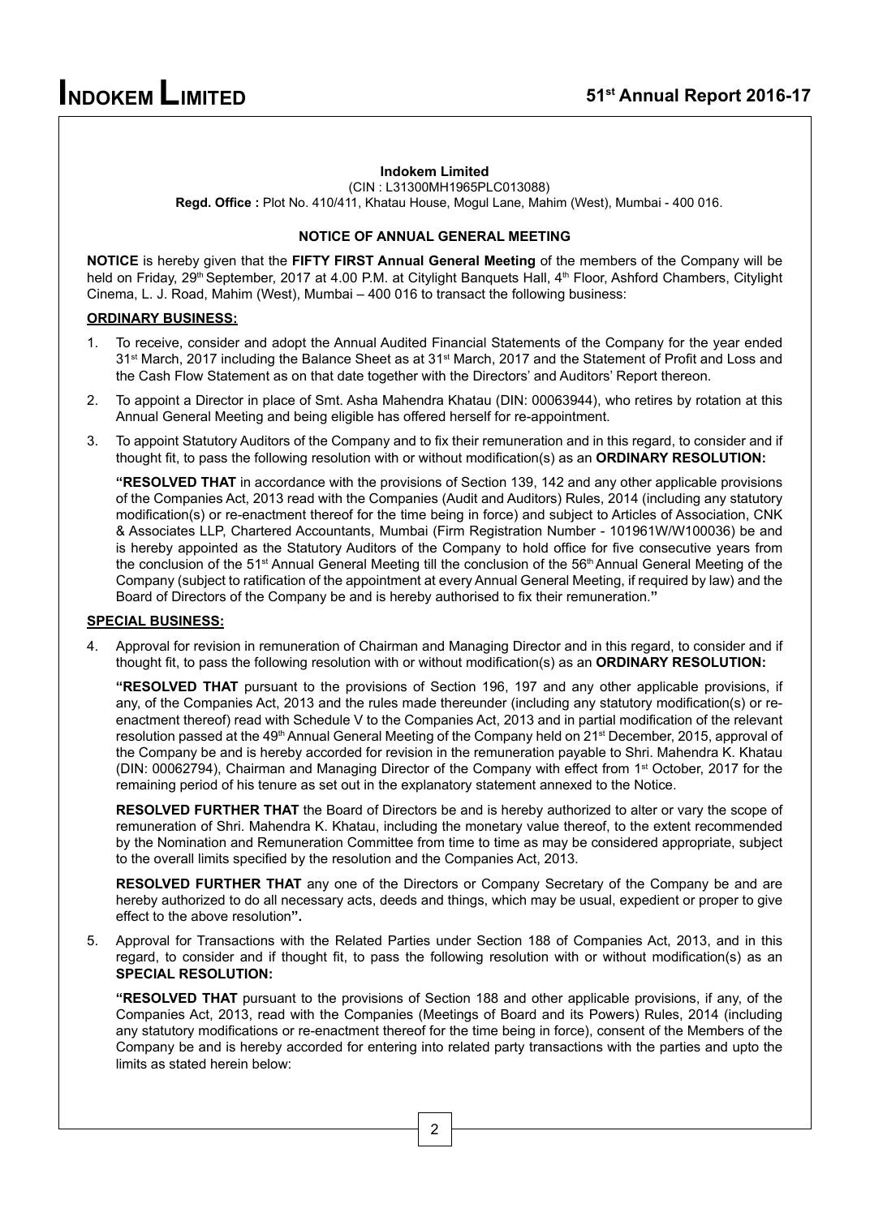**Indokem Limited**
(CIN : L31300MH1965PLC013088)
**Regd. Office :** Plot No. 410/411, Khatau House, Mogul Lane, Mahim (West), Mumbai - 400 016.

## NOTICE OF ANNUAL GENERAL MEETING

**NOTICE** is hereby given that the **FIFTY FIRST Annual General Meeting** of the members of the Company will be held on Friday, 29th September, 2017 at 4.00 P.M. at Citylight Banquets Hall, 4th Floor, Ashford Chambers, Citylight Cinema, L. J. Road, Mahim (West), Mumbai – 400 016 to transact the following business:

### ORDINARY BUSINESS:

1. To receive, consider and adopt the Annual Audited Financial Statements of the Company for the year ended 31st March, 2017 including the Balance Sheet as at 31st March, 2017 and the Statement of Profit and Loss and the Cash Flow Statement as on that date together with the Directors' and Auditors' Report thereon.

2. To appoint a Director in place of Smt. Asha Mahendra Khatau (DIN: 00063944), who retires by rotation at this Annual General Meeting and being eligible has offered herself for re-appointment.

3. To appoint Statutory Auditors of the Company and to fix their remuneration and in this regard, to consider and if thought fit, to pass the following resolution with or without modification(s) as an **ORDINARY RESOLUTION:**

   **"RESOLVED THAT** in accordance with the provisions of Section 139, 142 and any other applicable provisions of the Companies Act, 2013 read with the Companies (Audit and Auditors) Rules, 2014 (including any statutory modification(s) or re-enactment thereof for the time being in force) and subject to Articles of Association, CNK & Associates LLP, Chartered Accountants, Mumbai (Firm Registration Number - 101961W/W100036) be and is hereby appointed as the Statutory Auditors of the Company to hold office for five consecutive years from the conclusion of the 51st Annual General Meeting till the conclusion of the 56th Annual General Meeting of the Company (subject to ratification of the appointment at every Annual General Meeting, if required by law) and the Board of Directors of the Company be and is hereby authorised to fix their remuneration.**"**

### SPECIAL BUSINESS:

4. Approval for revision in remuneration of Chairman and Managing Director and in this regard, to consider and if thought fit, to pass the following resolution with or without modification(s) as an **ORDINARY RESOLUTION:**

   **"RESOLVED THAT** pursuant to the provisions of Section 196, 197 and any other applicable provisions, if any, of the Companies Act, 2013 and the rules made thereunder (including any statutory modification(s) or re-enactment thereof) read with Schedule V to the Companies Act, 2013 and in partial modification of the relevant resolution passed at the 49th Annual General Meeting of the Company held on 21st December, 2015, approval of the Company be and is hereby accorded for revision in the remuneration payable to Shri. Mahendra K. Khatau (DIN: 00062794), Chairman and Managing Director of the Company with effect from 1st October, 2017 for the remaining period of his tenure as set out in the explanatory statement annexed to the Notice.

   **RESOLVED FURTHER THAT** the Board of Directors be and is hereby authorized to alter or vary the scope of remuneration of Shri. Mahendra K. Khatau, including the monetary value thereof, to the extent recommended by the Nomination and Remuneration Committee from time to time as may be considered appropriate, subject to the overall limits specified by the resolution and the Companies Act, 2013.

   **RESOLVED FURTHER THAT** any one of the Directors or Company Secretary of the Company be and are hereby authorized to do all necessary acts, deeds and things, which may be usual, expedient or proper to give effect to the above resolution**".**

5. Approval for Transactions with the Related Parties under Section 188 of Companies Act, 2013, and in this regard, to consider and if thought fit, to pass the following resolution with or without modification(s) as an **SPECIAL RESOLUTION:**

   **"RESOLVED THAT** pursuant to the provisions of Section 188 and other applicable provisions, if any, of the Companies Act, 2013, read with the Companies (Meetings of Board and its Powers) Rules, 2014 (including any statutory modifications or re-enactment thereof for the time being in force), consent of the Members of the Company be and is hereby accorded for entering into related party transactions with the parties and upto the limits as stated herein below: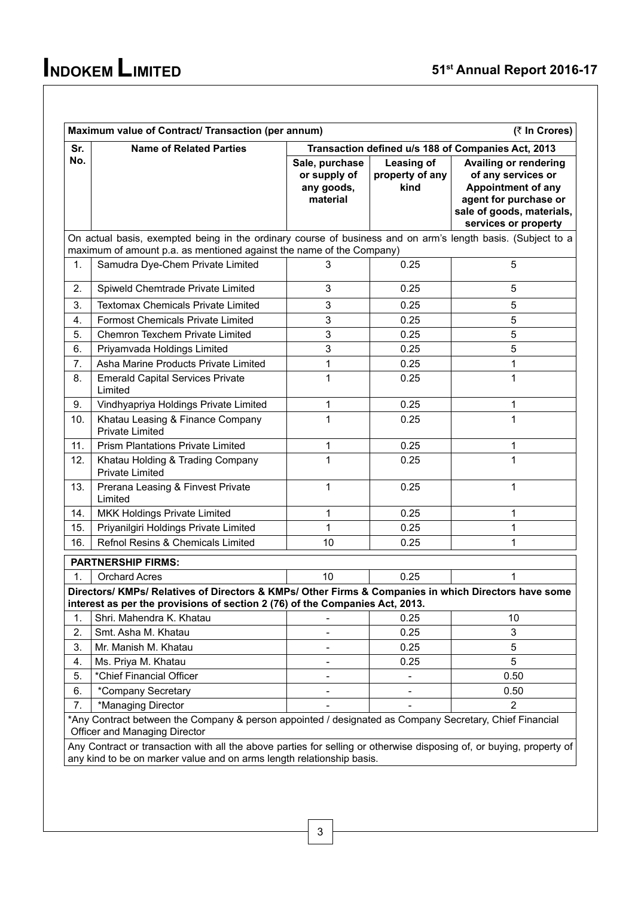| Maximum value of Contract/ Transaction (per annum) | | | | (₹ In Crores) |
|---|---|---|---|---|
| Sr. No. | Name of Related Parties | Transaction defined u/s 188 of Companies Act, 2013 | | |
| | | Sale, purchase or supply of any goods, material | Leasing of property of any kind | Availing or rendering of any services or Appointment of any agent for purchase or sale of goods, materials, services or property |
| On actual basis, exempted being in the ordinary course of business and on arm's length basis. (Subject to a maximum of amount p.a. as mentioned against the name of the Company) | | | | |
| 1. | Samudra Dye-Chem Private Limited | 3 | 0.25 | 5 |
| 2. | Spiweld Chemtrade Private Limited | 3 | 0.25 | 5 |
| 3. | Textomax Chemicals Private Limited | 3 | 0.25 | 5 |
| 4. | Formost Chemicals Private Limited | 3 | 0.25 | 5 |
| 5. | Chemron Texchem Private Limited | 3 | 0.25 | 5 |
| 6. | Priyamvada Holdings Limited | 3 | 0.25 | 5 |
| 7. | Asha Marine Products Private Limited | 1 | 0.25 | 1 |
| 8. | Emerald Capital Services Private Limited | 1 | 0.25 | 1 |
| 9. | Vindhyapriya Holdings Private Limited | 1 | 0.25 | 1 |
| 10. | Khatau Leasing & Finance Company Private Limited | 1 | 0.25 | 1 |
| 11. | Prism Plantations Private Limited | 1 | 0.25 | 1 |
| 12. | Khatau Holding & Trading Company Private Limited | 1 | 0.25 | 1 |
| 13. | Prerana Leasing & Finvest Private Limited | 1 | 0.25 | 1 |
| 14. | MKK Holdings Private Limited | 1 | 0.25 | 1 |
| 15. | Priyanilgiri Holdings Private Limited | 1 | 0.25 | 1 |
| 16. | Refnol Resins & Chemicals Limited | 10 | 0.25 | 1 |
| **PARTNERSHIP FIRMS:** | | | | |
| 1. | Orchard Acres | 10 | 0.25 | 1 |
| **Directors/ KMPs/ Relatives of Directors & KMPs/ Other Firms & Companies in which Directors have some interest as per the provisions of section 2 (76) of the Companies Act, 2013.** | | | | |
| 1. | Shri. Mahendra K. Khatau | - | 0.25 | 10 |
| 2. | Smt. Asha M. Khatau | - | 0.25 | 3 |
| 3. | Mr. Manish M. Khatau | - | 0.25 | 5 |
| 4. | Ms. Priya M. Khatau | - | 0.25 | 5 |
| 5. | *Chief Financial Officer | - | - | 0.50 |
| 6. | *Company Secretary | - | - | 0.50 |
| 7. | *Managing Director | - | - | 2 |
| *Any Contract between the Company & person appointed / designated as Company Secretary, Chief Financial Officer and Managing Director | | | | |
| Any Contract or transaction with all the above parties for selling or otherwise disposing of, or buying, property of any kind to be on marker value and on arms length relationship basis. | | | | |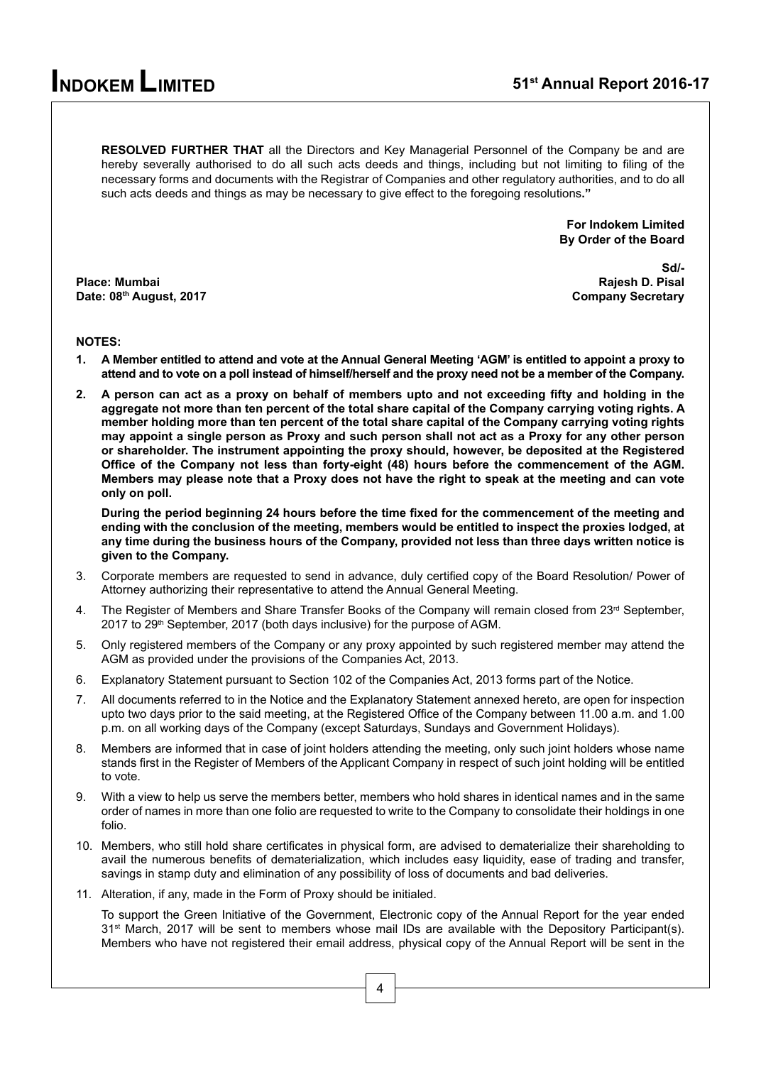**RESOLVED FURTHER THAT** all the Directors and Key Managerial Personnel of the Company be and are hereby severally authorised to do all such acts deeds and things, including but not limiting to filing of the necessary forms and documents with the Registrar of Companies and other regulatory authorities, and to do all such acts deeds and things as may be necessary to give effect to the foregoing resolutions**."**

**For Indokem Limited**
**By Order of the Board**

**Sd/-**
**Rajesh D. Pisal**
**Company Secretary**

**Place: Mumbai**
**Date: 08th August, 2017**

**NOTES:**

1. **A Member entitled to attend and vote at the Annual General Meeting 'AGM' is entitled to appoint a proxy to attend and to vote on a poll instead of himself/herself and the proxy need not be a member of the Company.**

2. **A person can act as a proxy on behalf of members upto and not exceeding fifty and holding in the aggregate not more than ten percent of the total share capital of the Company carrying voting rights. A member holding more than ten percent of the total share capital of the Company carrying voting rights may appoint a single person as Proxy and such person shall not act as a Proxy for any other person or shareholder. The instrument appointing the proxy should, however, be deposited at the Registered Office of the Company not less than forty-eight (48) hours before the commencement of the AGM. Members may please note that a Proxy does not have the right to speak at the meeting and can vote only on poll.**

   **During the period beginning 24 hours before the time fixed for the commencement of the meeting and ending with the conclusion of the meeting, members would be entitled to inspect the proxies lodged, at any time during the business hours of the Company, provided not less than three days written notice is given to the Company.**

3. Corporate members are requested to send in advance, duly certified copy of the Board Resolution/ Power of Attorney authorizing their representative to attend the Annual General Meeting.

4. The Register of Members and Share Transfer Books of the Company will remain closed from 23rd September, 2017 to 29th September, 2017 (both days inclusive) for the purpose of AGM.

5. Only registered members of the Company or any proxy appointed by such registered member may attend the AGM as provided under the provisions of the Companies Act, 2013.

6. Explanatory Statement pursuant to Section 102 of the Companies Act, 2013 forms part of the Notice.

7. All documents referred to in the Notice and the Explanatory Statement annexed hereto, are open for inspection upto two days prior to the said meeting, at the Registered Office of the Company between 11.00 a.m. and 1.00 p.m. on all working days of the Company (except Saturdays, Sundays and Government Holidays).

8. Members are informed that in case of joint holders attending the meeting, only such joint holders whose name stands first in the Register of Members of the Applicant Company in respect of such joint holding will be entitled to vote.

9. With a view to help us serve the members better, members who hold shares in identical names and in the same order of names in more than one folio are requested to write to the Company to consolidate their holdings in one folio.

10. Members, who still hold share certificates in physical form, are advised to dematerialize their shareholding to avail the numerous benefits of dematerialization, which includes easy liquidity, ease of trading and transfer, savings in stamp duty and elimination of any possibility of loss of documents and bad deliveries.

11. Alteration, if any, made in the Form of Proxy should be initialed.

    To support the Green Initiative of the Government, Electronic copy of the Annual Report for the year ended 31st March, 2017 will be sent to members whose mail IDs are available with the Depository Participant(s). Members who have not registered their email address, physical copy of the Annual Report will be sent in the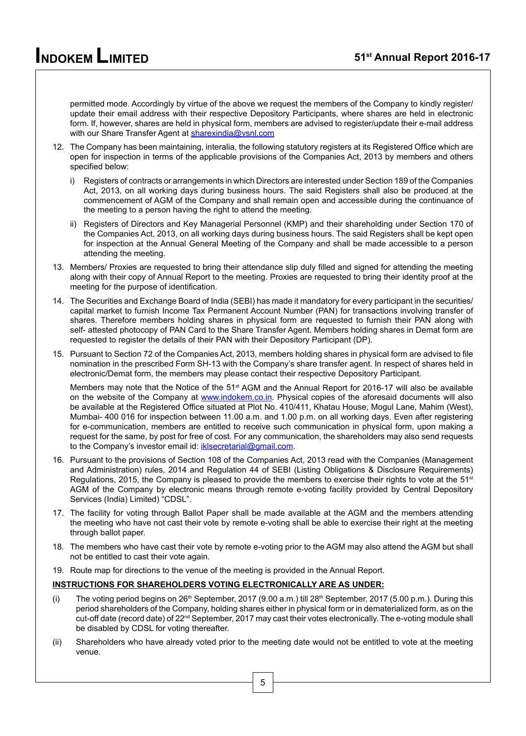permitted mode. Accordingly by virtue of the above we request the members of the Company to kindly register/ update their email address with their respective Depository Participants, where shares are held in electronic form. If, however, shares are held in physical form, members are advised to register/update their e-mail address with our Share Transfer Agent at sharexindia@vsnl.com

12. The Company has been maintaining, interalia, the following statutory registers at its Registered Office which are open for inspection in terms of the applicable provisions of the Companies Act, 2013 by members and others specified below:

    i) Registers of contracts or arrangements in which Directors are interested under Section 189 of the Companies Act, 2013, on all working days during business hours. The said Registers shall also be produced at the commencement of AGM of the Company and shall remain open and accessible during the continuance of the meeting to a person having the right to attend the meeting.

    ii) Registers of Directors and Key Managerial Personnel (KMP) and their shareholding under Section 170 of the Companies Act, 2013, on all working days during business hours. The said Registers shall be kept open for inspection at the Annual General Meeting of the Company and shall be made accessible to a person attending the meeting.

13. Members/ Proxies are requested to bring their attendance slip duly filled and signed for attending the meeting along with their copy of Annual Report to the meeting. Proxies are requested to bring their identity proof at the meeting for the purpose of identification.

14. The Securities and Exchange Board of India (SEBI) has made it mandatory for every participant in the securities/ capital market to furnish Income Tax Permanent Account Number (PAN) for transactions involving transfer of shares. Therefore members holding shares in physical form are requested to furnish their PAN along with self- attested photocopy of PAN Card to the Share Transfer Agent. Members holding shares in Demat form are requested to register the details of their PAN with their Depository Participant (DP).

15. Pursuant to Section 72 of the Companies Act, 2013, members holding shares in physical form are advised to file nomination in the prescribed Form SH-13 with the Company's share transfer agent. In respect of shares held in electronic/Demat form, the members may please contact their respective Depository Participant.

    Members may note that the Notice of the 51st AGM and the Annual Report for 2016-17 will also be available on the website of the Company at www.indokem.co.in. Physical copies of the aforesaid documents will also be available at the Registered Office situated at Plot No. 410/411, Khatau House, Mogul Lane, Mahim (West), Mumbai- 400 016 for inspection between 11.00 a.m. and 1.00 p.m. on all working days. Even after registering for e-communication, members are entitled to receive such communication in physical form, upon making a request for the same, by post for free of cost. For any communication, the shareholders may also send requests to the Company's investor email id: iklsecretarial@gmail.com.

16. Pursuant to the provisions of Section 108 of the Companies Act, 2013 read with the Companies (Management and Administration) rules, 2014 and Regulation 44 of SEBI (Listing Obligations & Disclosure Requirements) Regulations, 2015, the Company is pleased to provide the members to exercise their rights to vote at the 51st AGM of the Company by electronic means through remote e-voting facility provided by Central Depository Services (India) Limited) "CDSL".

17. The facility for voting through Ballot Paper shall be made available at the AGM and the members attending the meeting who have not cast their vote by remote e-voting shall be able to exercise their right at the meeting through ballot paper.

18. The members who have cast their vote by remote e-voting prior to the AGM may also attend the AGM but shall not be entitled to cast their vote again.

19. Route map for directions to the venue of the meeting is provided in the Annual Report.

**INSTRUCTIONS FOR SHAREHOLDERS VOTING ELECTRONICALLY ARE AS UNDER:**

(i) The voting period begins on 26th September, 2017 (9.00 a.m.) till 28th September, 2017 (5.00 p.m.). During this period shareholders of the Company, holding shares either in physical form or in dematerialized form, as on the cut-off date (record date) of 22nd September, 2017 may cast their votes electronically. The e-voting module shall be disabled by CDSL for voting thereafter.

(ii) Shareholders who have already voted prior to the meeting date would not be entitled to vote at the meeting venue.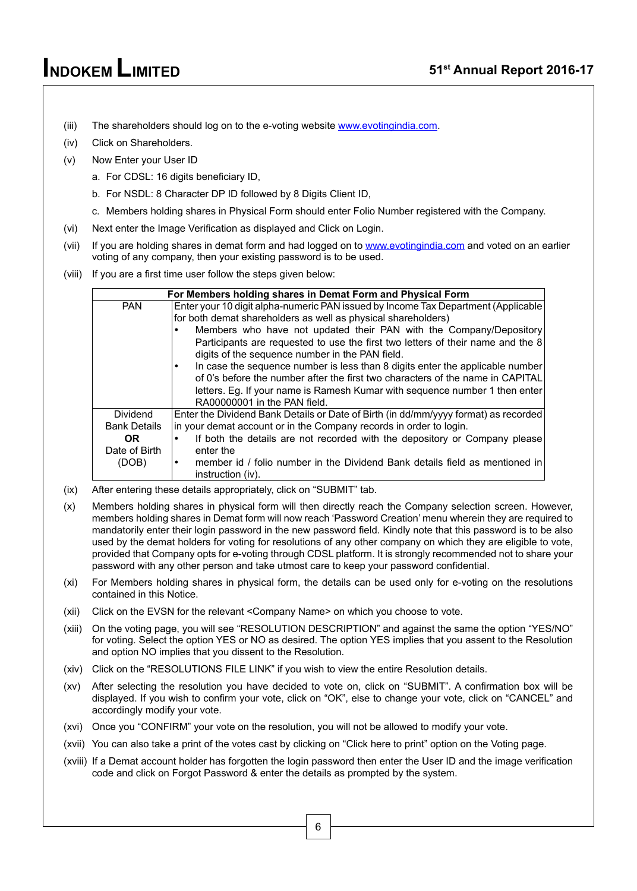(iii) The shareholders should log on to the e-voting website www.evotingindia.com.

(iv) Click on Shareholders.

(v) Now Enter your User ID

a. For CDSL: 16 digits beneficiary ID,

b. For NSDL: 8 Character DP ID followed by 8 Digits Client ID,

c. Members holding shares in Physical Form should enter Folio Number registered with the Company.

(vi) Next enter the Image Verification as displayed and Click on Login.

(vii) If you are holding shares in demat form and had logged on to www.evotingindia.com and voted on an earlier voting of any company, then your existing password is to be used.

(viii) If you are a first time user follow the steps given below:

| For Members holding shares in Demat Form and Physical Form | |
|---|---|
| PAN | Enter your 10 digit alpha-numeric PAN issued by Income Tax Department (Applicable for both demat shareholders as well as physical shareholders)<br>• Members who have not updated their PAN with the Company/Depository Participants are requested to use the first two letters of their name and the 8 digits of the sequence number in the PAN field.<br>• In case the sequence number is less than 8 digits enter the applicable number of 0's before the number after the first two characters of the name in CAPITAL letters. Eg. If your name is Ramesh Kumar with sequence number 1 then enter RA00000001 in the PAN field. |
| Dividend Bank Details **OR** Date of Birth (DOB) | Enter the Dividend Bank Details or Date of Birth (in dd/mm/yyyy format) as recorded in your demat account or in the Company records in order to login.<br>• If both the details are not recorded with the depository or Company please enter the<br>• member id / folio number in the Dividend Bank details field as mentioned in instruction (iv). |

(ix) After entering these details appropriately, click on "SUBMIT" tab.

(x) Members holding shares in physical form will then directly reach the Company selection screen. However, members holding shares in Demat form will now reach 'Password Creation' menu wherein they are required to mandatorily enter their login password in the new password field. Kindly note that this password is to be also used by the demat holders for voting for resolutions of any other company on which they are eligible to vote, provided that Company opts for e-voting through CDSL platform. It is strongly recommended not to share your password with any other person and take utmost care to keep your password confidential.

(xi) For Members holding shares in physical form, the details can be used only for e-voting on the resolutions contained in this Notice.

(xii) Click on the EVSN for the relevant <Company Name> on which you choose to vote.

(xiii) On the voting page, you will see "RESOLUTION DESCRIPTION" and against the same the option "YES/NO" for voting. Select the option YES or NO as desired. The option YES implies that you assent to the Resolution and option NO implies that you dissent to the Resolution.

(xiv) Click on the "RESOLUTIONS FILE LINK" if you wish to view the entire Resolution details.

(xv) After selecting the resolution you have decided to vote on, click on "SUBMIT". A confirmation box will be displayed. If you wish to confirm your vote, click on "OK", else to change your vote, click on "CANCEL" and accordingly modify your vote.

(xvi) Once you "CONFIRM" your vote on the resolution, you will not be allowed to modify your vote.

(xvii) You can also take a print of the votes cast by clicking on "Click here to print" option on the Voting page.

(xviii) If a Demat account holder has forgotten the login password then enter the User ID and the image verification code and click on Forgot Password & enter the details as prompted by the system.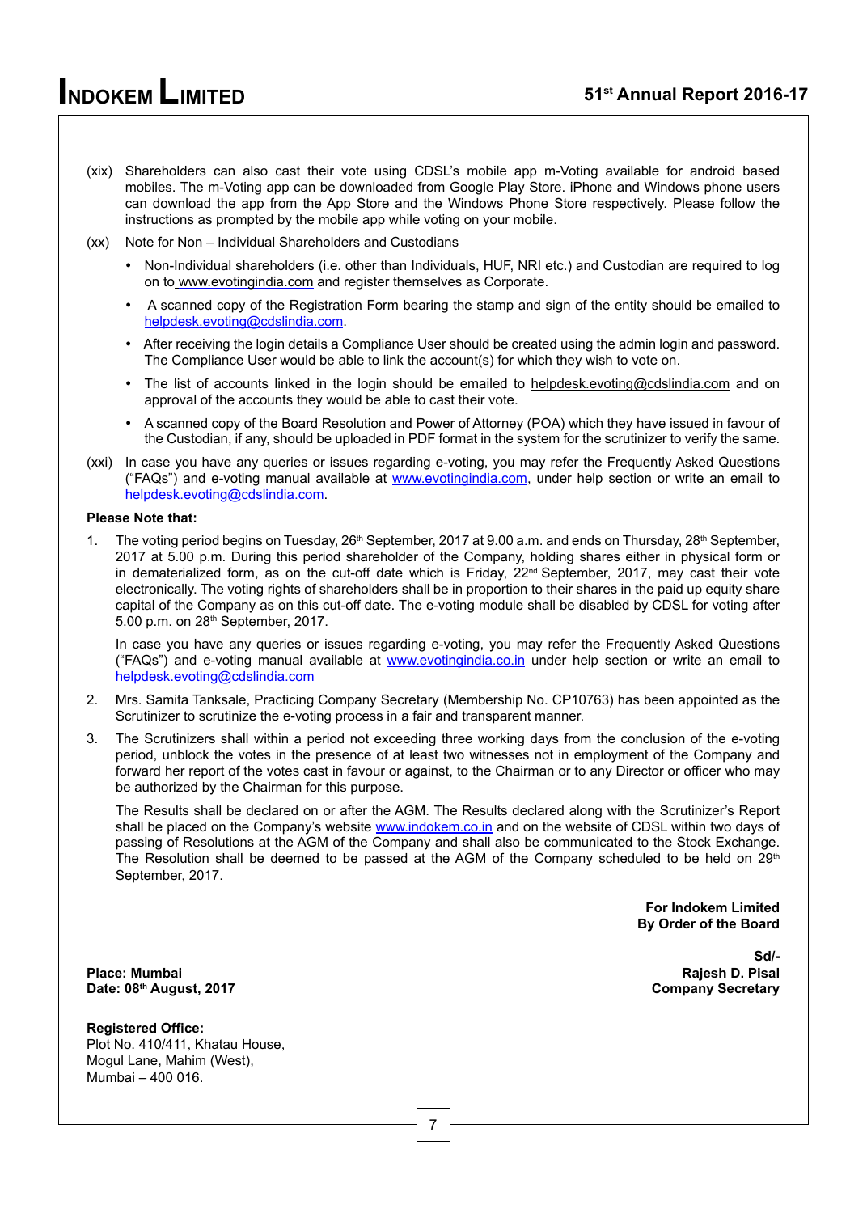(xix) Shareholders can also cast their vote using CDSL's mobile app m-Voting available for android based mobiles. The m-Voting app can be downloaded from Google Play Store. iPhone and Windows phone users can download the app from the App Store and the Windows Phone Store respectively. Please follow the instructions as prompted by the mobile app while voting on your mobile.

(xx) Note for Non – Individual Shareholders and Custodians

- Non-Individual shareholders (i.e. other than Individuals, HUF, NRI etc.) and Custodian are required to log on to www.evotingindia.com and register themselves as Corporate.
- A scanned copy of the Registration Form bearing the stamp and sign of the entity should be emailed to helpdesk.evoting@cdslindia.com.
- After receiving the login details a Compliance User should be created using the admin login and password. The Compliance User would be able to link the account(s) for which they wish to vote on.
- The list of accounts linked in the login should be emailed to helpdesk.evoting@cdslindia.com and on approval of the accounts they would be able to cast their vote.
- A scanned copy of the Board Resolution and Power of Attorney (POA) which they have issued in favour of the Custodian, if any, should be uploaded in PDF format in the system for the scrutinizer to verify the same.

(xxi) In case you have any queries or issues regarding e-voting, you may refer the Frequently Asked Questions ("FAQs") and e-voting manual available at www.evotingindia.com, under help section or write an email to helpdesk.evoting@cdslindia.com.

**Please Note that:**

1. The voting period begins on Tuesday, 26th September, 2017 at 9.00 a.m. and ends on Thursday, 28th September, 2017 at 5.00 p.m. During this period shareholder of the Company, holding shares either in physical form or in dematerialized form, as on the cut-off date which is Friday, 22nd September, 2017, may cast their vote electronically. The voting rights of shareholders shall be in proportion to their shares in the paid up equity share capital of the Company as on this cut-off date. The e-voting module shall be disabled by CDSL for voting after 5.00 p.m. on 28th September, 2017.

   In case you have any queries or issues regarding e-voting, you may refer the Frequently Asked Questions ("FAQs") and e-voting manual available at www.evotingindia.co.in under help section or write an email to helpdesk.evoting@cdslindia.com

2. Mrs. Samita Tanksale, Practicing Company Secretary (Membership No. CP10763) has been appointed as the Scrutinizer to scrutinize the e-voting process in a fair and transparent manner.

3. The Scrutinizers shall within a period not exceeding three working days from the conclusion of the e-voting period, unblock the votes in the presence of at least two witnesses not in employment of the Company and forward her report of the votes cast in favour or against, to the Chairman or to any Director or officer who may be authorized by the Chairman for this purpose.

   The Results shall be declared on or after the AGM. The Results declared along with the Scrutinizer's Report shall be placed on the Company's website www.indokem.co.in and on the website of CDSL within two days of passing of Resolutions at the AGM of the Company and shall also be communicated to the Stock Exchange. The Resolution shall be deemed to be passed at the AGM of the Company scheduled to be held on 29th September, 2017.

**For Indokem Limited**
**By Order of the Board**

**Sd/-**
**Rajesh D. Pisal**
**Company Secretary**

**Place: Mumbai**
**Date: 08th August, 2017**

**Registered Office:**
Plot No. 410/411, Khatau House,
Mogul Lane, Mahim (West),
Mumbai – 400 016.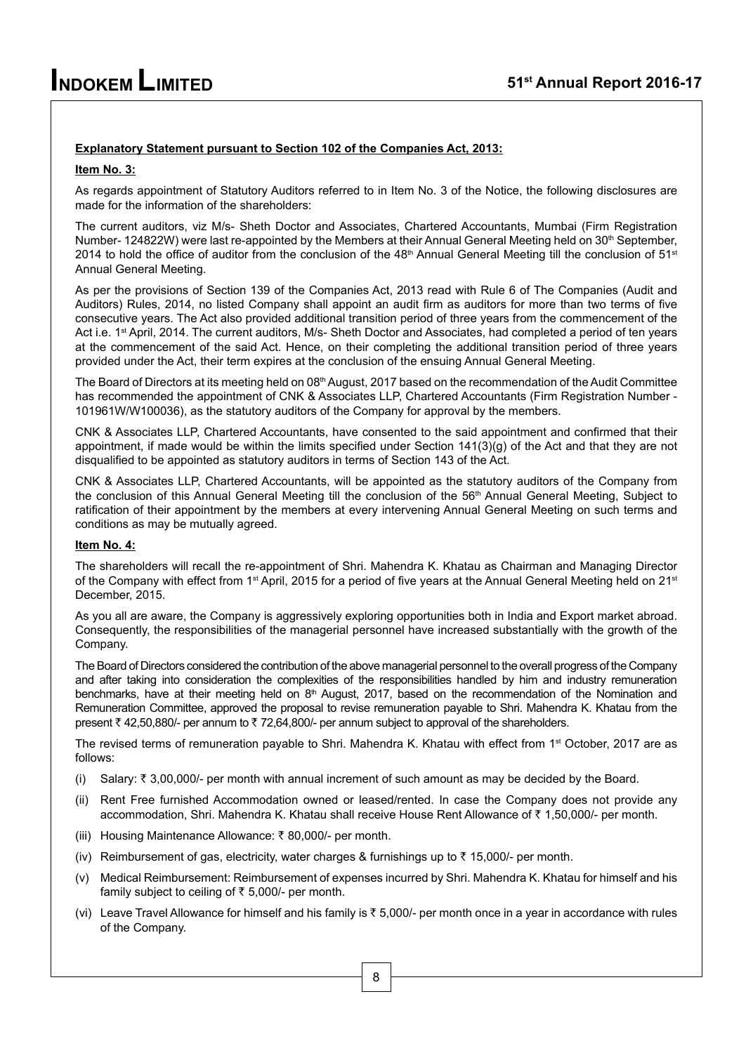**Explanatory Statement pursuant to Section 102 of the Companies Act, 2013:**

**Item No. 3:**

As regards appointment of Statutory Auditors referred to in Item No. 3 of the Notice, the following disclosures are made for the information of the shareholders:

The current auditors, viz M/s- Sheth Doctor and Associates, Chartered Accountants, Mumbai (Firm Registration Number- 124822W) were last re-appointed by the Members at their Annual General Meeting held on 30th September, 2014 to hold the office of auditor from the conclusion of the 48th Annual General Meeting till the conclusion of 51st Annual General Meeting.

As per the provisions of Section 139 of the Companies Act, 2013 read with Rule 6 of The Companies (Audit and Auditors) Rules, 2014, no listed Company shall appoint an audit firm as auditors for more than two terms of five consecutive years. The Act also provided additional transition period of three years from the commencement of the Act i.e. 1st April, 2014. The current auditors, M/s- Sheth Doctor and Associates, had completed a period of ten years at the commencement of the said Act. Hence, on their completing the additional transition period of three years provided under the Act, their term expires at the conclusion of the ensuing Annual General Meeting.

The Board of Directors at its meeting held on 08th August, 2017 based on the recommendation of the Audit Committee has recommended the appointment of CNK & Associates LLP, Chartered Accountants (Firm Registration Number - 101961W/W100036), as the statutory auditors of the Company for approval by the members.

CNK & Associates LLP, Chartered Accountants, have consented to the said appointment and confirmed that their appointment, if made would be within the limits specified under Section 141(3)(g) of the Act and that they are not disqualified to be appointed as statutory auditors in terms of Section 143 of the Act.

CNK & Associates LLP, Chartered Accountants, will be appointed as the statutory auditors of the Company from the conclusion of this Annual General Meeting till the conclusion of the 56th Annual General Meeting, Subject to ratification of their appointment by the members at every intervening Annual General Meeting on such terms and conditions as may be mutually agreed.

**Item No. 4:**

The shareholders will recall the re-appointment of Shri. Mahendra K. Khatau as Chairman and Managing Director of the Company with effect from 1st April, 2015 for a period of five years at the Annual General Meeting held on 21st December, 2015.

As you all are aware, the Company is aggressively exploring opportunities both in India and Export market abroad. Consequently, the responsibilities of the managerial personnel have increased substantially with the growth of the Company.

The Board of Directors considered the contribution of the above managerial personnel to the overall progress of the Company and after taking into consideration the complexities of the responsibilities handled by him and industry remuneration benchmarks, have at their meeting held on 8th August, 2017, based on the recommendation of the Nomination and Remuneration Committee, approved the proposal to revise remuneration payable to Shri. Mahendra K. Khatau from the present ₹ 42,50,880/- per annum to ₹ 72,64,800/- per annum subject to approval of the shareholders.

The revised terms of remuneration payable to Shri. Mahendra K. Khatau with effect from 1st October, 2017 are as follows:

(i) Salary: ₹ 3,00,000/- per month with annual increment of such amount as may be decided by the Board.

(ii) Rent Free furnished Accommodation owned or leased/rented. In case the Company does not provide any accommodation, Shri. Mahendra K. Khatau shall receive House Rent Allowance of ₹ 1,50,000/- per month.

(iii) Housing Maintenance Allowance: ₹ 80,000/- per month.

(iv) Reimbursement of gas, electricity, water charges & furnishings up to ₹ 15,000/- per month.

(v) Medical Reimbursement: Reimbursement of expenses incurred by Shri. Mahendra K. Khatau for himself and his family subject to ceiling of ₹ 5,000/- per month.

(vi) Leave Travel Allowance for himself and his family is ₹ 5,000/- per month once in a year in accordance with rules of the Company.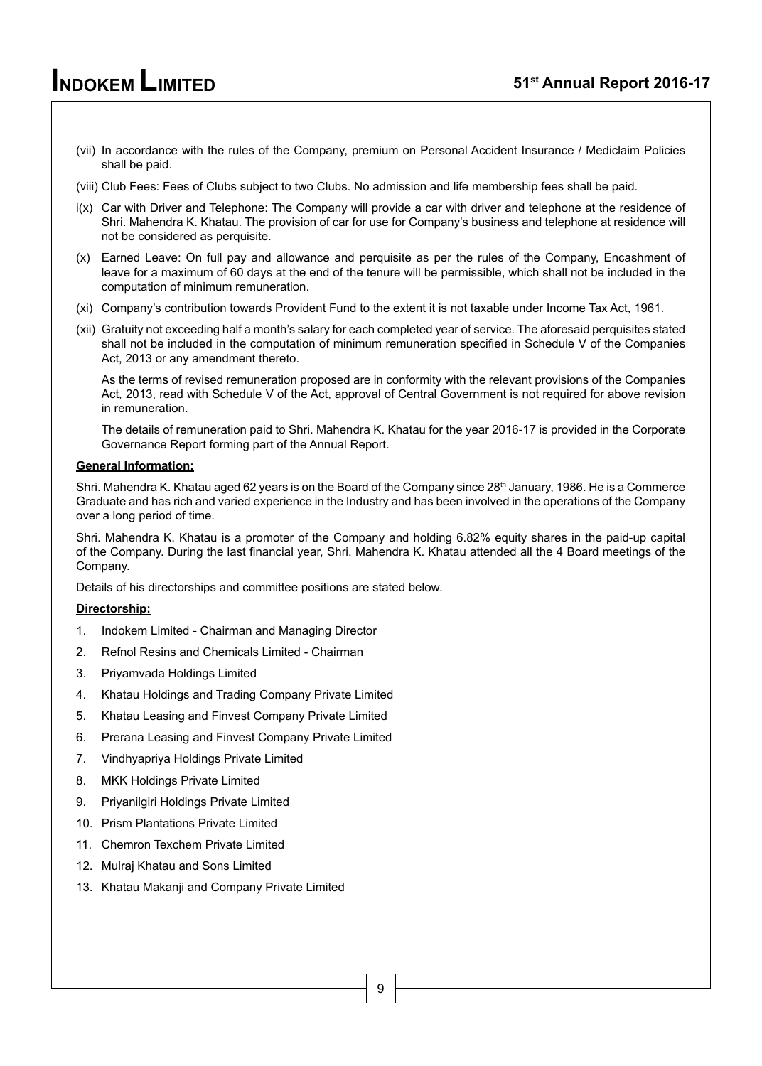(vii) In accordance with the rules of the Company, premium on Personal Accident Insurance / Mediclaim Policies shall be paid.

(viii) Club Fees: Fees of Clubs subject to two Clubs. No admission and life membership fees shall be paid.

i(x) Car with Driver and Telephone: The Company will provide a car with driver and telephone at the residence of Shri. Mahendra K. Khatau. The provision of car for use for Company's business and telephone at residence will not be considered as perquisite.

(x) Earned Leave: On full pay and allowance and perquisite as per the rules of the Company, Encashment of leave for a maximum of 60 days at the end of the tenure will be permissible, which shall not be included in the computation of minimum remuneration.

(xi) Company's contribution towards Provident Fund to the extent it is not taxable under Income Tax Act, 1961.

(xii) Gratuity not exceeding half a month's salary for each completed year of service. The aforesaid perquisites stated shall not be included in the computation of minimum remuneration specified in Schedule V of the Companies Act, 2013 or any amendment thereto.

As the terms of revised remuneration proposed are in conformity with the relevant provisions of the Companies Act, 2013, read with Schedule V of the Act, approval of Central Government is not required for above revision in remuneration.

The details of remuneration paid to Shri. Mahendra K. Khatau for the year 2016-17 is provided in the Corporate Governance Report forming part of the Annual Report.

**General Information:**

Shri. Mahendra K. Khatau aged 62 years is on the Board of the Company since 28th January, 1986. He is a Commerce Graduate and has rich and varied experience in the Industry and has been involved in the operations of the Company over a long period of time.

Shri. Mahendra K. Khatau is a promoter of the Company and holding 6.82% equity shares in the paid-up capital of the Company. During the last financial year, Shri. Mahendra K. Khatau attended all the 4 Board meetings of the Company.

Details of his directorships and committee positions are stated below.

**Directorship:**

1. Indokem Limited - Chairman and Managing Director
2. Refnol Resins and Chemicals Limited - Chairman
3. Priyamvada Holdings Limited
4. Khatau Holdings and Trading Company Private Limited
5. Khatau Leasing and Finvest Company Private Limited
6. Prerana Leasing and Finvest Company Private Limited
7. Vindhyapriya Holdings Private Limited
8. MKK Holdings Private Limited
9. Priyanilgiri Holdings Private Limited
10. Prism Plantations Private Limited
11. Chemron Texchem Private Limited
12. Mulraj Khatau and Sons Limited
13. Khatau Makanji and Company Private Limited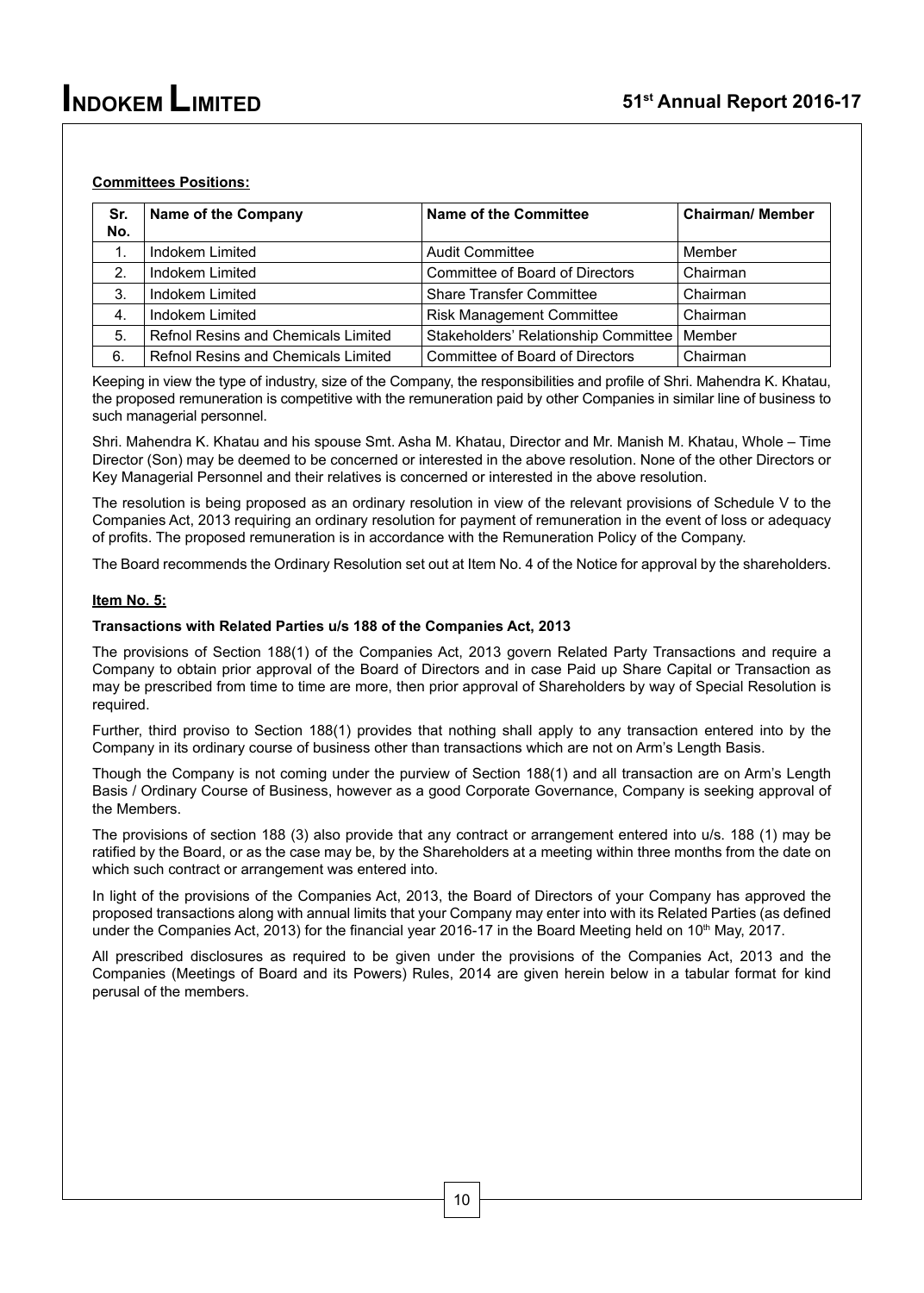**Committees Positions:**

| Sr. No. | Name of the Company | Name of the Committee | Chairman/ Member |
|---|---|---|---|
| 1. | Indokem Limited | Audit Committee | Member |
| 2. | Indokem Limited | Committee of Board of Directors | Chairman |
| 3. | Indokem Limited | Share Transfer Committee | Chairman |
| 4. | Indokem Limited | Risk Management Committee | Chairman |
| 5. | Refnol Resins and Chemicals Limited | Stakeholders' Relationship Committee | Member |
| 6. | Refnol Resins and Chemicals Limited | Committee of Board of Directors | Chairman |

Keeping in view the type of industry, size of the Company, the responsibilities and profile of Shri. Mahendra K. Khatau, the proposed remuneration is competitive with the remuneration paid by other Companies in similar line of business to such managerial personnel.

Shri. Mahendra K. Khatau and his spouse Smt. Asha M. Khatau, Director and Mr. Manish M. Khatau, Whole – Time Director (Son) may be deemed to be concerned or interested in the above resolution. None of the other Directors or Key Managerial Personnel and their relatives is concerned or interested in the above resolution.

The resolution is being proposed as an ordinary resolution in view of the relevant provisions of Schedule V to the Companies Act, 2013 requiring an ordinary resolution for payment of remuneration in the event of loss or adequacy of profits. The proposed remuneration is in accordance with the Remuneration Policy of the Company.

The Board recommends the Ordinary Resolution set out at Item No. 4 of the Notice for approval by the shareholders.

**Item No. 5:**

**Transactions with Related Parties u/s 188 of the Companies Act, 2013**

The provisions of Section 188(1) of the Companies Act, 2013 govern Related Party Transactions and require a Company to obtain prior approval of the Board of Directors and in case Paid up Share Capital or Transaction as may be prescribed from time to time are more, then prior approval of Shareholders by way of Special Resolution is required.

Further, third proviso to Section 188(1) provides that nothing shall apply to any transaction entered into by the Company in its ordinary course of business other than transactions which are not on Arm's Length Basis.

Though the Company is not coming under the purview of Section 188(1) and all transaction are on Arm's Length Basis / Ordinary Course of Business, however as a good Corporate Governance, Company is seeking approval of the Members.

The provisions of section 188 (3) also provide that any contract or arrangement entered into u/s. 188 (1) may be ratified by the Board, or as the case may be, by the Shareholders at a meeting within three months from the date on which such contract or arrangement was entered into.

In light of the provisions of the Companies Act, 2013, the Board of Directors of your Company has approved the proposed transactions along with annual limits that your Company may enter into with its Related Parties (as defined under the Companies Act, 2013) for the financial year 2016-17 in the Board Meeting held on 10th May, 2017.

All prescribed disclosures as required to be given under the provisions of the Companies Act, 2013 and the Companies (Meetings of Board and its Powers) Rules, 2014 are given herein below in a tabular format for kind perusal of the members.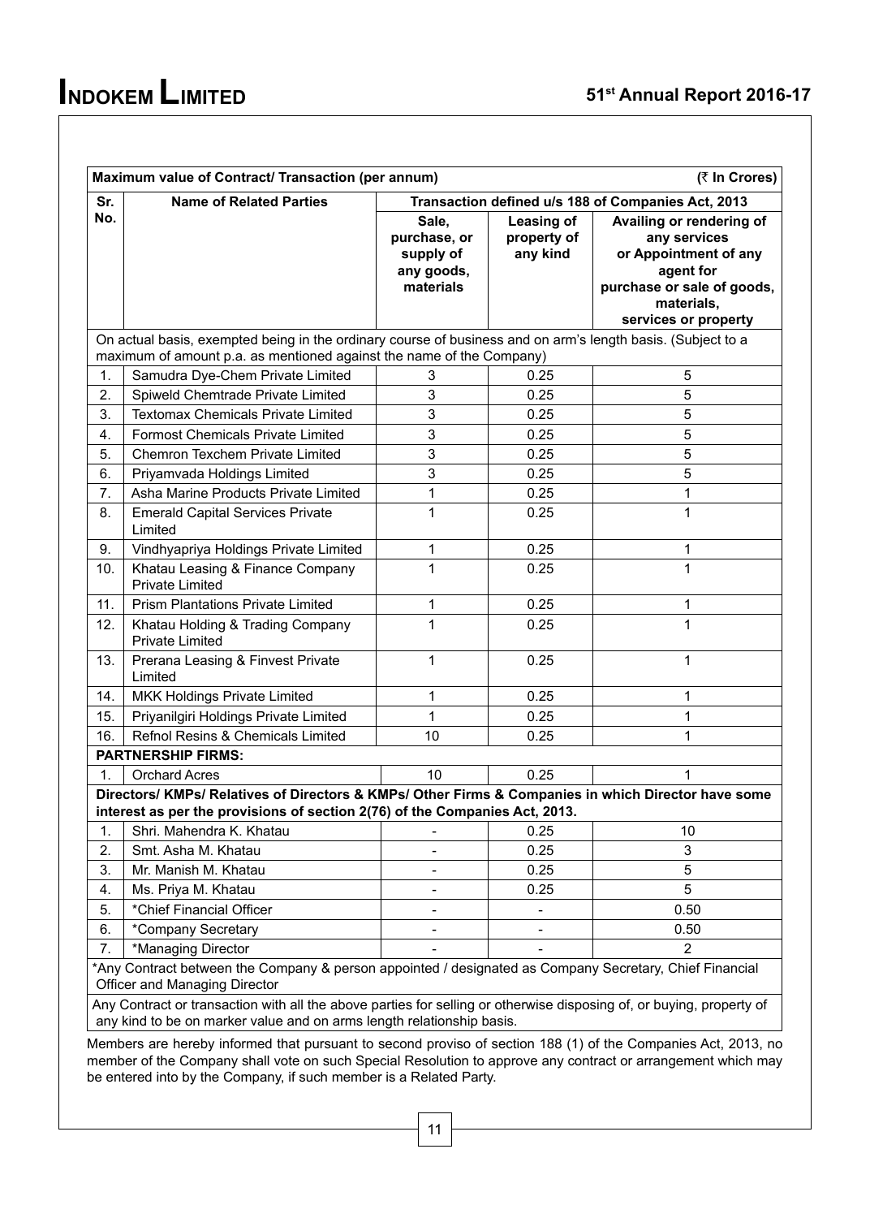| Maximum value of Contract/ Transaction (per annum) | | | | (₹ In Crores) |
|---|---|---|---|---|
| Sr. No. | Name of Related Parties | Transaction defined u/s 188 of Companies Act, 2013 | | |
| | | Sale, purchase, or supply of any goods, materials | Leasing of property of any kind | Availing or rendering of any services or Appointment of any agent for purchase or sale of goods, materials, services or property |
| On actual basis, exempted being in the ordinary course of business and on arm's length basis. (Subject to a maximum of amount p.a. as mentioned against the name of the Company) | | | | |
| 1. | Samudra Dye-Chem Private Limited | 3 | 0.25 | 5 |
| 2. | Spiweld Chemtrade Private Limited | 3 | 0.25 | 5 |
| 3. | Textomax Chemicals Private Limited | 3 | 0.25 | 5 |
| 4. | Formost Chemicals Private Limited | 3 | 0.25 | 5 |
| 5. | Chemron Texchem Private Limited | 3 | 0.25 | 5 |
| 6. | Priyamvada Holdings Limited | 3 | 0.25 | 5 |
| 7. | Asha Marine Products Private Limited | 1 | 0.25 | 1 |
| 8. | Emerald Capital Services Private Limited | 1 | 0.25 | 1 |
| 9. | Vindhyapriya Holdings Private Limited | 1 | 0.25 | 1 |
| 10. | Khatau Leasing & Finance Company Private Limited | 1 | 0.25 | 1 |
| 11. | Prism Plantations Private Limited | 1 | 0.25 | 1 |
| 12. | Khatau Holding & Trading Company Private Limited | 1 | 0.25 | 1 |
| 13. | Prerana Leasing & Finvest Private Limited | 1 | 0.25 | 1 |
| 14. | MKK Holdings Private Limited | 1 | 0.25 | 1 |
| 15. | Priyanilgiri Holdings Private Limited | 1 | 0.25 | 1 |
| 16. | Refnol Resins & Chemicals Limited | 10 | 0.25 | 1 |
| **PARTNERSHIP FIRMS:** | | | | |
| 1. | Orchard Acres | 10 | 0.25 | 1 |
| **Directors/ KMPs/ Relatives of Directors & KMPs/ Other Firms & Companies in which Director have some interest as per the provisions of section 2(76) of the Companies Act, 2013.** | | | | |
| 1. | Shri. Mahendra K. Khatau | - | 0.25 | 10 |
| 2. | Smt. Asha M. Khatau | - | 0.25 | 3 |
| 3. | Mr. Manish M. Khatau | - | 0.25 | 5 |
| 4. | Ms. Priya M. Khatau | - | 0.25 | 5 |
| 5. | *Chief Financial Officer | - | - | 0.50 |
| 6. | *Company Secretary | - | - | 0.50 |
| 7. | *Managing Director | - | - | 2 |
| *Any Contract between the Company & person appointed / designated as Company Secretary, Chief Financial Officer and Managing Director | | | | |
| Any Contract or transaction with all the above parties for selling or otherwise disposing of, or buying, property of any kind to be on marker value and on arms length relationship basis. | | | | |

Members are hereby informed that pursuant to second proviso of section 188 (1) of the Companies Act, 2013, no member of the Company shall vote on such Special Resolution to approve any contract or arrangement which may be entered into by the Company, if such member is a Related Party.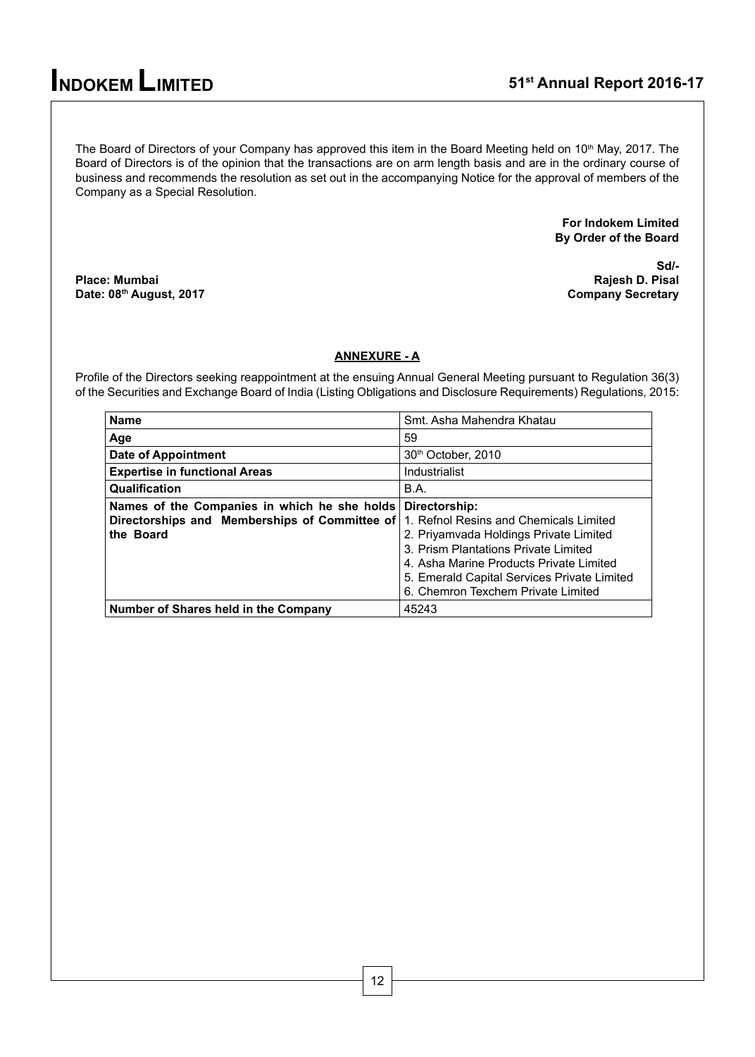The Board of Directors of your Company has approved this item in the Board Meeting held on 10th May, 2017. The Board of Directors is of the opinion that the transactions are on arm length basis and are in the ordinary course of business and recommends the resolution as set out in the accompanying Notice for the approval of members of the Company as a Special Resolution.

**For Indokem Limited**
**By Order of the Board**

**Sd/-**
**Rajesh D. Pisal**
**Company Secretary**

**Place: Mumbai**
**Date: 08th August, 2017**

## ANNEXURE - A

Profile of the Directors seeking reappointment at the ensuing Annual General Meeting pursuant to Regulation 36(3) of the Securities and Exchange Board of India (Listing Obligations and Disclosure Requirements) Regulations, 2015:

| **Name** | Smt. Asha Mahendra Khatau |
|---|---|
| **Age** | 59 |
| **Date of Appointment** | 30th October, 2010 |
| **Expertise in functional Areas** | Industrialist |
| **Qualification** | B.A. |
| **Names of the Companies in which he she holds Directorships and Memberships of Committee of the Board** | **Directorship:**<br>1. Refnol Resins and Chemicals Limited<br>2. Priyamvada Holdings Private Limited<br>3. Prism Plantations Private Limited<br>4. Asha Marine Products Private Limited<br>5. Emerald Capital Services Private Limited<br>6. Chemron Texchem Private Limited |
| **Number of Shares held in the Company** | 45243 |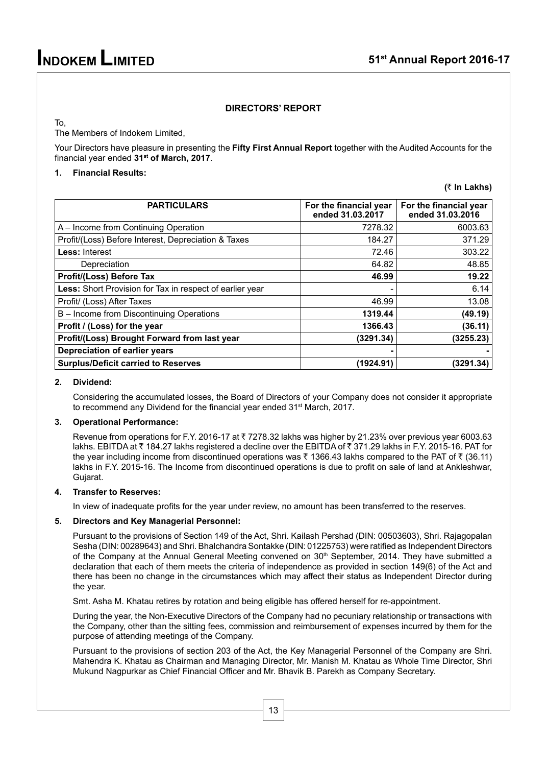## DIRECTORS' REPORT

To,

The Members of Indokem Limited,

Your Directors have pleasure in presenting the **Fifty First Annual Report** together with the Audited Accounts for the financial year ended **31st of March, 2017**.

### 1. Financial Results:

**(₹ In Lakhs)**

| PARTICULARS | For the financial year ended 31.03.2017 | For the financial year ended 31.03.2016 |
|---|---|---|
| A – Income from Continuing Operation | 7278.32 | 6003.63 |
| Profit/(Loss) Before Interest, Depreciation & Taxes | 184.27 | 371.29 |
| **Less:** Interest | 72.46 | 303.22 |
| Depreciation | 64.82 | 48.85 |
| **Profit/(Loss) Before Tax** | **46.99** | **19.22** |
| **Less:** Short Provision for Tax in respect of earlier year | - | 6.14 |
| Profit/ (Loss) After Taxes | 46.99 | 13.08 |
| B – Income from Discontinuing Operations | **1319.44** | **(49.19)** |
| **Profit / (Loss) for the year** | **1366.43** | **(36.11)** |
| **Profit/(Loss) Brought Forward from last year** | **(3291.34)** | **(3255.23)** |
| **Depreciation of earlier years** | **-** | **-** |
| **Surplus/Deficit carried to Reserves** | **(1924.91)** | **(3291.34)** |

### 2. Dividend:

Considering the accumulated losses, the Board of Directors of your Company does not consider it appropriate to recommend any Dividend for the financial year ended 31st March, 2017.

### 3. Operational Performance:

Revenue from operations for F.Y. 2016-17 at ₹ 7278.32 lakhs was higher by 21.23% over previous year 6003.63 lakhs. EBITDA at ₹ 184.27 lakhs registered a decline over the EBITDA of ₹ 371.29 lakhs in F.Y. 2015-16. PAT for the year including income from discontinued operations was ₹ 1366.43 lakhs compared to the PAT of ₹ (36.11) lakhs in F.Y. 2015-16. The Income from discontinued operations is due to profit on sale of land at Ankleshwar, Gujarat.

### 4. Transfer to Reserves:

In view of inadequate profits for the year under review, no amount has been transferred to the reserves.

### 5. Directors and Key Managerial Personnel:

Pursuant to the provisions of Section 149 of the Act, Shri. Kailash Pershad (DIN: 00503603), Shri. Rajagopalan Sesha (DIN: 00289643) and Shri. Bhalchandra Sontakke (DIN: 01225753) were ratified as Independent Directors of the Company at the Annual General Meeting convened on 30th September, 2014. They have submitted a declaration that each of them meets the criteria of independence as provided in section 149(6) of the Act and there has been no change in the circumstances which may affect their status as Independent Director during the year.

Smt. Asha M. Khatau retires by rotation and being eligible has offered herself for re-appointment.

During the year, the Non-Executive Directors of the Company had no pecuniary relationship or transactions with the Company, other than the sitting fees, commission and reimbursement of expenses incurred by them for the purpose of attending meetings of the Company.

Pursuant to the provisions of section 203 of the Act, the Key Managerial Personnel of the Company are Shri. Mahendra K. Khatau as Chairman and Managing Director, Mr. Manish M. Khatau as Whole Time Director, Shri Mukund Nagpurkar as Chief Financial Officer and Mr. Bhavik B. Parekh as Company Secretary.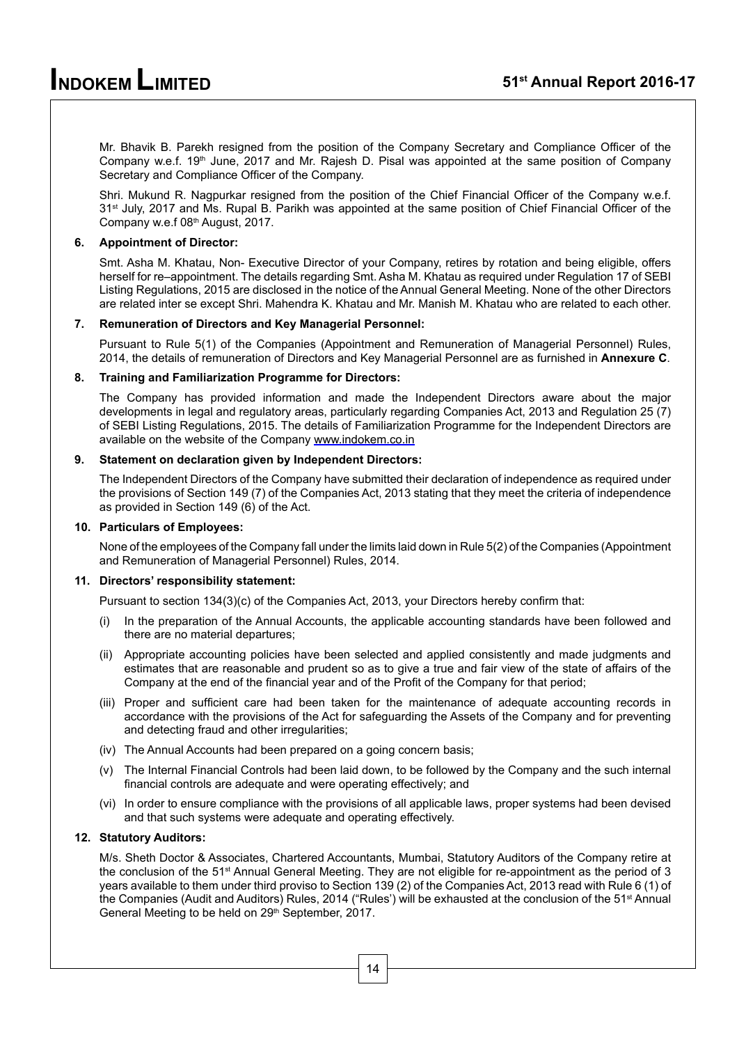Mr. Bhavik B. Parekh resigned from the position of the Company Secretary and Compliance Officer of the Company w.e.f. 19th June, 2017 and Mr. Rajesh D. Pisal was appointed at the same position of Company Secretary and Compliance Officer of the Company.

Shri. Mukund R. Nagpurkar resigned from the position of the Chief Financial Officer of the Company w.e.f. 31st July, 2017 and Ms. Rupal B. Parikh was appointed at the same position of Chief Financial Officer of the Company w.e.f 08th August, 2017.

**6. Appointment of Director:**

Smt. Asha M. Khatau, Non- Executive Director of your Company, retires by rotation and being eligible, offers herself for re–appointment. The details regarding Smt. Asha M. Khatau as required under Regulation 17 of SEBI Listing Regulations, 2015 are disclosed in the notice of the Annual General Meeting. None of the other Directors are related inter se except Shri. Mahendra K. Khatau and Mr. Manish M. Khatau who are related to each other.

**7. Remuneration of Directors and Key Managerial Personnel:**

Pursuant to Rule 5(1) of the Companies (Appointment and Remuneration of Managerial Personnel) Rules, 2014, the details of remuneration of Directors and Key Managerial Personnel are as furnished in **Annexure C**.

**8. Training and Familiarization Programme for Directors:**

The Company has provided information and made the Independent Directors aware about the major developments in legal and regulatory areas, particularly regarding Companies Act, 2013 and Regulation 25 (7) of SEBI Listing Regulations, 2015. The details of Familiarization Programme for the Independent Directors are available on the website of the Company www.indokem.co.in

**9. Statement on declaration given by Independent Directors:**

The Independent Directors of the Company have submitted their declaration of independence as required under the provisions of Section 149 (7) of the Companies Act, 2013 stating that they meet the criteria of independence as provided in Section 149 (6) of the Act.

**10. Particulars of Employees:**

None of the employees of the Company fall under the limits laid down in Rule 5(2) of the Companies (Appointment and Remuneration of Managerial Personnel) Rules, 2014.

**11. Directors' responsibility statement:**

Pursuant to section 134(3)(c) of the Companies Act, 2013, your Directors hereby confirm that:

(i) In the preparation of the Annual Accounts, the applicable accounting standards have been followed and there are no material departures;

(ii) Appropriate accounting policies have been selected and applied consistently and made judgments and estimates that are reasonable and prudent so as to give a true and fair view of the state of affairs of the Company at the end of the financial year and of the Profit of the Company for that period;

(iii) Proper and sufficient care had been taken for the maintenance of adequate accounting records in accordance with the provisions of the Act for safeguarding the Assets of the Company and for preventing and detecting fraud and other irregularities;

(iv) The Annual Accounts had been prepared on a going concern basis;

(v) The Internal Financial Controls had been laid down, to be followed by the Company and the such internal financial controls are adequate and were operating effectively; and

(vi) In order to ensure compliance with the provisions of all applicable laws, proper systems had been devised and that such systems were adequate and operating effectively.

**12. Statutory Auditors:**

M/s. Sheth Doctor & Associates, Chartered Accountants, Mumbai, Statutory Auditors of the Company retire at the conclusion of the 51st Annual General Meeting. They are not eligible for re-appointment as the period of 3 years available to them under third proviso to Section 139 (2) of the Companies Act, 2013 read with Rule 6 (1) of the Companies (Audit and Auditors) Rules, 2014 ("Rules') will be exhausted at the conclusion of the 51st Annual General Meeting to be held on 29th September, 2017.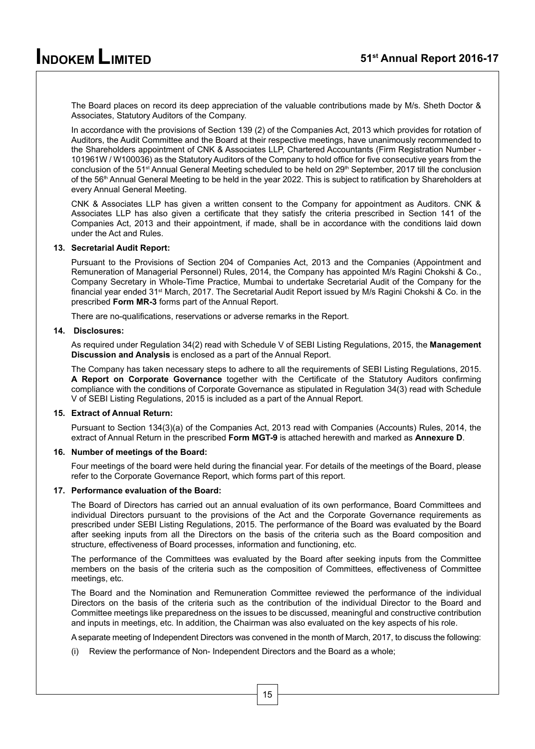The Board places on record its deep appreciation of the valuable contributions made by M/s. Sheth Doctor & Associates, Statutory Auditors of the Company.

In accordance with the provisions of Section 139 (2) of the Companies Act, 2013 which provides for rotation of Auditors, the Audit Committee and the Board at their respective meetings, have unanimously recommended to the Shareholders appointment of CNK & Associates LLP, Chartered Accountants (Firm Registration Number - 101961W / W100036) as the Statutory Auditors of the Company to hold office for five consecutive years from the conclusion of the 51st Annual General Meeting scheduled to be held on 29th September, 2017 till the conclusion of the 56th Annual General Meeting to be held in the year 2022. This is subject to ratification by Shareholders at every Annual General Meeting.

CNK & Associates LLP has given a written consent to the Company for appointment as Auditors. CNK & Associates LLP has also given a certificate that they satisfy the criteria prescribed in Section 141 of the Companies Act, 2013 and their appointment, if made, shall be in accordance with the conditions laid down under the Act and Rules.

**13. Secretarial Audit Report:**

Pursuant to the Provisions of Section 204 of Companies Act, 2013 and the Companies (Appointment and Remuneration of Managerial Personnel) Rules, 2014, the Company has appointed M/s Ragini Chokshi & Co., Company Secretary in Whole-Time Practice, Mumbai to undertake Secretarial Audit of the Company for the financial year ended 31st March, 2017. The Secretarial Audit Report issued by M/s Ragini Chokshi & Co. in the prescribed **Form MR-3** forms part of the Annual Report.

There are no-qualifications, reservations or adverse remarks in the Report.

**14. Disclosures:**

As required under Regulation 34(2) read with Schedule V of SEBI Listing Regulations, 2015, the **Management Discussion and Analysis** is enclosed as a part of the Annual Report.

The Company has taken necessary steps to adhere to all the requirements of SEBI Listing Regulations, 2015. **A Report on Corporate Governance** together with the Certificate of the Statutory Auditors confirming compliance with the conditions of Corporate Governance as stipulated in Regulation 34(3) read with Schedule V of SEBI Listing Regulations, 2015 is included as a part of the Annual Report.

**15. Extract of Annual Return:**

Pursuant to Section 134(3)(a) of the Companies Act, 2013 read with Companies (Accounts) Rules, 2014, the extract of Annual Return in the prescribed **Form MGT-9** is attached herewith and marked as **Annexure D**.

**16. Number of meetings of the Board:**

Four meetings of the board were held during the financial year. For details of the meetings of the Board, please refer to the Corporate Governance Report, which forms part of this report.

**17. Performance evaluation of the Board:**

The Board of Directors has carried out an annual evaluation of its own performance, Board Committees and individual Directors pursuant to the provisions of the Act and the Corporate Governance requirements as prescribed under SEBI Listing Regulations, 2015. The performance of the Board was evaluated by the Board after seeking inputs from all the Directors on the basis of the criteria such as the Board composition and structure, effectiveness of Board processes, information and functioning, etc.

The performance of the Committees was evaluated by the Board after seeking inputs from the Committee members on the basis of the criteria such as the composition of Committees, effectiveness of Committee meetings, etc.

The Board and the Nomination and Remuneration Committee reviewed the performance of the individual Directors on the basis of the criteria such as the contribution of the individual Director to the Board and Committee meetings like preparedness on the issues to be discussed, meaningful and constructive contribution and inputs in meetings, etc. In addition, the Chairman was also evaluated on the key aspects of his role.

A separate meeting of Independent Directors was convened in the month of March, 2017, to discuss the following:

(i) Review the performance of Non- Independent Directors and the Board as a whole;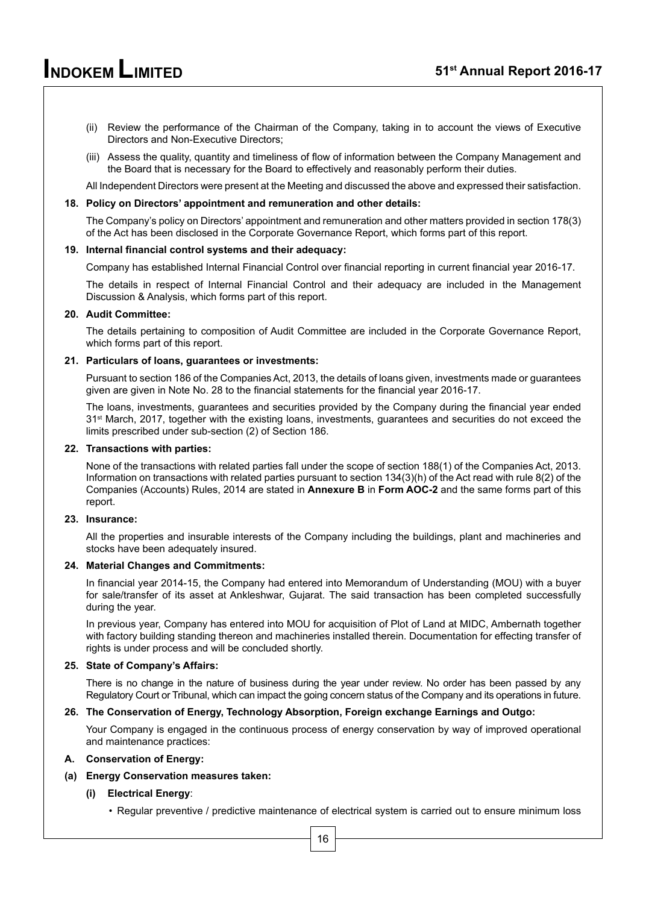(ii) Review the performance of the Chairman of the Company, taking in to account the views of Executive Directors and Non-Executive Directors;

(iii) Assess the quality, quantity and timeliness of flow of information between the Company Management and the Board that is necessary for the Board to effectively and reasonably perform their duties.

All Independent Directors were present at the Meeting and discussed the above and expressed their satisfaction.

**18. Policy on Directors' appointment and remuneration and other details:**

The Company's policy on Directors' appointment and remuneration and other matters provided in section 178(3) of the Act has been disclosed in the Corporate Governance Report, which forms part of this report.

**19. Internal financial control systems and their adequacy:**

Company has established Internal Financial Control over financial reporting in current financial year 2016-17.

The details in respect of Internal Financial Control and their adequacy are included in the Management Discussion & Analysis, which forms part of this report.

**20. Audit Committee:**

The details pertaining to composition of Audit Committee are included in the Corporate Governance Report, which forms part of this report.

**21. Particulars of loans, guarantees or investments:**

Pursuant to section 186 of the Companies Act, 2013, the details of loans given, investments made or guarantees given are given in Note No. 28 to the financial statements for the financial year 2016-17.

The loans, investments, guarantees and securities provided by the Company during the financial year ended 31st March, 2017, together with the existing loans, investments, guarantees and securities do not exceed the limits prescribed under sub-section (2) of Section 186.

**22. Transactions with parties:**

None of the transactions with related parties fall under the scope of section 188(1) of the Companies Act, 2013. Information on transactions with related parties pursuant to section 134(3)(h) of the Act read with rule 8(2) of the Companies (Accounts) Rules, 2014 are stated in **Annexure B** in **Form AOC-2** and the same forms part of this report.

**23. Insurance:**

All the properties and insurable interests of the Company including the buildings, plant and machineries and stocks have been adequately insured.

**24. Material Changes and Commitments:**

In financial year 2014-15, the Company had entered into Memorandum of Understanding (MOU) with a buyer for sale/transfer of its asset at Ankleshwar, Gujarat. The said transaction has been completed successfully during the year.

In previous year, Company has entered into MOU for acquisition of Plot of Land at MIDC, Ambernath together with factory building standing thereon and machineries installed therein. Documentation for effecting transfer of rights is under process and will be concluded shortly.

**25. State of Company's Affairs:**

There is no change in the nature of business during the year under review. No order has been passed by any Regulatory Court or Tribunal, which can impact the going concern status of the Company and its operations in future.

**26. The Conservation of Energy, Technology Absorption, Foreign exchange Earnings and Outgo:**

Your Company is engaged in the continuous process of energy conservation by way of improved operational and maintenance practices:

**A. Conservation of Energy:**

**(a) Energy Conservation measures taken:**

**(i) Electrical Energy**:

- Regular preventive / predictive maintenance of electrical system is carried out to ensure minimum loss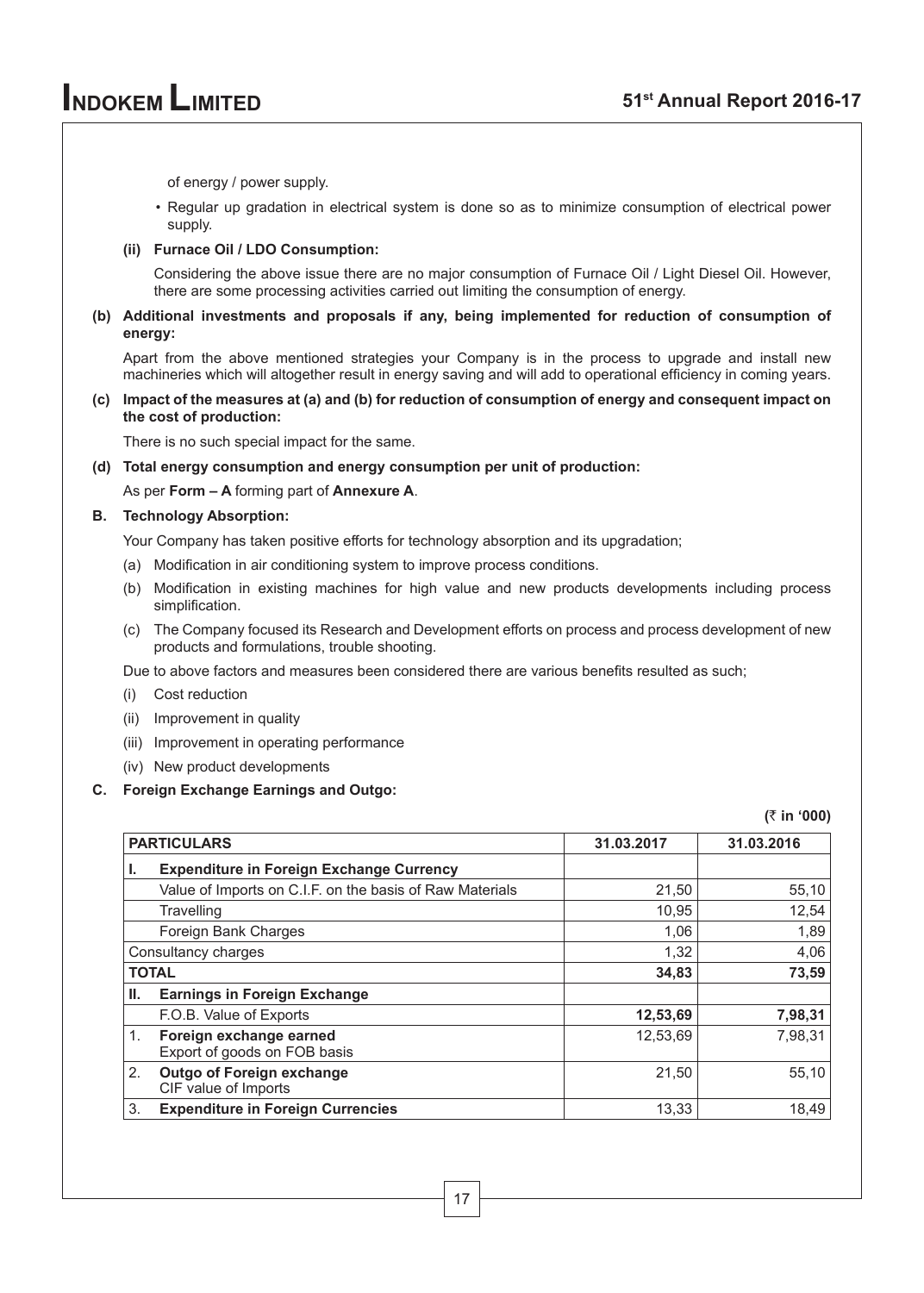of energy / power supply.

- Regular up gradation in electrical system is done so as to minimize consumption of electrical power supply.

**(ii) Furnace Oil / LDO Consumption:**

Considering the above issue there are no major consumption of Furnace Oil / Light Diesel Oil. However, there are some processing activities carried out limiting the consumption of energy.

**(b) Additional investments and proposals if any, being implemented for reduction of consumption of energy:**

Apart from the above mentioned strategies your Company is in the process to upgrade and install new machineries which will altogether result in energy saving and will add to operational efficiency in coming years.

**(c) Impact of the measures at (a) and (b) for reduction of consumption of energy and consequent impact on the cost of production:**

There is no such special impact for the same.

**(d) Total energy consumption and energy consumption per unit of production:**

As per **Form – A** forming part of **Annexure A**.

**B. Technology Absorption:**

Your Company has taken positive efforts for technology absorption and its upgradation;

(a) Modification in air conditioning system to improve process conditions.

(b) Modification in existing machines for high value and new products developments including process simplification.

(c) The Company focused its Research and Development efforts on process and process development of new products and formulations, trouble shooting.

Due to above factors and measures been considered there are various benefits resulted as such;

(i) Cost reduction

(ii) Improvement in quality

(iii) Improvement in operating performance

(iv) New product developments

**C. Foreign Exchange Earnings and Outgo:**

**(₹ in '000)**

| PARTICULARS | 31.03.2017 | 31.03.2016 |
|---|---|---|
| **I. Expenditure in Foreign Exchange Currency** | | |
| Value of Imports on C.I.F. on the basis of Raw Materials | 21,50 | 55,10 |
| Travelling | 10,95 | 12,54 |
| Foreign Bank Charges | 1,06 | 1,89 |
| Consultancy charges | 1,32 | 4,06 |
| **TOTAL** | **34,83** | **73,59** |
| **II. Earnings in Foreign Exchange** | | |
| F.O.B. Value of Exports | **12,53,69** | **7,98,31** |
| 1. **Foreign exchange earned** Export of goods on FOB basis | 12,53,69 | 7,98,31 |
| 2. **Outgo of Foreign exchange** CIF value of Imports | 21,50 | 55,10 |
| 3. **Expenditure in Foreign Currencies** | 13,33 | 18,49 |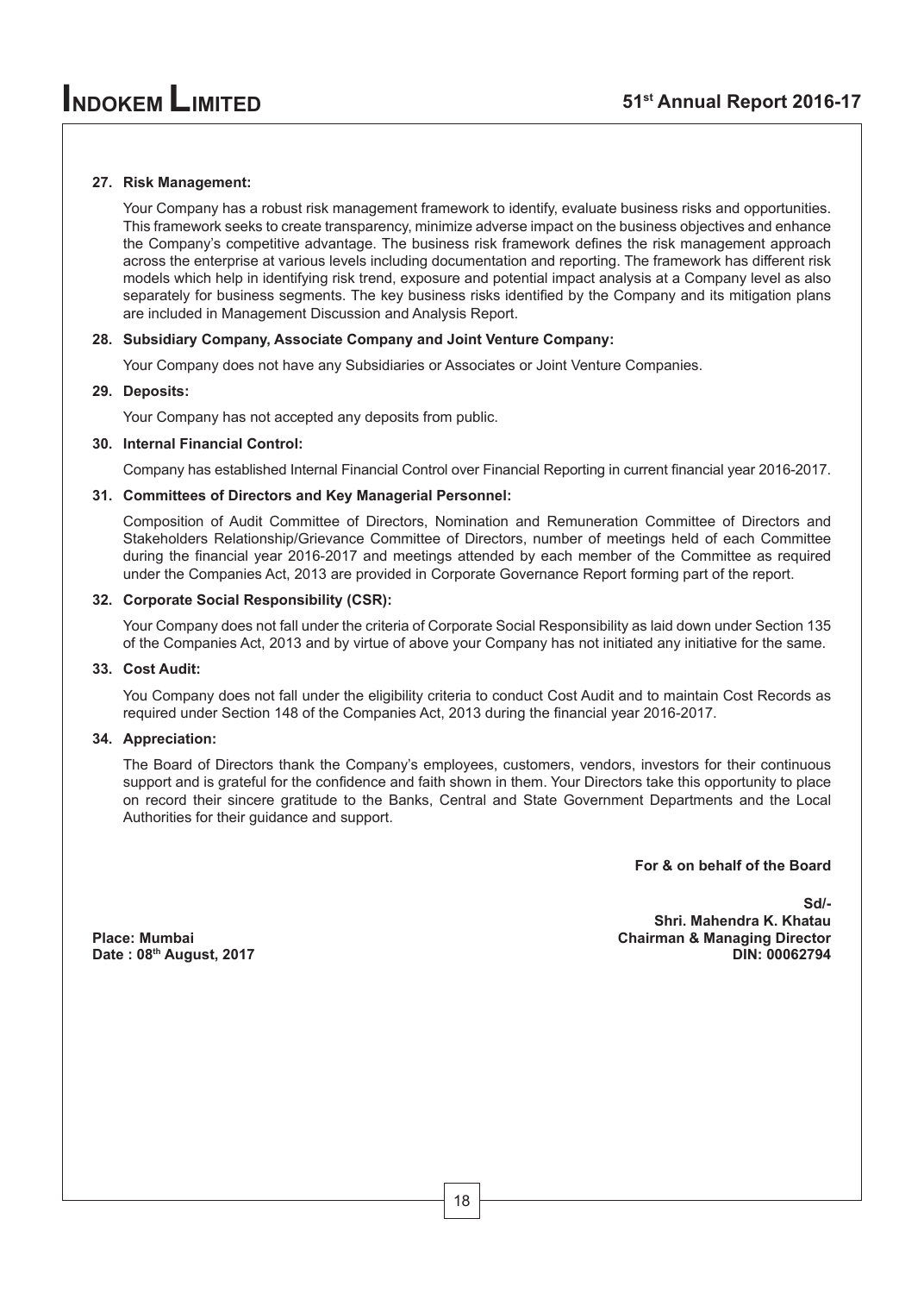**27. Risk Management:**

Your Company has a robust risk management framework to identify, evaluate business risks and opportunities. This framework seeks to create transparency, minimize adverse impact on the business objectives and enhance the Company's competitive advantage. The business risk framework defines the risk management approach across the enterprise at various levels including documentation and reporting. The framework has different risk models which help in identifying risk trend, exposure and potential impact analysis at a Company level as also separately for business segments. The key business risks identified by the Company and its mitigation plans are included in Management Discussion and Analysis Report.

**28. Subsidiary Company, Associate Company and Joint Venture Company:**

Your Company does not have any Subsidiaries or Associates or Joint Venture Companies.

**29. Deposits:**

Your Company has not accepted any deposits from public.

**30. Internal Financial Control:**

Company has established Internal Financial Control over Financial Reporting in current financial year 2016-2017.

**31. Committees of Directors and Key Managerial Personnel:**

Composition of Audit Committee of Directors, Nomination and Remuneration Committee of Directors and Stakeholders Relationship/Grievance Committee of Directors, number of meetings held of each Committee during the financial year 2016-2017 and meetings attended by each member of the Committee as required under the Companies Act, 2013 are provided in Corporate Governance Report forming part of the report.

**32. Corporate Social Responsibility (CSR):**

Your Company does not fall under the criteria of Corporate Social Responsibility as laid down under Section 135 of the Companies Act, 2013 and by virtue of above your Company has not initiated any initiative for the same.

**33. Cost Audit:**

You Company does not fall under the eligibility criteria to conduct Cost Audit and to maintain Cost Records as required under Section 148 of the Companies Act, 2013 during the financial year 2016-2017.

**34. Appreciation:**

The Board of Directors thank the Company's employees, customers, vendors, investors for their continuous support and is grateful for the confidence and faith shown in them. Your Directors take this opportunity to place on record their sincere gratitude to the Banks, Central and State Government Departments and the Local Authorities for their guidance and support.

**For & on behalf of the Board**

**Sd/-**
**Shri. Mahendra K. Khatau**
**Chairman & Managing Director**
**DIN: 00062794**

**Place: Mumbai**
**Date : 08th August, 2017**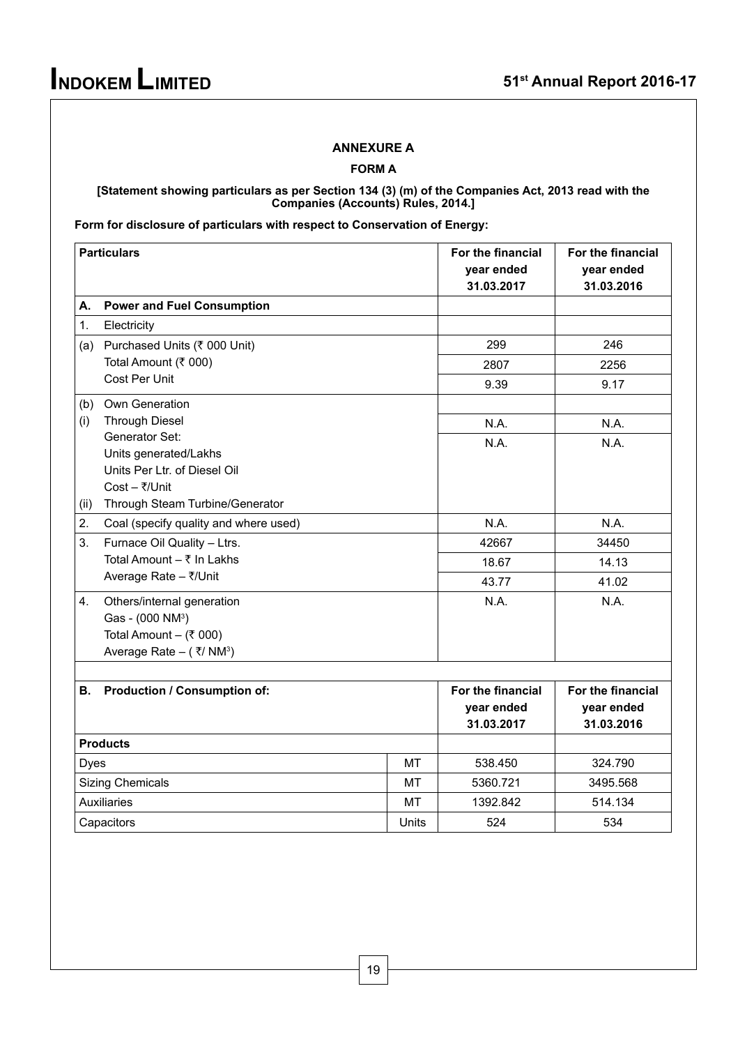## ANNEXURE A

### FORM A

**[Statement showing particulars as per Section 134 (3) (m) of the Companies Act, 2013 read with the Companies (Accounts) Rules, 2014.]**

**Form for disclosure of particulars with respect to Conservation of Energy:**

| | Particulars | For the financial year ended 31.03.2017 | For the financial year ended 31.03.2016 |
|---|---|---|---|
| **A.** | **Power and Fuel Consumption** | | |
| 1. | Electricity | | |
| (a) | Purchased Units (₹ 000 Unit) | 299 | 246 |
| | Total Amount (₹ 000) | 2807 | 2256 |
| | Cost Per Unit | 9.39 | 9.17 |
| (b) | Own Generation | | |
| (i) | Through Diesel | N.A. | N.A. |
| | Generator Set: Units generated/Lakhs Units Per Ltr. of Diesel Oil Cost – ₹/Unit | N.A. | N.A. |
| (ii) | Through Steam Turbine/Generator | | |
| 2. | Coal (specify quality and where used) | N.A. | N.A. |
| 3. | Furnace Oil Quality – Ltrs. | 42667 | 34450 |
| | Total Amount – ₹ In Lakhs | 18.67 | 14.13 |
| | Average Rate – ₹/Unit | 43.77 | 41.02 |
| 4. | Others/internal generation Gas - (000 NM$^3$) Total Amount – (₹ 000) Average Rate – ( ₹/ NM$^3$) | N.A. | N.A. |

| **B. Production / Consumption of:** | | For the financial year ended 31.03.2017 | For the financial year ended 31.03.2016 |
|---|---|---|---|
| **Products** | | | |
| Dyes | MT | 538.450 | 324.790 |
| Sizing Chemicals | MT | 5360.721 | 3495.568 |
| Auxiliaries | MT | 1392.842 | 514.134 |
| Capacitors | Units | 524 | 534 |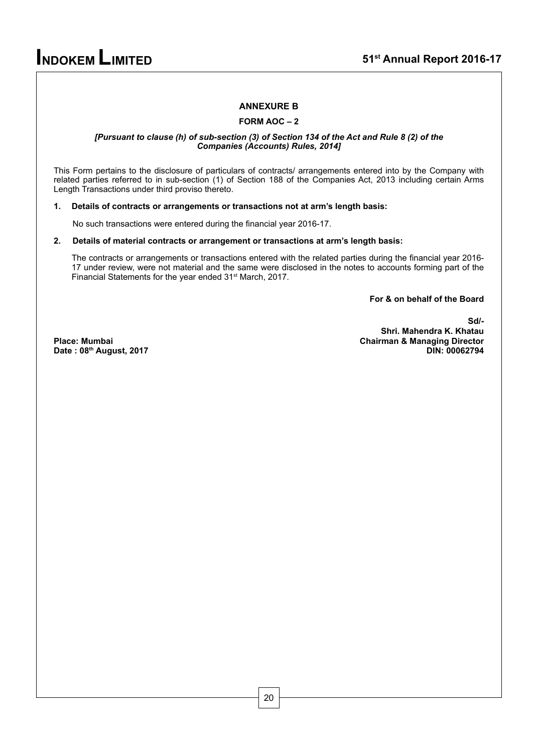## ANNEXURE B

### FORM AOC – 2

***[Pursuant to clause (h) of sub-section (3) of Section 134 of the Act and Rule 8 (2) of the Companies (Accounts) Rules, 2014]***

This Form pertains to the disclosure of particulars of contracts/ arrangements entered into by the Company with related parties referred to in sub-section (1) of Section 188 of the Companies Act, 2013 including certain Arms Length Transactions under third proviso thereto.

**1. Details of contracts or arrangements or transactions not at arm's length basis:**

No such transactions were entered during the financial year 2016-17.

**2. Details of material contracts or arrangement or transactions at arm's length basis:**

The contracts or arrangements or transactions entered with the related parties during the financial year 2016-17 under review, were not material and the same were disclosed in the notes to accounts forming part of the Financial Statements for the year ended 31st March, 2017.

**For & on behalf of the Board**

**Sd/-**
**Shri. Mahendra K. Khatau**
**Chairman & Managing Director**
**DIN: 00062794**

**Place: Mumbai**
**Date : 08th August, 2017**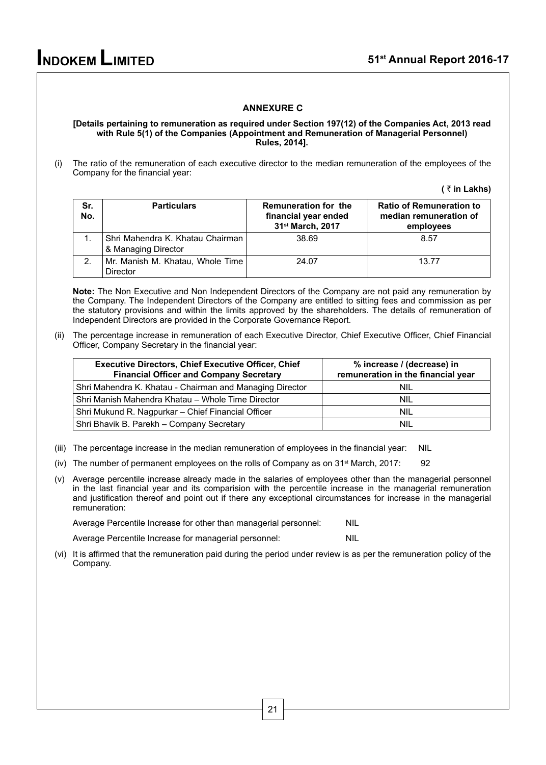## ANNEXURE C

**[Details pertaining to remuneration as required under Section 197(12) of the Companies Act, 2013 read with Rule 5(1) of the Companies (Appointment and Remuneration of Managerial Personnel) Rules, 2014].**

(i) The ratio of the remuneration of each executive director to the median remuneration of the employees of the Company for the financial year:

**( ₹ in Lakhs)**

| Sr. No. | Particulars | Remuneration for the financial year ended 31st March, 2017 | Ratio of Remuneration to median remuneration of employees |
|---|---|---|---|
| 1. | Shri Mahendra K. Khatau Chairman & Managing Director | 38.69 | 8.57 |
| 2. | Mr. Manish M. Khatau, Whole Time Director | 24.07 | 13.77 |

**Note:** The Non Executive and Non Independent Directors of the Company are not paid any remuneration by the Company. The Independent Directors of the Company are entitled to sitting fees and commission as per the statutory provisions and within the limits approved by the shareholders. The details of remuneration of Independent Directors are provided in the Corporate Governance Report.

(ii) The percentage increase in remuneration of each Executive Director, Chief Executive Officer, Chief Financial Officer, Company Secretary in the financial year:

| Executive Directors, Chief Executive Officer, Chief Financial Officer and Company Secretary | % increase / (decrease) in remuneration in the financial year |
|---|---|
| Shri Mahendra K. Khatau - Chairman and Managing Director | NIL |
| Shri Manish Mahendra Khatau – Whole Time Director | NIL |
| Shri Mukund R. Nagpurkar – Chief Financial Officer | NIL |
| Shri Bhavik B. Parekh – Company Secretary | NIL |

(iii) The percentage increase in the median remuneration of employees in the financial year: NIL

(iv) The number of permanent employees on the rolls of Company as on 31st March, 2017: 92

(v) Average percentile increase already made in the salaries of employees other than the managerial personnel in the last financial year and its comparision with the percentile increase in the managerial remuneration and justification thereof and point out if there any exceptional circumstances for increase in the managerial remuneration:

Average Percentile Increase for other than managerial personnel: NIL

Average Percentile Increase for managerial personnel: NIL

(vi) It is affirmed that the remuneration paid during the period under review is as per the remuneration policy of the Company.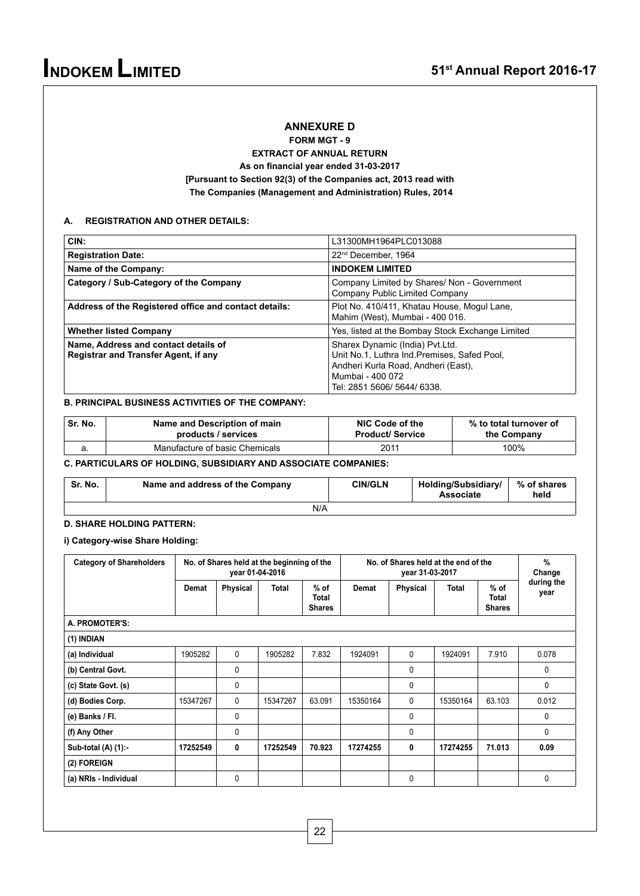## ANNEXURE D

### FORM MGT - 9

### EXTRACT OF ANNUAL RETURN

**As on financial year ended 31-03-2017**

**[Pursuant to Section 92(3) of the Companies act, 2013 read with The Companies (Management and Administration) Rules, 2014**

### A. REGISTRATION AND OTHER DETAILS:

| | |
|---|---|
| **CIN:** | L31300MH1964PLC013088 |
| **Registration Date:** | 22nd December, 1964 |
| **Name of the Company:** | **INDOKEM LIMITED** |
| **Category / Sub-Category of the Company** | Company Limited by Shares/ Non - Government Company Public Limited Company |
| **Address of the Registered office and contact details:** | Plot No. 410/411, Khatau House, Mogul Lane, Mahim (West), Mumbai - 400 016. |
| **Whether listed Company** | Yes, listed at the Bombay Stock Exchange Limited |
| **Name, Address and contact details of Registrar and Transfer Agent, if any** | Sharex Dynamic (India) Pvt.Ltd. Unit No.1, Luthra Ind.Premises, Safed Pool, Andheri Kurla Road, Andheri (East), Mumbai - 400 072 Tel: 2851 5606/ 5644/ 6338. |

### B. PRINCIPAL BUSINESS ACTIVITIES OF THE COMPANY:

| Sr. No. | Name and Description of main products / services | NIC Code of the Product/ Service | % to total turnover of the Company |
|---|---|---|---|
| a. | Manufacture of basic Chemicals | 2011 | 100% |

### C. PARTICULARS OF HOLDING, SUBSIDIARY AND ASSOCIATE COMPANIES:

| Sr. No. | Name and address of the Company | CIN/GLN | Holding/Subsidiary/ Associate | % of shares held |
|---|---|---|---|---|
| N/A | | | | |

### D. SHARE HOLDING PATTERN:

**i) Category-wise Share Holding:**

| Category of Shareholders | No. of Shares held at the beginning of the year 01-04-2016 | | | | No. of Shares held at the end of the year 31-03-2017 | | | | % Change during the year |
|---|---|---|---|---|---|---|---|---|---|
| | Demat | Physical | Total | % of Total Shares | Demat | Physical | Total | % of Total Shares | |
| **A. PROMOTER'S:** | | | | | | | | | |
| **(1) INDIAN** | | | | | | | | | |
| **(a) Individual** | 1905282 | 0 | 1905282 | 7.832 | 1924091 | 0 | 1924091 | 7.910 | 0.078 |
| **(b) Central Govt.** | | 0 | | | | 0 | | | 0 |
| **(c) State Govt. (s)** | | 0 | | | | 0 | | | 0 |
| **(d) Bodies Corp.** | 15347267 | 0 | 15347267 | 63.091 | 15350164 | 0 | 15350164 | 63.103 | 0.012 |
| **(e) Banks / FI.** | | 0 | | | | 0 | | | 0 |
| **(f) Any Other** | | 0 | | | | 0 | | | 0 |
| **Sub-total (A) (1):-** | **17252549** | **0** | **17252549** | **70.923** | **17274255** | **0** | **17274255** | **71.013** | **0.09** |
| **(2) FOREIGN** | | | | | | | | | |
| **(a) NRIs - Individual** | | 0 | | | | 0 | | | 0 |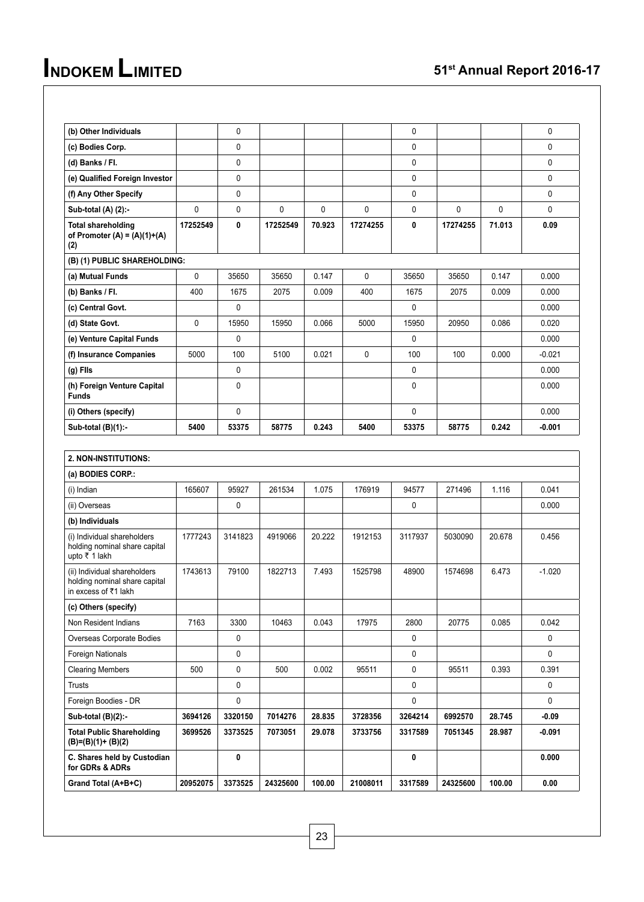| | | | | | | | | | |
|---|---|---|---|---|---|---|---|---|---|
| **(b) Other Individuals** | | 0 | | | | 0 | | | 0 |
| **(c) Bodies Corp.** | | 0 | | | | 0 | | | 0 |
| **(d) Banks / FI.** | | 0 | | | | 0 | | | 0 |
| **(e) Qualified Foreign Investor** | | 0 | | | | 0 | | | 0 |
| **(f) Any Other Specify** | | 0 | | | | 0 | | | 0 |
| **Sub-total (A) (2):-** | 0 | 0 | 0 | 0 | 0 | 0 | 0 | 0 | 0 |
| **Total shareholding of Promoter (A) = (A)(1)+(A)(2)** | **17252549** | **0** | **17252549** | **70.923** | **17274255** | **0** | **17274255** | **71.013** | **0.09** |
| **(B) (1) PUBLIC SHAREHOLDING:** | | | | | | | | | |
| **(a) Mutual Funds** | 0 | 35650 | 35650 | 0.147 | 0 | 35650 | 35650 | 0.147 | 0.000 |
| **(b) Banks / FI.** | 400 | 1675 | 2075 | 0.009 | 400 | 1675 | 2075 | 0.009 | 0.000 |
| **(c) Central Govt.** | | 0 | | | | 0 | | | 0.000 |
| **(d) State Govt.** | 0 | 15950 | 15950 | 0.066 | 5000 | 15950 | 20950 | 0.086 | 0.020 |
| **(e) Venture Capital Funds** | | 0 | | | | 0 | | | 0.000 |
| **(f) Insurance Companies** | 5000 | 100 | 5100 | 0.021 | 0 | 100 | 100 | 0.000 | -0.021 |
| **(g) FIIs** | | 0 | | | | 0 | | | 0.000 |
| **(h) Foreign Venture Capital Funds** | | 0 | | | | 0 | | | 0.000 |
| **(i) Others (specify)** | | 0 | | | | 0 | | | 0.000 |
| **Sub-total (B)(1):-** | **5400** | **53375** | **58775** | **0.243** | **5400** | **53375** | **58775** | **0.242** | **-0.001** |

| | | | | | | | | | |
|---|---|---|---|---|---|---|---|---|---|
| **2. NON-INSTITUTIONS:** | | | | | | | | | |
| **(a) BODIES CORP.:** | | | | | | | | | |
| (i) Indian | 165607 | 95927 | 261534 | 1.075 | 176919 | 94577 | 271496 | 1.116 | 0.041 |
| (ii) Overseas | | 0 | | | | 0 | | | 0.000 |
| **(b) Individuals** | | | | | | | | | |
| (i) Individual shareholders holding nominal share capital upto ₹ 1 lakh | 1777243 | 3141823 | 4919066 | 20.222 | 1912153 | 3117937 | 5030090 | 20.678 | 0.456 |
| (ii) Individual shareholders holding nominal share capital in excess of ₹1 lakh | 1743613 | 79100 | 1822713 | 7.493 | 1525798 | 48900 | 1574698 | 6.473 | -1.020 |
| **(c) Others (specify)** | | | | | | | | | |
| Non Resident Indians | 7163 | 3300 | 10463 | 0.043 | 17975 | 2800 | 20775 | 0.085 | 0.042 |
| Overseas Corporate Bodies | | 0 | | | | 0 | | | 0 |
| Foreign Nationals | | 0 | | | | 0 | | | 0 |
| Clearing Members | 500 | 0 | 500 | 0.002 | 95511 | 0 | 95511 | 0.393 | 0.391 |
| Trusts | | 0 | | | | 0 | | | 0 |
| Foreign Boodies - DR | | 0 | | | | 0 | | | 0 |
| **Sub-total (B)(2):-** | **3694126** | **3320150** | **7014276** | **28.835** | **3728356** | **3264214** | **6992570** | **28.745** | **-0.09** |
| **Total Public Shareholding (B)=(B)(1)+ (B)(2)** | **3699526** | **3373525** | **7073051** | **29.078** | **3733756** | **3317589** | **7051345** | **28.987** | **-0.091** |
| **C. Shares held by Custodian for GDRs & ADRs** | | **0** | | | | **0** | | | **0.000** |
| **Grand Total (A+B+C)** | **20952075** | **3373525** | **24325600** | **100.00** | **21008011** | **3317589** | **24325600** | **100.00** | **0.00** |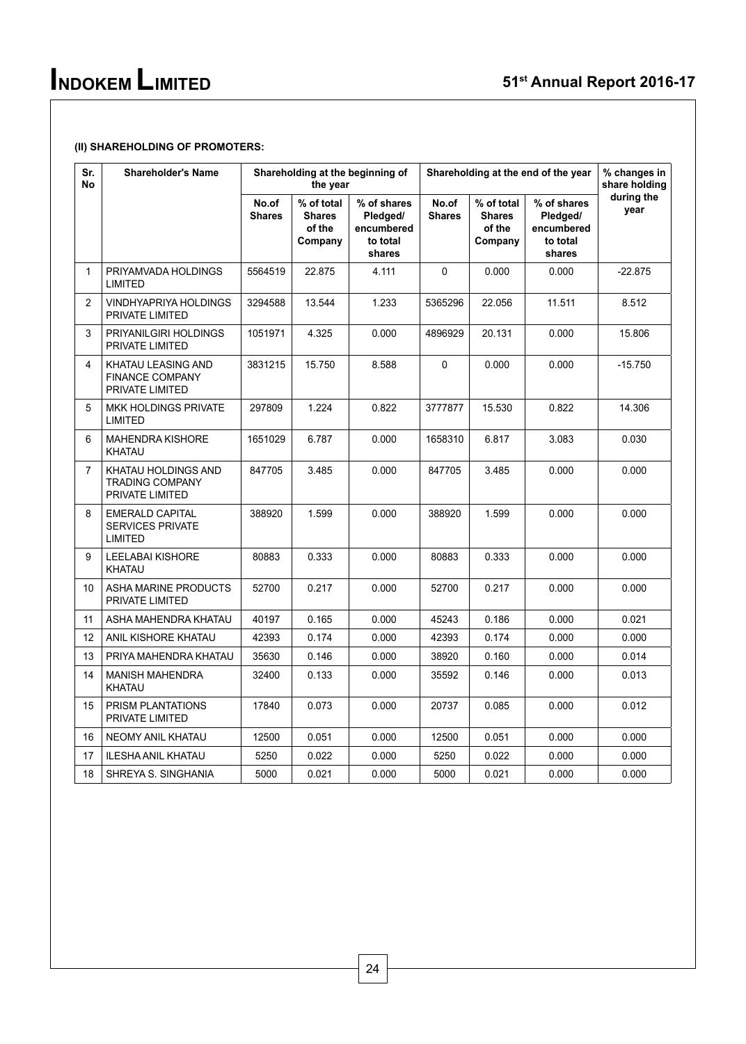**(II) SHAREHOLDING OF PROMOTERS:**

| Sr. No | Shareholder's Name | Shareholding at the beginning of the year | | | Shareholding at the end of the year | | | % changes in share holding during the year |
|---|---|---|---|---|---|---|---|---|
| | | No.of Shares | % of total Shares of the Company | % of shares Pledged/ encumbered to total shares | No.of Shares | % of total Shares of the Company | % of shares Pledged/ encumbered to total shares | |
| 1 | PRIYAMVADA HOLDINGS LIMITED | 5564519 | 22.875 | 4.111 | 0 | 0.000 | 0.000 | -22.875 |
| 2 | VINDHYAPRIYA HOLDINGS PRIVATE LIMITED | 3294588 | 13.544 | 1.233 | 5365296 | 22.056 | 11.511 | 8.512 |
| 3 | PRIYANILGIRI HOLDINGS PRIVATE LIMITED | 1051971 | 4.325 | 0.000 | 4896929 | 20.131 | 0.000 | 15.806 |
| 4 | KHATAU LEASING AND FINANCE COMPANY PRIVATE LIMITED | 3831215 | 15.750 | 8.588 | 0 | 0.000 | 0.000 | -15.750 |
| 5 | MKK HOLDINGS PRIVATE LIMITED | 297809 | 1.224 | 0.822 | 3777877 | 15.530 | 0.822 | 14.306 |
| 6 | MAHENDRA KISHORE KHATAU | 1651029 | 6.787 | 0.000 | 1658310 | 6.817 | 3.083 | 0.030 |
| 7 | KHATAU HOLDINGS AND TRADING COMPANY PRIVATE LIMITED | 847705 | 3.485 | 0.000 | 847705 | 3.485 | 0.000 | 0.000 |
| 8 | EMERALD CAPITAL SERVICES PRIVATE LIMITED | 388920 | 1.599 | 0.000 | 388920 | 1.599 | 0.000 | 0.000 |
| 9 | LEELABAI KISHORE KHATAU | 80883 | 0.333 | 0.000 | 80883 | 0.333 | 0.000 | 0.000 |
| 10 | ASHA MARINE PRODUCTS PRIVATE LIMITED | 52700 | 0.217 | 0.000 | 52700 | 0.217 | 0.000 | 0.000 |
| 11 | ASHA MAHENDRA KHATAU | 40197 | 0.165 | 0.000 | 45243 | 0.186 | 0.000 | 0.021 |
| 12 | ANIL KISHORE KHATAU | 42393 | 0.174 | 0.000 | 42393 | 0.174 | 0.000 | 0.000 |
| 13 | PRIYA MAHENDRA KHATAU | 35630 | 0.146 | 0.000 | 38920 | 0.160 | 0.000 | 0.014 |
| 14 | MANISH MAHENDRA KHATAU | 32400 | 0.133 | 0.000 | 35592 | 0.146 | 0.000 | 0.013 |
| 15 | PRISM PLANTATIONS PRIVATE LIMITED | 17840 | 0.073 | 0.000 | 20737 | 0.085 | 0.000 | 0.012 |
| 16 | NEOMY ANIL KHATAU | 12500 | 0.051 | 0.000 | 12500 | 0.051 | 0.000 | 0.000 |
| 17 | ILESHA ANIL KHATAU | 5250 | 0.022 | 0.000 | 5250 | 0.022 | 0.000 | 0.000 |
| 18 | SHREYA S. SINGHANIA | 5000 | 0.021 | 0.000 | 5000 | 0.021 | 0.000 | 0.000 |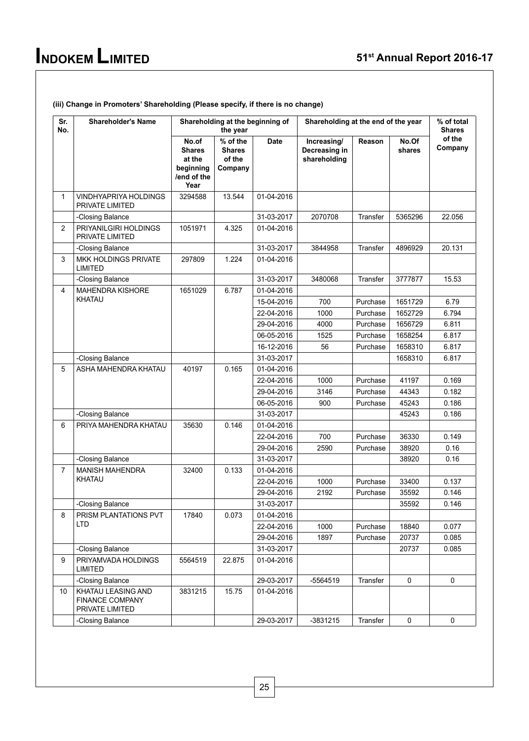**(iii) Change in Promoters' Shareholding (Please specify, if there is no change)**

| Sr. No. | Shareholder's Name | Shareholding at the beginning of the year | | | Shareholding at the end of the year | | | % of total Shares of the Company |
|---|---|---|---|---|---|---|---|---|
| | | No.of Shares at the beginning /end of the Year | % of the Shares of the Company | Date | Increasing/ Decreasing in shareholding | Reason | No.Of shares | |
| 1 | VINDHYAPRIYA HOLDINGS PRIVATE LIMITED | 3294588 | 13.544 | 01-04-2016 | | | | |
| | -Closing Balance | | | 31-03-2017 | 2070708 | Transfer | 5365296 | 22.056 |
| 2 | PRIYANILGIRI HOLDINGS PRIVATE LIMITED | 1051971 | 4.325 | 01-04-2016 | | | | |
| | -Closing Balance | | | 31-03-2017 | 3844958 | Transfer | 4896929 | 20.131 |
| 3 | MKK HOLDINGS PRIVATE LIMITED | 297809 | 1.224 | 01-04-2016 | | | | |
| | -Closing Balance | | | 31-03-2017 | 3480068 | Transfer | 3777877 | 15.53 |
| 4 | MAHENDRA KISHORE KHATAU | 1651029 | 6.787 | 01-04-2016 | | | | |
| | | | | 15-04-2016 | 700 | Purchase | 1651729 | 6.79 |
| | | | | 22-04-2016 | 1000 | Purchase | 1652729 | 6.794 |
| | | | | 29-04-2016 | 4000 | Purchase | 1656729 | 6.811 |
| | | | | 06-05-2016 | 1525 | Purchase | 1658254 | 6.817 |
| | | | | 16-12-2016 | 56 | Purchase | 1658310 | 6.817 |
| | -Closing Balance | | | 31-03-2017 | | | 1658310 | 6.817 |
| 5 | ASHA MAHENDRA KHATAU | 40197 | 0.165 | 01-04-2016 | | | | |
| | | | | 22-04-2016 | 1000 | Purchase | 41197 | 0.169 |
| | | | | 29-04-2016 | 3146 | Purchase | 44343 | 0.182 |
| | | | | 06-05-2016 | 900 | Purchase | 45243 | 0.186 |
| | -Closing Balance | | | 31-03-2017 | | | 45243 | 0.186 |
| 6 | PRIYA MAHENDRA KHATAU | 35630 | 0.146 | 01-04-2016 | | | | |
| | | | | 22-04-2016 | 700 | Purchase | 36330 | 0.149 |
| | | | | 29-04-2016 | 2590 | Purchase | 38920 | 0.16 |
| | -Closing Balance | | | 31-03-2017 | | | 38920 | 0.16 |
| 7 | MANISH MAHENDRA KHATAU | 32400 | 0.133 | 01-04-2016 | | | | |
| | | | | 22-04-2016 | 1000 | Purchase | 33400 | 0.137 |
| | | | | 29-04-2016 | 2192 | Purchase | 35592 | 0.146 |
| | -Closing Balance | | | 31-03-2017 | | | 35592 | 0.146 |
| 8 | PRISM PLANTATIONS PVT LTD | 17840 | 0.073 | 01-04-2016 | | | | |
| | | | | 22-04-2016 | 1000 | Purchase | 18840 | 0.077 |
| | | | | 29-04-2016 | 1897 | Purchase | 20737 | 0.085 |
| | -Closing Balance | | | 31-03-2017 | | | 20737 | 0.085 |
| 9 | PRIYAMVADA HOLDINGS LIMITED | 5564519 | 22.875 | 01-04-2016 | | | | |
| | -Closing Balance | | | 29-03-2017 | -5564519 | Transfer | 0 | 0 |
| 10 | KHATAU LEASING AND FINANCE COMPANY PRIVATE LIMITED | 3831215 | 15.75 | 01-04-2016 | | | | |
| | -Closing Balance | | | 29-03-2017 | -3831215 | Transfer | 0 | 0 |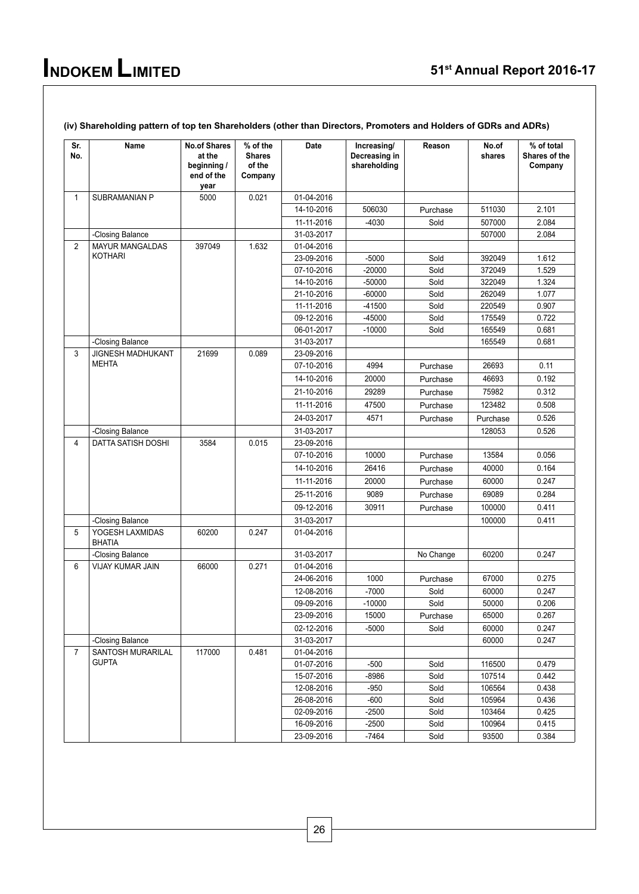**(iv) Shareholding pattern of top ten Shareholders (other than Directors, Promoters and Holders of GDRs and ADRs)**

| Sr. No. | Name | No.of Shares at the beginning / end of the year | % of the Shares of the Company | Date | Increasing/ Decreasing in shareholding | Reason | No.of shares | % of total Shares of the Company |
|---|---|---|---|---|---|---|---|---|
| 1 | SUBRAMANIAN P | 5000 | 0.021 | 01-04-2016 | | | | |
| | | | | 14-10-2016 | 506030 | Purchase | 511030 | 2.101 |
| | | | | 11-11-2016 | -4030 | Sold | 507000 | 2.084 |
| | -Closing Balance | | | 31-03-2017 | | | 507000 | 2.084 |
| 2 | MAYUR MANGALDAS KOTHARI | 397049 | 1.632 | 01-04-2016 | | | | |
| | | | | 23-09-2016 | -5000 | Sold | 392049 | 1.612 |
| | | | | 07-10-2016 | -20000 | Sold | 372049 | 1.529 |
| | | | | 14-10-2016 | -50000 | Sold | 322049 | 1.324 |
| | | | | 21-10-2016 | -60000 | Sold | 262049 | 1.077 |
| | | | | 11-11-2016 | -41500 | Sold | 220549 | 0.907 |
| | | | | 09-12-2016 | -45000 | Sold | 175549 | 0.722 |
| | | | | 06-01-2017 | -10000 | Sold | 165549 | 0.681 |
| | -Closing Balance | | | 31-03-2017 | | | 165549 | 0.681 |
| 3 | JIGNESH MADHUKANT MEHTA | 21699 | 0.089 | 23-09-2016 | | | | |
| | | | | 07-10-2016 | 4994 | Purchase | 26693 | 0.11 |
| | | | | 14-10-2016 | 20000 | Purchase | 46693 | 0.192 |
| | | | | 21-10-2016 | 29289 | Purchase | 75982 | 0.312 |
| | | | | 11-11-2016 | 47500 | Purchase | 123482 | 0.508 |
| | | | | 24-03-2017 | 4571 | Purchase | Purchase | 0.526 |
| | -Closing Balance | | | 31-03-2017 | | | 128053 | 0.526 |
| 4 | DATTA SATISH DOSHI | 3584 | 0.015 | 23-09-2016 | | | | |
| | | | | 07-10-2016 | 10000 | Purchase | 13584 | 0.056 |
| | | | | 14-10-2016 | 26416 | Purchase | 40000 | 0.164 |
| | | | | 11-11-2016 | 20000 | Purchase | 60000 | 0.247 |
| | | | | 25-11-2016 | 9089 | Purchase | 69089 | 0.284 |
| | | | | 09-12-2016 | 30911 | Purchase | 100000 | 0.411 |
| | -Closing Balance | | | 31-03-2017 | | | 100000 | 0.411 |
| 5 | YOGESH LAXMIDAS BHATIA | 60200 | 0.247 | 01-04-2016 | | | | |
| | -Closing Balance | | | 31-03-2017 | | No Change | 60200 | 0.247 |
| 6 | VIJAY KUMAR JAIN | 66000 | 0.271 | 01-04-2016 | | | | |
| | | | | 24-06-2016 | 1000 | Purchase | 67000 | 0.275 |
| | | | | 12-08-2016 | -7000 | Sold | 60000 | 0.247 |
| | | | | 09-09-2016 | -10000 | Sold | 50000 | 0.206 |
| | | | | 23-09-2016 | 15000 | Purchase | 65000 | 0.267 |
| | | | | 02-12-2016 | -5000 | Sold | 60000 | 0.247 |
| | -Closing Balance | | | 31-03-2017 | | | 60000 | 0.247 |
| 7 | SANTOSH MURARILAL GUPTA | 117000 | 0.481 | 01-04-2016 | | | | |
| | | | | 01-07-2016 | -500 | Sold | 116500 | 0.479 |
| | | | | 15-07-2016 | -8986 | Sold | 107514 | 0.442 |
| | | | | 12-08-2016 | -950 | Sold | 106564 | 0.438 |
| | | | | 26-08-2016 | -600 | Sold | 105964 | 0.436 |
| | | | | 02-09-2016 | -2500 | Sold | 103464 | 0.425 |
| | | | | 16-09-2016 | -2500 | Sold | 100964 | 0.415 |
| | | | | 23-09-2016 | -7464 | Sold | 93500 | 0.384 |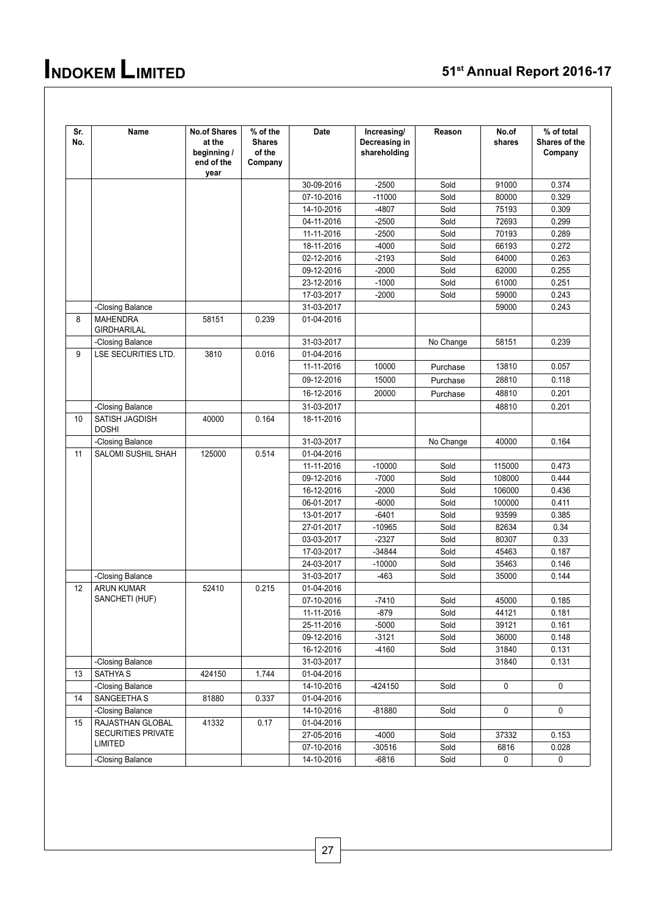| Sr. No. | Name | No.of Shares at the beginning / end of the year | % of the Shares of the Company | Date | Increasing/ Decreasing in shareholding | Reason | No.of shares | % of total Shares of the Company |
|---|---|---|---|---|---|---|---|---|
| | | | | 30-09-2016 | -2500 | Sold | 91000 | 0.374 |
| | | | | 07-10-2016 | -11000 | Sold | 80000 | 0.329 |
| | | | | 14-10-2016 | -4807 | Sold | 75193 | 0.309 |
| | | | | 04-11-2016 | -2500 | Sold | 72693 | 0.299 |
| | | | | 11-11-2016 | -2500 | Sold | 70193 | 0.289 |
| | | | | 18-11-2016 | -4000 | Sold | 66193 | 0.272 |
| | | | | 02-12-2016 | -2193 | Sold | 64000 | 0.263 |
| | | | | 09-12-2016 | -2000 | Sold | 62000 | 0.255 |
| | | | | 23-12-2016 | -1000 | Sold | 61000 | 0.251 |
| | | | | 17-03-2017 | -2000 | Sold | 59000 | 0.243 |
| | -Closing Balance | | | 31-03-2017 | | | 59000 | 0.243 |
| 8 | MAHENDRA GIRDHARILAL | 58151 | 0.239 | 01-04-2016 | | | | |
| | -Closing Balance | | | 31-03-2017 | | No Change | 58151 | 0.239 |
| 9 | LSE SECURITIES LTD. | 3810 | 0.016 | 01-04-2016 | | | | |
| | | | | 11-11-2016 | 10000 | Purchase | 13810 | 0.057 |
| | | | | 09-12-2016 | 15000 | Purchase | 28810 | 0.118 |
| | | | | 16-12-2016 | 20000 | Purchase | 48810 | 0.201 |
| | -Closing Balance | | | 31-03-2017 | | | 48810 | 0.201 |
| 10 | SATISH JAGDISH DOSHI | 40000 | 0.164 | 18-11-2016 | | | | |
| | -Closing Balance | | | 31-03-2017 | | No Change | 40000 | 0.164 |
| 11 | SALOMI SUSHIL SHAH | 125000 | 0.514 | 01-04-2016 | | | | |
| | | | | 11-11-2016 | -10000 | Sold | 115000 | 0.473 |
| | | | | 09-12-2016 | -7000 | Sold | 108000 | 0.444 |
| | | | | 16-12-2016 | -2000 | Sold | 106000 | 0.436 |
| | | | | 06-01-2017 | -6000 | Sold | 100000 | 0.411 |
| | | | | 13-01-2017 | -6401 | Sold | 93599 | 0.385 |
| | | | | 27-01-2017 | -10965 | Sold | 82634 | 0.34 |
| | | | | 03-03-2017 | -2327 | Sold | 80307 | 0.33 |
| | | | | 17-03-2017 | -34844 | Sold | 45463 | 0.187 |
| | | | | 24-03-2017 | -10000 | Sold | 35463 | 0.146 |
| | -Closing Balance | | | 31-03-2017 | -463 | Sold | 35000 | 0.144 |
| 12 | ARUN KUMAR SANCHETI (HUF) | 52410 | 0.215 | 01-04-2016 | | | | |
| | | | | 07-10-2016 | -7410 | Sold | 45000 | 0.185 |
| | | | | 11-11-2016 | -879 | Sold | 44121 | 0.181 |
| | | | | 25-11-2016 | -5000 | Sold | 39121 | 0.161 |
| | | | | 09-12-2016 | -3121 | Sold | 36000 | 0.148 |
| | | | | 16-12-2016 | -4160 | Sold | 31840 | 0.131 |
| | -Closing Balance | | | 31-03-2017 | | | 31840 | 0.131 |
| 13 | SATHYA S | 424150 | 1.744 | 01-04-2016 | | | | |
| | -Closing Balance | | | 14-10-2016 | -424150 | Sold | 0 | 0 |
| 14 | SANGEETHA S | 81880 | 0.337 | 01-04-2016 | | | | |
| | -Closing Balance | | | 14-10-2016 | -81880 | Sold | 0 | 0 |
| 15 | RAJASTHAN GLOBAL SECURITIES PRIVATE LIMITED | 41332 | 0.17 | 01-04-2016 | | | | |
| | | | | 27-05-2016 | -4000 | Sold | 37332 | 0.153 |
| | | | | 07-10-2016 | -30516 | Sold | 6816 | 0.028 |
| | -Closing Balance | | | 14-10-2016 | -6816 | Sold | 0 | 0 |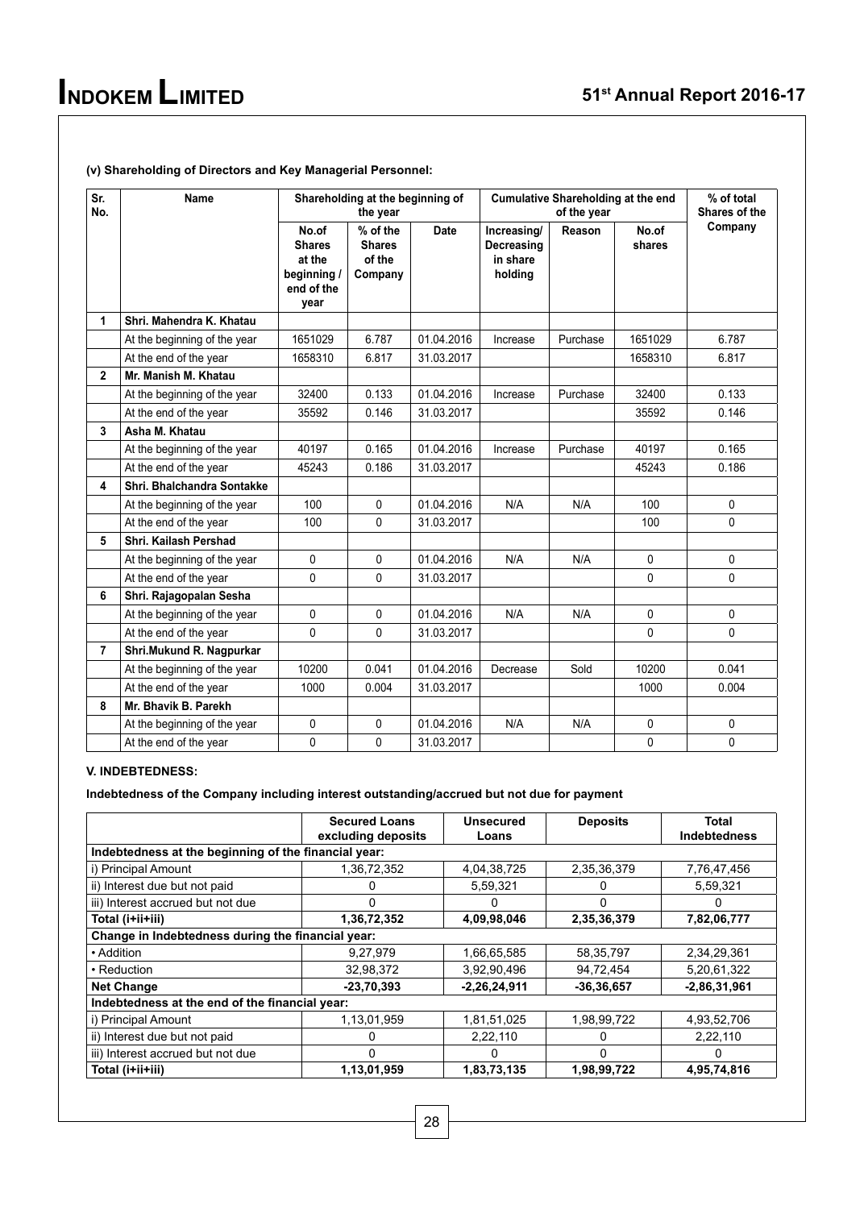**(v) Shareholding of Directors and Key Managerial Personnel:**

| Sr. No. | Name | Shareholding at the beginning of the year | | | Cumulative Shareholding at the end of the year | | | % of total Shares of the Company |
|---|---|---|---|---|---|---|---|---|
| | | No.of Shares at the beginning / end of the year | % of the Shares of the Company | Date | Increasing/ Decreasing in share holding | Reason | No.of shares | |
| **1** | **Shri. Mahendra K. Khatau** | | | | | | | |
| | At the beginning of the year | 1651029 | 6.787 | 01.04.2016 | Increase | Purchase | 1651029 | 6.787 |
| | At the end of the year | 1658310 | 6.817 | 31.03.2017 | | | 1658310 | 6.817 |
| **2** | **Mr. Manish M. Khatau** | | | | | | | |
| | At the beginning of the year | 32400 | 0.133 | 01.04.2016 | Increase | Purchase | 32400 | 0.133 |
| | At the end of the year | 35592 | 0.146 | 31.03.2017 | | | 35592 | 0.146 |
| **3** | **Asha M. Khatau** | | | | | | | |
| | At the beginning of the year | 40197 | 0.165 | 01.04.2016 | Increase | Purchase | 40197 | 0.165 |
| | At the end of the year | 45243 | 0.186 | 31.03.2017 | | | 45243 | 0.186 |
| **4** | **Shri. Bhalchandra Sontakke** | | | | | | | |
| | At the beginning of the year | 100 | 0 | 01.04.2016 | N/A | N/A | 100 | 0 |
| | At the end of the year | 100 | 0 | 31.03.2017 | | | 100 | 0 |
| **5** | **Shri. Kailash Pershad** | | | | | | | |
| | At the beginning of the year | 0 | 0 | 01.04.2016 | N/A | N/A | 0 | 0 |
| | At the end of the year | 0 | 0 | 31.03.2017 | | | 0 | 0 |
| **6** | **Shri. Rajagopalan Sesha** | | | | | | | |
| | At the beginning of the year | 0 | 0 | 01.04.2016 | N/A | N/A | 0 | 0 |
| | At the end of the year | 0 | 0 | 31.03.2017 | | | 0 | 0 |
| **7** | **Shri.Mukund R. Nagpurkar** | | | | | | | |
| | At the beginning of the year | 10200 | 0.041 | 01.04.2016 | Decrease | Sold | 10200 | 0.041 |
| | At the end of the year | 1000 | 0.004 | 31.03.2017 | | | 1000 | 0.004 |
| **8** | **Mr. Bhavik B. Parekh** | | | | | | | |
| | At the beginning of the year | 0 | 0 | 01.04.2016 | N/A | N/A | 0 | 0 |
| | At the end of the year | 0 | 0 | 31.03.2017 | | | 0 | 0 |

**V. INDEBTEDNESS:**

**Indebtedness of the Company including interest outstanding/accrued but not due for payment**

| | Secured Loans excluding deposits | Unsecured Loans | Deposits | Total Indebtedness |
|---|---|---|---|---|
| **Indebtedness at the beginning of the financial year:** | | | | |
| i) Principal Amount | 1,36,72,352 | 4,04,38,725 | 2,35,36,379 | 7,76,47,456 |
| ii) Interest due but not paid | 0 | 5,59,321 | 0 | 5,59,321 |
| iii) Interest accrued but not due | 0 | 0 | 0 | 0 |
| **Total (i+ii+iii)** | **1,36,72,352** | **4,09,98,046** | **2,35,36,379** | **7,82,06,777** |
| **Change in Indebtedness during the financial year:** | | | | |
| • Addition | 9,27,979 | 1,66,65,585 | 58,35,797 | 2,34,29,361 |
| • Reduction | 32,98,372 | 3,92,90,496 | 94,72,454 | 5,20,61,322 |
| **Net Change** | **-23,70,393** | **-2,26,24,911** | **-36,36,657** | **-2,86,31,961** |
| **Indebtedness at the end of the financial year:** | | | | |
| i) Principal Amount | 1,13,01,959 | 1,81,51,025 | 1,98,99,722 | 4,93,52,706 |
| ii) Interest due but not paid | 0 | 2,22,110 | 0 | 2,22,110 |
| iii) Interest accrued but not due | 0 | 0 | 0 | 0 |
| **Total (i+ii+iii)** | **1,13,01,959** | **1,83,73,135** | **1,98,99,722** | **4,95,74,816** |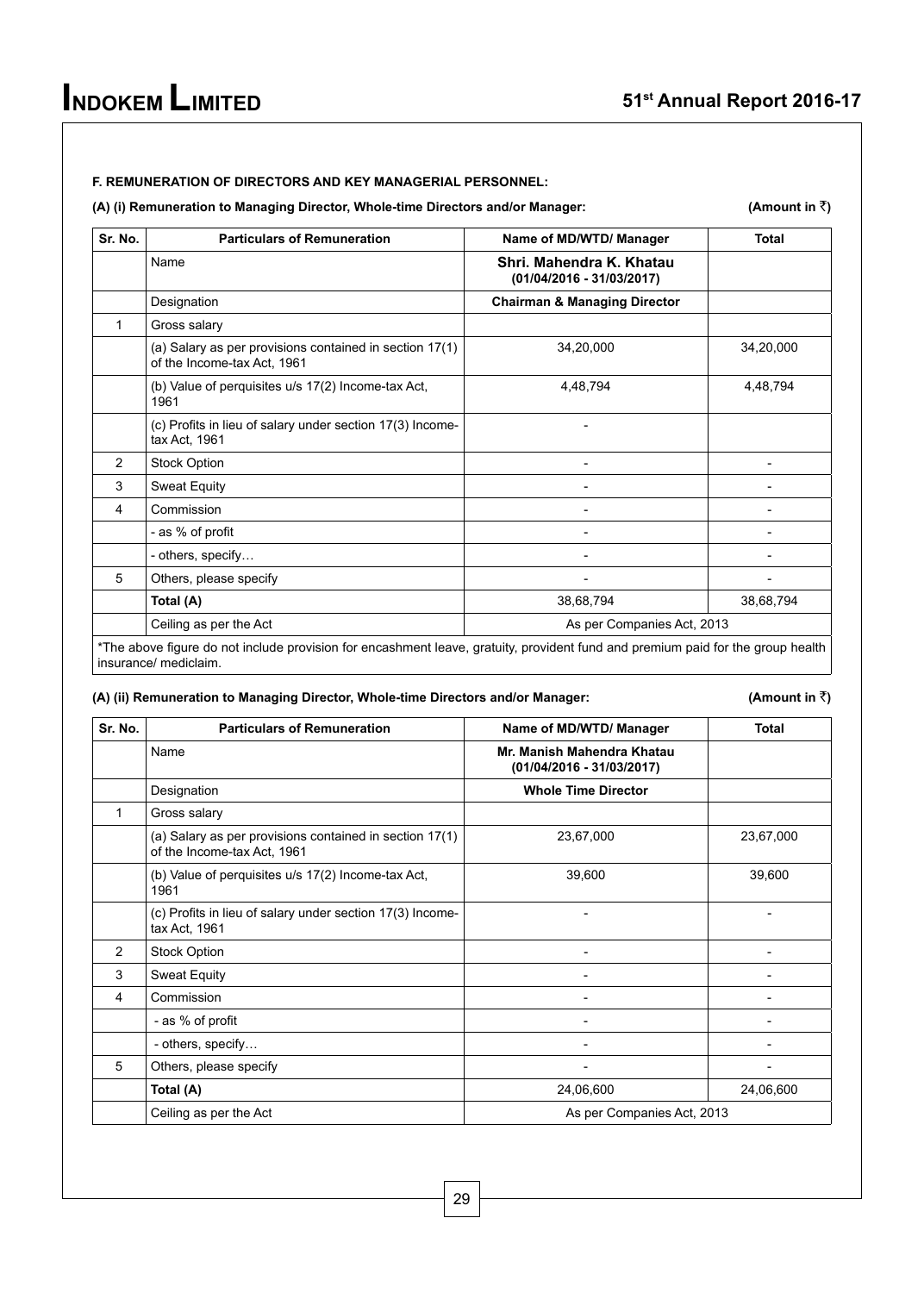**F. REMUNERATION OF DIRECTORS AND KEY MANAGERIAL PERSONNEL:**

**(A) (i) Remuneration to Managing Director, Whole-time Directors and/or Manager:** **(Amount in ₹)**

| Sr. No. | Particulars of Remuneration | Name of MD/WTD/ Manager | Total |
|---|---|---|---|
| | Name | **Shri. Mahendra K. Khatau (01/04/2016 - 31/03/2017)** | |
| | Designation | **Chairman & Managing Director** | |
| 1 | Gross salary | | |
| | (a) Salary as per provisions contained in section 17(1) of the Income-tax Act, 1961 | 34,20,000 | 34,20,000 |
| | (b) Value of perquisites u/s 17(2) Income-tax Act, 1961 | 4,48,794 | 4,48,794 |
| | (c) Profits in lieu of salary under section 17(3) Income-tax Act, 1961 | - | |
| 2 | Stock Option | - | - |
| 3 | Sweat Equity | - | - |
| 4 | Commission | - | - |
| | - as % of profit | - | - |
| | - others, specify… | - | - |
| 5 | Others, please specify | - | - |
| | **Total (A)** | 38,68,794 | 38,68,794 |
| | Ceiling as per the Act | As per Companies Act, 2013 | |

*The above figure do not include provision for encashment leave, gratuity, provident fund and premium paid for the group health insurance/ mediclaim.

**(A) (ii) Remuneration to Managing Director, Whole-time Directors and/or Manager:** **(Amount in ₹)**

| Sr. No. | Particulars of Remuneration | Name of MD/WTD/ Manager | Total |
|---|---|---|---|
| | Name | **Mr. Manish Mahendra Khatau (01/04/2016 - 31/03/2017)** | |
| | Designation | **Whole Time Director** | |
| 1 | Gross salary | | |
| | (a) Salary as per provisions contained in section 17(1) of the Income-tax Act, 1961 | 23,67,000 | 23,67,000 |
| | (b) Value of perquisites u/s 17(2) Income-tax Act, 1961 | 39,600 | 39,600 |
| | (c) Profits in lieu of salary under section 17(3) Income-tax Act, 1961 | - | - |
| 2 | Stock Option | - | - |
| 3 | Sweat Equity | - | - |
| 4 | Commission | - | - |
| | - as % of profit | - | - |
| | - others, specify… | - | - |
| 5 | Others, please specify | - | - |
| | **Total (A)** | 24,06,600 | 24,06,600 |
| | Ceiling as per the Act | As per Companies Act, 2013 | |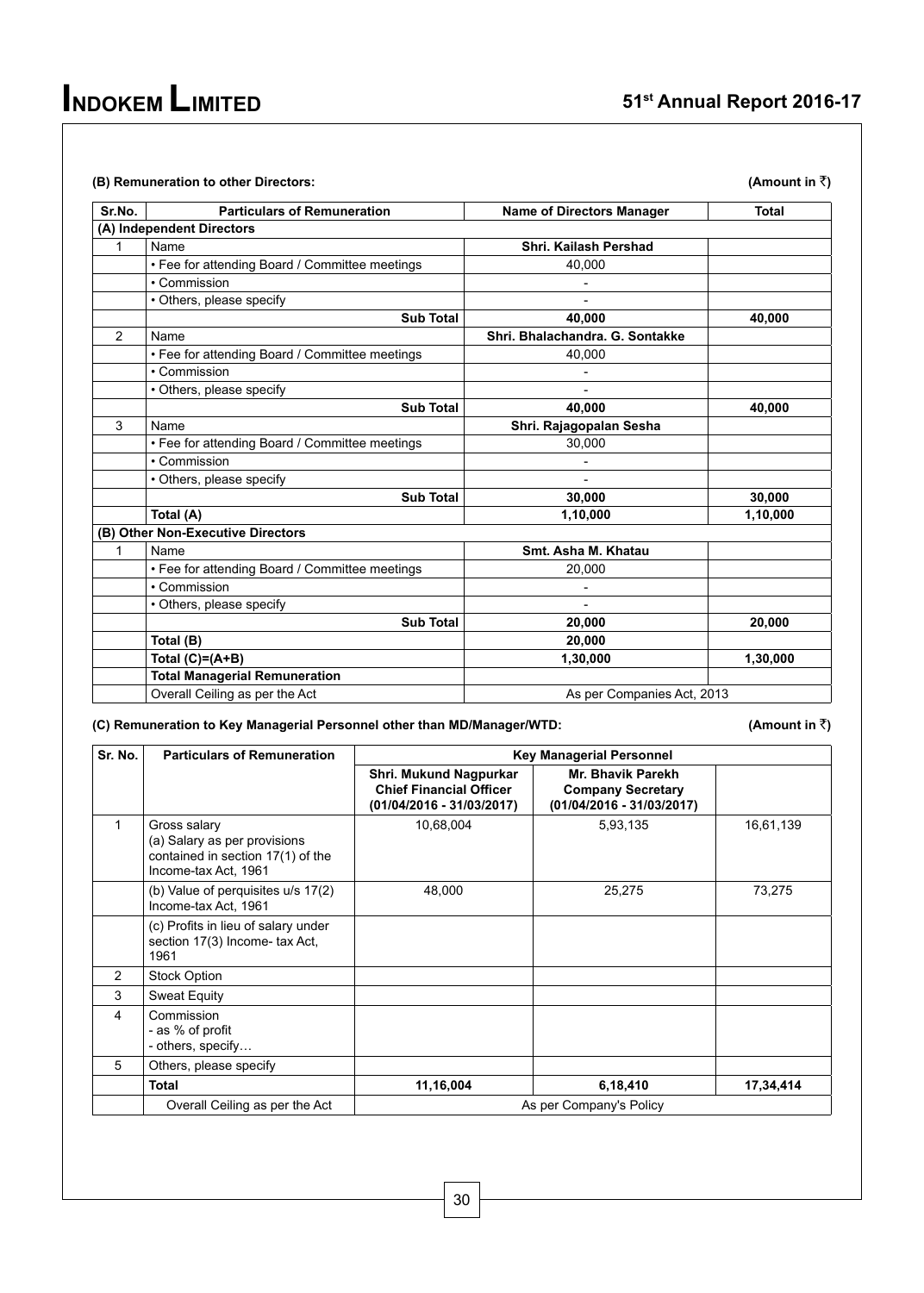**(B) Remuneration to other Directors:** **(Amount in ₹)**

| Sr.No. | Particulars of Remuneration | Name of Directors Manager | Total |
|---|---|---|---|
| **(A) Independent Directors** | | | |
| 1 | Name | **Shri. Kailash Pershad** | |
| | • Fee for attending Board / Committee meetings | 40,000 | |
| | • Commission | - | |
| | • Others, please specify | - | |
| | **Sub Total** | **40,000** | **40,000** |
| 2 | Name | **Shri. Bhalachandra. G. Sontakke** | |
| | • Fee for attending Board / Committee meetings | 40,000 | |
| | • Commission | - | |
| | • Others, please specify | - | |
| | **Sub Total** | **40,000** | **40,000** |
| 3 | Name | **Shri. Rajagopalan Sesha** | |
| | • Fee for attending Board / Committee meetings | 30,000 | |
| | • Commission | - | |
| | • Others, please specify | - | |
| | **Sub Total** | **30,000** | **30,000** |
| | **Total (A)** | **1,10,000** | **1,10,000** |
| **(B) Other Non-Executive Directors** | | | |
| 1 | Name | **Smt. Asha M. Khatau** | |
| | • Fee for attending Board / Committee meetings | 20,000 | |
| | • Commission | - | |
| | • Others, please specify | - | |
| | **Sub Total** | **20,000** | **20,000** |
| | **Total (B)** | **20,000** | |
| | **Total (C)=(A+B)** | **1,30,000** | **1,30,000** |
| | **Total Managerial Remuneration** | | |
| | Overall Ceiling as per the Act | As per Companies Act, 2013 | |

**(C) Remuneration to Key Managerial Personnel other than MD/Manager/WTD:** **(Amount in ₹)**

| Sr. No. | Particulars of Remuneration | Key Managerial Personnel | | |
|---|---|---|---|---|
| | | **Shri. Mukund Nagpurkar Chief Financial Officer (01/04/2016 - 31/03/2017)** | **Mr. Bhavik Parekh Company Secretary (01/04/2016 - 31/03/2017)** | |
| 1 | Gross salary (a) Salary as per provisions contained in section 17(1) of the Income-tax Act, 1961 | 10,68,004 | 5,93,135 | 16,61,139 |
| | (b) Value of perquisites u/s 17(2) Income-tax Act, 1961 | 48,000 | 25,275 | 73,275 |
| | (c) Profits in lieu of salary under section 17(3) Income- tax Act, 1961 | | | |
| 2 | Stock Option | | | |
| 3 | Sweat Equity | | | |
| 4 | Commission - as % of profit - others, specify… | | | |
| 5 | Others, please specify | | | |
| | **Total** | **11,16,004** | **6,18,410** | **17,34,414** |
| | Overall Ceiling as per the Act | As per Company's Policy | | |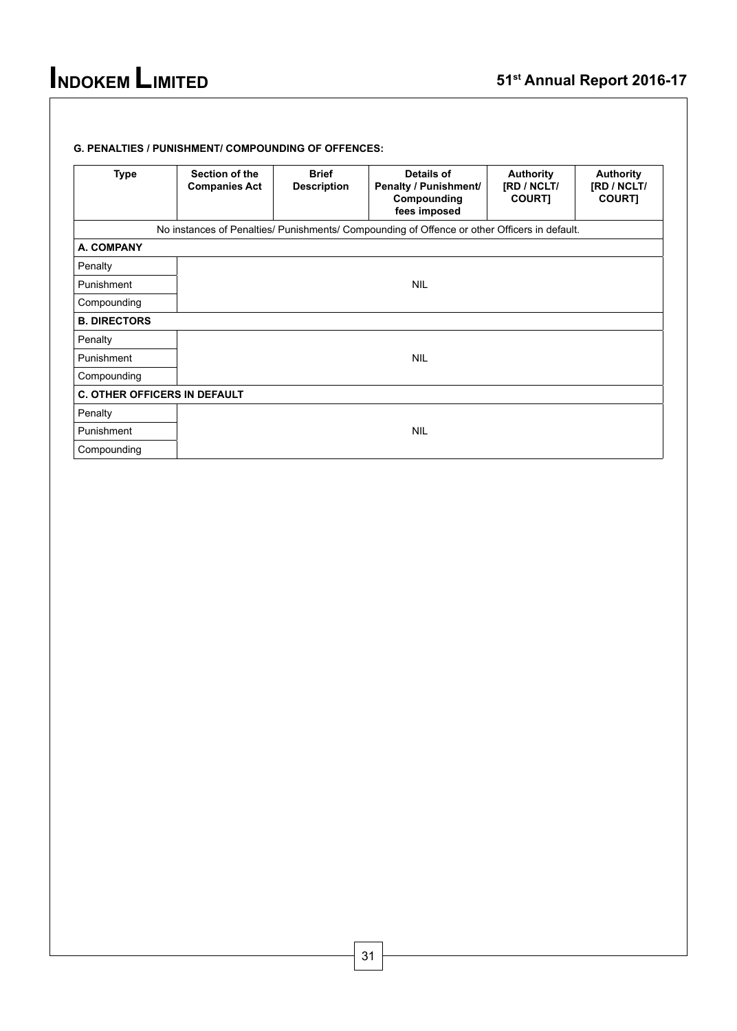**G. PENALTIES / PUNISHMENT/ COMPOUNDING OF OFFENCES:**

| Type | Section of the Companies Act | Brief Description | Details of Penalty / Punishment/ Compounding fees imposed | Authority [RD / NCLT/ COURT] | Authority [RD / NCLT/ COURT] |
|---|---|---|---|---|---|
| No instances of Penalties/ Punishments/ Compounding of Offence or other Officers in default. | | | | | |
| **A. COMPANY** | | | | | |
| Penalty | NIL | | | | |
| Punishment | | | | | |
| Compounding | | | | | |
| **B. DIRECTORS** | | | | | |
| Penalty | NIL | | | | |
| Punishment | | | | | |
| Compounding | | | | | |
| **C. OTHER OFFICERS IN DEFAULT** | | | | | |
| Penalty | NIL | | | | |
| Punishment | | | | | |
| Compounding | | | | | |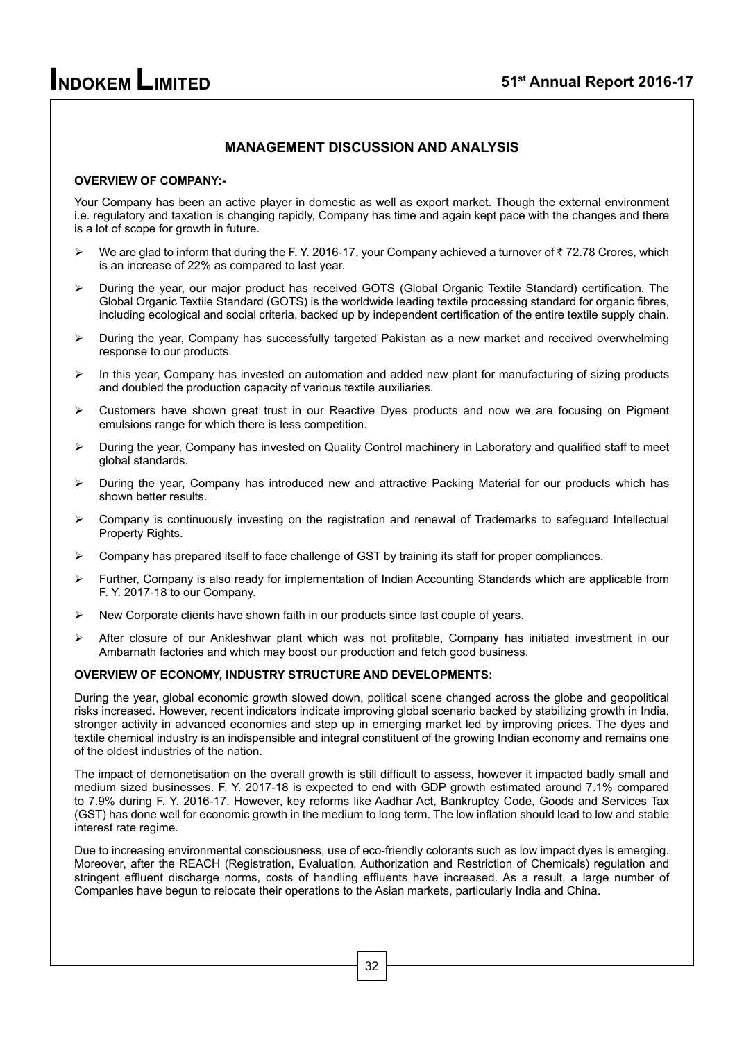## MANAGEMENT DISCUSSION AND ANALYSIS

### OVERVIEW OF COMPANY:-

Your Company has been an active player in domestic as well as export market. Though the external environment i.e. regulatory and taxation is changing rapidly, Company has time and again kept pace with the changes and there is a lot of scope for growth in future.

- We are glad to inform that during the F. Y. 2016-17, your Company achieved a turnover of ₹ 72.78 Crores, which is an increase of 22% as compared to last year.
- During the year, our major product has received GOTS (Global Organic Textile Standard) certification. The Global Organic Textile Standard (GOTS) is the worldwide leading textile processing standard for organic fibres, including ecological and social criteria, backed up by independent certification of the entire textile supply chain.
- During the year, Company has successfully targeted Pakistan as a new market and received overwhelming response to our products.
- In this year, Company has invested on automation and added new plant for manufacturing of sizing products and doubled the production capacity of various textile auxiliaries.
- Customers have shown great trust in our Reactive Dyes products and now we are focusing on Pigment emulsions range for which there is less competition.
- During the year, Company has invested on Quality Control machinery in Laboratory and qualified staff to meet global standards.
- During the year, Company has introduced new and attractive Packing Material for our products which has shown better results.
- Company is continuously investing on the registration and renewal of Trademarks to safeguard Intellectual Property Rights.
- Company has prepared itself to face challenge of GST by training its staff for proper compliances.
- Further, Company is also ready for implementation of Indian Accounting Standards which are applicable from F. Y. 2017-18 to our Company.
- New Corporate clients have shown faith in our products since last couple of years.
- After closure of our Ankleshwar plant which was not profitable, Company has initiated investment in our Ambarnath factories and which may boost our production and fetch good business.

### OVERVIEW OF ECONOMY, INDUSTRY STRUCTURE AND DEVELOPMENTS:

During the year, global economic growth slowed down, political scene changed across the globe and geopolitical risks increased. However, recent indicators indicate improving global scenario backed by stabilizing growth in India, stronger activity in advanced economies and step up in emerging market led by improving prices. The dyes and textile chemical industry is an indispensible and integral constituent of the growing Indian economy and remains one of the oldest industries of the nation.

The impact of demonetisation on the overall growth is still difficult to assess, however it impacted badly small and medium sized businesses. F. Y. 2017-18 is expected to end with GDP growth estimated around 7.1% compared to 7.9% during F. Y. 2016-17. However, key reforms like Aadhar Act, Bankruptcy Code, Goods and Services Tax (GST) has done well for economic growth in the medium to long term. The low inflation should lead to low and stable interest rate regime.

Due to increasing environmental consciousness, use of eco-friendly colorants such as low impact dyes is emerging. Moreover, after the REACH (Registration, Evaluation, Authorization and Restriction of Chemicals) regulation and stringent effluent discharge norms, costs of handling effluents have increased. As a result, a large number of Companies have begun to relocate their operations to the Asian markets, particularly India and China.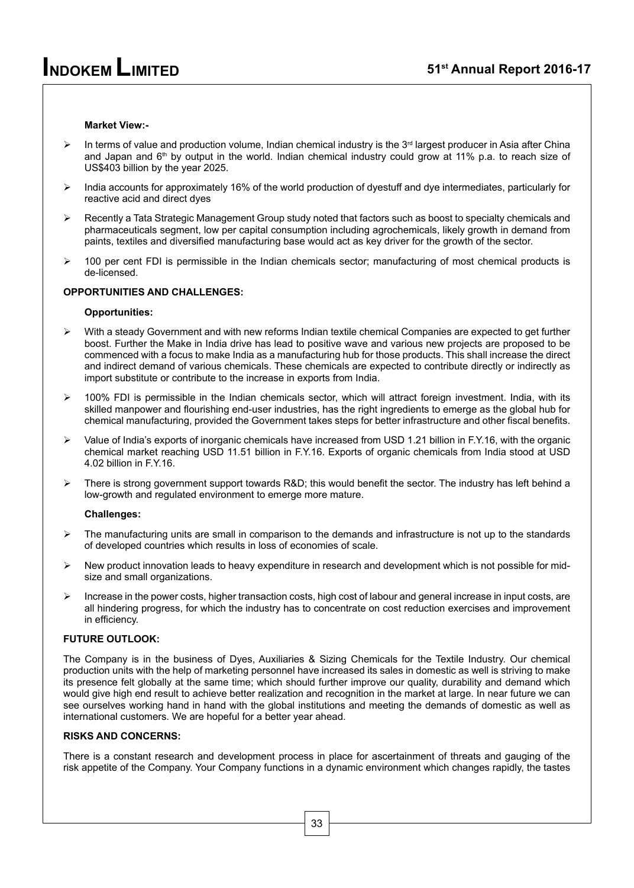**Market View:-**

- In terms of value and production volume, Indian chemical industry is the 3rd largest producer in Asia after China and Japan and 6th by output in the world. Indian chemical industry could grow at 11% p.a. to reach size of US$403 billion by the year 2025.
- India accounts for approximately 16% of the world production of dyestuff and dye intermediates, particularly for reactive acid and direct dyes
- Recently a Tata Strategic Management Group study noted that factors such as boost to specialty chemicals and pharmaceuticals segment, low per capital consumption including agrochemicals, likely growth in demand from paints, textiles and diversified manufacturing base would act as key driver for the growth of the sector.
- 100 per cent FDI is permissible in the Indian chemicals sector; manufacturing of most chemical products is de-licensed.

## OPPORTUNITIES AND CHALLENGES:

**Opportunities:**

- With a steady Government and with new reforms Indian textile chemical Companies are expected to get further boost. Further the Make in India drive has lead to positive wave and various new projects are proposed to be commenced with a focus to make India as a manufacturing hub for those products. This shall increase the direct and indirect demand of various chemicals. These chemicals are expected to contribute directly or indirectly as import substitute or contribute to the increase in exports from India.
- 100% FDI is permissible in the Indian chemicals sector, which will attract foreign investment. India, with its skilled manpower and flourishing end-user industries, has the right ingredients to emerge as the global hub for chemical manufacturing, provided the Government takes steps for better infrastructure and other fiscal benefits.
- Value of India's exports of inorganic chemicals have increased from USD 1.21 billion in F.Y.16, with the organic chemical market reaching USD 11.51 billion in F.Y.16. Exports of organic chemicals from India stood at USD 4.02 billion in F.Y.16.
- There is strong government support towards R&D; this would benefit the sector. The industry has left behind a low-growth and regulated environment to emerge more mature.

**Challenges:**

- The manufacturing units are small in comparison to the demands and infrastructure is not up to the standards of developed countries which results in loss of economies of scale.
- New product innovation leads to heavy expenditure in research and development which is not possible for mid-size and small organizations.
- Increase in the power costs, higher transaction costs, high cost of labour and general increase in input costs, are all hindering progress, for which the industry has to concentrate on cost reduction exercises and improvement in efficiency.

## FUTURE OUTLOOK:

The Company is in the business of Dyes, Auxiliaries & Sizing Chemicals for the Textile Industry. Our chemical production units with the help of marketing personnel have increased its sales in domestic as well is striving to make its presence felt globally at the same time; which should further improve our quality, durability and demand which would give high end result to achieve better realization and recognition in the market at large. In near future we can see ourselves working hand in hand with the global institutions and meeting the demands of domestic as well as international customers. We are hopeful for a better year ahead.

## RISKS AND CONCERNS:

There is a constant research and development process in place for ascertainment of threats and gauging of the risk appetite of the Company. Your Company functions in a dynamic environment which changes rapidly, the tastes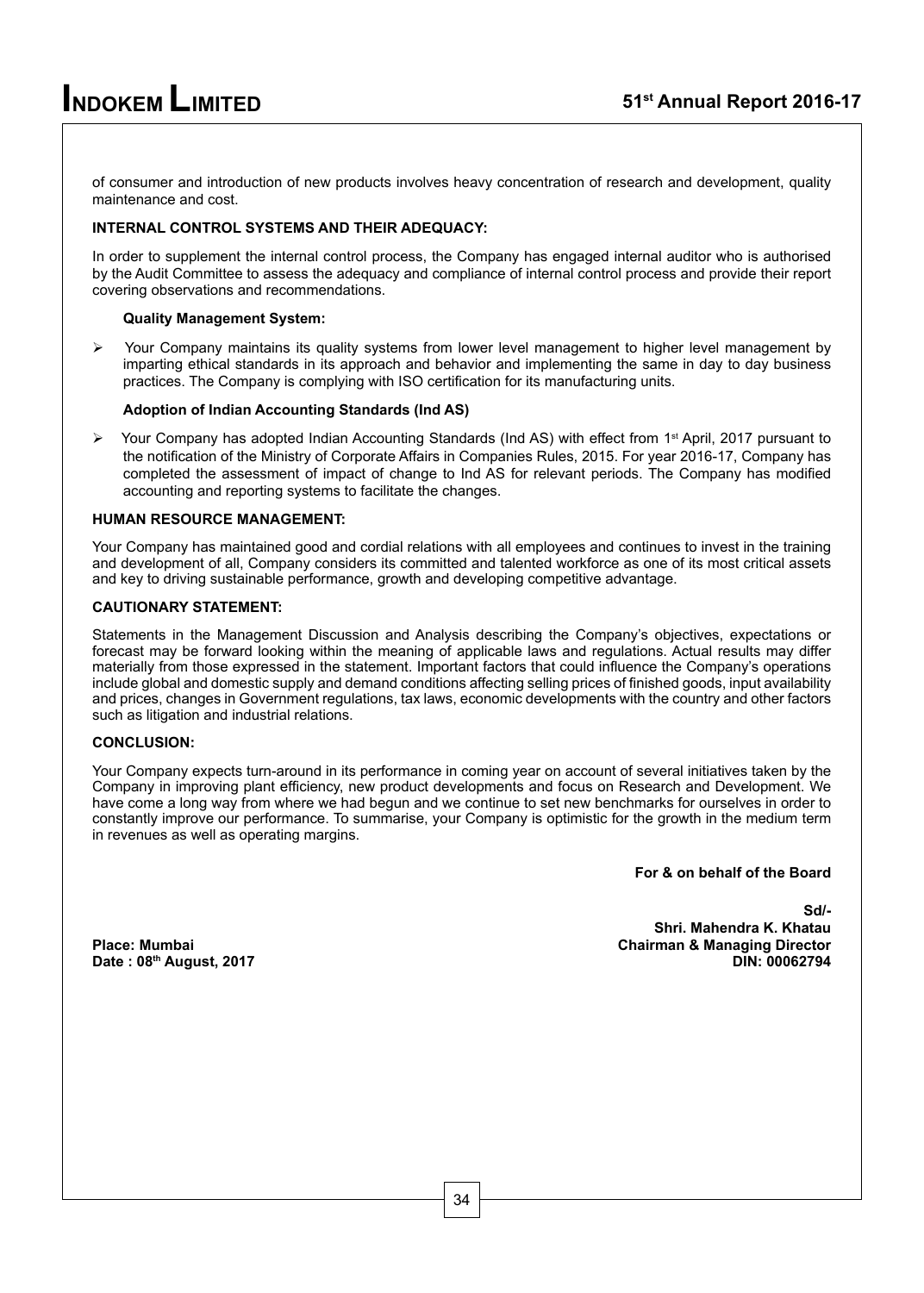of consumer and introduction of new products involves heavy concentration of research and development, quality maintenance and cost.

**INTERNAL CONTROL SYSTEMS AND THEIR ADEQUACY:**

In order to supplement the internal control process, the Company has engaged internal auditor who is authorised by the Audit Committee to assess the adequacy and compliance of internal control process and provide their report covering observations and recommendations.

**Quality Management System:**

- Your Company maintains its quality systems from lower level management to higher level management by imparting ethical standards in its approach and behavior and implementing the same in day to day business practices. The Company is complying with ISO certification for its manufacturing units.

**Adoption of Indian Accounting Standards (Ind AS)**

- Your Company has adopted Indian Accounting Standards (Ind AS) with effect from 1st April, 2017 pursuant to the notification of the Ministry of Corporate Affairs in Companies Rules, 2015. For year 2016-17, Company has completed the assessment of impact of change to Ind AS for relevant periods. The Company has modified accounting and reporting systems to facilitate the changes.

**HUMAN RESOURCE MANAGEMENT:**

Your Company has maintained good and cordial relations with all employees and continues to invest in the training and development of all, Company considers its committed and talented workforce as one of its most critical assets and key to driving sustainable performance, growth and developing competitive advantage.

**CAUTIONARY STATEMENT:**

Statements in the Management Discussion and Analysis describing the Company's objectives, expectations or forecast may be forward looking within the meaning of applicable laws and regulations. Actual results may differ materially from those expressed in the statement. Important factors that could influence the Company's operations include global and domestic supply and demand conditions affecting selling prices of finished goods, input availability and prices, changes in Government regulations, tax laws, economic developments with the country and other factors such as litigation and industrial relations.

**CONCLUSION:**

Your Company expects turn-around in its performance in coming year on account of several initiatives taken by the Company in improving plant efficiency, new product developments and focus on Research and Development. We have come a long way from where we had begun and we continue to set new benchmarks for ourselves in order to constantly improve our performance. To summarise, your Company is optimistic for the growth in the medium term in revenues as well as operating margins.

**For & on behalf of the Board**

**Sd/-**
**Shri. Mahendra K. Khatau**
**Chairman & Managing Director**
**DIN: 00062794**

**Place: Mumbai**
**Date : 08th August, 2017**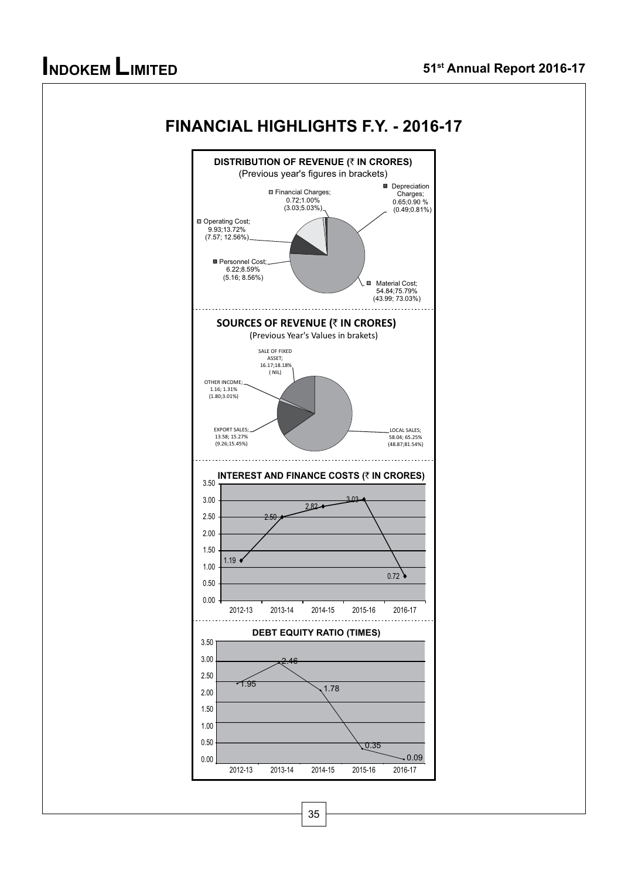# FINANCIAL HIGHLIGHTS F.Y. - 2016-17

## DISTRIBUTION OF REVENUE (₹ IN CRORES)

(Previous year's figures in brackets)

- Financial Charges; 0.72;1.00% (3.03;5.03%)
- Depreciation Charges; 0.65;0.90 % (0.49;0.81%)
- Operating Cost; 9.93;13.72% (7.57; 12.56%)
- Personnel Cost; 6.22;8.59% (5.16; 8.56%)
- Material Cost; 54.84;75.79% (43.99; 73.03%)

## SOURCES OF REVENUE (₹ IN CRORES)

(Previous Year's Values in brakets)

- SALE OF FIXED ASSET; 16.17;18.18% ( NIL)
- OTHER INCOME; 1.16; 1.31% (1.80;3.01%)
- EXPORT SALES; 13.58; 15.27% (9.26;15.45%)
- LOCAL SALES; 58.04; 65.25% (48.87;81.54%)

## INTEREST AND FINANCE COSTS (₹ IN CRORES)

| Year | 2012-13 | 2013-14 | 2014-15 | 2015-16 | 2016-17 |
|---|---|---|---|---|---|
| Interest and Finance Costs | 1.19 | 2.50 | 2.82 | 3.03 | 0.72 |

## DEBT EQUITY RATIO (TIMES)

| Year | 2012-13 | 2013-14 | 2014-15 | 2015-16 | 2016-17 |
|---|---|---|---|---|---|
| Debt Equity Ratio | 1.95 | 2.46 | 1.78 | 0.35 | 0.09 |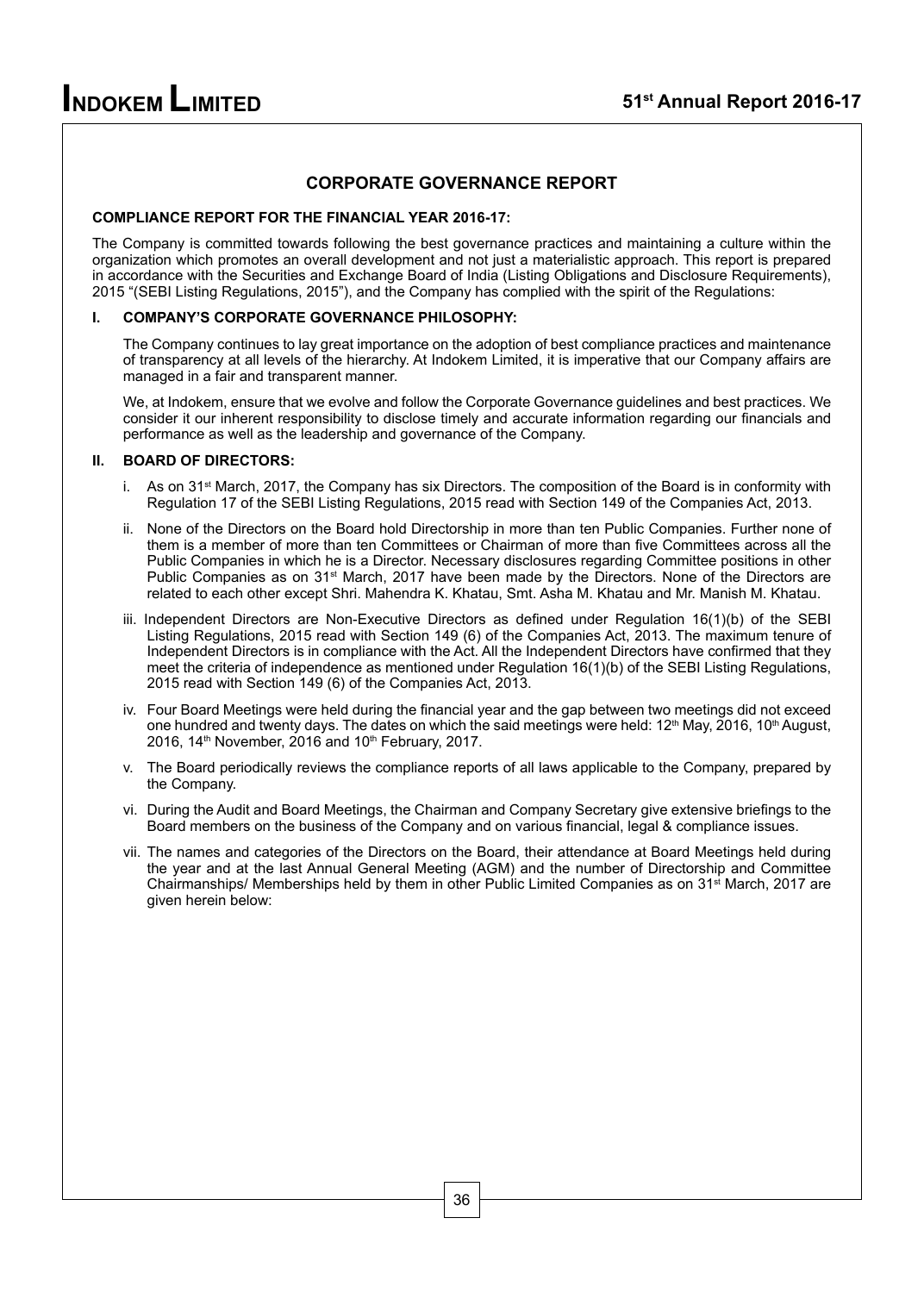## CORPORATE GOVERNANCE REPORT

**COMPLIANCE REPORT FOR THE FINANCIAL YEAR 2016-17:**

The Company is committed towards following the best governance practices and maintaining a culture within the organization which promotes an overall development and not just a materialistic approach. This report is prepared in accordance with the Securities and Exchange Board of India (Listing Obligations and Disclosure Requirements), 2015 "(SEBI Listing Regulations, 2015"), and the Company has complied with the spirit of the Regulations:

### I. COMPANY'S CORPORATE GOVERNANCE PHILOSOPHY:

The Company continues to lay great importance on the adoption of best compliance practices and maintenance of transparency at all levels of the hierarchy. At Indokem Limited, it is imperative that our Company affairs are managed in a fair and transparent manner.

We, at Indokem, ensure that we evolve and follow the Corporate Governance guidelines and best practices. We consider it our inherent responsibility to disclose timely and accurate information regarding our financials and performance as well as the leadership and governance of the Company.

### II. BOARD OF DIRECTORS:

i. As on 31st March, 2017, the Company has six Directors. The composition of the Board is in conformity with Regulation 17 of the SEBI Listing Regulations, 2015 read with Section 149 of the Companies Act, 2013.

ii. None of the Directors on the Board hold Directorship in more than ten Public Companies. Further none of them is a member of more than ten Committees or Chairman of more than five Committees across all the Public Companies in which he is a Director. Necessary disclosures regarding Committee positions in other Public Companies as on 31st March, 2017 have been made by the Directors. None of the Directors are related to each other except Shri. Mahendra K. Khatau, Smt. Asha M. Khatau and Mr. Manish M. Khatau.

iii. Independent Directors are Non-Executive Directors as defined under Regulation 16(1)(b) of the SEBI Listing Regulations, 2015 read with Section 149 (6) of the Companies Act, 2013. The maximum tenure of Independent Directors is in compliance with the Act. All the Independent Directors have confirmed that they meet the criteria of independence as mentioned under Regulation 16(1)(b) of the SEBI Listing Regulations, 2015 read with Section 149 (6) of the Companies Act, 2013.

iv. Four Board Meetings were held during the financial year and the gap between two meetings did not exceed one hundred and twenty days. The dates on which the said meetings were held: 12th May, 2016, 10th August, 2016, 14th November, 2016 and 10th February, 2017.

v. The Board periodically reviews the compliance reports of all laws applicable to the Company, prepared by the Company.

vi. During the Audit and Board Meetings, the Chairman and Company Secretary give extensive briefings to the Board members on the business of the Company and on various financial, legal & compliance issues.

vii. The names and categories of the Directors on the Board, their attendance at Board Meetings held during the year and at the last Annual General Meeting (AGM) and the number of Directorship and Committee Chairmanships/ Memberships held by them in other Public Limited Companies as on 31st March, 2017 are given herein below: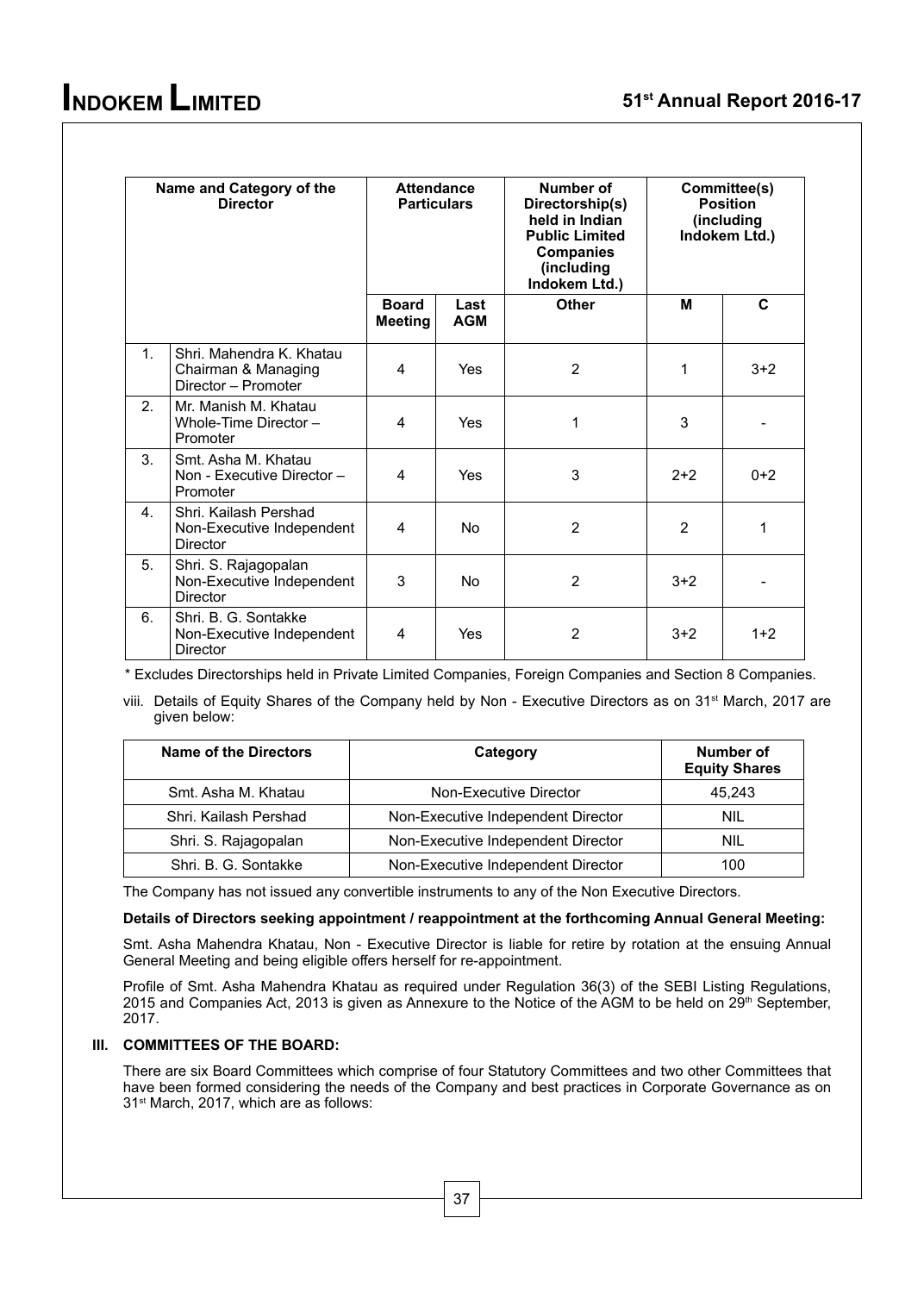| | Name and Category of the Director | Attendance Particulars | | Number of Directorship(s) held in Indian Public Limited Companies (including Indokem Ltd.) | Committee(s) Position (including Indokem Ltd.) | |
|---|---|---|---|---|---|---|
| | | Board Meeting | Last AGM | Other | M | C |
| 1. | Shri. Mahendra K. Khatau Chairman & Managing Director – Promoter | 4 | Yes | 2 | 1 | 3+2 |
| 2. | Mr. Manish M. Khatau Whole-Time Director – Promoter | 4 | Yes | 1 | 3 | - |
| 3. | Smt. Asha M. Khatau Non - Executive Director – Promoter | 4 | Yes | 3 | 2+2 | 0+2 |
| 4. | Shri. Kailash Pershad Non-Executive Independent Director | 4 | No | 2 | 2 | 1 |
| 5. | Shri. S. Rajagopalan Non-Executive Independent Director | 3 | No | 2 | 3+2 | - |
| 6. | Shri. B. G. Sontakke Non-Executive Independent Director | 4 | Yes | 2 | 3+2 | 1+2 |

* Excludes Directorships held in Private Limited Companies, Foreign Companies and Section 8 Companies.

viii. Details of Equity Shares of the Company held by Non - Executive Directors as on 31st March, 2017 are given below:

| Name of the Directors | Category | Number of Equity Shares |
|---|---|---|
| Smt. Asha M. Khatau | Non-Executive Director | 45,243 |
| Shri. Kailash Pershad | Non-Executive Independent Director | NIL |
| Shri. S. Rajagopalan | Non-Executive Independent Director | NIL |
| Shri. B. G. Sontakke | Non-Executive Independent Director | 100 |

The Company has not issued any convertible instruments to any of the Non Executive Directors.

**Details of Directors seeking appointment / reappointment at the forthcoming Annual General Meeting:**

Smt. Asha Mahendra Khatau, Non - Executive Director is liable for retire by rotation at the ensuing Annual General Meeting and being eligible offers herself for re-appointment.

Profile of Smt. Asha Mahendra Khatau as required under Regulation 36(3) of the SEBI Listing Regulations, 2015 and Companies Act, 2013 is given as Annexure to the Notice of the AGM to be held on 29th September, 2017.

### III. COMMITTEES OF THE BOARD:

There are six Board Committees which comprise of four Statutory Committees and two other Committees that have been formed considering the needs of the Company and best practices in Corporate Governance as on 31st March, 2017, which are as follows: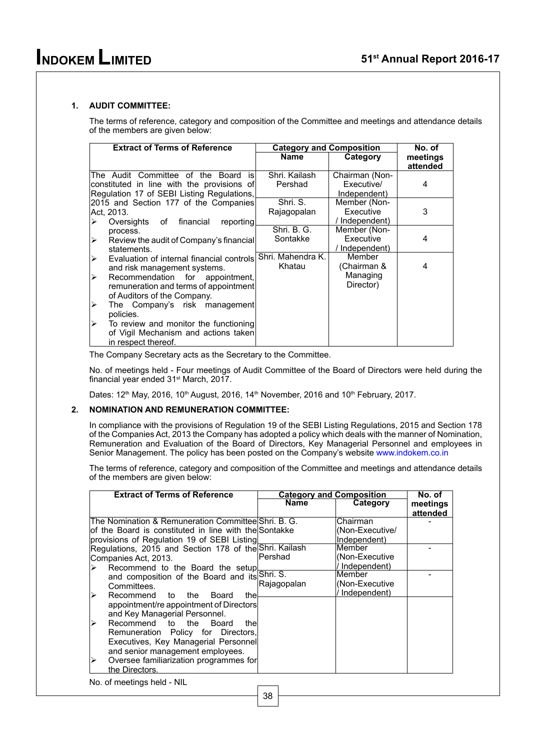## 1. AUDIT COMMITTEE:

The terms of reference, category and composition of the Committee and meetings and attendance details of the members are given below:

| Extract of Terms of Reference | Category and Composition | | No. of meetings attended |
|---|---|---|---|
| | Name | Category | |
| The Audit Committee of the Board is constituted in line with the provisions of Regulation 17 of SEBI Listing Regulations, 2015 and Section 177 of the Companies Act, 2013.<br>➢ Oversights of financial reporting process.<br>➢ Review the audit of Company's financial statements.<br>➢ Evaluation of internal financial controls and risk management systems.<br>➢ Recommendation for appointment, remuneration and terms of appointment of Auditors of the Company.<br>➢ The Company's risk management policies.<br>➢ To review and monitor the functioning of Vigil Mechanism and actions taken in respect thereof. | Shri. Kailash Pershad | Chairman (Non-Executive/ Independent) | 4 |
| | Shri. S. Rajagopalan | Member (Non-Executive / Independent) | 3 |
| | Shri. B. G. Sontakke | Member (Non-Executive / Independent) | 4 |
| | Shri. Mahendra K. Khatau | Member (Chairman & Managing Director) | 4 |

The Company Secretary acts as the Secretary to the Committee.

No. of meetings held - Four meetings of Audit Committee of the Board of Directors were held during the financial year ended 31st March, 2017.

Dates: 12th May, 2016, 10th August, 2016, 14th November, 2016 and 10th February, 2017.

## 2. NOMINATION AND REMUNERATION COMMITTEE:

In compliance with the provisions of Regulation 19 of the SEBI Listing Regulations, 2015 and Section 178 of the Companies Act, 2013 the Company has adopted a policy which deals with the manner of Nomination, Remuneration and Evaluation of the Board of Directors, Key Managerial Personnel and employees in Senior Management. The policy has been posted on the Company's website www.indokem.co.in

The terms of reference, category and composition of the Committee and meetings and attendance details of the members are given below:

| Extract of Terms of Reference | Category and Composition | | No. of meetings attended |
|---|---|---|---|
| | Name | Category | |
| The Nomination & Remuneration Committee of the Board is constituted in line with the provisions of Regulation 19 of SEBI Listing Regulations, 2015 and Section 178 of the Companies Act, 2013.<br>➢ Recommend to the Board the setup and composition of the Board and its Committees.<br>➢ Recommend to the Board the appointment/re appointment of Directors and Key Managerial Personnel.<br>➢ Recommend to the Board the Remuneration Policy for Directors, Executives, Key Managerial Personnel and senior management employees.<br>➢ Oversee familiarization programmes for the Directors. | Shri. B. G. Sontakke | Chairman (Non-Executive/ Independent) | - |
| | Shri. Kailash Pershad | Member (Non-Executive / Independent) | - |
| | Shri. S. Rajagopalan | Member (Non-Executive / Independent) | - |

No. of meetings held - NIL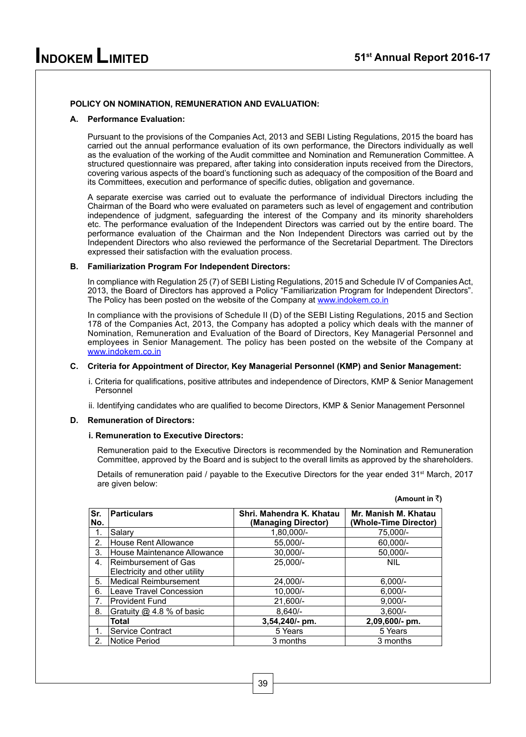## POLICY ON NOMINATION, REMUNERATION AND EVALUATION:

### A. Performance Evaluation:

Pursuant to the provisions of the Companies Act, 2013 and SEBI Listing Regulations, 2015 the board has carried out the annual performance evaluation of its own performance, the Directors individually as well as the evaluation of the working of the Audit committee and Nomination and Remuneration Committee. A structured questionnaire was prepared, after taking into consideration inputs received from the Directors, covering various aspects of the board's functioning such as adequacy of the composition of the Board and its Committees, execution and performance of specific duties, obligation and governance.

A separate exercise was carried out to evaluate the performance of individual Directors including the Chairman of the Board who were evaluated on parameters such as level of engagement and contribution independence of judgment, safeguarding the interest of the Company and its minority shareholders etc. The performance evaluation of the Independent Directors was carried out by the entire board. The performance evaluation of the Chairman and the Non Independent Directors was carried out by the Independent Directors who also reviewed the performance of the Secretarial Department. The Directors expressed their satisfaction with the evaluation process.

### B. Familiarization Program For Independent Directors:

In compliance with Regulation 25 (7) of SEBI Listing Regulations, 2015 and Schedule IV of Companies Act, 2013, the Board of Directors has approved a Policy "Familiarization Program for Independent Directors". The Policy has been posted on the website of the Company at www.indokem.co.in

In compliance with the provisions of Schedule II (D) of the SEBI Listing Regulations, 2015 and Section 178 of the Companies Act, 2013, the Company has adopted a policy which deals with the manner of Nomination, Remuneration and Evaluation of the Board of Directors, Key Managerial Personnel and employees in Senior Management. The policy has been posted on the website of the Company at www.indokem.co.in

### C. Criteria for Appointment of Director, Key Managerial Personnel (KMP) and Senior Management:

i. Criteria for qualifications, positive attributes and independence of Directors, KMP & Senior Management Personnel

ii. Identifying candidates who are qualified to become Directors, KMP & Senior Management Personnel

### D. Remuneration of Directors:

#### i. Remuneration to Executive Directors:

Remuneration paid to the Executive Directors is recommended by the Nomination and Remuneration Committee, approved by the Board and is subject to the overall limits as approved by the shareholders.

Details of remuneration paid / payable to the Executive Directors for the year ended 31st March, 2017 are given below:

**(Amount in ₹)**

| Sr. No. | Particulars | Shri. Mahendra K. Khatau (Managing Director) | Mr. Manish M. Khatau (Whole-Time Director) |
|---|---|---|---|
| 1. | Salary | 1,80,000/- | 75,000/- |
| 2. | House Rent Allowance | 55,000/- | 60,000/- |
| 3. | House Maintenance Allowance | 30,000/- | 50,000/- |
| 4. | Reimbursement of Gas Electricity and other utility | 25,000/- | NIL |
| 5. | Medical Reimbursement | 24,000/- | 6,000/- |
| 6. | Leave Travel Concession | 10,000/- | 6,000/- |
| 7. | Provident Fund | 21,600/- | 9,000/- |
| 8. | Gratuity @ 4.8 % of basic | 8,640/- | 3,600/- |
| | **Total** | **3,54,240/- pm.** | **2,09,600/- pm.** |
| 1. | Service Contract | 5 Years | 5 Years |
| 2. | Notice Period | 3 months | 3 months |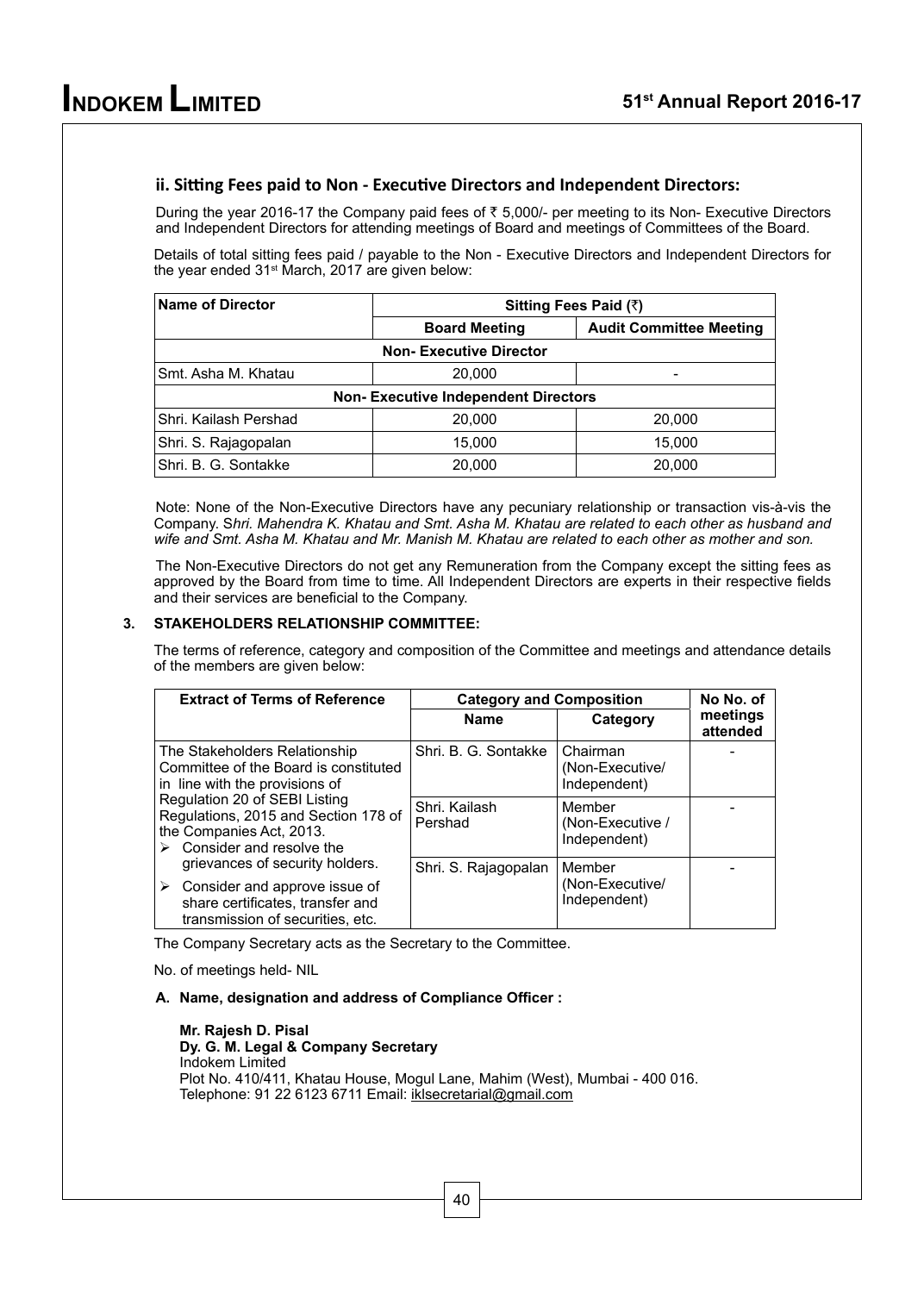### ii. Sitting Fees paid to Non - Executive Directors and Independent Directors:

During the year 2016-17 the Company paid fees of ₹ 5,000/- per meeting to its Non- Executive Directors and Independent Directors for attending meetings of Board and meetings of Committees of the Board.

Details of total sitting fees paid / payable to the Non - Executive Directors and Independent Directors for the year ended 31st March, 2017 are given below:

| Name of Director | Sitting Fees Paid (₹) | |
|---|---|---|
| | Board Meeting | Audit Committee Meeting |
| **Non- Executive Director** | | |
| Smt. Asha M. Khatau | 20,000 | - |
| **Non- Executive Independent Directors** | | |
| Shri. Kailash Pershad | 20,000 | 20,000 |
| Shri. S. Rajagopalan | 15,000 | 15,000 |
| Shri. B. G. Sontakke | 20,000 | 20,000 |

Note: None of the Non-Executive Directors have any pecuniary relationship or transaction vis-à-vis the Company. S*hri. Mahendra K. Khatau and Smt. Asha M. Khatau are related to each other as husband and wife and Smt. Asha M. Khatau and Mr. Manish M. Khatau are related to each other as mother and son.*

The Non-Executive Directors do not get any Remuneration from the Company except the sitting fees as approved by the Board from time to time. All Independent Directors are experts in their respective fields and their services are beneficial to the Company.

### 3. STAKEHOLDERS RELATIONSHIP COMMITTEE:

The terms of reference, category and composition of the Committee and meetings and attendance details of the members are given below:

| Extract of Terms of Reference | Category and Composition | | No No. of meetings attended |
|---|---|---|---|
| | Name | Category | |
| The Stakeholders Relationship Committee of the Board is constituted in line with the provisions of Regulation 20 of SEBI Listing Regulations, 2015 and Section 178 of the Companies Act, 2013. ➢ Consider and resolve the grievances of security holders. ➢ Consider and approve issue of share certificates, transfer and transmission of securities, etc. | Shri. B. G. Sontakke | Chairman (Non-Executive/ Independent) | - |
| | Shri. Kailash Pershad | Member (Non-Executive / Independent) | - |
| | Shri. S. Rajagopalan | Member (Non-Executive/ Independent) | - |

The Company Secretary acts as the Secretary to the Committee.

No. of meetings held- NIL

**A. Name, designation and address of Compliance Officer :**

**Mr. Rajesh D. Pisal**
**Dy. G. M. Legal & Company Secretary**
Indokem Limited
Plot No. 410/411, Khatau House, Mogul Lane, Mahim (West), Mumbai - 400 016.
Telephone: 91 22 6123 6711 Email: iklsecretarial@gmail.com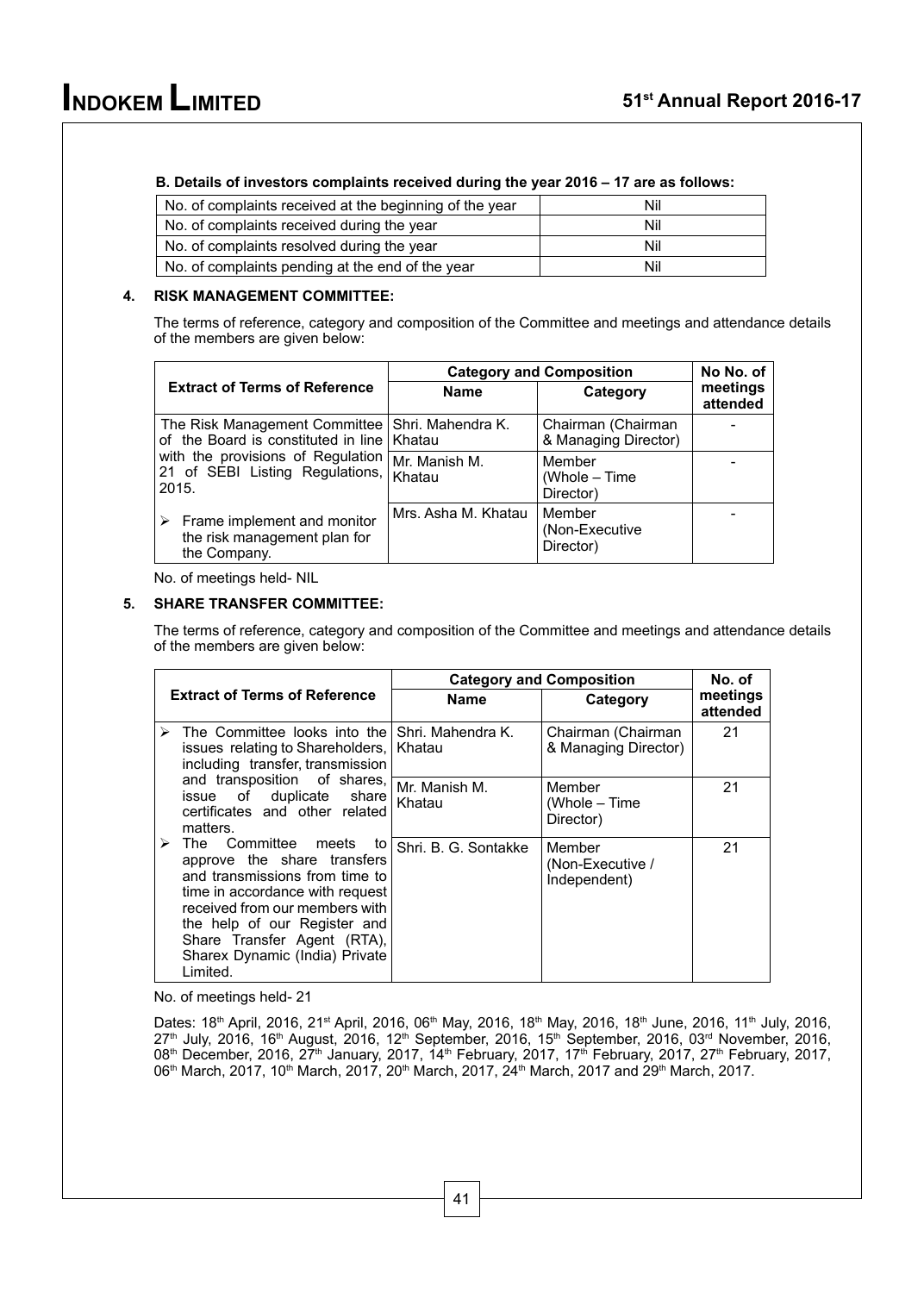**B. Details of investors complaints received during the year 2016 – 17 are as follows:**

| No. of complaints received at the beginning of the year | Nil |
|---|---|
| No. of complaints received during the year | Nil |
| No. of complaints resolved during the year | Nil |
| No. of complaints pending at the end of the year | Nil |

**4. RISK MANAGEMENT COMMITTEE:**

The terms of reference, category and composition of the Committee and meetings and attendance details of the members are given below:

| Extract of Terms of Reference | Category and Composition | | No No. of meetings attended |
|---|---|---|---|
| | **Name** | **Category** | |
| The Risk Management Committee of the Board is constituted in line with the provisions of Regulation 21 of SEBI Listing Regulations, 2015. ➢ Frame implement and monitor the risk management plan for the Company. | Shri. Mahendra K. Khatau | Chairman (Chairman & Managing Director) | - |
| | Mr. Manish M. Khatau | Member (Whole – Time Director) | - |
| | Mrs. Asha M. Khatau | Member (Non-Executive Director) | - |

No. of meetings held- NIL

**5. SHARE TRANSFER COMMITTEE:**

The terms of reference, category and composition of the Committee and meetings and attendance details of the members are given below:

| Extract of Terms of Reference | Category and Composition | | No. of meetings attended |
|---|---|---|---|
| | **Name** | **Category** | |
| ➢ The Committee looks into the issues relating to Shareholders, including transfer, transmission and transposition of shares, issue of duplicate share certificates and other related matters. ➢ The Committee meets to approve the share transfers and transmissions from time to time in accordance with request received from our members with the help of our Register and Share Transfer Agent (RTA), Sharex Dynamic (India) Private Limited. | Shri. Mahendra K. Khatau | Chairman (Chairman & Managing Director) | 21 |
| | Mr. Manish M. Khatau | Member (Whole – Time Director) | 21 |
| | Shri. B. G. Sontakke | Member (Non-Executive / Independent) | 21 |

No. of meetings held- 21

Dates: 18th April, 2016, 21st April, 2016, 06th May, 2016, 18th May, 2016, 18th June, 2016, 11th July, 2016, 27th July, 2016, 16th August, 2016, 12th September, 2016, 15th September, 2016, 03rd November, 2016, 08th December, 2016, 27th January, 2017, 14th February, 2017, 17th February, 2017, 27th February, 2017, 06th March, 2017, 10th March, 2017, 20th March, 2017, 24th March, 2017 and 29th March, 2017.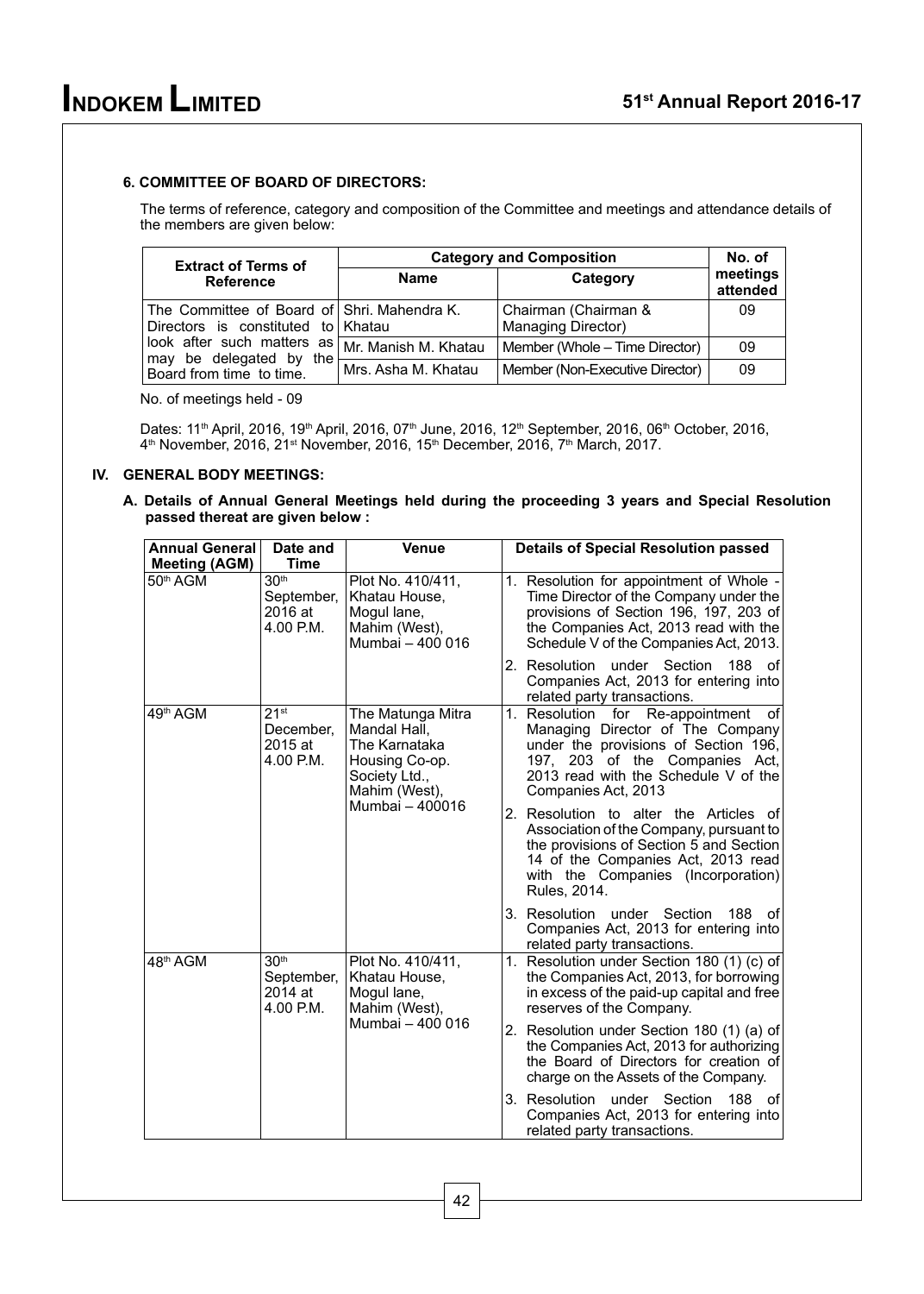### 6. COMMITTEE OF BOARD OF DIRECTORS:

The terms of reference, category and composition of the Committee and meetings and attendance details of the members are given below:

| Extract of Terms of Reference | Category and Composition | | No. of meetings attended |
|---|---|---|---|
| | Name | Category | |
| The Committee of Board of Directors is constituted to look after such matters as may be delegated by the Board from time to time. | Shri. Mahendra K. Khatau | Chairman (Chairman & Managing Director) | 09 |
| | Mr. Manish M. Khatau | Member (Whole – Time Director) | 09 |
| | Mrs. Asha M. Khatau | Member (Non-Executive Director) | 09 |

No. of meetings held - 09

Dates: 11th April, 2016, 19th April, 2016, 07th June, 2016, 12th September, 2016, 06th October, 2016, 4th November, 2016, 21st November, 2016, 15th December, 2016, 7th March, 2017.

## IV. GENERAL BODY MEETINGS:

**A. Details of Annual General Meetings held during the proceeding 3 years and Special Resolution passed thereat are given below :**

| Annual General Meeting (AGM) | Date and Time | Venue | Details of Special Resolution passed |
|---|---|---|---|
| 50th AGM | 30th September, 2016 at 4.00 P.M. | Plot No. 410/411, Khatau House, Mogul lane, Mahim (West), Mumbai – 400 016 | 1. Resolution for appointment of Whole - Time Director of the Company under the provisions of Section 196, 197, 203 of the Companies Act, 2013 read with the Schedule V of the Companies Act, 2013. |
| | | | 2. Resolution under Section 188 of Companies Act, 2013 for entering into related party transactions. |
| 49th AGM | 21st December, 2015 at 4.00 P.M. | The Matunga Mitra Mandal Hall, The Karnataka Housing Co-op. Society Ltd., Mahim (West), Mumbai – 400016 | 1. Resolution for Re-appointment of Managing Director of The Company under the provisions of Section 196, 197, 203 of the Companies Act, 2013 read with the Schedule V of the Companies Act, 2013 |
| | | | 2. Resolution to alter the Articles of Association of the Company, pursuant to the provisions of Section 5 and Section 14 of the Companies Act, 2013 read with the Companies (Incorporation) Rules, 2014. |
| | | | 3. Resolution under Section 188 of Companies Act, 2013 for entering into related party transactions. |
| 48th AGM | 30th September, 2014 at 4.00 P.M. | Plot No. 410/411, Khatau House, Mogul lane, Mahim (West), Mumbai – 400 016 | 1. Resolution under Section 180 (1) (c) of the Companies Act, 2013, for borrowing in excess of the paid-up capital and free reserves of the Company. |
| | | | 2. Resolution under Section 180 (1) (a) of the Companies Act, 2013 for authorizing the Board of Directors for creation of charge on the Assets of the Company. |
| | | | 3. Resolution under Section 188 of Companies Act, 2013 for entering into related party transactions. |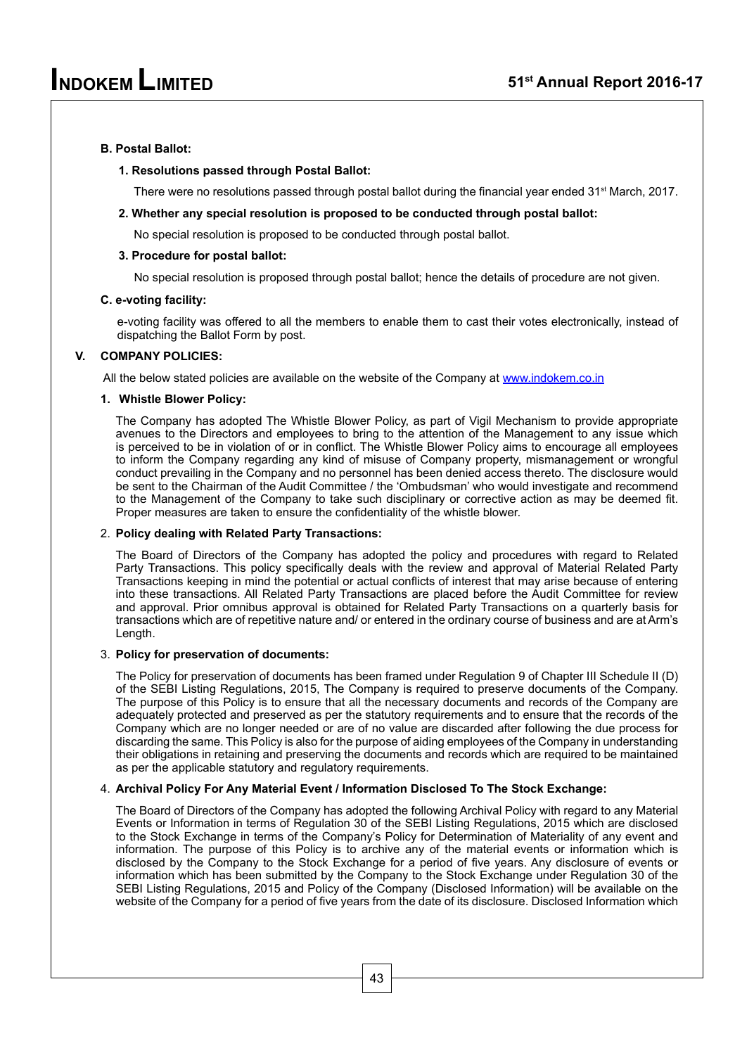**B. Postal Ballot:**

**1. Resolutions passed through Postal Ballot:**

There were no resolutions passed through postal ballot during the financial year ended 31st March, 2017.

**2. Whether any special resolution is proposed to be conducted through postal ballot:**

No special resolution is proposed to be conducted through postal ballot.

**3. Procedure for postal ballot:**

No special resolution is proposed through postal ballot; hence the details of procedure are not given.

**C. e-voting facility:**

e-voting facility was offered to all the members to enable them to cast their votes electronically, instead of dispatching the Ballot Form by post.

## V. COMPANY POLICIES:

All the below stated policies are available on the website of the Company at www.indokem.co.in

**1. Whistle Blower Policy:**

The Company has adopted The Whistle Blower Policy, as part of Vigil Mechanism to provide appropriate avenues to the Directors and employees to bring to the attention of the Management to any issue which is perceived to be in violation of or in conflict. The Whistle Blower Policy aims to encourage all employees to inform the Company regarding any kind of misuse of Company property, mismanagement or wrongful conduct prevailing in the Company and no personnel has been denied access thereto. The disclosure would be sent to the Chairman of the Audit Committee / the 'Ombudsman' who would investigate and recommend to the Management of the Company to take such disciplinary or corrective action as may be deemed fit. Proper measures are taken to ensure the confidentiality of the whistle blower.

2. **Policy dealing with Related Party Transactions:**

The Board of Directors of the Company has adopted the policy and procedures with regard to Related Party Transactions. This policy specifically deals with the review and approval of Material Related Party Transactions keeping in mind the potential or actual conflicts of interest that may arise because of entering into these transactions. All Related Party Transactions are placed before the Audit Committee for review and approval. Prior omnibus approval is obtained for Related Party Transactions on a quarterly basis for transactions which are of repetitive nature and/ or entered in the ordinary course of business and are at Arm's Length.

3. **Policy for preservation of documents:**

The Policy for preservation of documents has been framed under Regulation 9 of Chapter III Schedule II (D) of the SEBI Listing Regulations, 2015, The Company is required to preserve documents of the Company. The purpose of this Policy is to ensure that all the necessary documents and records of the Company are adequately protected and preserved as per the statutory requirements and to ensure that the records of the Company which are no longer needed or are of no value are discarded after following the due process for discarding the same. This Policy is also for the purpose of aiding employees of the Company in understanding their obligations in retaining and preserving the documents and records which are required to be maintained as per the applicable statutory and regulatory requirements.

4. **Archival Policy For Any Material Event / Information Disclosed To The Stock Exchange:**

The Board of Directors of the Company has adopted the following Archival Policy with regard to any Material Events or Information in terms of Regulation 30 of the SEBI Listing Regulations, 2015 which are disclosed to the Stock Exchange in terms of the Company's Policy for Determination of Materiality of any event and information. The purpose of this Policy is to archive any of the material events or information which is disclosed by the Company to the Stock Exchange for a period of five years. Any disclosure of events or information which has been submitted by the Company to the Stock Exchange under Regulation 30 of the SEBI Listing Regulations, 2015 and Policy of the Company (Disclosed Information) will be available on the website of the Company for a period of five years from the date of its disclosure. Disclosed Information which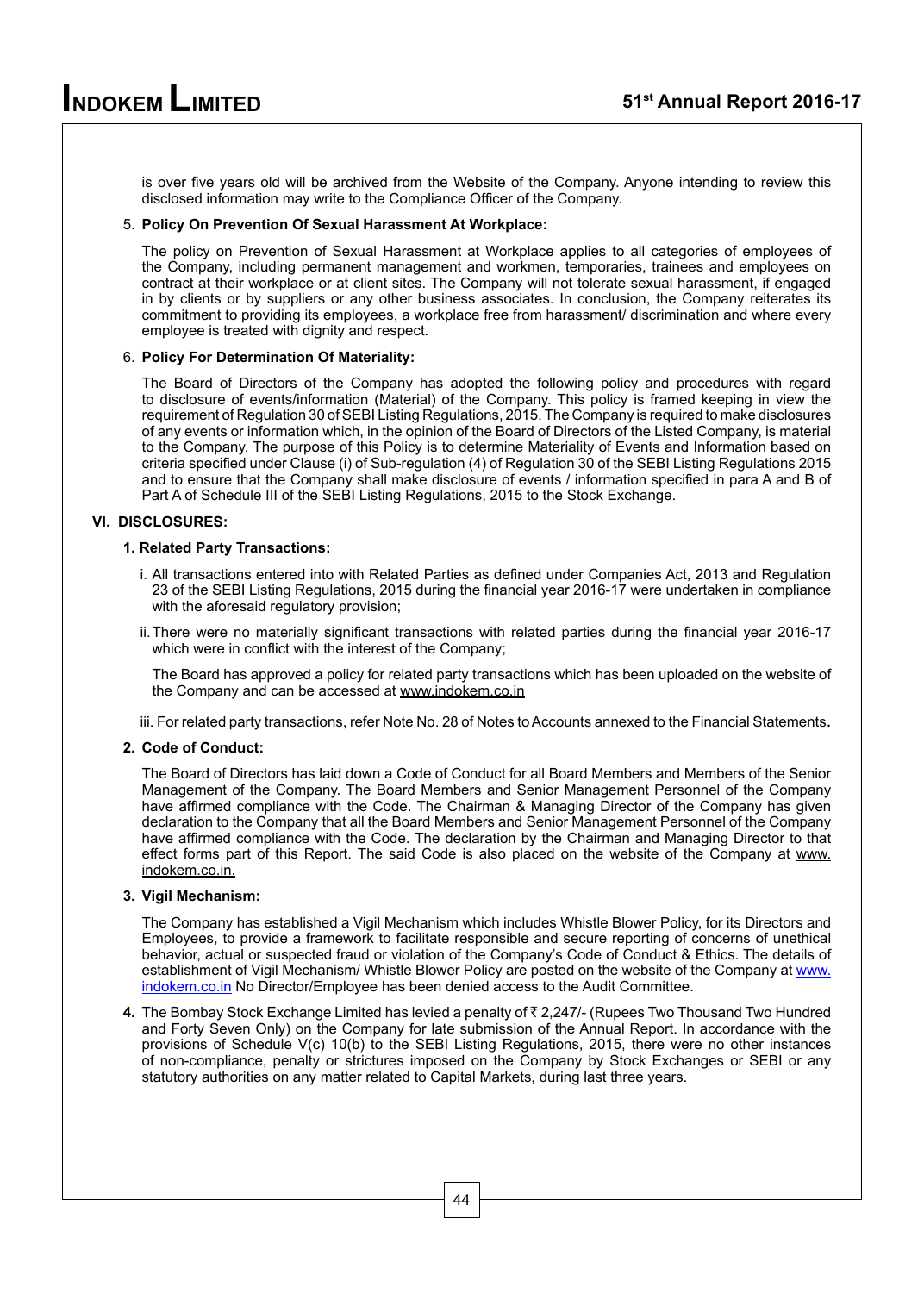is over five years old will be archived from the Website of the Company. Anyone intending to review this disclosed information may write to the Compliance Officer of the Company.

5. **Policy On Prevention Of Sexual Harassment At Workplace:**

   The policy on Prevention of Sexual Harassment at Workplace applies to all categories of employees of the Company, including permanent management and workmen, temporaries, trainees and employees on contract at their workplace or at client sites. The Company will not tolerate sexual harassment, if engaged in by clients or by suppliers or any other business associates. In conclusion, the Company reiterates its commitment to providing its employees, a workplace free from harassment/ discrimination and where every employee is treated with dignity and respect.

6. **Policy For Determination Of Materiality:**

   The Board of Directors of the Company has adopted the following policy and procedures with regard to disclosure of events/information (Material) of the Company. This policy is framed keeping in view the requirement of Regulation 30 of SEBI Listing Regulations, 2015. The Company is required to make disclosures of any events or information which, in the opinion of the Board of Directors of the Listed Company, is material to the Company. The purpose of this Policy is to determine Materiality of Events and Information based on criteria specified under Clause (i) of Sub-regulation (4) of Regulation 30 of the SEBI Listing Regulations 2015 and to ensure that the Company shall make disclosure of events / information specified in para A and B of Part A of Schedule III of the SEBI Listing Regulations, 2015 to the Stock Exchange.

## VI. DISCLOSURES:

### 1. Related Party Transactions:

i. All transactions entered into with Related Parties as defined under Companies Act, 2013 and Regulation 23 of the SEBI Listing Regulations, 2015 during the financial year 2016-17 were undertaken in compliance with the aforesaid regulatory provision;

ii. There were no materially significant transactions with related parties during the financial year 2016-17 which were in conflict with the interest of the Company;

The Board has approved a policy for related party transactions which has been uploaded on the website of the Company and can be accessed at www.indokem.co.in

iii. For related party transactions, refer Note No. 28 of Notes to Accounts annexed to the Financial Statements.

### 2. Code of Conduct:

The Board of Directors has laid down a Code of Conduct for all Board Members and Members of the Senior Management of the Company. The Board Members and Senior Management Personnel of the Company have affirmed compliance with the Code. The Chairman & Managing Director of the Company has given declaration to the Company that all the Board Members and Senior Management Personnel of the Company have affirmed compliance with the Code. The declaration by the Chairman and Managing Director to that effect forms part of this Report. The said Code is also placed on the website of the Company at www.indokem.co.in.

### 3. Vigil Mechanism:

The Company has established a Vigil Mechanism which includes Whistle Blower Policy, for its Directors and Employees, to provide a framework to facilitate responsible and secure reporting of concerns of unethical behavior, actual or suspected fraud or violation of the Company's Code of Conduct & Ethics. The details of establishment of Vigil Mechanism/ Whistle Blower Policy are posted on the website of the Company at www.indokem.co.in No Director/Employee has been denied access to the Audit Committee.

**4.** The Bombay Stock Exchange Limited has levied a penalty of ₹ 2,247/- (Rupees Two Thousand Two Hundred and Forty Seven Only) on the Company for late submission of the Annual Report. In accordance with the provisions of Schedule V(c) 10(b) to the SEBI Listing Regulations, 2015, there were no other instances of non-compliance, penalty or strictures imposed on the Company by Stock Exchanges or SEBI or any statutory authorities on any matter related to Capital Markets, during last three years.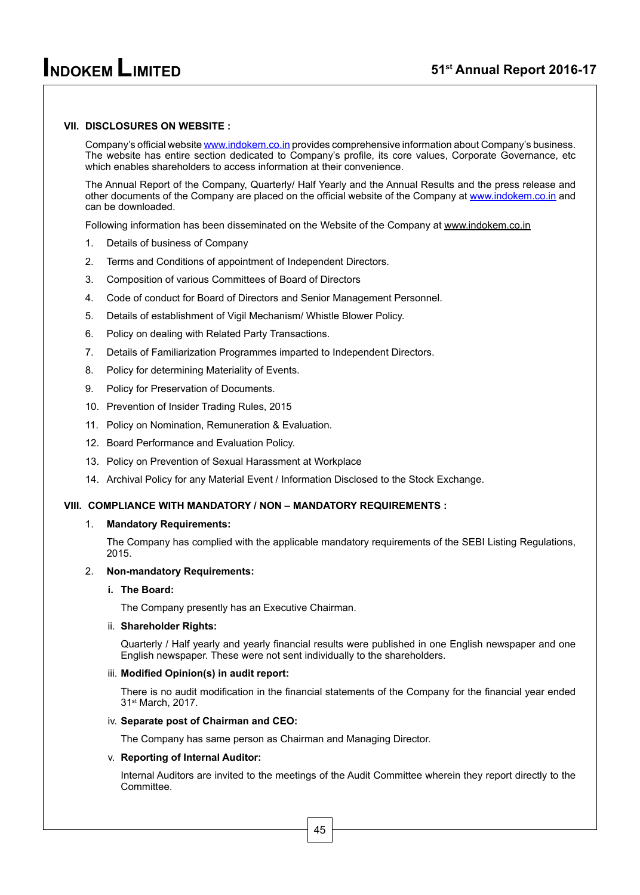## VII. DISCLOSURES ON WEBSITE :

Company's official website www.indokem.co.in provides comprehensive information about Company's business. The website has entire section dedicated to Company's profile, its core values, Corporate Governance, etc which enables shareholders to access information at their convenience.

The Annual Report of the Company, Quarterly/ Half Yearly and the Annual Results and the press release and other documents of the Company are placed on the official website of the Company at www.indokem.co.in and can be downloaded.

Following information has been disseminated on the Website of the Company at www.indokem.co.in

1. Details of business of Company
2. Terms and Conditions of appointment of Independent Directors.
3. Composition of various Committees of Board of Directors
4. Code of conduct for Board of Directors and Senior Management Personnel.
5. Details of establishment of Vigil Mechanism/ Whistle Blower Policy.
6. Policy on dealing with Related Party Transactions.
7. Details of Familiarization Programmes imparted to Independent Directors.
8. Policy for determining Materiality of Events.
9. Policy for Preservation of Documents.
10. Prevention of Insider Trading Rules, 2015
11. Policy on Nomination, Remuneration & Evaluation.
12. Board Performance and Evaluation Policy.
13. Policy on Prevention of Sexual Harassment at Workplace
14. Archival Policy for any Material Event / Information Disclosed to the Stock Exchange.

## VIII. COMPLIANCE WITH MANDATORY / NON – MANDATORY REQUIREMENTS :

1. **Mandatory Requirements:**

   The Company has complied with the applicable mandatory requirements of the SEBI Listing Regulations, 2015.

2. **Non-mandatory Requirements:**

   **i. The Board:**

   The Company presently has an Executive Chairman.

   ii. **Shareholder Rights:**

   Quarterly / Half yearly and yearly financial results were published in one English newspaper and one English newspaper. These were not sent individually to the shareholders.

   iii. **Modified Opinion(s) in audit report:**

   There is no audit modification in the financial statements of the Company for the financial year ended 31st March, 2017.

   iv. **Separate post of Chairman and CEO:**

   The Company has same person as Chairman and Managing Director.

   v. **Reporting of Internal Auditor:**

   Internal Auditors are invited to the meetings of the Audit Committee wherein they report directly to the Committee.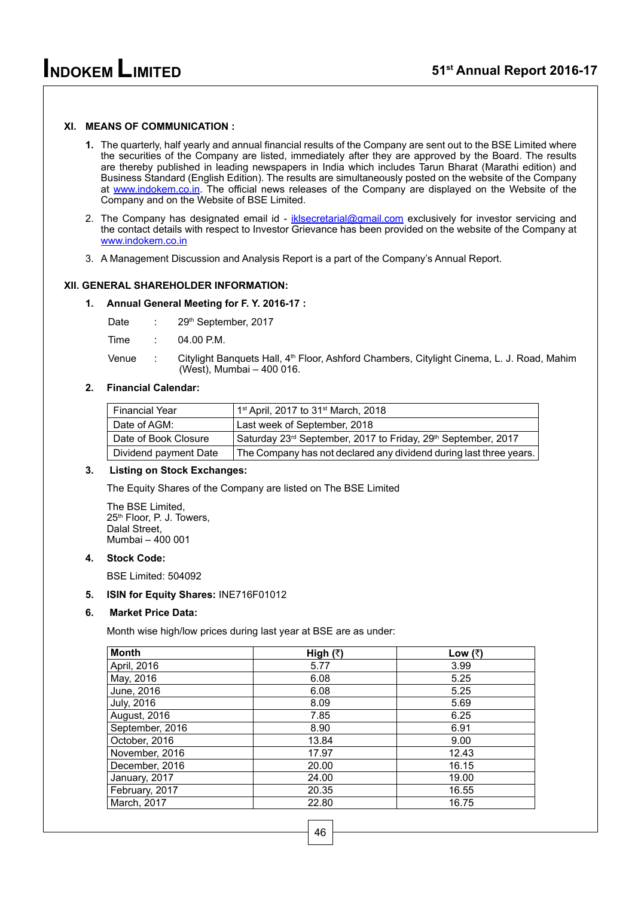## XI. MEANS OF COMMUNICATION :

1. The quarterly, half yearly and annual financial results of the Company are sent out to the BSE Limited where the securities of the Company are listed, immediately after they are approved by the Board. The results are thereby published in leading newspapers in India which includes Tarun Bharat (Marathi edition) and Business Standard (English Edition). The results are simultaneously posted on the website of the Company at www.indokem.co.in. The official news releases of the Company are displayed on the Website of the Company and on the Website of BSE Limited.
2. The Company has designated email id - iklsecretarial@gmail.com exclusively for investor servicing and the contact details with respect to Investor Grievance has been provided on the website of the Company at www.indokem.co.in
3. A Management Discussion and Analysis Report is a part of the Company's Annual Report.

## XII. GENERAL SHAREHOLDER INFORMATION:

### 1. Annual General Meeting for F. Y. 2016-17 :

Date : 29th September, 2017

Time : 04.00 P.M.

Venue : Citylight Banquets Hall, 4th Floor, Ashford Chambers, Citylight Cinema, L. J. Road, Mahim (West), Mumbai – 400 016.

### 2. Financial Calendar:

| Financial Year | 1st April, 2017 to 31st March, 2018 |
|---|---|
| Date of AGM: | Last week of September, 2018 |
| Date of Book Closure | Saturday 23rd September, 2017 to Friday, 29th September, 2017 |
| Dividend payment Date | The Company has not declared any dividend during last three years. |

### 3. Listing on Stock Exchanges:

The Equity Shares of the Company are listed on The BSE Limited

The BSE Limited,
25th Floor, P. J. Towers,
Dalal Street,
Mumbai – 400 001

### 4. Stock Code:

BSE Limited: 504092

### 5. ISIN for Equity Shares: INE716F01012

### 6. Market Price Data:

Month wise high/low prices during last year at BSE are as under:

| Month | High (₹) | Low (₹) |
|---|---|---|
| April, 2016 | 5.77 | 3.99 |
| May, 2016 | 6.08 | 5.25 |
| June, 2016 | 6.08 | 5.25 |
| July, 2016 | 8.09 | 5.69 |
| August, 2016 | 7.85 | 6.25 |
| September, 2016 | 8.90 | 6.91 |
| October, 2016 | 13.84 | 9.00 |
| November, 2016 | 17.97 | 12.43 |
| December, 2016 | 20.00 | 16.15 |
| January, 2017 | 24.00 | 19.00 |
| February, 2017 | 20.35 | 16.55 |
| March, 2017 | 22.80 | 16.75 |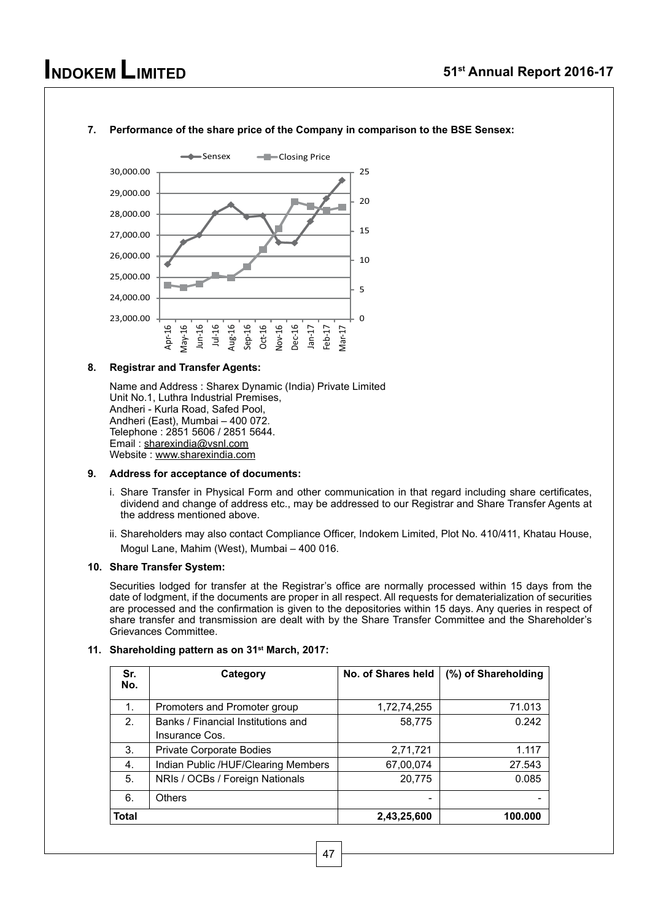**7. Performance of the share price of the Company in comparison to the BSE Sensex:**

**8. Registrar and Transfer Agents:**

Name and Address : Sharex Dynamic (India) Private Limited
Unit No.1, Luthra Industrial Premises,
Andheri - Kurla Road, Safed Pool,
Andheri (East), Mumbai – 400 072.
Telephone : 2851 5606 / 2851 5644.
Email : sharexindia@vsnl.com
Website : www.sharexindia.com

**9. Address for acceptance of documents:**

i. Share Transfer in Physical Form and other communication in that regard including share certificates, dividend and change of address etc., may be addressed to our Registrar and Share Transfer Agents at the address mentioned above.

ii. Shareholders may also contact Compliance Officer, Indokem Limited, Plot No. 410/411, Khatau House, Mogul Lane, Mahim (West), Mumbai – 400 016.

**10. Share Transfer System:**

Securities lodged for transfer at the Registrar's office are normally processed within 15 days from the date of lodgment, if the documents are proper in all respect. All requests for dematerialization of securities are processed and the confirmation is given to the depositories within 15 days. Any queries in respect of share transfer and transmission are dealt with by the Share Transfer Committee and the Shareholder's Grievances Committee.

**11. Shareholding pattern as on 31st March, 2017:**

| Sr. No. | Category | No. of Shares held | (%) of Shareholding |
|---|---|---|---|
| 1. | Promoters and Promoter group | 1,72,74,255 | 71.013 |
| 2. | Banks / Financial Institutions and Insurance Cos. | 58,775 | 0.242 |
| 3. | Private Corporate Bodies | 2,71,721 | 1.117 |
| 4. | Indian Public /HUF/Clearing Members | 67,00,074 | 27.543 |
| 5. | NRIs / OCBs / Foreign Nationals | 20,775 | 0.085 |
| 6. | Others | - | - |
| **Total** | | **2,43,25,600** | **100.000** |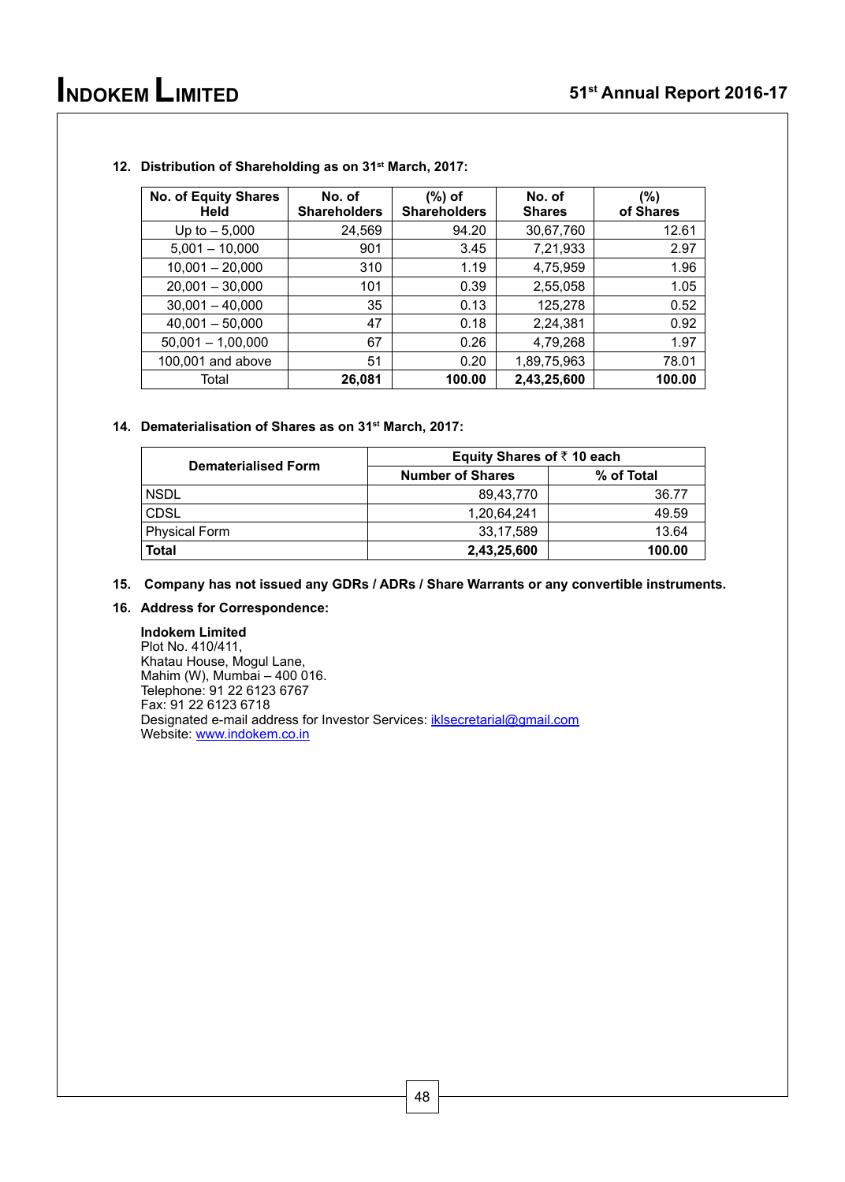**12. Distribution of Shareholding as on 31st March, 2017:**

| No. of Equity Shares Held | No. of Shareholders | (%) of Shareholders | No. of Shares | (%) of Shares |
|---|---|---|---|---|
| Up to – 5,000 | 24,569 | 94.20 | 30,67,760 | 12.61 |
| 5,001 – 10,000 | 901 | 3.45 | 7,21,933 | 2.97 |
| 10,001 – 20,000 | 310 | 1.19 | 4,75,959 | 1.96 |
| 20,001 – 30,000 | 101 | 0.39 | 2,55,058 | 1.05 |
| 30,001 – 40,000 | 35 | 0.13 | 125,278 | 0.52 |
| 40,001 – 50,000 | 47 | 0.18 | 2,24,381 | 0.92 |
| 50,001 – 1,00,000 | 67 | 0.26 | 4,79,268 | 1.97 |
| 100,001 and above | 51 | 0.20 | 1,89,75,963 | 78.01 |
| Total | **26,081** | **100.00** | **2,43,25,600** | **100.00** |

**14. Dematerialisation of Shares as on 31st March, 2017:**

| Dematerialised Form | Equity Shares of ₹ 10 each | |
|---|---|---|
| | **Number of Shares** | **% of Total** |
| NSDL | 89,43,770 | 36.77 |
| CDSL | 1,20,64,241 | 49.59 |
| Physical Form | 33,17,589 | 13.64 |
| **Total** | **2,43,25,600** | **100.00** |

**15. Company has not issued any GDRs / ADRs / Share Warrants or any convertible instruments.**

**16. Address for Correspondence:**

**Indokem Limited**
Plot No. 410/411,
Khatau House, Mogul Lane,
Mahim (W), Mumbai – 400 016.
Telephone: 91 22 6123 6767
Fax: 91 22 6123 6718
Designated e-mail address for Investor Services: iklsecretarial@gmail.com
Website: www.indokem.co.in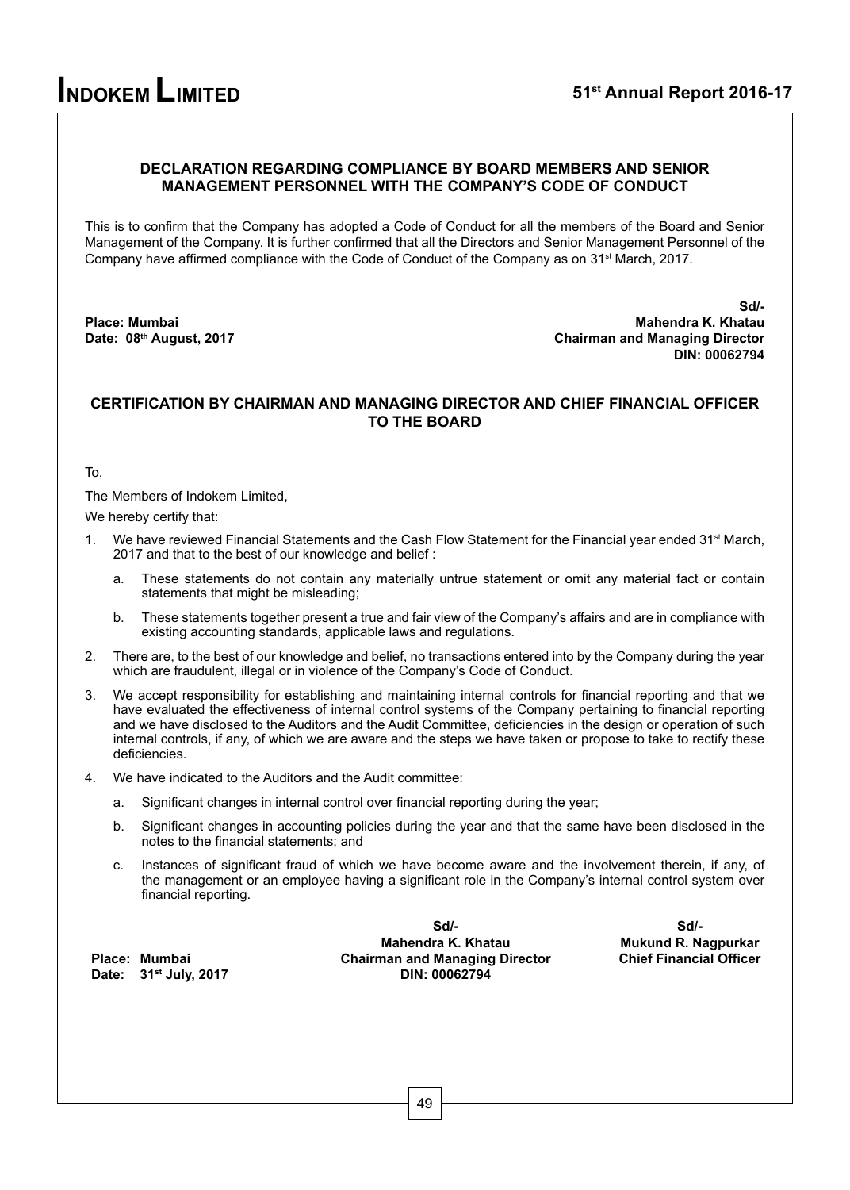## DECLARATION REGARDING COMPLIANCE BY BOARD MEMBERS AND SENIOR MANAGEMENT PERSONNEL WITH THE COMPANY'S CODE OF CONDUCT

This is to confirm that the Company has adopted a Code of Conduct for all the members of the Board and Senior Management of the Company. It is further confirmed that all the Directors and Senior Management Personnel of the Company have affirmed compliance with the Code of Conduct of the Company as on 31st March, 2017.

**Place: Mumbai**
**Date: 08th August, 2017**

**Sd/-**
**Mahendra K. Khatau**
**Chairman and Managing Director**
**DIN: 00062794**

---

## CERTIFICATION BY CHAIRMAN AND MANAGING DIRECTOR AND CHIEF FINANCIAL OFFICER TO THE BOARD

To,

The Members of Indokem Limited,

We hereby certify that:

1. We have reviewed Financial Statements and the Cash Flow Statement for the Financial year ended 31st March, 2017 and that to the best of our knowledge and belief :
   a. These statements do not contain any materially untrue statement or omit any material fact or contain statements that might be misleading;
   b. These statements together present a true and fair view of the Company's affairs and are in compliance with existing accounting standards, applicable laws and regulations.
2. There are, to the best of our knowledge and belief, no transactions entered into by the Company during the year which are fraudulent, illegal or in violence of the Company's Code of Conduct.
3. We accept responsibility for establishing and maintaining internal controls for financial reporting and that we have evaluated the effectiveness of internal control systems of the Company pertaining to financial reporting and we have disclosed to the Auditors and the Audit Committee, deficiencies in the design or operation of such internal controls, if any, of which we are aware and the steps we have taken or propose to take to rectify these deficiencies.
4. We have indicated to the Auditors and the Audit committee:
   a. Significant changes in internal control over financial reporting during the year;
   b. Significant changes in accounting policies during the year and that the same have been disclosed in the notes to the financial statements; and
   c. Instances of significant fraud of which we have become aware and the involvement therein, if any, of the management or an employee having a significant role in the Company's internal control system over financial reporting.

**Place: Mumbai**
**Date: 31st July, 2017**

**Sd/-**
**Mahendra K. Khatau**
**Chairman and Managing Director**
**DIN: 00062794**

**Sd/-**
**Mukund R. Nagpurkar**
**Chief Financial Officer**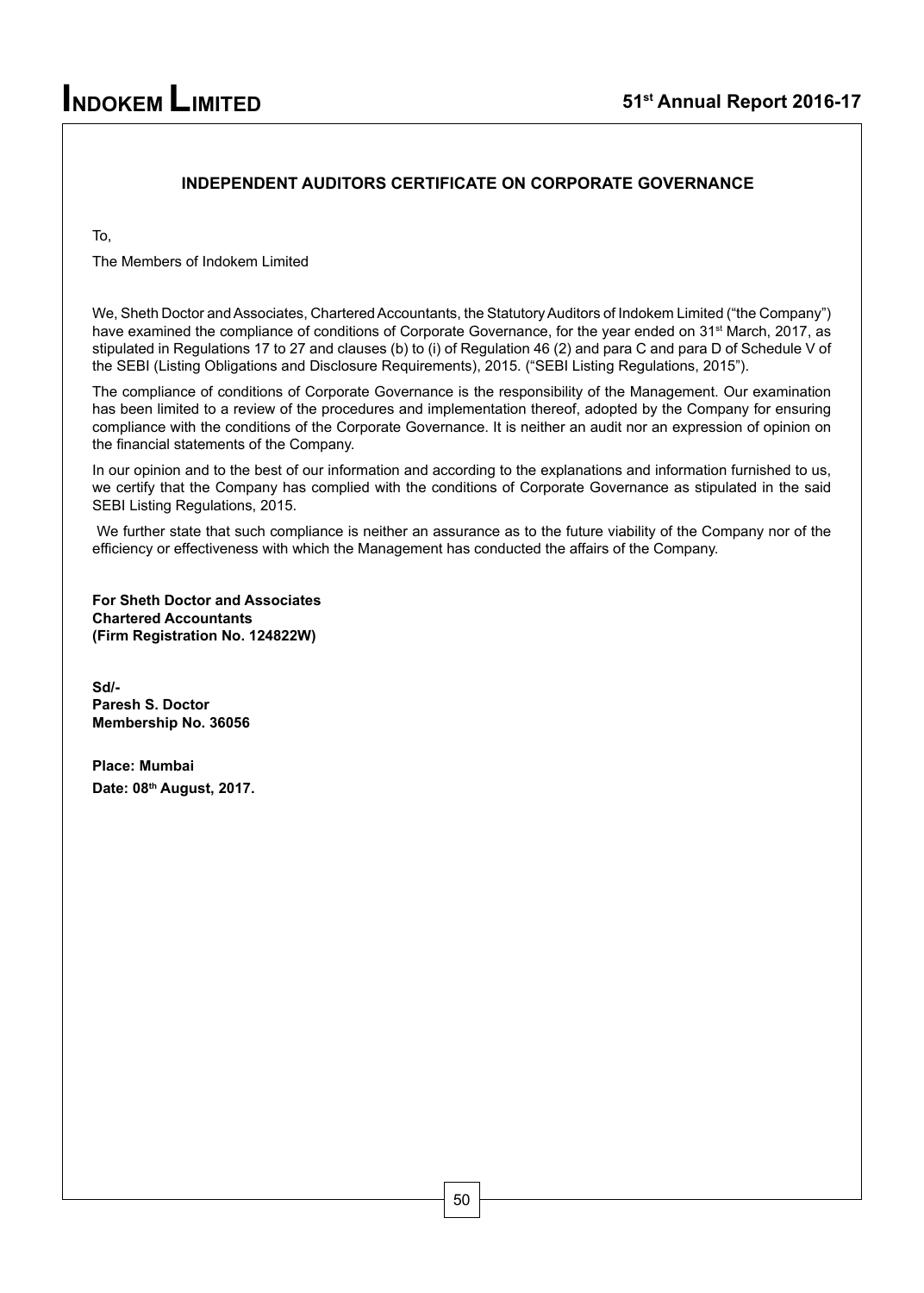## INDEPENDENT AUDITORS CERTIFICATE ON CORPORATE GOVERNANCE

To,

The Members of Indokem Limited

We, Sheth Doctor and Associates, Chartered Accountants, the Statutory Auditors of Indokem Limited ("the Company") have examined the compliance of conditions of Corporate Governance, for the year ended on 31st March, 2017, as stipulated in Regulations 17 to 27 and clauses (b) to (i) of Regulation 46 (2) and para C and para D of Schedule V of the SEBI (Listing Obligations and Disclosure Requirements), 2015. ("SEBI Listing Regulations, 2015").

The compliance of conditions of Corporate Governance is the responsibility of the Management. Our examination has been limited to a review of the procedures and implementation thereof, adopted by the Company for ensuring compliance with the conditions of the Corporate Governance. It is neither an audit nor an expression of opinion on the financial statements of the Company.

In our opinion and to the best of our information and according to the explanations and information furnished to us, we certify that the Company has complied with the conditions of Corporate Governance as stipulated in the said SEBI Listing Regulations, 2015.

We further state that such compliance is neither an assurance as to the future viability of the Company nor of the efficiency or effectiveness with which the Management has conducted the affairs of the Company.

**For Sheth Doctor and Associates**
**Chartered Accountants**
**(Firm Registration No. 124822W)**

**Sd/-**
**Paresh S. Doctor**
**Membership No. 36056**

**Place: Mumbai**
**Date: 08th August, 2017.**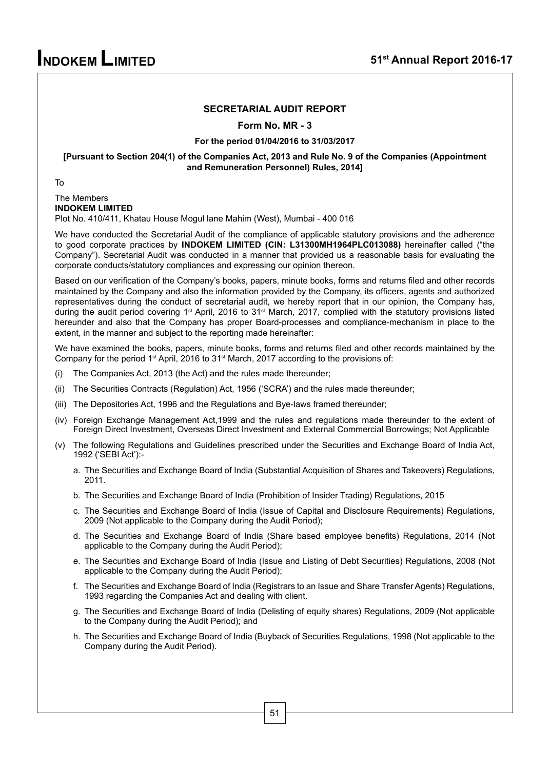## SECRETARIAL AUDIT REPORT

### Form No. MR - 3

**For the period 01/04/2016 to 31/03/2017**

**[Pursuant to Section 204(1) of the Companies Act, 2013 and Rule No. 9 of the Companies (Appointment and Remuneration Personnel) Rules, 2014]**

To

The Members
**INDOKEM LIMITED**
Plot No. 410/411, Khatau House Mogul lane Mahim (West), Mumbai - 400 016

We have conducted the Secretarial Audit of the compliance of applicable statutory provisions and the adherence to good corporate practices by **INDOKEM LIMITED (CIN: L31300MH1964PLC013088)** hereinafter called ("the Company"). Secretarial Audit was conducted in a manner that provided us a reasonable basis for evaluating the corporate conducts/statutory compliances and expressing our opinion thereon.

Based on our verification of the Company's books, papers, minute books, forms and returns filed and other records maintained by the Company and also the information provided by the Company, its officers, agents and authorized representatives during the conduct of secretarial audit, we hereby report that in our opinion, the Company has, during the audit period covering 1st April, 2016 to 31st March, 2017, complied with the statutory provisions listed hereunder and also that the Company has proper Board-processes and compliance-mechanism in place to the extent, in the manner and subject to the reporting made hereinafter:

We have examined the books, papers, minute books, forms and returns filed and other records maintained by the Company for the period 1st April, 2016 to 31st March, 2017 according to the provisions of:

(i) The Companies Act, 2013 (the Act) and the rules made thereunder;

(ii) The Securities Contracts (Regulation) Act, 1956 ('SCRA') and the rules made thereunder;

(iii) The Depositories Act, 1996 and the Regulations and Bye-laws framed thereunder;

(iv) Foreign Exchange Management Act,1999 and the rules and regulations made thereunder to the extent of Foreign Direct Investment, Overseas Direct Investment and External Commercial Borrowings; Not Applicable

(v) The following Regulations and Guidelines prescribed under the Securities and Exchange Board of India Act, 1992 ('SEBI Act'):-

   a. The Securities and Exchange Board of India (Substantial Acquisition of Shares and Takeovers) Regulations, 2011.

   b. The Securities and Exchange Board of India (Prohibition of Insider Trading) Regulations, 2015

   c. The Securities and Exchange Board of India (Issue of Capital and Disclosure Requirements) Regulations, 2009 (Not applicable to the Company during the Audit Period);

   d. The Securities and Exchange Board of India (Share based employee benefits) Regulations, 2014 (Not applicable to the Company during the Audit Period);

   e. The Securities and Exchange Board of India (Issue and Listing of Debt Securities) Regulations, 2008 (Not applicable to the Company during the Audit Period);

   f. The Securities and Exchange Board of India (Registrars to an Issue and Share Transfer Agents) Regulations, 1993 regarding the Companies Act and dealing with client.

   g. The Securities and Exchange Board of India (Delisting of equity shares) Regulations, 2009 (Not applicable to the Company during the Audit Period); and

   h. The Securities and Exchange Board of India (Buyback of Securities Regulations, 1998 (Not applicable to the Company during the Audit Period).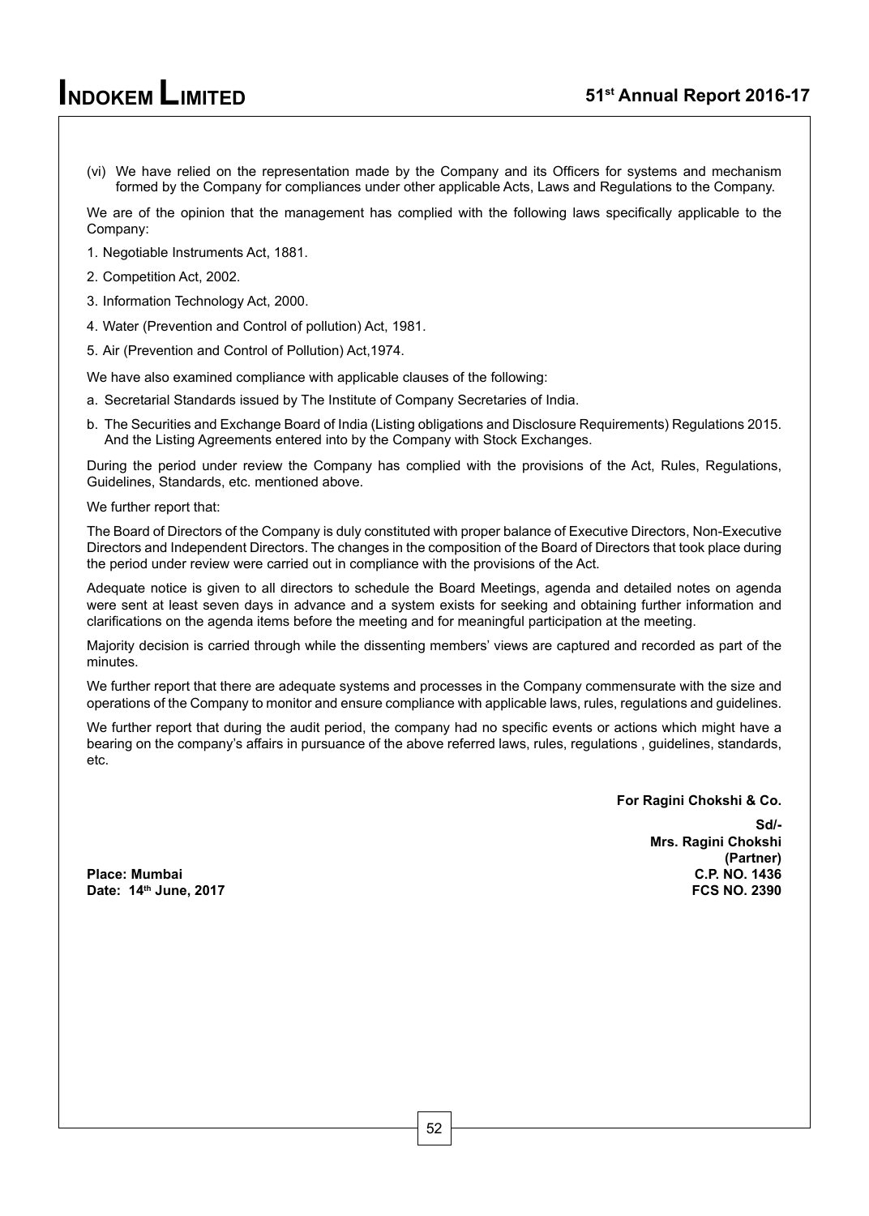(vi) We have relied on the representation made by the Company and its Officers for systems and mechanism formed by the Company for compliances under other applicable Acts, Laws and Regulations to the Company.

We are of the opinion that the management has complied with the following laws specifically applicable to the Company:

1. Negotiable Instruments Act, 1881.
2. Competition Act, 2002.
3. Information Technology Act, 2000.
4. Water (Prevention and Control of pollution) Act, 1981.
5. Air (Prevention and Control of Pollution) Act,1974.

We have also examined compliance with applicable clauses of the following:

a. Secretarial Standards issued by The Institute of Company Secretaries of India.

b. The Securities and Exchange Board of India (Listing obligations and Disclosure Requirements) Regulations 2015. And the Listing Agreements entered into by the Company with Stock Exchanges.

During the period under review the Company has complied with the provisions of the Act, Rules, Regulations, Guidelines, Standards, etc. mentioned above.

We further report that:

The Board of Directors of the Company is duly constituted with proper balance of Executive Directors, Non-Executive Directors and Independent Directors. The changes in the composition of the Board of Directors that took place during the period under review were carried out in compliance with the provisions of the Act.

Adequate notice is given to all directors to schedule the Board Meetings, agenda and detailed notes on agenda were sent at least seven days in advance and a system exists for seeking and obtaining further information and clarifications on the agenda items before the meeting and for meaningful participation at the meeting.

Majority decision is carried through while the dissenting members' views are captured and recorded as part of the minutes.

We further report that there are adequate systems and processes in the Company commensurate with the size and operations of the Company to monitor and ensure compliance with applicable laws, rules, regulations and guidelines.

We further report that during the audit period, the company had no specific events or actions which might have a bearing on the company's affairs in pursuance of the above referred laws, rules, regulations , guidelines, standards, etc.

**For Ragini Chokshi & Co.**

**Sd/-**
**Mrs. Ragini Chokshi**
**(Partner)**
**C.P. NO. 1436**
**FCS NO. 2390**

**Place: Mumbai**
**Date: 14th June, 2017**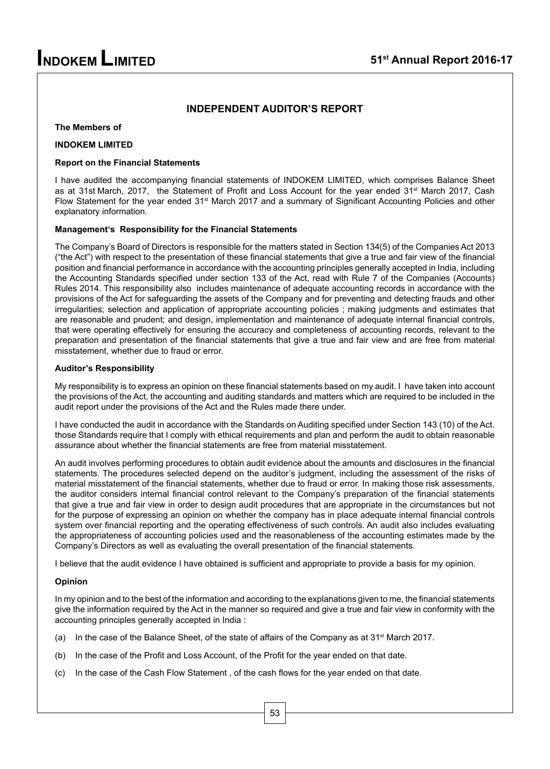## INDEPENDENT AUDITOR'S REPORT

**The Members of**

**INDOKEM LIMITED**

**Report on the Financial Statements**

I have audited the accompanying financial statements of INDOKEM LIMITED, which comprises Balance Sheet as at 31st March, 2017, the Statement of Profit and Loss Account for the year ended 31st March 2017, Cash Flow Statement for the year ended 31st March 2017 and a summary of Significant Accounting Policies and other explanatory information.

**Management's Responsibility for the Financial Statements**

The Company's Board of Directors is responsible for the matters stated in Section 134(5) of the Companies Act 2013 ("the Act") with respect to the presentation of these financial statements that give a true and fair view of the financial position and financial performance in accordance with the accounting principles generally accepted in India, including the Accounting Standards specified under section 133 of the Act, read with Rule 7 of the Companies (Accounts) Rules 2014. This responsibility also includes maintenance of adequate accounting records in accordance with the provisions of the Act for safeguarding the assets of the Company and for preventing and detecting frauds and other irregularities; selection and application of appropriate accounting policies ; making judgments and estimates that are reasonable and prudent; and design, implementation and maintenance of adequate internal financial controls, that were operating effectively for ensuring the accuracy and completeness of accounting records, relevant to the preparation and presentation of the financial statements that give a true and fair view and are free from material misstatement, whether due to fraud or error.

**Auditor's Responsibility**

My responsibility is to express an opinion on these financial statements based on my audit. I have taken into account the provisions of the Act, the accounting and auditing standards and matters which are required to be included in the audit report under the provisions of the Act and the Rules made there under.

I have conducted the audit in accordance with the Standards on Auditing specified under Section 143 (10) of the Act. those Standards require that I comply with ethical requirements and plan and perform the audit to obtain reasonable assurance about whether the financial statements are free from material misstatement.

An audit involves performing procedures to obtain audit evidence about the amounts and disclosures in the financial statements. The procedures selected depend on the auditor's judgment, including the assessment of the risks of material misstatement of the financial statements, whether due to fraud or error. In making those risk assessments, the auditor considers internal financial control relevant to the Company's preparation of the financial statements that give a true and fair view in order to design audit procedures that are appropriate in the circumstances but not for the purpose of expressing an opinion on whether the company has in place adequate internal financial controls system over financial reporting and the operating effectiveness of such controls. An audit also includes evaluating the appropriateness of accounting policies used and the reasonableness of the accounting estimates made by the Company's Directors as well as evaluating the overall presentation of the financial statements.

I believe that the audit evidence I have obtained is sufficient and appropriate to provide a basis for my opinion.

**Opinion**

In my opinion and to the best of the information and according to the explanations given to me, the financial statements give the information required by the Act in the manner so required and give a true and fair view in conformity with the accounting principles generally accepted in India :

(a) In the case of the Balance Sheet, of the state of affairs of the Company as at 31st March 2017.

(b) In the case of the Profit and Loss Account, of the Profit for the year ended on that date.

(c) In the case of the Cash Flow Statement , of the cash flows for the year ended on that date.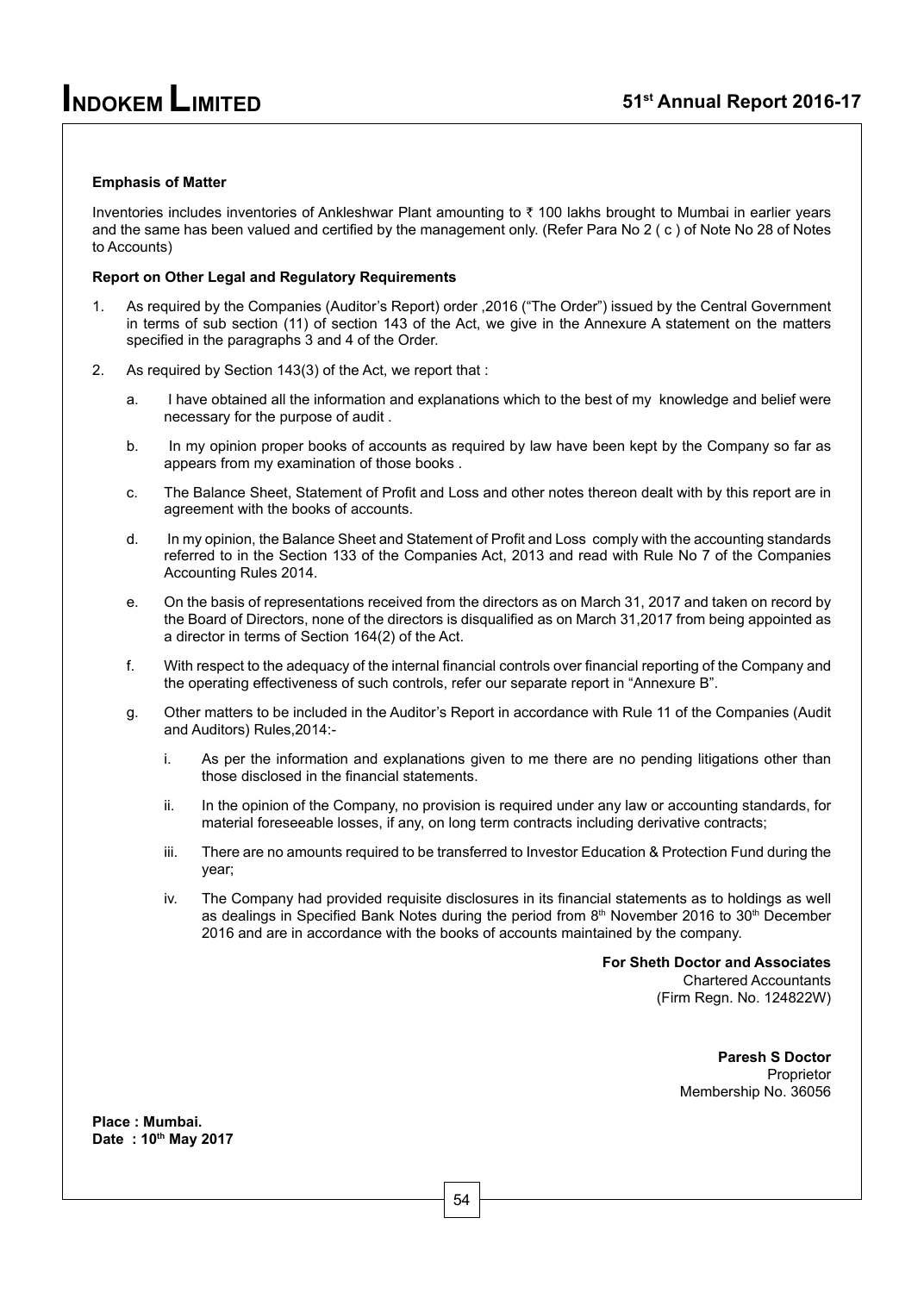**Emphasis of Matter**

Inventories includes inventories of Ankleshwar Plant amounting to ₹ 100 lakhs brought to Mumbai in earlier years and the same has been valued and certified by the management only. (Refer Para No 2 ( c ) of Note No 28 of Notes to Accounts)

**Report on Other Legal and Regulatory Requirements**

1. As required by the Companies (Auditor's Report) order ,2016 ("The Order") issued by the Central Government in terms of sub section (11) of section 143 of the Act, we give in the Annexure A statement on the matters specified in the paragraphs 3 and 4 of the Order.

2. As required by Section 143(3) of the Act, we report that :

   a. I have obtained all the information and explanations which to the best of my knowledge and belief were necessary for the purpose of audit .

   b. In my opinion proper books of accounts as required by law have been kept by the Company so far as appears from my examination of those books .

   c. The Balance Sheet, Statement of Profit and Loss and other notes thereon dealt with by this report are in agreement with the books of accounts.

   d. In my opinion, the Balance Sheet and Statement of Profit and Loss comply with the accounting standards referred to in the Section 133 of the Companies Act, 2013 and read with Rule No 7 of the Companies Accounting Rules 2014.

   e. On the basis of representations received from the directors as on March 31, 2017 and taken on record by the Board of Directors, none of the directors is disqualified as on March 31,2017 from being appointed as a director in terms of Section 164(2) of the Act.

   f. With respect to the adequacy of the internal financial controls over financial reporting of the Company and the operating effectiveness of such controls, refer our separate report in "Annexure B".

   g. Other matters to be included in the Auditor's Report in accordance with Rule 11 of the Companies (Audit and Auditors) Rules,2014:-

      i. As per the information and explanations given to me there are no pending litigations other than those disclosed in the financial statements.

      ii. In the opinion of the Company, no provision is required under any law or accounting standards, for material foreseeable losses, if any, on long term contracts including derivative contracts;

      iii. There are no amounts required to be transferred to Investor Education & Protection Fund during the year;

      iv. The Company had provided requisite disclosures in its financial statements as to holdings as well as dealings in Specified Bank Notes during the period from 8th November 2016 to 30th December 2016 and are in accordance with the books of accounts maintained by the company.

**For Sheth Doctor and Associates**
Chartered Accountants
(Firm Regn. No. 124822W)

**Paresh S Doctor**
Proprietor
Membership No. 36056

**Place : Mumbai.**
**Date : 10th May 2017**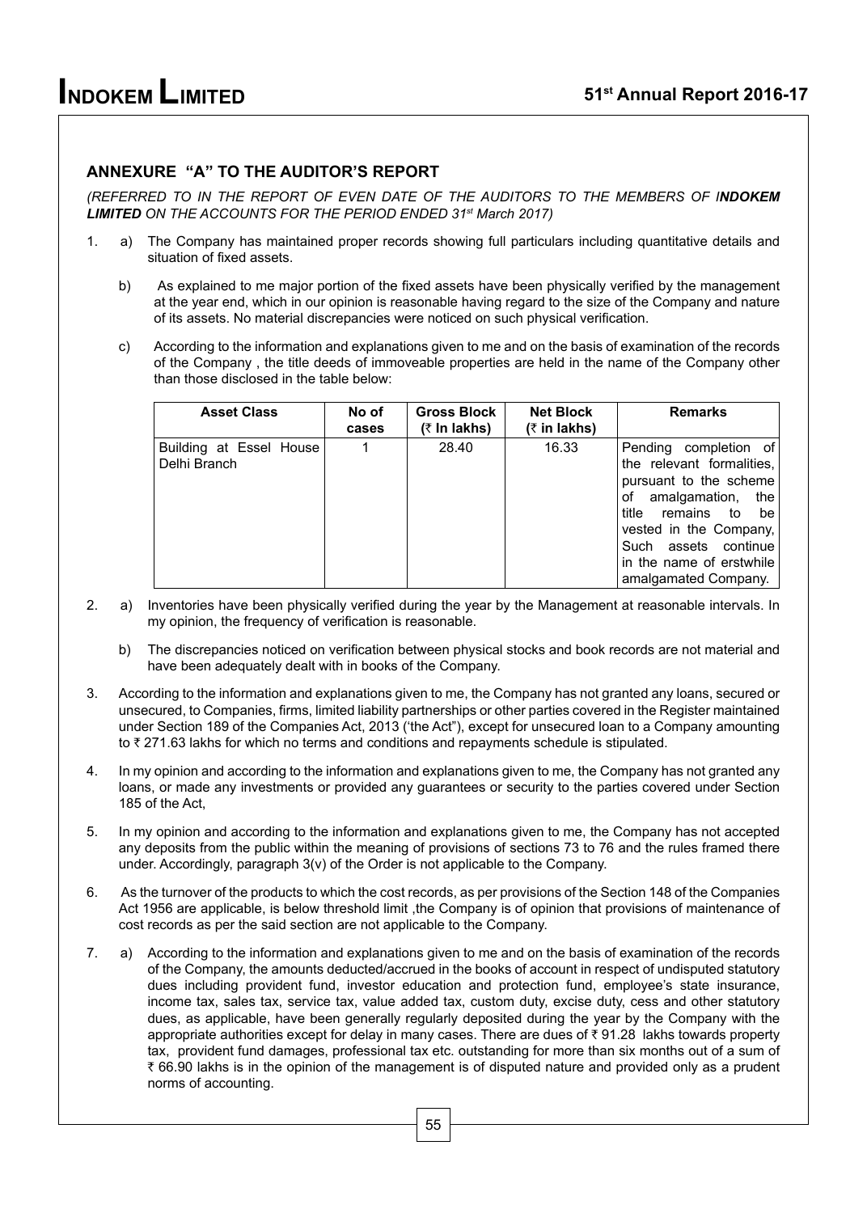## ANNEXURE "A" TO THE AUDITOR'S REPORT

*(REFERRED TO IN THE REPORT OF EVEN DATE OF THE AUDITORS TO THE MEMBERS OF I**NDOKEM LIMITED** ON THE ACCOUNTS FOR THE PERIOD ENDED 31st March 2017)*

1. a) The Company has maintained proper records showing full particulars including quantitative details and situation of fixed assets.

   b) As explained to me major portion of the fixed assets have been physically verified by the management at the year end, which in our opinion is reasonable having regard to the size of the Company and nature of its assets. No material discrepancies were noticed on such physical verification.

   c) According to the information and explanations given to me and on the basis of examination of the records of the Company , the title deeds of immoveable properties are held in the name of the Company other than those disclosed in the table below:

| Asset Class | No of cases | Gross Block (₹ In lakhs) | Net Block (₹ in lakhs) | Remarks |
|---|---|---|---|---|
| Building at Essel House Delhi Branch | 1 | 28.40 | 16.33 | Pending completion of the relevant formalities, pursuant to the scheme of amalgamation, the title remains to be vested in the Company, Such assets continue in the name of erstwhile amalgamated Company. |

2. a) Inventories have been physically verified during the year by the Management at reasonable intervals. In my opinion, the frequency of verification is reasonable.

   b) The discrepancies noticed on verification between physical stocks and book records are not material and have been adequately dealt with in books of the Company.

3. According to the information and explanations given to me, the Company has not granted any loans, secured or unsecured, to Companies, firms, limited liability partnerships or other parties covered in the Register maintained under Section 189 of the Companies Act, 2013 ('the Act"), except for unsecured loan to a Company amounting to ₹ 271.63 lakhs for which no terms and conditions and repayments schedule is stipulated.

4. In my opinion and according to the information and explanations given to me, the Company has not granted any loans, or made any investments or provided any guarantees or security to the parties covered under Section 185 of the Act,

5. In my opinion and according to the information and explanations given to me, the Company has not accepted any deposits from the public within the meaning of provisions of sections 73 to 76 and the rules framed there under. Accordingly, paragraph 3(v) of the Order is not applicable to the Company.

6. As the turnover of the products to which the cost records, as per provisions of the Section 148 of the Companies Act 1956 are applicable, is below threshold limit ,the Company is of opinion that provisions of maintenance of cost records as per the said section are not applicable to the Company.

7. a) According to the information and explanations given to me and on the basis of examination of the records of the Company, the amounts deducted/accrued in the books of account in respect of undisputed statutory dues including provident fund, investor education and protection fund, employee's state insurance, income tax, sales tax, service tax, value added tax, custom duty, excise duty, cess and other statutory dues, as applicable, have been generally regularly deposited during the year by the Company with the appropriate authorities except for delay in many cases. There are dues of ₹ 91.28 lakhs towards property tax, provident fund damages, professional tax etc. outstanding for more than six months out of a sum of ₹ 66.90 lakhs is in the opinion of the management is of disputed nature and provided only as a prudent norms of accounting.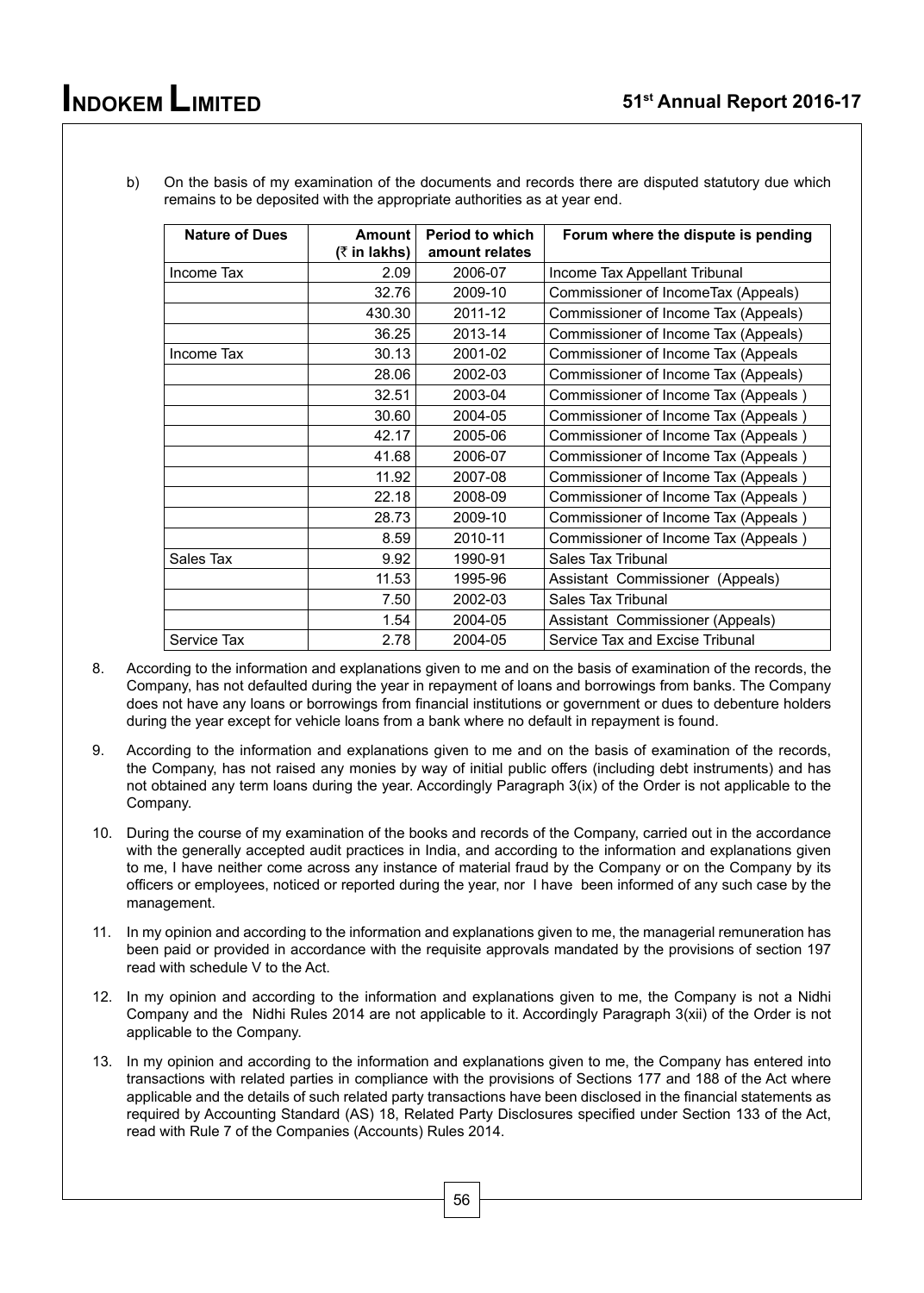b) On the basis of my examination of the documents and records there are disputed statutory due which remains to be deposited with the appropriate authorities as at year end.

| Nature of Dues | Amount (₹ in lakhs) | Period to which amount relates | Forum where the dispute is pending |
|---|---|---|---|
| Income Tax | 2.09 | 2006-07 | Income Tax Appellant Tribunal |
| | 32.76 | 2009-10 | Commissioner of IncomeTax (Appeals) |
| | 430.30 | 2011-12 | Commissioner of Income Tax (Appeals) |
| | 36.25 | 2013-14 | Commissioner of Income Tax (Appeals) |
| Income Tax | 30.13 | 2001-02 | Commissioner of Income Tax (Appeals |
| | 28.06 | 2002-03 | Commissioner of Income Tax (Appeals) |
| | 32.51 | 2003-04 | Commissioner of Income Tax (Appeals ) |
| | 30.60 | 2004-05 | Commissioner of Income Tax (Appeals ) |
| | 42.17 | 2005-06 | Commissioner of Income Tax (Appeals ) |
| | 41.68 | 2006-07 | Commissioner of Income Tax (Appeals ) |
| | 11.92 | 2007-08 | Commissioner of Income Tax (Appeals ) |
| | 22.18 | 2008-09 | Commissioner of Income Tax (Appeals ) |
| | 28.73 | 2009-10 | Commissioner of Income Tax (Appeals ) |
| | 8.59 | 2010-11 | Commissioner of Income Tax (Appeals ) |
| Sales Tax | 9.92 | 1990-91 | Sales Tax Tribunal |
| | 11.53 | 1995-96 | Assistant Commissioner (Appeals) |
| | 7.50 | 2002-03 | Sales Tax Tribunal |
| | 1.54 | 2004-05 | Assistant Commissioner (Appeals) |
| Service Tax | 2.78 | 2004-05 | Service Tax and Excise Tribunal |

8. According to the information and explanations given to me and on the basis of examination of the records, the Company, has not defaulted during the year in repayment of loans and borrowings from banks. The Company does not have any loans or borrowings from financial institutions or government or dues to debenture holders during the year except for vehicle loans from a bank where no default in repayment is found.

9. According to the information and explanations given to me and on the basis of examination of the records, the Company, has not raised any monies by way of initial public offers (including debt instruments) and has not obtained any term loans during the year. Accordingly Paragraph 3(ix) of the Order is not applicable to the Company.

10. During the course of my examination of the books and records of the Company, carried out in the accordance with the generally accepted audit practices in India, and according to the information and explanations given to me, I have neither come across any instance of material fraud by the Company or on the Company by its officers or employees, noticed or reported during the year, nor I have been informed of any such case by the management.

11. In my opinion and according to the information and explanations given to me, the managerial remuneration has been paid or provided in accordance with the requisite approvals mandated by the provisions of section 197 read with schedule V to the Act.

12. In my opinion and according to the information and explanations given to me, the Company is not a Nidhi Company and the Nidhi Rules 2014 are not applicable to it. Accordingly Paragraph 3(xii) of the Order is not applicable to the Company.

13. In my opinion and according to the information and explanations given to me, the Company has entered into transactions with related parties in compliance with the provisions of Sections 177 and 188 of the Act where applicable and the details of such related party transactions have been disclosed in the financial statements as required by Accounting Standard (AS) 18, Related Party Disclosures specified under Section 133 of the Act, read with Rule 7 of the Companies (Accounts) Rules 2014.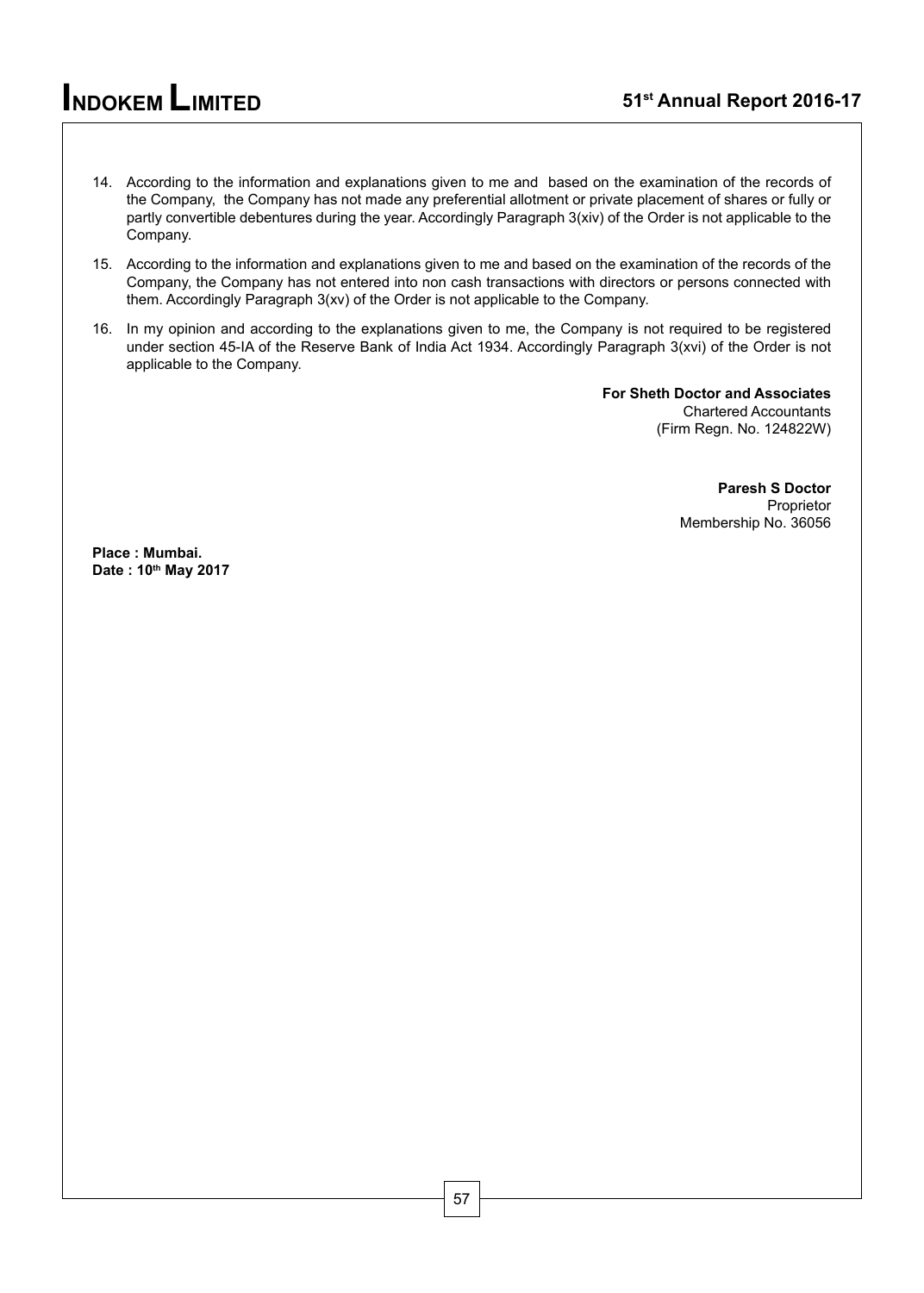14. According to the information and explanations given to me and based on the examination of the records of the Company, the Company has not made any preferential allotment or private placement of shares or fully or partly convertible debentures during the year. Accordingly Paragraph 3(xiv) of the Order is not applicable to the Company.

15. According to the information and explanations given to me and based on the examination of the records of the Company, the Company has not entered into non cash transactions with directors or persons connected with them. Accordingly Paragraph 3(xv) of the Order is not applicable to the Company.

16. In my opinion and according to the explanations given to me, the Company is not required to be registered under section 45-IA of the Reserve Bank of India Act 1934. Accordingly Paragraph 3(xvi) of the Order is not applicable to the Company.

**For Sheth Doctor and Associates**
Chartered Accountants
(Firm Regn. No. 124822W)

**Paresh S Doctor**
Proprietor
Membership No. 36056

**Place : Mumbai.**
**Date : 10th May 2017**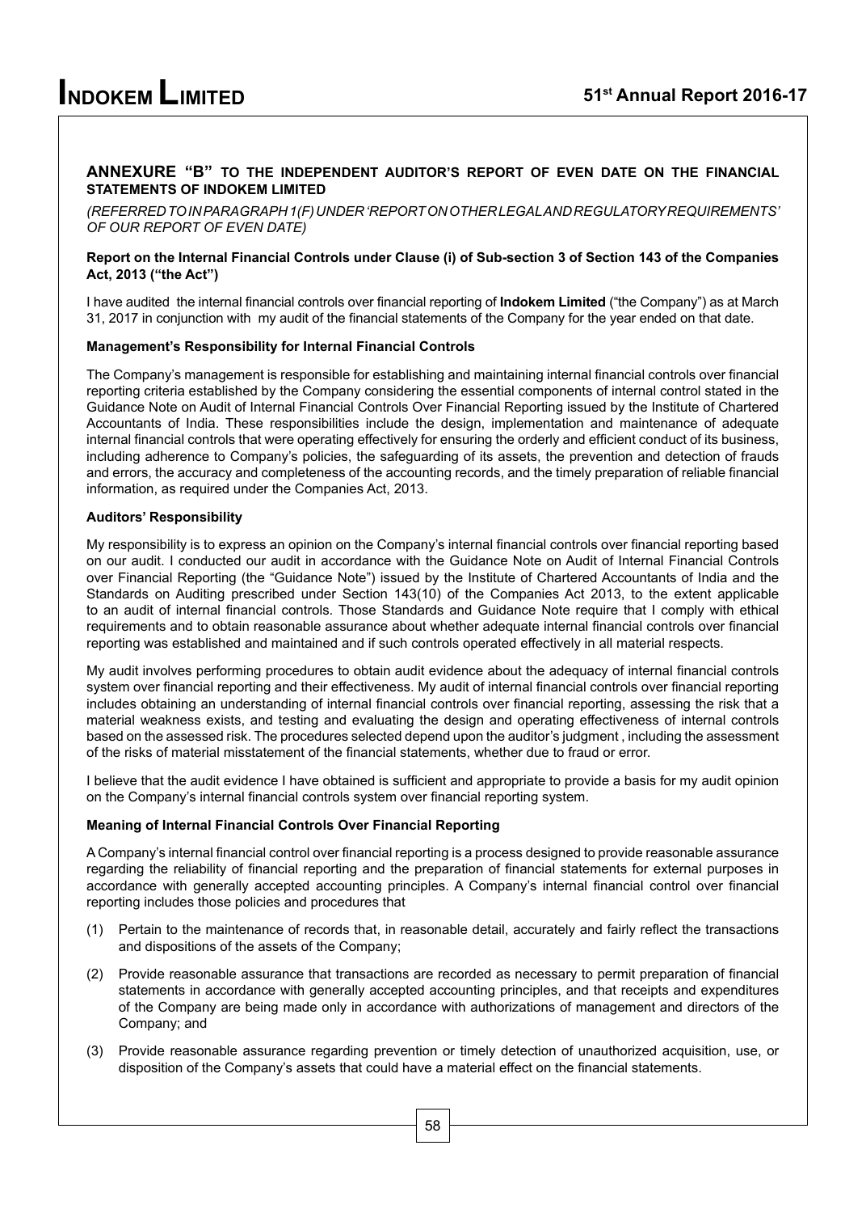## ANNEXURE "B" TO THE INDEPENDENT AUDITOR'S REPORT OF EVEN DATE ON THE FINANCIAL STATEMENTS OF INDOKEM LIMITED

*(REFERRED TO IN PARAGRAPH 1(F) UNDER 'REPORT ON OTHER LEGAL AND REGULATORY REQUIREMENTS' OF OUR REPORT OF EVEN DATE)*

**Report on the Internal Financial Controls under Clause (i) of Sub-section 3 of Section 143 of the Companies Act, 2013 ("the Act")**

I have audited the internal financial controls over financial reporting of **Indokem Limited** ("the Company") as at March 31, 2017 in conjunction with my audit of the financial statements of the Company for the year ended on that date.

**Management's Responsibility for Internal Financial Controls**

The Company's management is responsible for establishing and maintaining internal financial controls over financial reporting criteria established by the Company considering the essential components of internal control stated in the Guidance Note on Audit of Internal Financial Controls Over Financial Reporting issued by the Institute of Chartered Accountants of India. These responsibilities include the design, implementation and maintenance of adequate internal financial controls that were operating effectively for ensuring the orderly and efficient conduct of its business, including adherence to Company's policies, the safeguarding of its assets, the prevention and detection of frauds and errors, the accuracy and completeness of the accounting records, and the timely preparation of reliable financial information, as required under the Companies Act, 2013.

**Auditors' Responsibility**

My responsibility is to express an opinion on the Company's internal financial controls over financial reporting based on our audit. I conducted our audit in accordance with the Guidance Note on Audit of Internal Financial Controls over Financial Reporting (the "Guidance Note") issued by the Institute of Chartered Accountants of India and the Standards on Auditing prescribed under Section 143(10) of the Companies Act 2013, to the extent applicable to an audit of internal financial controls. Those Standards and Guidance Note require that I comply with ethical requirements and to obtain reasonable assurance about whether adequate internal financial controls over financial reporting was established and maintained and if such controls operated effectively in all material respects.

My audit involves performing procedures to obtain audit evidence about the adequacy of internal financial controls system over financial reporting and their effectiveness. My audit of internal financial controls over financial reporting includes obtaining an understanding of internal financial controls over financial reporting, assessing the risk that a material weakness exists, and testing and evaluating the design and operating effectiveness of internal controls based on the assessed risk. The procedures selected depend upon the auditor's judgment , including the assessment of the risks of material misstatement of the financial statements, whether due to fraud or error.

I believe that the audit evidence I have obtained is sufficient and appropriate to provide a basis for my audit opinion on the Company's internal financial controls system over financial reporting system.

**Meaning of Internal Financial Controls Over Financial Reporting**

A Company's internal financial control over financial reporting is a process designed to provide reasonable assurance regarding the reliability of financial reporting and the preparation of financial statements for external purposes in accordance with generally accepted accounting principles. A Company's internal financial control over financial reporting includes those policies and procedures that

(1) Pertain to the maintenance of records that, in reasonable detail, accurately and fairly reflect the transactions and dispositions of the assets of the Company;

(2) Provide reasonable assurance that transactions are recorded as necessary to permit preparation of financial statements in accordance with generally accepted accounting principles, and that receipts and expenditures of the Company are being made only in accordance with authorizations of management and directors of the Company; and

(3) Provide reasonable assurance regarding prevention or timely detection of unauthorized acquisition, use, or disposition of the Company's assets that could have a material effect on the financial statements.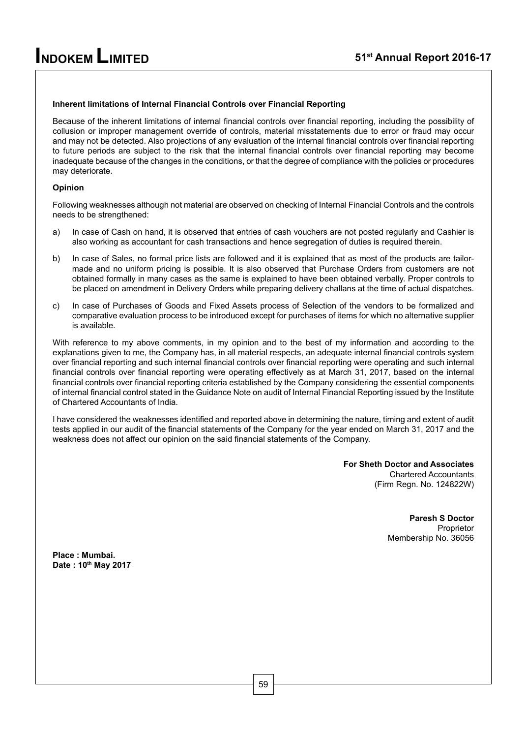**Inherent limitations of Internal Financial Controls over Financial Reporting**

Because of the inherent limitations of internal financial controls over financial reporting, including the possibility of collusion or improper management override of controls, material misstatements due to error or fraud may occur and may not be detected. Also projections of any evaluation of the internal financial controls over financial reporting to future periods are subject to the risk that the internal financial controls over financial reporting may become inadequate because of the changes in the conditions, or that the degree of compliance with the policies or procedures may deteriorate.

**Opinion**

Following weaknesses although not material are observed on checking of Internal Financial Controls and the controls needs to be strengthened:

a) In case of Cash on hand, it is observed that entries of cash vouchers are not posted regularly and Cashier is also working as accountant for cash transactions and hence segregation of duties is required therein.

b) In case of Sales, no formal price lists are followed and it is explained that as most of the products are tailor-made and no uniform pricing is possible. It is also observed that Purchase Orders from customers are not obtained formally in many cases as the same is explained to have been obtained verbally. Proper controls to be placed on amendment in Delivery Orders while preparing delivery challans at the time of actual dispatches.

c) In case of Purchases of Goods and Fixed Assets process of Selection of the vendors to be formalized and comparative evaluation process to be introduced except for purchases of items for which no alternative supplier is available.

With reference to my above comments, in my opinion and to the best of my information and according to the explanations given to me, the Company has, in all material respects, an adequate internal financial controls system over financial reporting and such internal financial controls over financial reporting were operating and such internal financial controls over financial reporting were operating effectively as at March 31, 2017, based on the internal financial controls over financial reporting criteria established by the Company considering the essential components of internal financial control stated in the Guidance Note on audit of Internal Financial Reporting issued by the Institute of Chartered Accountants of India.

I have considered the weaknesses identified and reported above in determining the nature, timing and extent of audit tests applied in our audit of the financial statements of the Company for the year ended on March 31, 2017 and the weakness does not affect our opinion on the said financial statements of the Company.

**For Sheth Doctor and Associates**
Chartered Accountants
(Firm Regn. No. 124822W)

**Paresh S Doctor**
Proprietor
Membership No. 36056

**Place : Mumbai.**
**Date : 10th May 2017**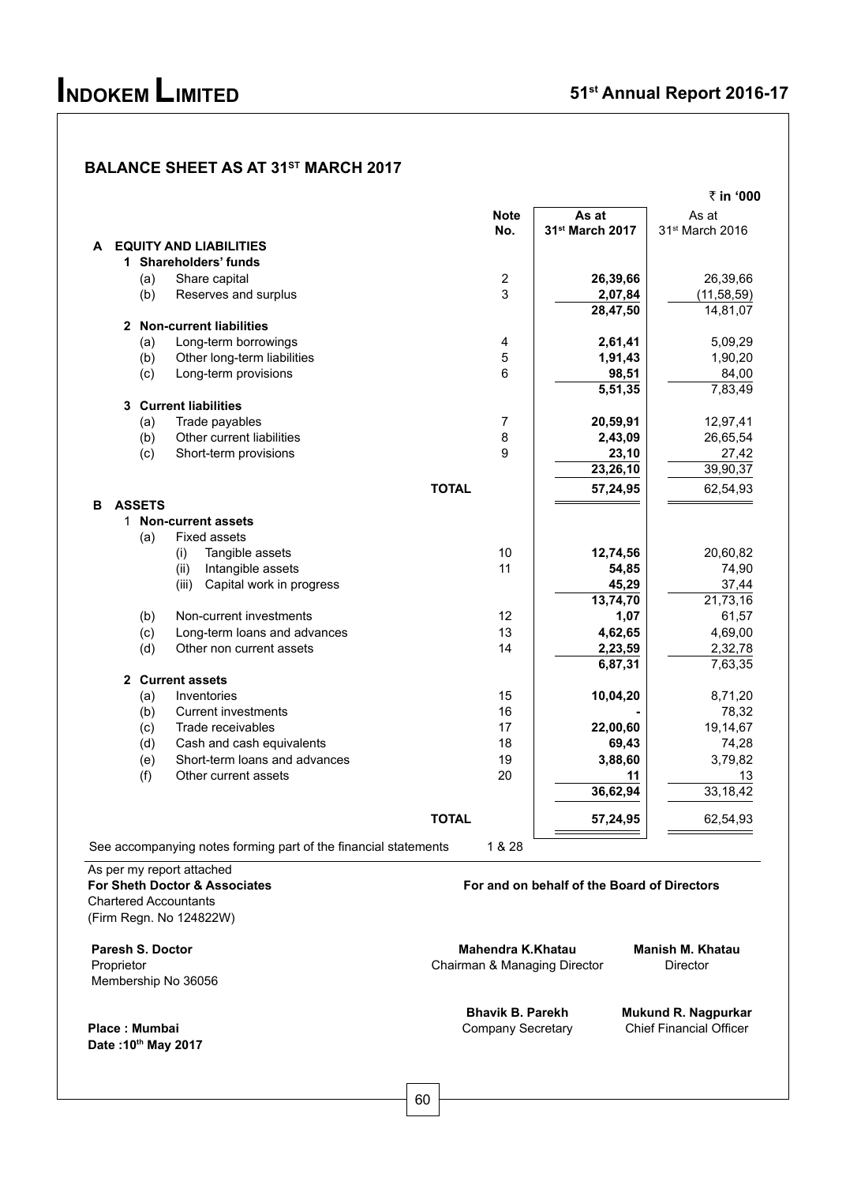## BALANCE SHEET AS AT 31[ST] MARCH 2017

₹ in '000

| | | Note No. | As at 31[st] March 2017 | As at 31[st] March 2016 |
|---|---|---|---|---|
| **A** | **EQUITY AND LIABILITIES** | | | |
| | **1 Shareholders' funds** | | | |
| | (a) Share capital | 2 | **26,39,66** | 26,39,66 |
| | (b) Reserves and surplus | 3 | **2,07,84** | (11,58,59) |
| | | | **28,47,50** | 14,81,07 |
| | **2 Non-current liabilities** | | | |
| | (a) Long-term borrowings | 4 | **2,61,41** | 5,09,29 |
| | (b) Other long-term liabilities | 5 | **1,91,43** | 1,90,20 |
| | (c) Long-term provisions | 6 | **98,51** | 84,00 |
| | | | **5,51,35** | 7,83,49 |
| | **3 Current liabilities** | | | |
| | (a) Trade payables | 7 | **20,59,91** | 12,97,41 |
| | (b) Other current liabilities | 8 | **2,43,09** | 26,65,54 |
| | (c) Short-term provisions | 9 | **23,10** | 27,42 |
| | | | **23,26,10** | 39,90,37 |
| | **TOTAL** | | **57,24,95** | 62,54,93 |
| **B** | **ASSETS** | | | |
| | **1 Non-current assets** | | | |
| | (a) Fixed assets | | | |
| | (i) Tangible assets | 10 | **12,74,56** | 20,60,82 |
| | (ii) Intangible assets | 11 | **54,85** | 74,90 |
| | (iii) Capital work in progress | | **45,29** | 37,44 |
| | | | **13,74,70** | 21,73,16 |
| | (b) Non-current investments | 12 | **1,07** | 61,57 |
| | (c) Long-term loans and advances | 13 | **4,62,65** | 4,69,00 |
| | (d) Other non current assets | 14 | **2,23,59** | 2,32,78 |
| | | | **6,87,31** | 7,63,35 |
| | **2 Current assets** | | | |
| | (a) Inventories | 15 | **10,04,20** | 8,71,20 |
| | (b) Current investments | 16 | **-** | 78,32 |
| | (c) Trade receivables | 17 | **22,00,60** | 19,14,67 |
| | (d) Cash and cash equivalents | 18 | **69,43** | 74,28 |
| | (e) Short-term loans and advances | 19 | **3,88,60** | 3,79,82 |
| | (f) Other current assets | 20 | **11** | 13 |
| | | | **36,62,94** | 33,18,42 |
| | **TOTAL** | | **57,24,95** | 62,54,93 |

See accompanying notes forming part of the financial statements 1 & 28

As per my report attached
**For Sheth Doctor & Associates**
Chartered Accountants
(Firm Regn. No 124822W)

**Paresh S. Doctor**
Proprietor
Membership No 36056

**Place : Mumbai**
**Date :10[th] May 2017**

**For and on behalf of the Board of Directors**

**Mahendra K.Khatau**
Chairman & Managing Director

**Manish M. Khatau**
Director

**Bhavik B. Parekh**
Company Secretary

**Mukund R. Nagpurkar**
Chief Financial Officer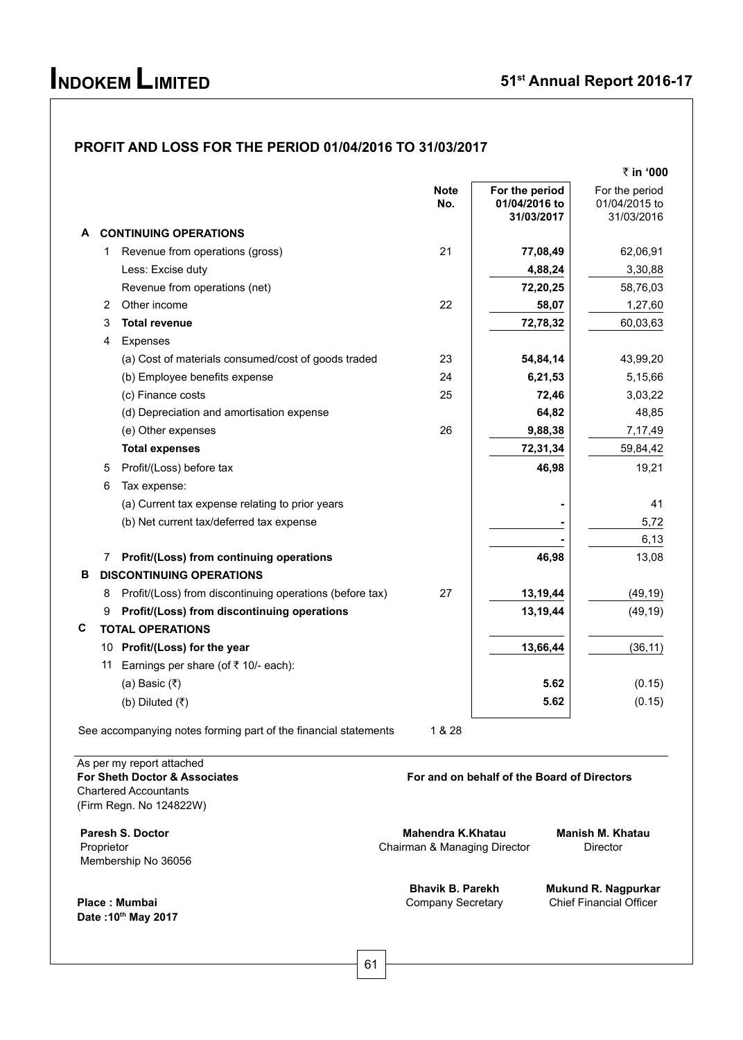## PROFIT AND LOSS FOR THE PERIOD 01/04/2016 TO 31/03/2017

₹ in '000

| | | | Note No. | For the period 01/04/2016 to 31/03/2017 | For the period 01/04/2015 to 31/03/2016 |
|---|---|---|---|---|---|
| **A** | | **CONTINUING OPERATIONS** | | | |
| | 1 | Revenue from operations (gross) | 21 | **77,08,49** | 62,06,91 |
| | | Less: Excise duty | | **4,88,24** | 3,30,88 |
| | | Revenue from operations (net) | | **72,20,25** | 58,76,03 |
| | 2 | Other income | 22 | **58,07** | 1,27,60 |
| | 3 | **Total revenue** | | **72,78,32** | 60,03,63 |
| | 4 | Expenses | | | |
| | | (a) Cost of materials consumed/cost of goods traded | 23 | **54,84,14** | 43,99,20 |
| | | (b) Employee benefits expense | 24 | **6,21,53** | 5,15,66 |
| | | (c) Finance costs | 25 | **72,46** | 3,03,22 |
| | | (d) Depreciation and amortisation expense | | **64,82** | 48,85 |
| | | (e) Other expenses | 26 | **9,88,38** | 7,17,49 |
| | | **Total expenses** | | **72,31,34** | 59,84,42 |
| | 5 | Profit/(Loss) before tax | | **46,98** | 19,21 |
| | 6 | Tax expense: | | | |
| | | (a) Current tax expense relating to prior years | | **-** | 41 |
| | | (b) Net current tax/deferred tax expense | | **-** | 5,72 |
| | | | | **-** | 6,13 |
| | 7 | **Profit/(Loss) from continuing operations** | | **46,98** | 13,08 |
| **B** | | **DISCONTINUING OPERATIONS** | | | |
| | 8 | Profit/(Loss) from discontinuing operations (before tax) | 27 | **13,19,44** | (49,19) |
| | 9 | **Profit/(Loss) from discontinuing operations** | | **13,19,44** | (49,19) |
| **C** | | **TOTAL OPERATIONS** | | | |
| | 10 | **Profit/(Loss) for the year** | | **13,66,44** | (36,11) |
| | 11 | Earnings per share (of ₹ 10/- each): | | | |
| | | (a) Basic (₹) | | **5.62** | (0.15) |
| | | (b) Diluted (₹) | | **5.62** | (0.15) |

See accompanying notes forming part of the financial statements 1 & 28

As per my report attached
**For Sheth Doctor & Associates**
Chartered Accountants
(Firm Regn. No 124822W)

**For and on behalf of the Board of Directors**

**Paresh S. Doctor**
Proprietor
Membership No 36056

**Mahendra K.Khatau**
Chairman & Managing Director

**Manish M. Khatau**
Director

**Bhavik B. Parekh**
Company Secretary

**Mukund R. Nagpurkar**
Chief Financial Officer

**Place : Mumbai**
**Date :10th May 2017**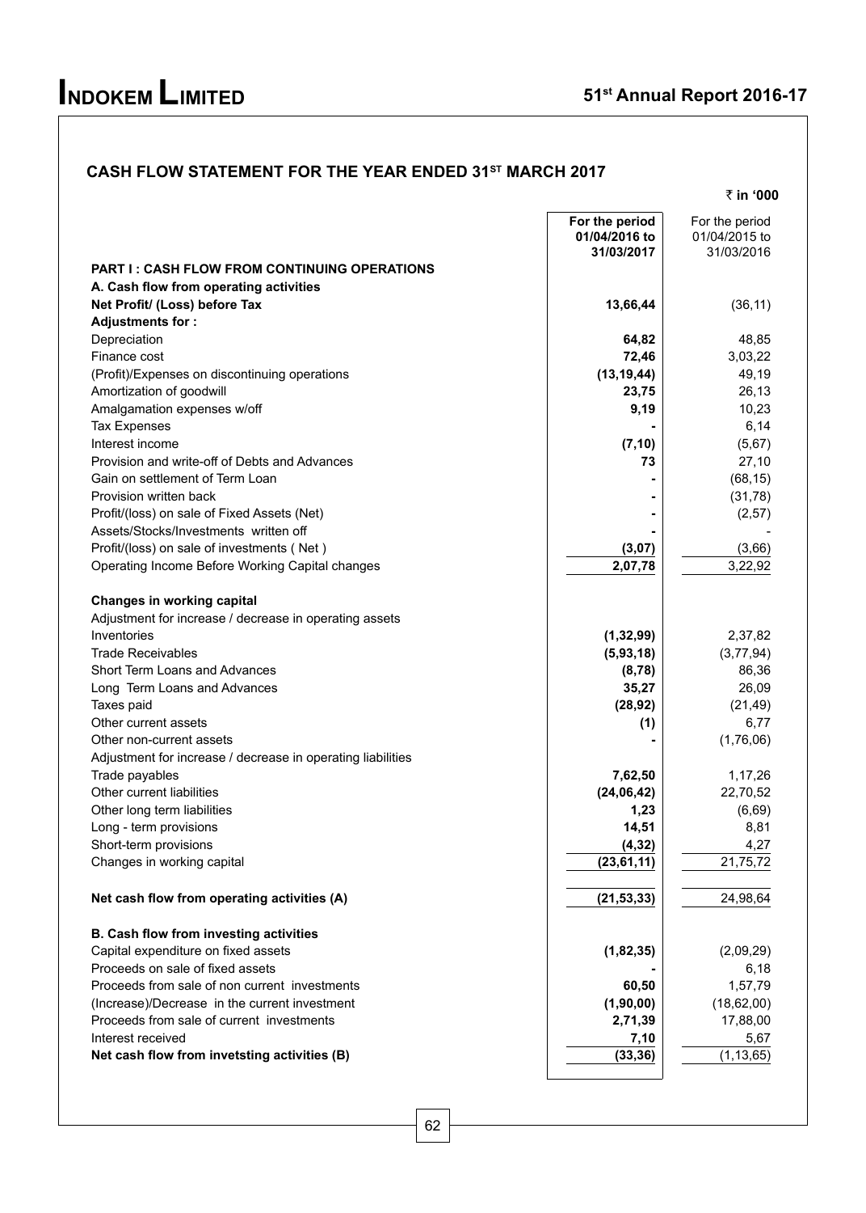## CASH FLOW STATEMENT FOR THE YEAR ENDED 31ST MARCH 2017

₹ in '000

| | For the period 01/04/2016 to 31/03/2017 | For the period 01/04/2015 to 31/03/2016 |
|---|---|---|
| **PART I : CASH FLOW FROM CONTINUING OPERATIONS** | | |
| **A. Cash flow from operating activities** | | |
| **Net Profit/ (Loss) before Tax** | **13,66,44** | (36,11) |
| **Adjustments for :** | | |
| Depreciation | **64,82** | 48,85 |
| Finance cost | **72,46** | 3,03,22 |
| (Profit)/Expenses on discontinuing operations | **(13,19,44)** | 49,19 |
| Amortization of goodwill | **23,75** | 26,13 |
| Amalgamation expenses w/off | **9,19** | 10,23 |
| Tax Expenses | **-** | 6,14 |
| Interest income | **(7,10)** | (5,67) |
| Provision and write-off of Debts and Advances | **73** | 27,10 |
| Gain on settlement of Term Loan | **-** | (68,15) |
| Provision written back | **-** | (31,78) |
| Profit/(loss) on sale of Fixed Assets (Net) | **-** | (2,57) |
| Assets/Stocks/Investments written off | **-** | - |
| Profit/(loss) on sale of investments ( Net ) | **(3,07)** | (3,66) |
| Operating Income Before Working Capital changes | **2,07,78** | 3,22,92 |
| **Changes in working capital** | | |
| Adjustment for increase / decrease in operating assets | | |
| Inventories | **(1,32,99)** | 2,37,82 |
| Trade Receivables | **(5,93,18)** | (3,77,94) |
| Short Term Loans and Advances | **(8,78)** | 86,36 |
| Long Term Loans and Advances | **35,27** | 26,09 |
| Taxes paid | **(28,92)** | (21,49) |
| Other current assets | **(1)** | 6,77 |
| Other non-current assets | **-** | (1,76,06) |
| Adjustment for increase / decrease in operating liabilities | | |
| Trade payables | **7,62,50** | 1,17,26 |
| Other current liabilities | **(24,06,42)** | 22,70,52 |
| Other long term liabilities | **1,23** | (6,69) |
| Long - term provisions | **14,51** | 8,81 |
| Short-term provisions | **(4,32)** | 4,27 |
| Changes in working capital | **(23,61,11)** | 21,75,72 |
| **Net cash flow from operating activities (A)** | **(21,53,33)** | 24,98,64 |
| **B. Cash flow from investing activities** | | |
| Capital expenditure on fixed assets | **(1,82,35)** | (2,09,29) |
| Proceeds on sale of fixed assets | **-** | 6,18 |
| Proceeds from sale of non current investments | **60,50** | 1,57,79 |
| (Increase)/Decrease in the current investment | **(1,90,00)** | (18,62,00) |
| Proceeds from sale of current investments | **2,71,39** | 17,88,00 |
| Interest received | **7,10** | 5,67 |
| **Net cash flow from invetsting activities (B)** | **(33,36)** | (1,13,65) |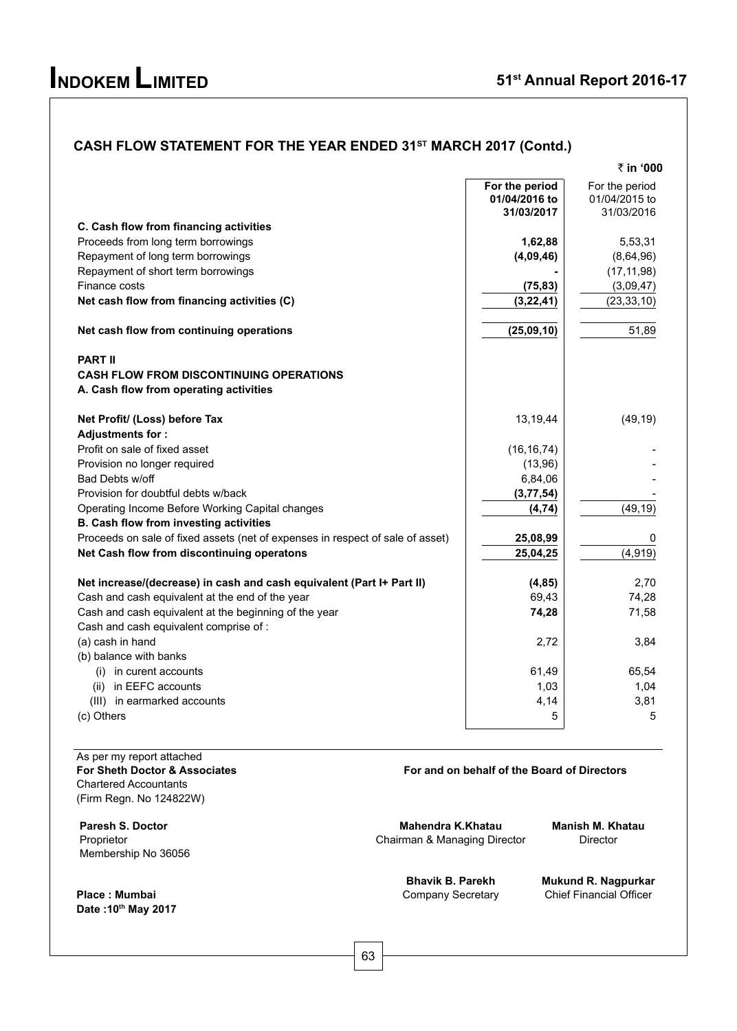## CASH FLOW STATEMENT FOR THE YEAR ENDED 31ST MARCH 2017 (Contd.)

₹ in '000

| | For the period 01/04/2016 to 31/03/2017 | For the period 01/04/2015 to 31/03/2016 |
|---|---|---|
| **C. Cash flow from financing activities** | | |
| Proceeds from long term borrowings | **1,62,88** | 5,53,31 |
| Repayment of long term borrowings | **(4,09,46)** | (8,64,96) |
| Repayment of short term borrowings | **-** | (17,11,98) |
| Finance costs | **(75,83)** | (3,09,47) |
| **Net cash flow from financing activities (C)** | **(3,22,41)** | (23,33,10) |
| **Net cash flow from continuing operations** | **(25,09,10)** | 51,89 |
| **PART II** | | |
| **CASH FLOW FROM DISCONTINUING OPERATIONS** | | |
| **A. Cash flow from operating activities** | | |
| **Net Profit/ (Loss) before Tax** | 13,19,44 | (49,19) |
| **Adjustments for :** | | |
| Profit on sale of fixed asset | (16,16,74) | - |
| Provision no longer required | (13,96) | - |
| Bad Debts w/off | 6,84,06 | - |
| Provision for doubtful debts w/back | **(3,77,54)** | - |
| Operating Income Before Working Capital changes | **(4,74)** | (49,19) |
| **B. Cash flow from investing activities** | | |
| Proceeds on sale of fixed assets (net of expenses in respect of sale of asset) | **25,08,99** | 0 |
| **Net Cash flow from discontinuing operatons** | **25,04,25** | (4,919) |
| **Net increase/(decrease) in cash and cash equivalent (Part I+ Part II)** | **(4,85)** | 2,70 |
| Cash and cash equivalent at the end of the year | 69,43 | 74,28 |
| Cash and cash equivalent at the beginning of the year | **74,28** | 71,58 |
| Cash and cash equivalent comprise of : | | |
| (a) cash in hand | 2,72 | 3,84 |
| (b) balance with banks | | |
| (i) in curent accounts | 61,49 | 65,54 |
| (ii) in EEFC accounts | 1,03 | 1,04 |
| (III) in earmarked accounts | 4,14 | 3,81 |
| (c) Others | 5 | 5 |

As per my report attached
**For Sheth Doctor & Associates**
Chartered Accountants
(Firm Regn. No 124822W)

**Paresh S. Doctor**
Proprietor
Membership No 36056

**Place : Mumbai**
**Date :10th May 2017**

**For and on behalf of the Board of Directors**

**Mahendra K.Khatau**
Chairman & Managing Director

**Manish M. Khatau**
Director

**Bhavik B. Parekh**
Company Secretary

**Mukund R. Nagpurkar**
Chief Financial Officer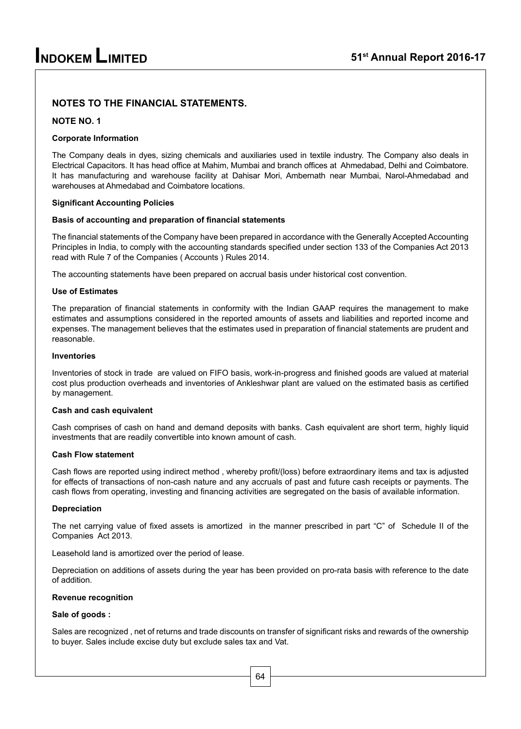## NOTES TO THE FINANCIAL STATEMENTS.

### NOTE NO. 1

**Corporate Information**

The Company deals in dyes, sizing chemicals and auxiliaries used in textile industry. The Company also deals in Electrical Capacitors. It has head office at Mahim, Mumbai and branch offices at Ahmedabad, Delhi and Coimbatore. It has manufacturing and warehouse facility at Dahisar Mori, Ambernath near Mumbai, Narol-Ahmedabad and warehouses at Ahmedabad and Coimbatore locations.

**Significant Accounting Policies**

**Basis of accounting and preparation of financial statements**

The financial statements of the Company have been prepared in accordance with the Generally Accepted Accounting Principles in India, to comply with the accounting standards specified under section 133 of the Companies Act 2013 read with Rule 7 of the Companies ( Accounts ) Rules 2014.

The accounting statements have been prepared on accrual basis under historical cost convention.

**Use of Estimates**

The preparation of financial statements in conformity with the Indian GAAP requires the management to make estimates and assumptions considered in the reported amounts of assets and liabilities and reported income and expenses. The management believes that the estimates used in preparation of financial statements are prudent and reasonable.

**Inventories**

Inventories of stock in trade are valued on FIFO basis, work-in-progress and finished goods are valued at material cost plus production overheads and inventories of Ankleshwar plant are valued on the estimated basis as certified by management.

**Cash and cash equivalent**

Cash comprises of cash on hand and demand deposits with banks. Cash equivalent are short term, highly liquid investments that are readily convertible into known amount of cash.

**Cash Flow statement**

Cash flows are reported using indirect method , whereby profit/(loss) before extraordinary items and tax is adjusted for effects of transactions of non-cash nature and any accruals of past and future cash receipts or payments. The cash flows from operating, investing and financing activities are segregated on the basis of available information.

**Depreciation**

The net carrying value of fixed assets is amortized in the manner prescribed in part "C" of Schedule II of the Companies Act 2013.

Leasehold land is amortized over the period of lease.

Depreciation on additions of assets during the year has been provided on pro-rata basis with reference to the date of addition.

**Revenue recognition**

**Sale of goods :**

Sales are recognized , net of returns and trade discounts on transfer of significant risks and rewards of the ownership to buyer. Sales include excise duty but exclude sales tax and Vat.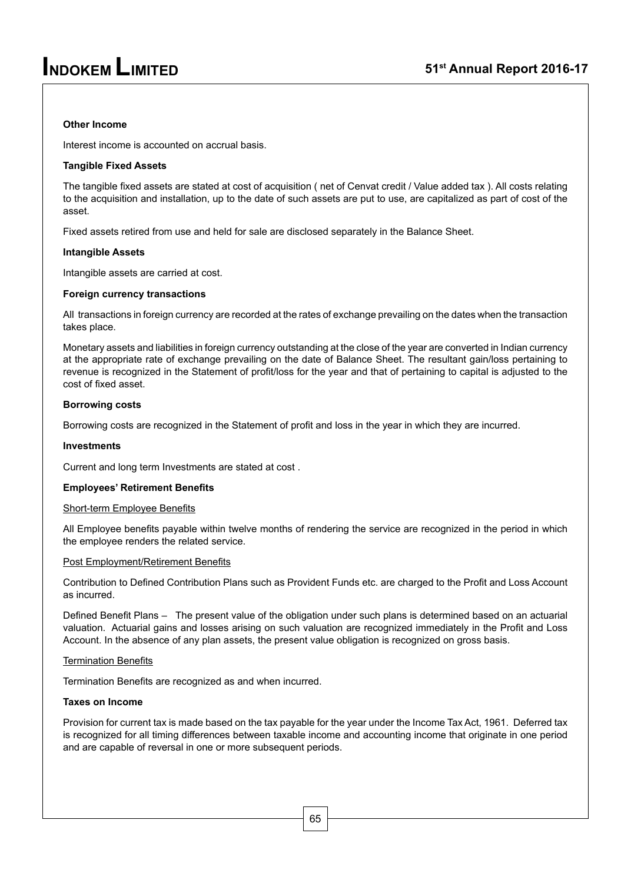**Other Income**

Interest income is accounted on accrual basis.

**Tangible Fixed Assets**

The tangible fixed assets are stated at cost of acquisition ( net of Cenvat credit / Value added tax ). All costs relating to the acquisition and installation, up to the date of such assets are put to use, are capitalized as part of cost of the asset.

Fixed assets retired from use and held for sale are disclosed separately in the Balance Sheet.

**Intangible Assets**

Intangible assets are carried at cost.

**Foreign currency transactions**

All transactions in foreign currency are recorded at the rates of exchange prevailing on the dates when the transaction takes place.

Monetary assets and liabilities in foreign currency outstanding at the close of the year are converted in Indian currency at the appropriate rate of exchange prevailing on the date of Balance Sheet. The resultant gain/loss pertaining to revenue is recognized in the Statement of profit/loss for the year and that of pertaining to capital is adjusted to the cost of fixed asset.

**Borrowing costs**

Borrowing costs are recognized in the Statement of profit and loss in the year in which they are incurred.

**Investments**

Current and long term Investments are stated at cost .

**Employees' Retirement Benefits**

Short-term Employee Benefits

All Employee benefits payable within twelve months of rendering the service are recognized in the period in which the employee renders the related service.

Post Employment/Retirement Benefits

Contribution to Defined Contribution Plans such as Provident Funds etc. are charged to the Profit and Loss Account as incurred.

Defined Benefit Plans – The present value of the obligation under such plans is determined based on an actuarial valuation. Actuarial gains and losses arising on such valuation are recognized immediately in the Profit and Loss Account. In the absence of any plan assets, the present value obligation is recognized on gross basis.

Termination Benefits

Termination Benefits are recognized as and when incurred.

**Taxes on Income**

Provision for current tax is made based on the tax payable for the year under the Income Tax Act, 1961. Deferred tax is recognized for all timing differences between taxable income and accounting income that originate in one period and are capable of reversal in one or more subsequent periods.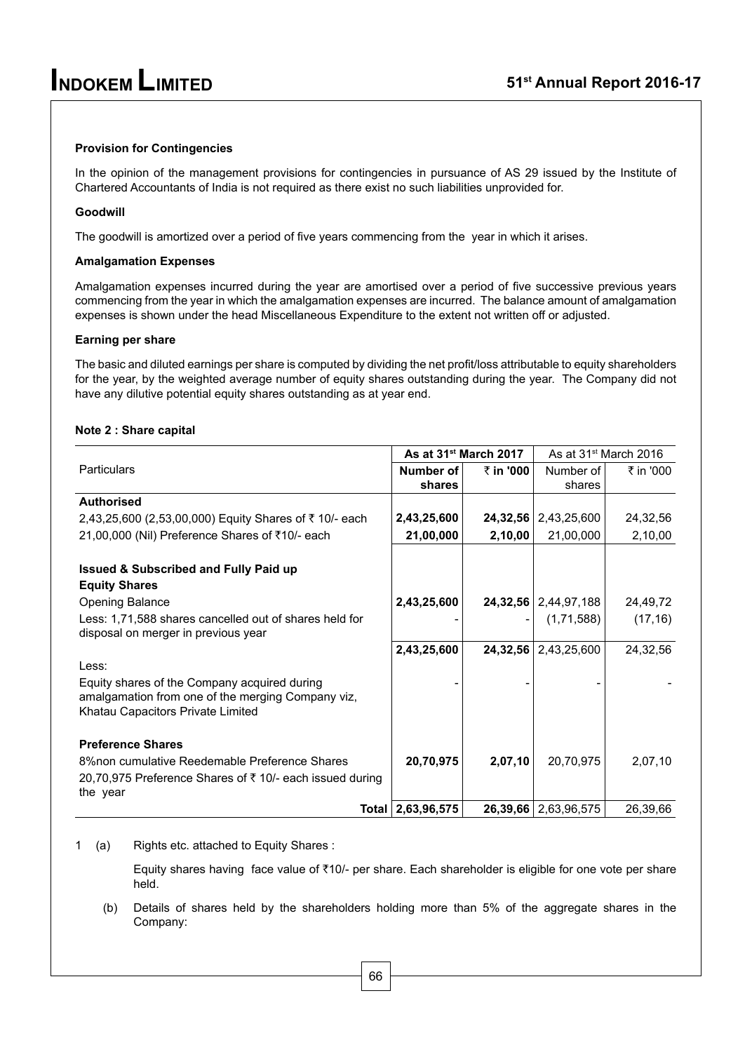**Provision for Contingencies**

In the opinion of the management provisions for contingencies in pursuance of AS 29 issued by the Institute of Chartered Accountants of India is not required as there exist no such liabilities unprovided for.

**Goodwill**

The goodwill is amortized over a period of five years commencing from the year in which it arises.

**Amalgamation Expenses**

Amalgamation expenses incurred during the year are amortised over a period of five successive previous years commencing from the year in which the amalgamation expenses are incurred. The balance amount of amalgamation expenses is shown under the head Miscellaneous Expenditure to the extent not written off or adjusted.

**Earning per share**

The basic and diluted earnings per share is computed by dividing the net profit/loss attributable to equity shareholders for the year, by the weighted average number of equity shares outstanding during the year. The Company did not have any dilutive potential equity shares outstanding as at year end.

**Note 2 : Share capital**

| Particulars | **As at 31st March 2017** | | As at 31st March 2016 | |
|---|---|---|---|---|
| | **Number of shares** | **₹ in '000** | Number of shares | ₹ in '000 |
| **Authorised** | | | | |
| 2,43,25,600 (2,53,00,000) Equity Shares of ₹ 10/- each | **2,43,25,600** | **24,32,56** | 2,43,25,600 | 24,32,56 |
| 21,00,000 (Nil) Preference Shares of ₹10/- each | **21,00,000** | **2,10,00** | 21,00,000 | 2,10,00 |
| **Issued & Subscribed and Fully Paid up** | | | | |
| **Equity Shares** | | | | |
| Opening Balance | **2,43,25,600** | **24,32,56** | 2,44,97,188 | 24,49,72 |
| Less: 1,71,588 shares cancelled out of shares held for disposal on merger in previous year | - | - | (1,71,588) | (17,16) |
| | **2,43,25,600** | **24,32,56** | 2,43,25,600 | 24,32,56 |
| Less: | | | | |
| Equity shares of the Company acquired during amalgamation from one of the merging Company viz, Khatau Capacitors Private Limited | - | - | - | - |
| **Preference Shares** | | | | |
| 8%non cumulative Reedemable Preference Shares | **20,70,975** | **2,07,10** | 20,70,975 | 2,07,10 |
| 20,70,975 Preference Shares of ₹ 10/- each issued during the year | | | | |
| **Total** | **2,63,96,575** | **26,39,66** | 2,63,96,575 | 26,39,66 |

1 (a) Rights etc. attached to Equity Shares :

Equity shares having face value of ₹10/- per share. Each shareholder is eligible for one vote per share held.

(b) Details of shares held by the shareholders holding more than 5% of the aggregate shares in the Company: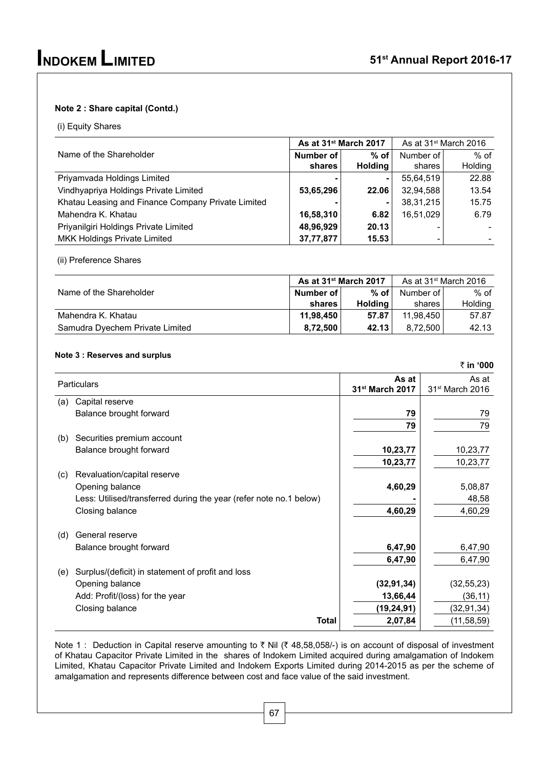**Note 2 : Share capital (Contd.)**

(i) Equity Shares

| Name of the Shareholder | As at 31st March 2017 | | As at 31st March 2016 | |
|---|---|---|---|---|
| | **Number of shares** | **% of Holding** | Number of shares | % of Holding |
| Priyamvada Holdings Limited | **-** | **-** | 55,64,519 | 22.88 |
| Vindhyapriya Holdings Private Limited | **53,65,296** | **22.06** | 32,94,588 | 13.54 |
| Khatau Leasing and Finance Company Private Limited | **-** | **-** | 38,31,215 | 15.75 |
| Mahendra K. Khatau | **16,58,310** | **6.82** | 16,51,029 | 6.79 |
| Priyanilgiri Holdings Private Limited | **48,96,929** | **20.13** | - | - |
| MKK Holdings Private Limited | **37,77,877** | **15.53** | - | - |

(ii) Preference Shares

| Name of the Shareholder | As at 31st March 2017 | | As at 31st March 2016 | |
|---|---|---|---|---|
| | **Number of shares** | **% of Holding** | Number of shares | % of Holding |
| Mahendra K. Khatau | **11,98,450** | **57.87** | 11,98,450 | 57.87 |
| Samudra Dyechem Private Limited | **8,72,500** | **42.13** | 8,72,500 | 42.13 |

**Note 3 : Reserves and surplus**

**₹ in '000**

| | Particulars | As at 31st March 2017 | As at 31st March 2016 |
|---|---|---|---|
| (a) | Capital reserve | | |
| | Balance brought forward | **79** | 79 |
| | | **79** | 79 |
| (b) | Securities premium account | | |
| | Balance brought forward | **10,23,77** | 10,23,77 |
| | | **10,23,77** | 10,23,77 |
| (c) | Revaluation/capital reserve | | |
| | Opening balance | **4,60,29** | 5,08,87 |
| | Less: Utilised/transferred during the year (refer note no.1 below) | **-** | 48,58 |
| | Closing balance | **4,60,29** | 4,60,29 |
| (d) | General reserve | | |
| | Balance brought forward | **6,47,90** | 6,47,90 |
| | | **6,47,90** | 6,47,90 |
| (e) | Surplus/(deficit) in statement of profit and loss | | |
| | Opening balance | **(32,91,34)** | (32,55,23) |
| | Add: Profit/(loss) for the year | **13,66,44** | (36,11) |
| | Closing balance | **(19,24,91)** | (32,91,34) |
| | **Total** | **2,07,84** | (11,58,59) |

Note 1 : Deduction in Capital reserve amounting to ₹ Nil (₹ 48,58,058/-) is on account of disposal of investment of Khatau Capacitor Private Limited in the shares of Indokem Limited acquired during amalgamation of Indokem Limited, Khatau Capacitor Private Limited and Indokem Exports Limited during 2014-2015 as per the scheme of amalgamation and represents difference between cost and face value of the said investment.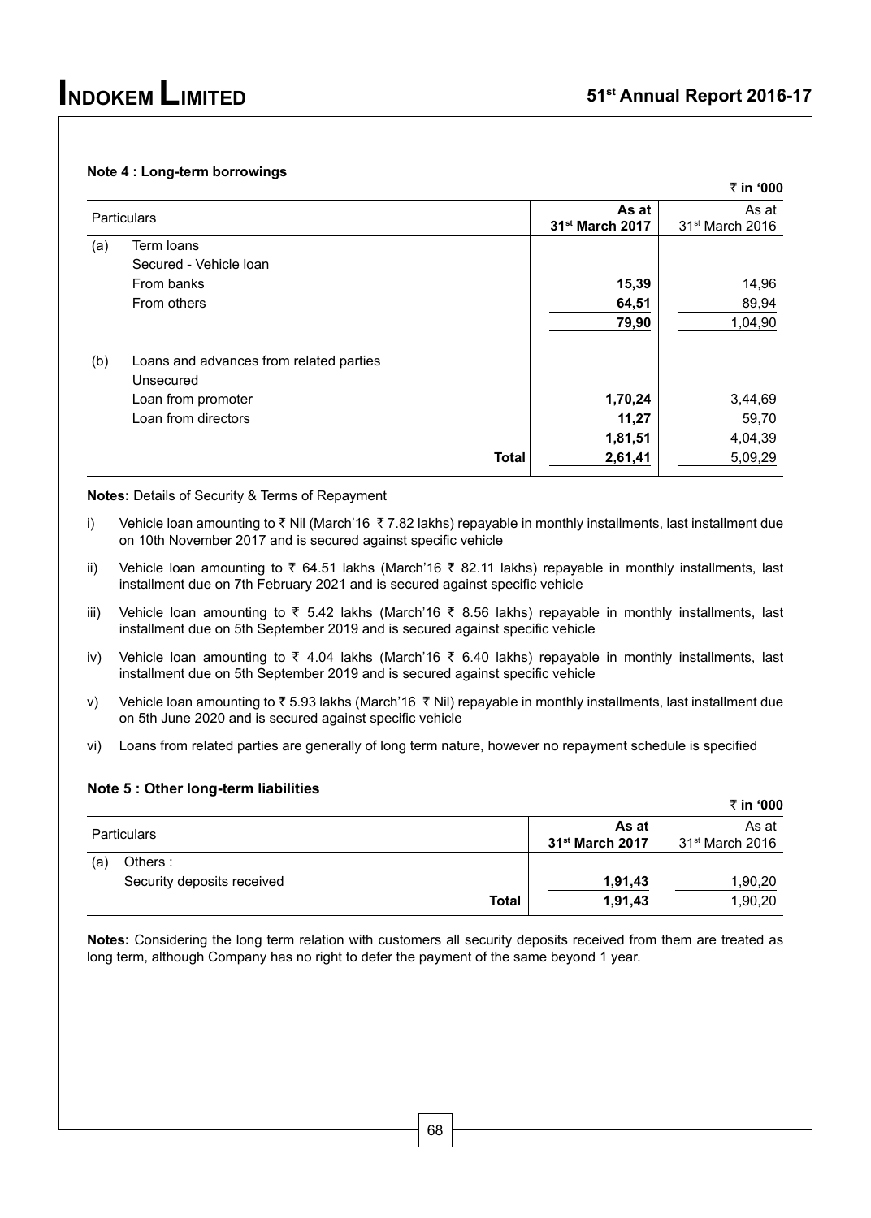### Note 4 : Long-term borrowings

₹ in '000

| | Particulars | As at 31st March 2017 | As at 31st March 2016 |
|---|---|---|---|
| (a) | Term loans | | |
| | Secured - Vehicle loan | | |
| | From banks | **15,39** | 14,96 |
| | From others | **64,51** | 89,94 |
| | | **79,90** | 1,04,90 |
| (b) | Loans and advances from related parties | | |
| | Unsecured | | |
| | Loan from promoter | **1,70,24** | 3,44,69 |
| | Loan from directors | **11,27** | 59,70 |
| | | **1,81,51** | 4,04,39 |
| | **Total** | **2,61,41** | 5,09,29 |

**Notes:** Details of Security & Terms of Repayment

i) Vehicle loan amounting to ₹ Nil (March'16 ₹ 7.82 lakhs) repayable in monthly installments, last installment due on 10th November 2017 and is secured against specific vehicle

ii) Vehicle loan amounting to ₹ 64.51 lakhs (March'16 ₹ 82.11 lakhs) repayable in monthly installments, last installment due on 7th February 2021 and is secured against specific vehicle

iii) Vehicle loan amounting to ₹ 5.42 lakhs (March'16 ₹ 8.56 lakhs) repayable in monthly installments, last installment due on 5th September 2019 and is secured against specific vehicle

iv) Vehicle loan amounting to ₹ 4.04 lakhs (March'16 ₹ 6.40 lakhs) repayable in monthly installments, last installment due on 5th September 2019 and is secured against specific vehicle

v) Vehicle loan amounting to ₹ 5.93 lakhs (March'16 ₹ Nil) repayable in monthly installments, last installment due on 5th June 2020 and is secured against specific vehicle

vi) Loans from related parties are generally of long term nature, however no repayment schedule is specified

### Note 5 : Other long-term liabilities

₹ in '000

| | Particulars | As at 31st March 2017 | As at 31st March 2016 |
|---|---|---|---|
| (a) | Others : | | |
| | Security deposits received | **1,91,43** | 1,90,20 |
| | **Total** | **1,91,43** | 1,90,20 |

**Notes:** Considering the long term relation with customers all security deposits received from them are treated as long term, although Company has no right to defer the payment of the same beyond 1 year.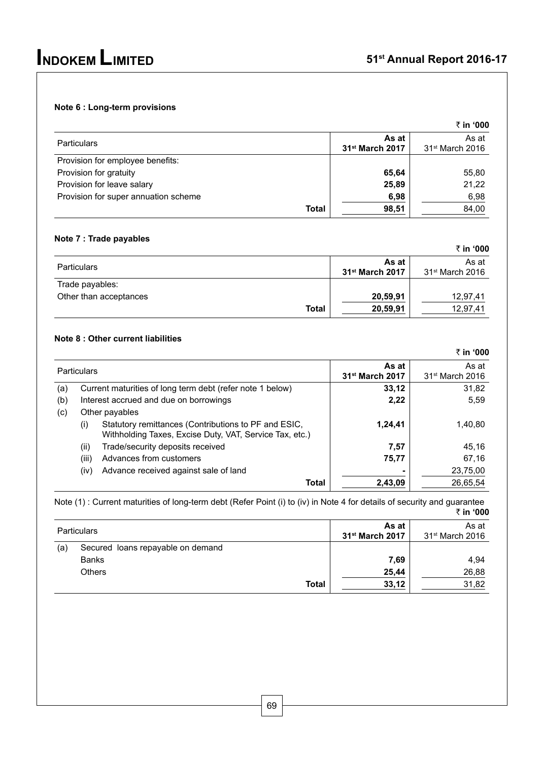### Note 6 : Long-term provisions

₹ in '000

| Particulars | As at 31st March 2017 | As at 31st March 2016 |
|---|---|---|
| Provision for employee benefits: | | |
| Provision for gratuity | **65,64** | 55,80 |
| Provision for leave salary | **25,89** | 21,22 |
| Provision for super annuation scheme | **6,98** | 6,98 |
| **Total** | **98,51** | 84,00 |

### Note 7 : Trade payables

₹ in '000

| Particulars | As at 31st March 2017 | As at 31st March 2016 |
|---|---|---|
| Trade payables: | | |
| Other than acceptances | **20,59,91** | 12,97,41 |
| **Total** | **20,59,91** | 12,97,41 |

### Note 8 : Other current liabilities

₹ in '000

| | | Particulars | As at 31st March 2017 | As at 31st March 2016 |
|---|---|---|---|---|
| (a) | | Current maturities of long term debt (refer note 1 below) | **33,12** | 31,82 |
| (b) | | Interest accrued and due on borrowings | **2,22** | 5,59 |
| (c) | | Other payables | | |
| | (i) | Statutory remittances (Contributions to PF and ESIC, Withholding Taxes, Excise Duty, VAT, Service Tax, etc.) | **1,24,41** | 1,40,80 |
| | (ii) | Trade/security deposits received | **7,57** | 45,16 |
| | (iii) | Advances from customers | **75,77** | 67,16 |
| | (iv) | Advance received against sale of land | **-** | 23,75,00 |
| | | **Total** | **2,43,09** | 26,65,54 |

Note (1) : Current maturities of long-term debt (Refer Point (i) to (iv) in Note 4 for details of security and guarantee

₹ in '000

| | Particulars | As at 31st March 2017 | As at 31st March 2016 |
|---|---|---|---|
| (a) | Secured loans repayable on demand | | |
| | Banks | **7,69** | 4,94 |
| | Others | **25,44** | 26,88 |
| | **Total** | **33,12** | 31,82 |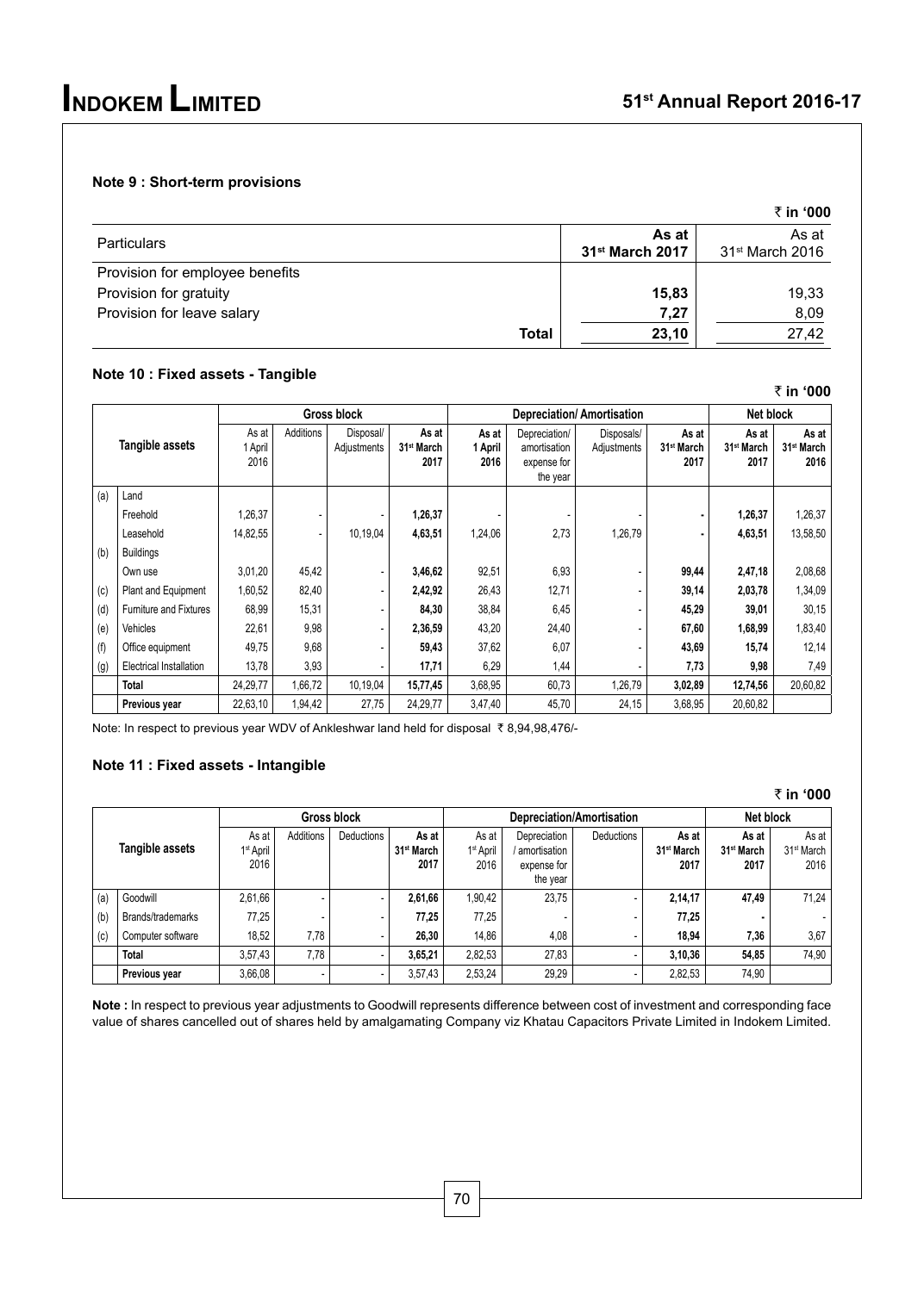### Note 9 : Short-term provisions

₹ in '000

| Particulars | As at 31st March 2017 | As at 31st March 2016 |
|---|---|---|
| Provision for employee benefits | | |
| Provision for gratuity | **15,83** | 19,33 |
| Provision for leave salary | **7,27** | 8,09 |
| **Total** | **23,10** | 27,42 |

### Note 10 : Fixed assets - Tangible

₹ in '000

| | Tangible assets | Gross block | | | | Depreciation/ Amortisation | | | | Net block | |
|---|---|---|---|---|---|---|---|---|---|---|---|
| | | As at 1 April 2016 | Additions | Disposal/ Adjustments | As at 31st March 2017 | As at 1 April 2016 | Depreciation/ amortisation expense for the year | Disposals/ Adjustments | As at 31st March 2017 | As at 31st March 2017 | As at 31st March 2016 |
| (a) | Land | | | | | | | | | | |
| | Freehold | 1,26,37 | - | - | **1,26,37** | - | - | - | - | **1,26,37** | 1,26,37 |
| | Leasehold | 14,82,55 | - | 10,19,04 | **4,63,51** | 1,24,06 | 2,73 | 1,26,79 | - | **4,63,51** | 13,58,50 |
| (b) | Buildings | | | | | | | | | | |
| | Own use | 3,01,20 | 45,42 | - | **3,46,62** | 92,51 | 6,93 | - | **99,44** | **2,47,18** | 2,08,68 |
| (c) | Plant and Equipment | 1,60,52 | 82,40 | - | **2,42,92** | 26,43 | 12,71 | - | **39,14** | **2,03,78** | 1,34,09 |
| (d) | Furniture and Fixtures | 68,99 | 15,31 | - | **84,30** | 38,84 | 6,45 | - | **45,29** | **39,01** | 30,15 |
| (e) | Vehicles | 22,61 | 9,98 | - | **2,36,59** | 43,20 | 24,40 | - | **67,60** | **1,68,99** | 1,83,40 |
| (f) | Office equipment | 49,75 | 9,68 | - | **59,43** | 37,62 | 6,07 | - | **43,69** | **15,74** | 12,14 |
| (g) | Electrical Installation | 13,78 | 3,93 | - | **17,71** | 6,29 | 1,44 | - | **7,73** | **9,98** | 7,49 |
| | **Total** | 24,29,77 | 1,66,72 | 10,19,04 | **15,77,45** | 3,68,95 | 60,73 | 1,26,79 | **3,02,89** | **12,74,56** | 20,60,82 |
| | **Previous year** | 22,63,10 | 1,94,42 | 27,75 | 24,29,77 | 3,47,40 | 45,70 | 24,15 | 3,68,95 | 20,60,82 | |

Note: In respect to previous year WDV of Ankleshwar land held for disposal ₹ 8,94,98,476/-

### Note 11 : Fixed assets - Intangible

₹ in '000

| | Tangible assets | Gross block | | | | Depreciation/Amortisation | | | | Net block | |
|---|---|---|---|---|---|---|---|---|---|---|---|
| | | As at 1st April 2016 | Additions | Deductions | As at 31st March 2017 | As at 1st April 2016 | Depreciation / amortisation expense for the year | Deductions | As at 31st March 2017 | As at 31st March 2017 | As at 31st March 2016 |
| (a) | Goodwill | 2,61,66 | - | - | **2,61,66** | 1,90,42 | 23,75 | - | **2,14,17** | **47,49** | 71,24 |
| (b) | Brands/trademarks | 77,25 | - | - | **77,25** | 77,25 | - | - | **77,25** | **-** | - |
| (c) | Computer software | 18,52 | 7,78 | - | **26,30** | 14,86 | 4,08 | - | **18,94** | **7,36** | 3,67 |
| | **Total** | 3,57,43 | 7,78 | - | **3,65,21** | 2,82,53 | 27,83 | - | **3,10,36** | **54,85** | 74,90 |
| | **Previous year** | 3,66,08 | - | - | 3,57,43 | 2,53,24 | 29,29 | - | 2,82,53 | 74,90 | |

**Note :** In respect to previous year adjustments to Goodwill represents difference between cost of investment and corresponding face value of shares cancelled out of shares held by amalgamating Company viz Khatau Capacitors Private Limited in Indokem Limited.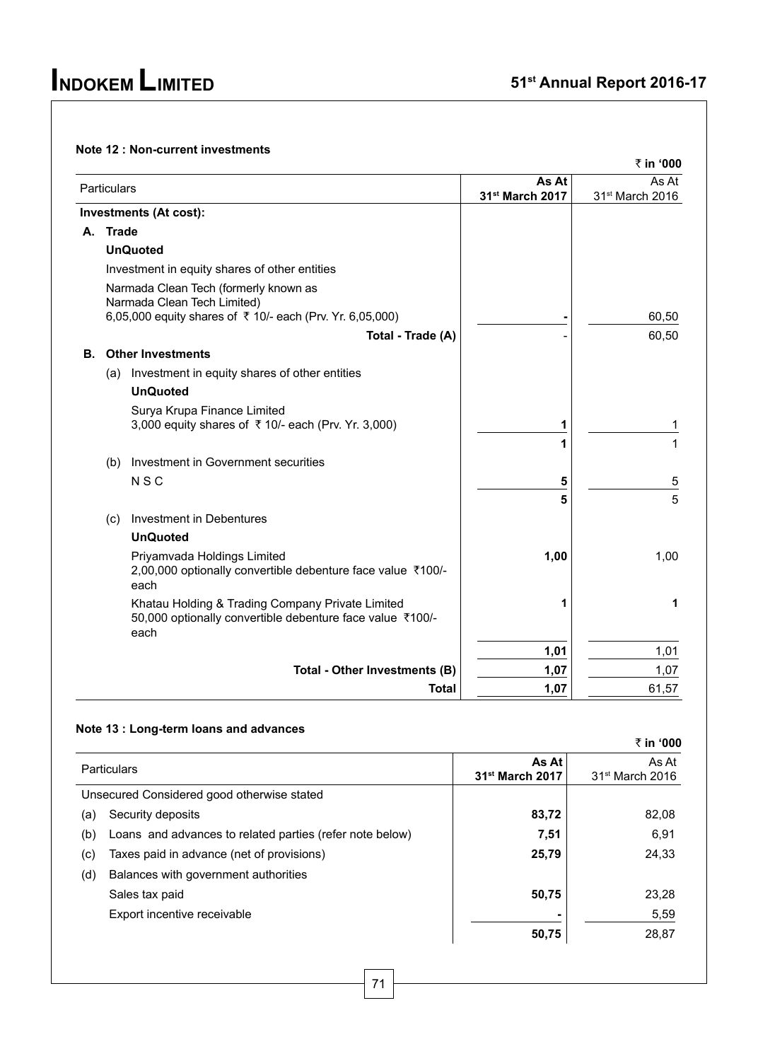**Note 12 : Non-current investments**

₹ in '000

| Particulars | As At 31st March 2017 | As At 31st March 2016 |
|---|---|---|
| **Investments (At cost):** | | |
| **A. Trade** | | |
| **UnQuoted** | | |
| Investment in equity shares of other entities | | |
| Narmada Clean Tech (formerly known as Narmada Clean Tech Limited) 6,05,000 equity shares of ₹ 10/- each (Prv. Yr. 6,05,000) | - | 60,50 |
| **Total - Trade (A)** | - | 60,50 |
| **B. Other Investments** | | |
| (a) Investment in equity shares of other entities | | |
| **UnQuoted** | | |
| Surya Krupa Finance Limited 3,000 equity shares of ₹ 10/- each (Prv. Yr. 3,000) | **1** | 1 |
| | **1** | 1 |
| (b) Investment in Government securities | | |
| N S C | **5** | 5 |
| | **5** | 5 |
| (c) Investment in Debentures | | |
| **UnQuoted** | | |
| Priyamvada Holdings Limited 2,00,000 optionally convertible debenture face value ₹100/- each | **1,00** | 1,00 |
| Khatau Holding & Trading Company Private Limited 50,000 optionally convertible debenture face value ₹100/- each | 1 | **1** |
| | **1,01** | 1,01 |
| **Total - Other Investments (B)** | **1,07** | 1,07 |
| **Total** | **1,07** | 61,57 |

**Note 13 : Long-term loans and advances**

₹ in '000

| Particulars | As At 31st March 2017 | As At 31st March 2016 |
|---|---|---|
| Unsecured Considered good otherwise stated | | |
| (a) Security deposits | **83,72** | 82,08 |
| (b) Loans and advances to related parties (refer note below) | **7,51** | 6,91 |
| (c) Taxes paid in advance (net of provisions) | **25,79** | 24,33 |
| (d) Balances with government authorities | | |
| Sales tax paid | **50,75** | 23,28 |
| Export incentive receivable | **-** | 5,59 |
| | **50,75** | 28,87 |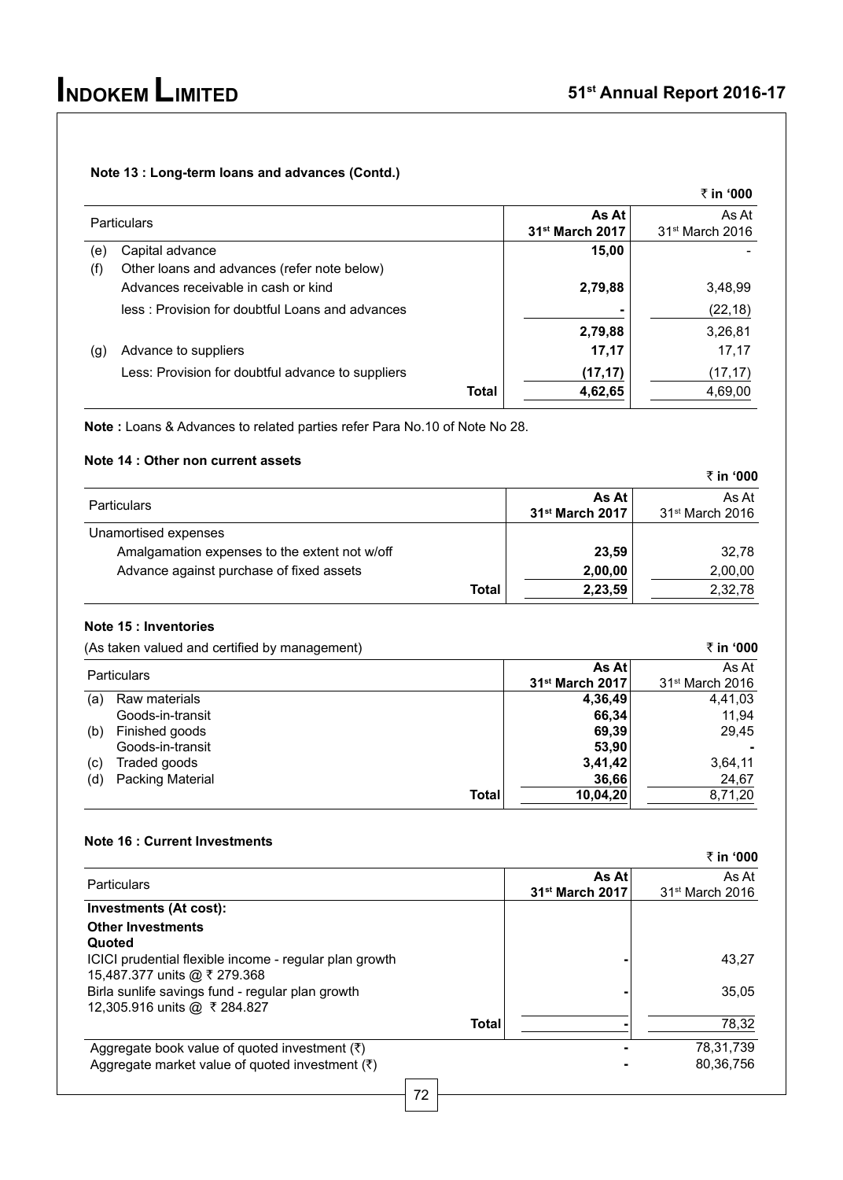### Note 13 : Long-term loans and advances (Contd.)

₹ in '000

| | Particulars | As At 31st March 2017 | As At 31st March 2016 |
|---|---|---|---|
| (e) | Capital advance | **15,00** | - |
| (f) | Other loans and advances (refer note below) | | |
| | Advances receivable in cash or kind | **2,79,88** | 3,48,99 |
| | less : Provision for doubtful Loans and advances | **-** | (22,18) |
| | | **2,79,88** | 3,26,81 |
| (g) | Advance to suppliers | **17,17** | 17,17 |
| | Less: Provision for doubtful advance to suppliers | **(17,17)** | (17,17) |
| | **Total** | **4,62,65** | 4,69,00 |

**Note :** Loans & Advances to related parties refer Para No.10 of Note No 28.

### Note 14 : Other non current assets

₹ in '000

| Particulars | As At 31st March 2017 | As At 31st March 2016 |
|---|---|---|
| Unamortised expenses | | |
| Amalgamation expenses to the extent not w/off | **23,59** | 32,78 |
| Advance against purchase of fixed assets | **2,00,00** | 2,00,00 |
| **Total** | **2,23,59** | 2,32,78 |

### Note 15 : Inventories

(As taken valued and certified by management)

₹ in '000

| | Particulars | As At 31st March 2017 | As At 31st March 2016 |
|---|---|---|---|
| (a) | Raw materials | **4,36,49** | 4,41,03 |
| | Goods-in-transit | **66,34** | 11,94 |
| (b) | Finished goods | **69,39** | 29,45 |
| | Goods-in-transit | **53,90** | - |
| (c) | Traded goods | **3,41,42** | 3,64,11 |
| (d) | Packing Material | **36,66** | 24,67 |
| | **Total** | **10,04,20** | 8,71,20 |

### Note 16 : Current Investments

₹ in '000

| Particulars | As At 31st March 2017 | As At 31st March 2016 |
|---|---|---|
| **Investments (At cost):** | | |
| **Other Investments** | | |
| **Quoted** | | |
| ICICI prudential flexible income - regular plan growth 15,487.377 units @ ₹ 279.368 | - | 43,27 |
| Birla sunlife savings fund - regular plan growth 12,305.916 units @ ₹ 284.827 | - | 35,05 |
| **Total** | - | 78,32 |
| Aggregate book value of quoted investment (₹) | - | 78,31,739 |
| Aggregate market value of quoted investment (₹) | - | 80,36,756 |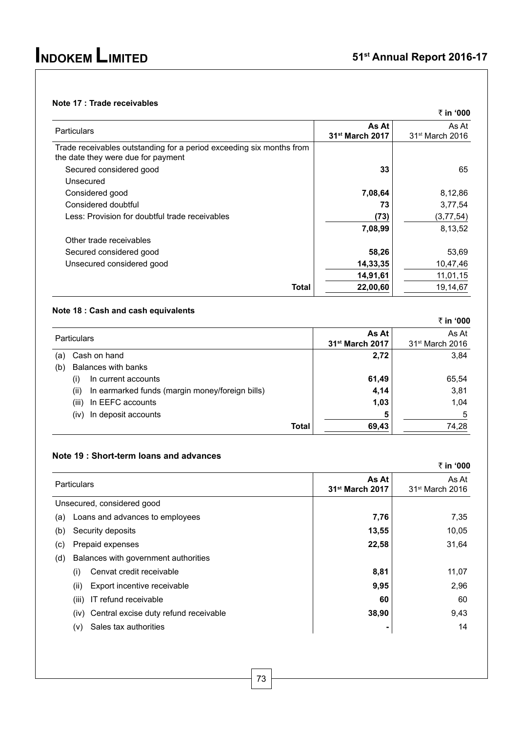### Note 17 : Trade receivables

₹ in '000

| Particulars | As At 31st March 2017 | As At 31st March 2016 |
|---|---|---|
| Trade receivables outstanding for a period exceeding six months from the date they were due for payment | | |
| Secured considered good | **33** | 65 |
| Unsecured | | |
| Considered good | **7,08,64** | 8,12,86 |
| Considered doubtful | **73** | 3,77,54 |
| Less: Provision for doubtful trade receivables | **(73)** | (3,77,54) |
| | **7,08,99** | 8,13,52 |
| Other trade receivables | | |
| Secured considered good | **58,26** | 53,69 |
| Unsecured considered good | **14,33,35** | 10,47,46 |
| | **14,91,61** | 11,01,15 |
| **Total** | **22,00,60** | 19,14,67 |

### Note 18 : Cash and cash equivalents

₹ in '000

| Particulars | As At 31st March 2017 | As At 31st March 2016 |
|---|---|---|
| (a) Cash on hand | **2,72** | 3,84 |
| (b) Balances with banks | | |
| (i) In current accounts | **61,49** | 65,54 |
| (ii) In earmarked funds (margin money/foreign bills) | **4,14** | 3,81 |
| (iii) In EEFC accounts | **1,03** | 1,04 |
| (iv) In deposit accounts | **5** | 5 |
| **Total** | **69,43** | 74,28 |

### Note 19 : Short-term loans and advances

₹ in '000

| Particulars | As At 31st March 2017 | As At 31st March 2016 |
|---|---|---|
| Unsecured, considered good | | |
| (a) Loans and advances to employees | **7,76** | 7,35 |
| (b) Security deposits | **13,55** | 10,05 |
| (c) Prepaid expenses | **22,58** | 31,64 |
| (d) Balances with government authorities | | |
| (i) Cenvat credit receivable | **8,81** | 11,07 |
| (ii) Export incentive receivable | **9,95** | 2,96 |
| (iii) IT refund receivable | **60** | 60 |
| (iv) Central excise duty refund receivable | **38,90** | 9,43 |
| (v) Sales tax authorities | **-** | 14 |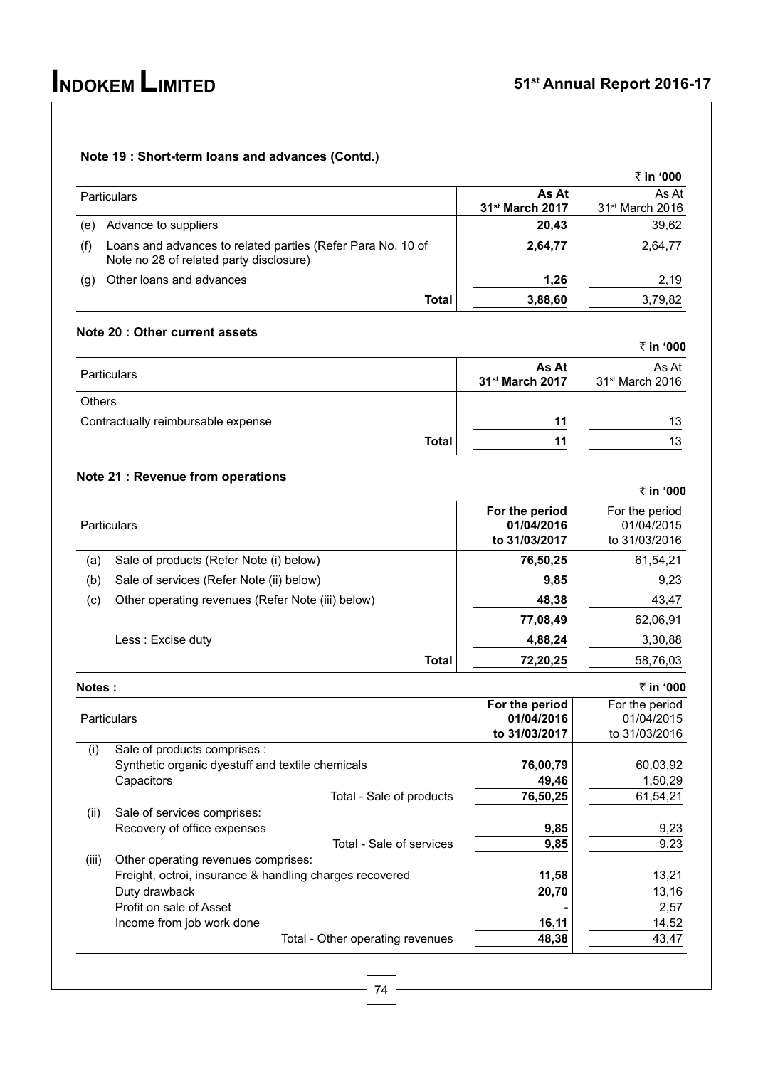### Note 19 : Short-term loans and advances (Contd.)

₹ in '000

| | Particulars | As At 31st March 2017 | As At 31st March 2016 |
|---|---|---|---|
| (e) | Advance to suppliers | **20,43** | 39,62 |
| (f) | Loans and advances to related parties (Refer Para No. 10 of Note no 28 of related party disclosure) | **2,64,77** | 2,64,77 |
| (g) | Other loans and advances | **1,26** | 2,19 |
| | **Total** | **3,88,60** | 3,79,82 |

### Note 20 : Other current assets

₹ in '000

| Particulars | As At 31st March 2017 | As At 31st March 2016 |
|---|---|---|
| Others | | |
| Contractually reimbursable expense | **11** | 13 |
| **Total** | **11** | 13 |

### Note 21 : Revenue from operations

₹ in '000

| | Particulars | For the period 01/04/2016 to 31/03/2017 | For the period 01/04/2015 to 31/03/2016 |
|---|---|---|---|
| (a) | Sale of products (Refer Note (i) below) | **76,50,25** | 61,54,21 |
| (b) | Sale of services (Refer Note (ii) below) | **9,85** | 9,23 |
| (c) | Other operating revenues (Refer Note (iii) below) | **48,38** | 43,47 |
| | | **77,08,49** | 62,06,91 |
| | Less : Excise duty | **4,88,24** | 3,30,88 |
| | **Total** | **72,20,25** | 58,76,03 |

**Notes :**

₹ in '000

| | Particulars | For the period 01/04/2016 to 31/03/2017 | For the period 01/04/2015 to 31/03/2016 |
|---|---|---|---|
| (i) | Sale of products comprises : | | |
| | Synthetic organic dyestuff and textile chemicals | **76,00,79** | 60,03,92 |
| | Capacitors | **49,46** | 1,50,29 |
| | Total - Sale of products | **76,50,25** | 61,54,21 |
| (ii) | Sale of services comprises: | | |
| | Recovery of office expenses | **9,85** | 9,23 |
| | Total - Sale of services | **9,85** | 9,23 |
| (iii) | Other operating revenues comprises: | | |
| | Freight, octroi, insurance & handling charges recovered | **11,58** | 13,21 |
| | Duty drawback | **20,70** | 13,16 |
| | Profit on sale of Asset | **-** | 2,57 |
| | Income from job work done | **16,11** | 14,52 |
| | Total - Other operating revenues | **48,38** | 43,47 |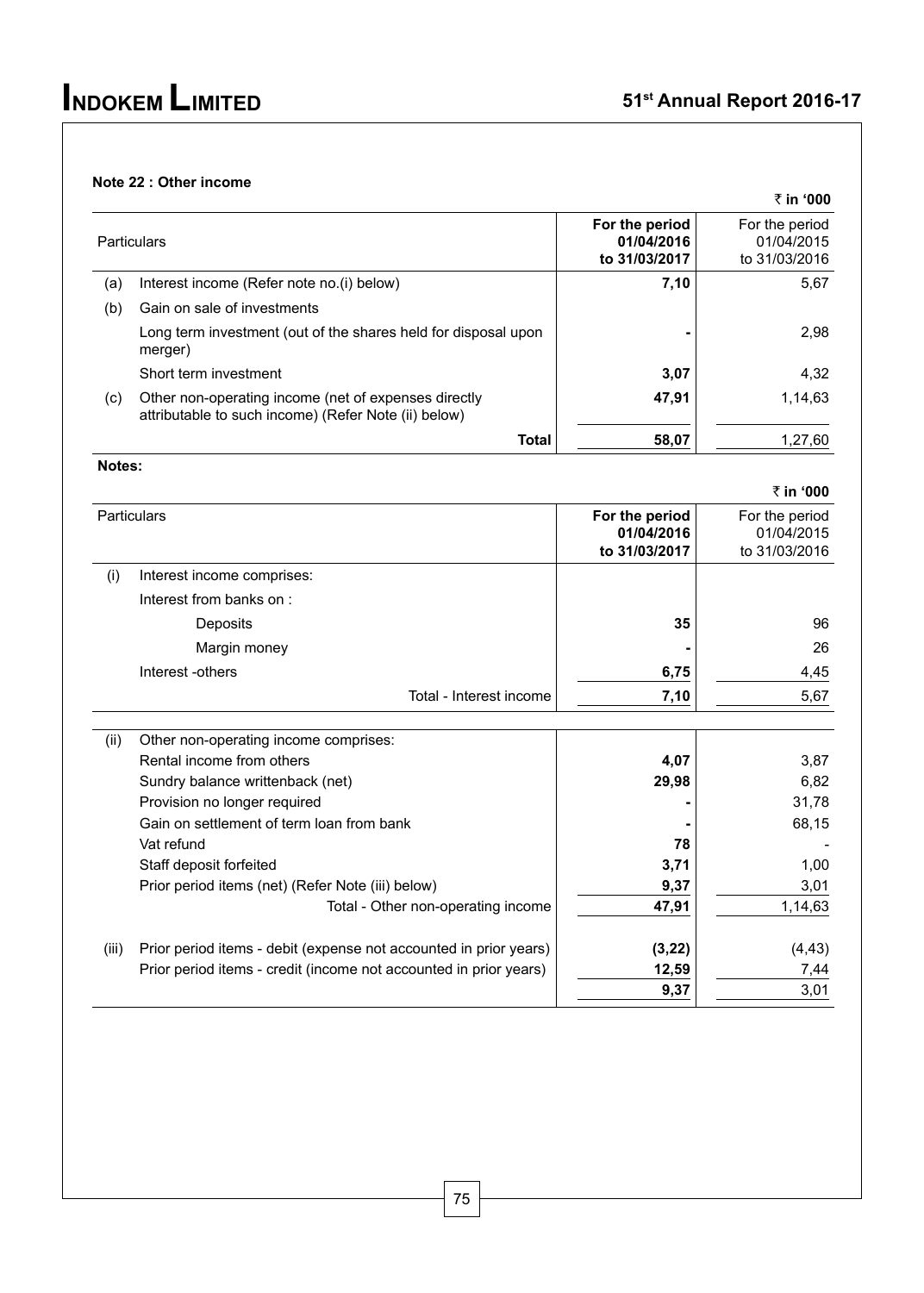### Note 22 : Other income

₹ in '000

| | Particulars | For the period 01/04/2016 to 31/03/2017 | For the period 01/04/2015 to 31/03/2016 |
|---|---|---|---|
| (a) | Interest income (Refer note no.(i) below) | **7,10** | 5,67 |
| (b) | Gain on sale of investments | | |
| | Long term investment (out of the shares held for disposal upon merger) | **-** | 2,98 |
| | Short term investment | **3,07** | 4,32 |
| (c) | Other non-operating income (net of expenses directly attributable to such income) (Refer Note (ii) below) | **47,91** | 1,14,63 |
| | **Total** | **58,07** | 1,27,60 |

**Notes:**

₹ in '000

| | Particulars | For the period 01/04/2016 to 31/03/2017 | For the period 01/04/2015 to 31/03/2016 |
|---|---|---|---|
| (i) | Interest income comprises: | | |
| | Interest from banks on : | | |
| | Deposits | **35** | 96 |
| | Margin money | **-** | 26 |
| | Interest -others | **6,75** | 4,45 |
| | Total - Interest income | **7,10** | 5,67 |
| (ii) | Other non-operating income comprises: | | |
| | Rental income from others | **4,07** | 3,87 |
| | Sundry balance writtenback (net) | **29,98** | 6,82 |
| | Provision no longer required | **-** | 31,78 |
| | Gain on settlement of term loan from bank | **-** | 68,15 |
| | Vat refund | **78** | - |
| | Staff deposit forfeited | **3,71** | 1,00 |
| | Prior period items (net) (Refer Note (iii) below) | **9,37** | 3,01 |
| | Total - Other non-operating income | **47,91** | 1,14,63 |
| (iii) | Prior period items - debit (expense not accounted in prior years) | **(3,22)** | (4,43) |
| | Prior period items - credit (income not accounted in prior years) | **12,59** | 7,44 |
| | | **9,37** | 3,01 |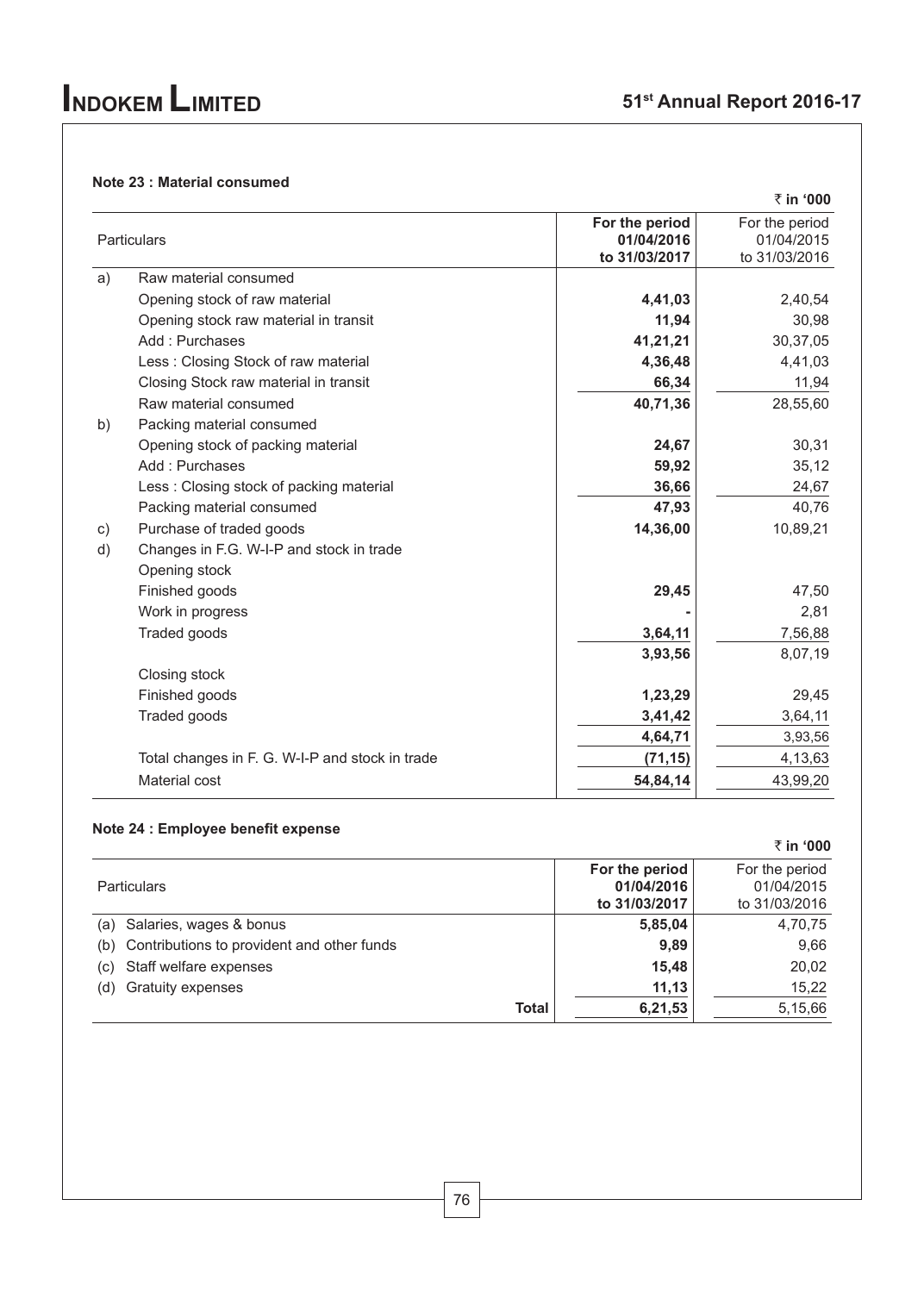### Note 23 : Material consumed

₹ in '000

| | Particulars | For the period 01/04/2016 to 31/03/2017 | For the period 01/04/2015 to 31/03/2016 |
|---|---|---|---|
| a) | Raw material consumed | | |
| | Opening stock of raw material | **4,41,03** | 2,40,54 |
| | Opening stock raw material in transit | **11,94** | 30,98 |
| | Add : Purchases | **41,21,21** | 30,37,05 |
| | Less : Closing Stock of raw material | **4,36,48** | 4,41,03 |
| | Closing Stock raw material in transit | **66,34** | 11,94 |
| | Raw material consumed | **40,71,36** | 28,55,60 |
| b) | Packing material consumed | | |
| | Opening stock of packing material | **24,67** | 30,31 |
| | Add : Purchases | **59,92** | 35,12 |
| | Less : Closing stock of packing material | **36,66** | 24,67 |
| | Packing material consumed | **47,93** | 40,76 |
| c) | Purchase of traded goods | **14,36,00** | 10,89,21 |
| d) | Changes in F.G. W-I-P and stock in trade | | |
| | Opening stock | | |
| | Finished goods | **29,45** | 47,50 |
| | Work in progress | **-** | 2,81 |
| | Traded goods | **3,64,11** | 7,56,88 |
| | | **3,93,56** | 8,07,19 |
| | Closing stock | | |
| | Finished goods | **1,23,29** | 29,45 |
| | Traded goods | **3,41,42** | 3,64,11 |
| | | **4,64,71** | 3,93,56 |
| | Total changes in F. G. W-I-P and stock in trade | **(71,15)** | 4,13,63 |
| | Material cost | **54,84,14** | 43,99,20 |

### Note 24 : Employee benefit expense

₹ in '000

| Particulars | For the period 01/04/2016 to 31/03/2017 | For the period 01/04/2015 to 31/03/2016 |
|---|---|---|
| (a) Salaries, wages & bonus | **5,85,04** | 4,70,75 |
| (b) Contributions to provident and other funds | **9,89** | 9,66 |
| (c) Staff welfare expenses | **15,48** | 20,02 |
| (d) Gratuity expenses | **11,13** | 15,22 |
| **Total** | **6,21,53** | 5,15,66 |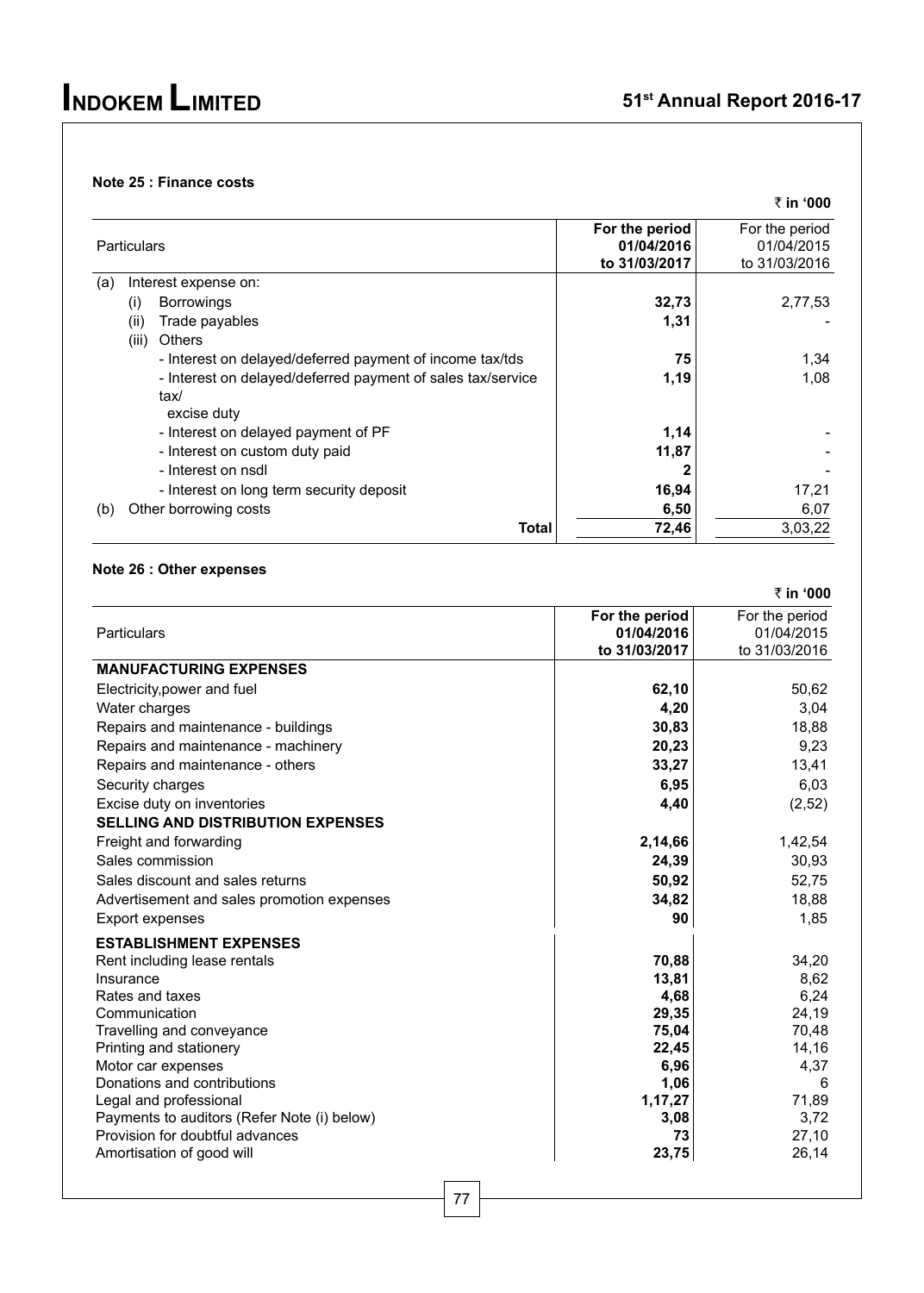**Note 25 : Finance costs**

₹ in '000

| Particulars | For the period 01/04/2016 to 31/03/2017 | For the period 01/04/2015 to 31/03/2016 |
|---|---|---|
| (a) Interest expense on: | | |
| (i) Borrowings | **32,73** | 2,77,53 |
| (ii) Trade payables | **1,31** | - |
| (iii) Others | | |
| - Interest on delayed/deferred payment of income tax/tds | **75** | 1,34 |
| - Interest on delayed/deferred payment of sales tax/service tax/ excise duty | **1,19** | 1,08 |
| - Interest on delayed payment of PF | **1,14** | - |
| - Interest on custom duty paid | **11,87** | - |
| - Interest on nsdl | **2** | - |
| - Interest on long term security deposit | **16,94** | 17,21 |
| (b) Other borrowing costs | **6,50** | 6,07 |
| **Total** | **72,46** | 3,03,22 |

**Note 26 : Other expenses**

₹ in '000

| Particulars | For the period 01/04/2016 to 31/03/2017 | For the period 01/04/2015 to 31/03/2016 |
|---|---|---|
| **MANUFACTURING EXPENSES** | | |
| Electricity,power and fuel | **62,10** | 50,62 |
| Water charges | **4,20** | 3,04 |
| Repairs and maintenance - buildings | **30,83** | 18,88 |
| Repairs and maintenance - machinery | **20,23** | 9,23 |
| Repairs and maintenance - others | **33,27** | 13,41 |
| Security charges | **6,95** | 6,03 |
| Excise duty on inventories | **4,40** | (2,52) |
| **SELLING AND DISTRIBUTION EXPENSES** | | |
| Freight and forwarding | **2,14,66** | 1,42,54 |
| Sales commission | **24,39** | 30,93 |
| Sales discount and sales returns | **50,92** | 52,75 |
| Advertisement and sales promotion expenses | **34,82** | 18,88 |
| Export expenses | **90** | 1,85 |
| **ESTABLISHMENT EXPENSES** | | |
| Rent including lease rentals | **70,88** | 34,20 |
| Insurance | **13,81** | 8,62 |
| Rates and taxes | **4,68** | 6,24 |
| Communication | **29,35** | 24,19 |
| Travelling and conveyance | **75,04** | 70,48 |
| Printing and stationery | **22,45** | 14,16 |
| Motor car expenses | **6,96** | 4,37 |
| Donations and contributions | **1,06** | 6 |
| Legal and professional | **1,17,27** | 71,89 |
| Payments to auditors (Refer Note (i) below) | **3,08** | 3,72 |
| Provision for doubtful advances | **73** | 27,10 |
| Amortisation of good will | **23,75** | 26,14 |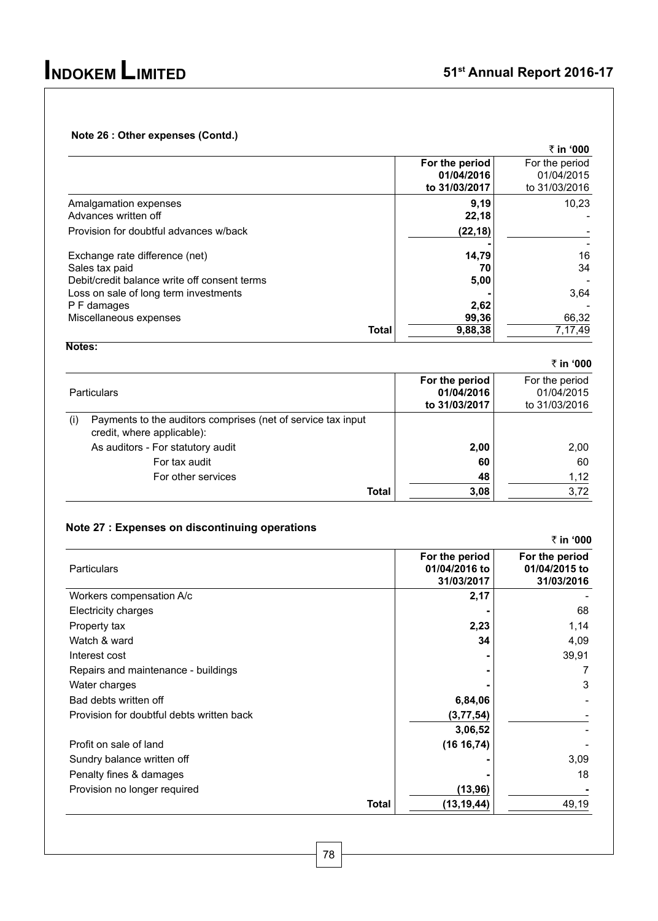**Note 26 : Other expenses (Contd.)**

₹ in '000

| | For the period 01/04/2016 to 31/03/2017 | For the period 01/04/2015 to 31/03/2016 |
|---|---|---|
| Amalgamation expenses | 9,19 | 10,23 |
| Advances written off | 22,18 | - |
| Provision for doubtful advances w/back | (22,18) | - |
| | - | - |
| Exchange rate difference (net) | 14,79 | 16 |
| Sales tax paid | 70 | 34 |
| Debit/credit balance write off consent terms | 5,00 | - |
| Loss on sale of long term investments | - | 3,64 |
| P F damages | 2,62 | - |
| Miscellaneous expenses | 99,36 | 66,32 |
| **Total** | **9,88,38** | 7,17,49 |

**Notes:**

₹ in '000

| Particulars | For the period 01/04/2016 to 31/03/2017 | For the period 01/04/2015 to 31/03/2016 |
|---|---|---|
| (i) Payments to the auditors comprises (net of service tax input credit, where applicable): | | |
| As auditors - For statutory audit | 2,00 | 2,00 |
| For tax audit | 60 | 60 |
| For other services | 48 | 1,12 |
| **Total** | **3,08** | 3,72 |

## Note 27 : Expenses on discontinuing operations

₹ in '000

| Particulars | For the period 01/04/2016 to 31/03/2017 | For the period 01/04/2015 to 31/03/2016 |
|---|---|---|
| Workers compensation A/c | 2,17 | - |
| Electricity charges | - | 68 |
| Property tax | 2,23 | 1,14 |
| Watch & ward | 34 | 4,09 |
| Interest cost | - | 39,91 |
| Repairs and maintenance - buildings | - | 7 |
| Water charges | - | 3 |
| Bad debts written off | 6,84,06 | - |
| Provision for doubtful debts written back | (3,77,54) | - |
| | 3,06,52 | - |
| Profit on sale of land | (16 16,74) | - |
| Sundry balance written off | - | 3,09 |
| Penalty fines & damages | - | 18 |
| Provision no longer required | (13,96) | - |
| **Total** | **(13,19,44)** | 49,19 |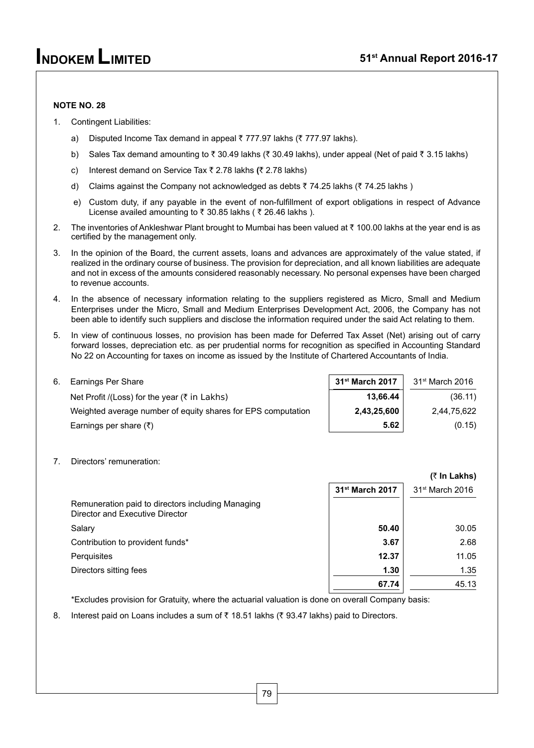**NOTE NO. 28**

1. Contingent Liabilities:

   a) Disputed Income Tax demand in appeal ₹ 777.97 lakhs (₹ 777.97 lakhs).

   b) Sales Tax demand amounting to ₹ 30.49 lakhs (₹ 30.49 lakhs), under appeal (Net of paid ₹ 3.15 lakhs)

   c) Interest demand on Service Tax ₹ 2.78 lakhs **(**₹ 2.78 lakhs)

   d) Claims against the Company not acknowledged as debts ₹ 74.25 lakhs (₹ 74.25 lakhs )

   e) Custom duty, if any payable in the event of non-fulfillment of export obligations in respect of Advance License availed amounting to ₹ 30.85 lakhs ( ₹ 26.46 lakhs ).

2. The inventories of Ankleshwar Plant brought to Mumbai has been valued at ₹ 100.00 lakhs at the year end is as certified by the management only.

3. In the opinion of the Board, the current assets, loans and advances are approximately of the value stated, if realized in the ordinary course of business. The provision for depreciation, and all known liabilities are adequate and not in excess of the amounts considered reasonably necessary. No personal expenses have been charged to revenue accounts.

4. In the absence of necessary information relating to the suppliers registered as Micro, Small and Medium Enterprises under the Micro, Small and Medium Enterprises Development Act, 2006, the Company has not been able to identify such suppliers and disclose the information required under the said Act relating to them.

5. In view of continuous losses, no provision has been made for Deferred Tax Asset (Net) arising out of carry forward losses, depreciation etc. as per prudential norms for recognition as specified in Accounting Standard No 22 on Accounting for taxes on income as issued by the Institute of Chartered Accountants of India.

6. Earnings Per Share

| | **31st March 2017** | 31st March 2016 |
|---|---|---|
| Net Profit /(Loss) for the year (₹ in Lakhs) | **13,66.44** | (36.11) |
| Weighted average number of equity shares for EPS computation | **2,43,25,600** | 2,44,75,622 |
| Earnings per share (₹) | **5.62** | (0.15) |

7. Directors' remuneration:

**(₹ In Lakhs)**

| | **31st March 2017** | 31st March 2016 |
|---|---|---|
| Remuneration paid to directors including Managing Director and Executive Director | | |
| Salary | **50.40** | 30.05 |
| Contribution to provident funds* | **3.67** | 2.68 |
| Perquisites | **12.37** | 11.05 |
| Directors sitting fees | **1.30** | 1.35 |
| | **67.74** | 45.13 |

*Excludes provision for Gratuity, where the actuarial valuation is done on overall Company basis:

8. Interest paid on Loans includes a sum of ₹ 18.51 lakhs (₹ 93.47 lakhs) paid to Directors.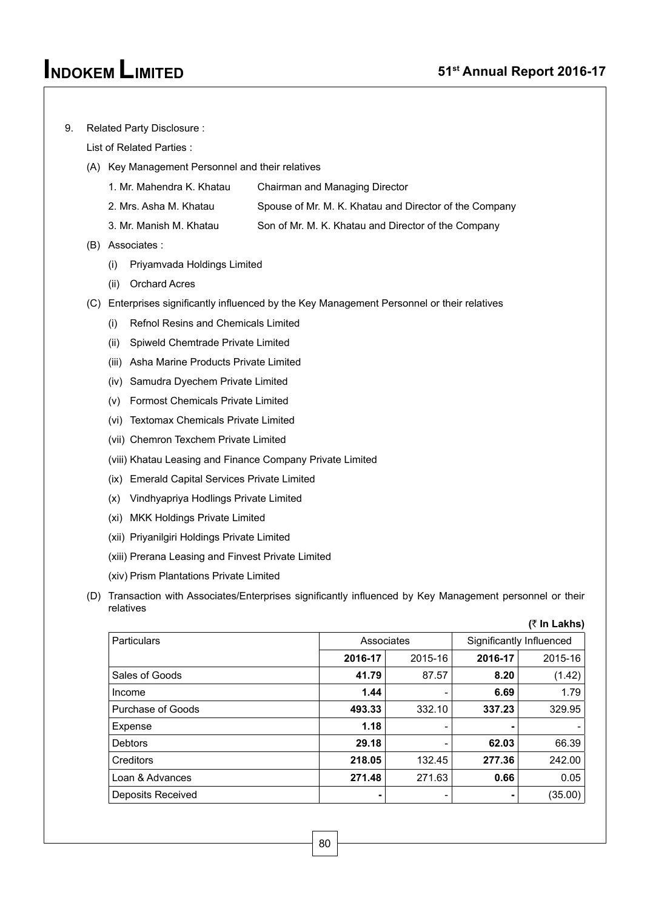9. Related Party Disclosure :

   List of Related Parties :

   (A) Key Management Personnel and their relatives

   1. Mr. Mahendra K. Khatau — Chairman and Managing Director
   2. Mrs. Asha M. Khatau — Spouse of Mr. M. K. Khatau and Director of the Company
   3. Mr. Manish M. Khatau — Son of Mr. M. K. Khatau and Director of the Company

   (B) Associates :

   (i) Priyamvada Holdings Limited

   (ii) Orchard Acres

   (C) Enterprises significantly influenced by the Key Management Personnel or their relatives

   (i) Refnol Resins and Chemicals Limited

   (ii) Spiweld Chemtrade Private Limited

   (iii) Asha Marine Products Private Limited

   (iv) Samudra Dyechem Private Limited

   (v) Formost Chemicals Private Limited

   (vi) Textomax Chemicals Private Limited

   (vii) Chemron Texchem Private Limited

   (viii) Khatau Leasing and Finance Company Private Limited

   (ix) Emerald Capital Services Private Limited

   (x) Vindhyapriya Hodlings Private Limited

   (xi) MKK Holdings Private Limited

   (xii) Priyanilgiri Holdings Private Limited

   (xiii) Prerana Leasing and Finvest Private Limited

   (xiv) Prism Plantations Private Limited

   (D) Transaction with Associates/Enterprises significantly influenced by Key Management personnel or their relatives

**(₹ In Lakhs)**

| Particulars | Associates | | Significantly Influenced | |
|---|---|---|---|---|
| | **2016-17** | 2015-16 | **2016-17** | 2015-16 |
| Sales of Goods | **41.79** | 87.57 | **8.20** | (1.42) |
| Income | **1.44** | - | **6.69** | 1.79 |
| Purchase of Goods | **493.33** | 332.10 | **337.23** | 329.95 |
| Expense | **1.18** | - | **-** | - |
| Debtors | **29.18** | - | **62.03** | 66.39 |
| Creditors | **218.05** | 132.45 | **277.36** | 242.00 |
| Loan & Advances | **271.48** | 271.63 | **0.66** | 0.05 |
| Deposits Received | **-** | - | **-** | (35.00) |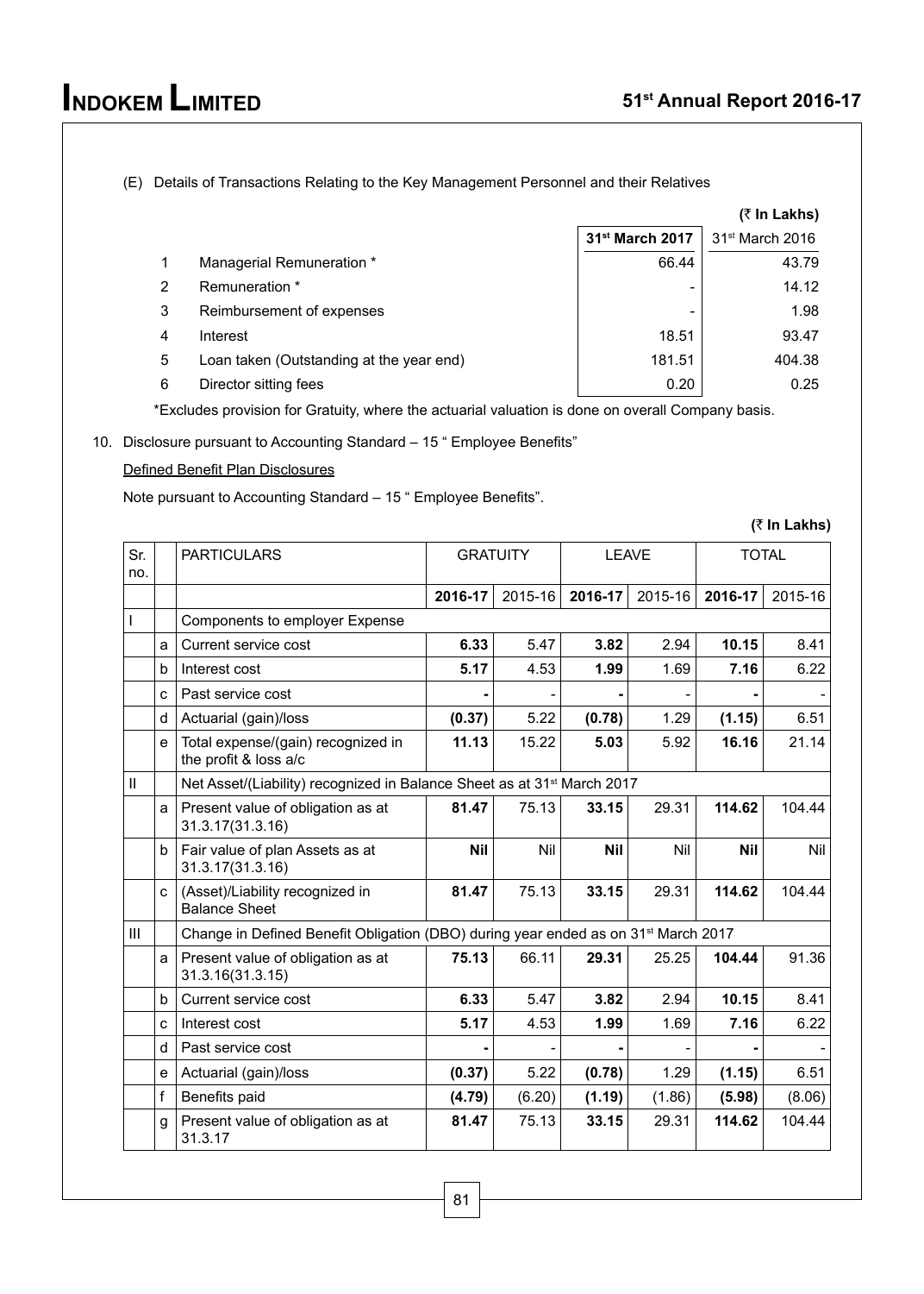(E) Details of Transactions Relating to the Key Management Personnel and their Relatives

(₹ In Lakhs)

| | | 31st March 2017 | 31st March 2016 |
|---|---|---|---|
| 1 | Managerial Remuneration * | 66.44 | 43.79 |
| 2 | Remuneration * | - | 14.12 |
| 3 | Reimbursement of expenses | - | 1.98 |
| 4 | Interest | 18.51 | 93.47 |
| 5 | Loan taken (Outstanding at the year end) | 181.51 | 404.38 |
| 6 | Director sitting fees | 0.20 | 0.25 |

*Excludes provision for Gratuity, where the actuarial valuation is done on overall Company basis.

10. Disclosure pursuant to Accounting Standard – 15 " Employee Benefits"

Defined Benefit Plan Disclosures

Note pursuant to Accounting Standard – 15 " Employee Benefits".

(₹ In Lakhs)

| Sr. no. | | PARTICULARS | GRATUITY | | LEAVE | | TOTAL | |
|---|---|---|---|---|---|---|---|---|
| | | | **2016-17** | 2015-16 | **2016-17** | 2015-16 | **2016-17** | 2015-16 |
| I | | Components to employer Expense | | | | | | |
| | a | Current service cost | **6.33** | 5.47 | **3.82** | 2.94 | **10.15** | 8.41 |
| | b | Interest cost | **5.17** | 4.53 | **1.99** | 1.69 | **7.16** | 6.22 |
| | c | Past service cost | **-** | - | **-** | - | **-** | - |
| | d | Actuarial (gain)/loss | **(0.37)** | 5.22 | **(0.78)** | 1.29 | **(1.15)** | 6.51 |
| | e | Total expense/(gain) recognized in the profit & loss a/c | **11.13** | 15.22 | **5.03** | 5.92 | **16.16** | 21.14 |
| II | | Net Asset/(Liability) recognized in Balance Sheet as at 31st March 2017 | | | | | | |
| | a | Present value of obligation as at 31.3.17(31.3.16) | **81.47** | 75.13 | **33.15** | 29.31 | **114.62** | 104.44 |
| | b | Fair value of plan Assets as at 31.3.17(31.3.16) | **Nil** | Nil | **Nil** | Nil | **Nil** | Nil |
| | c | (Asset)/Liability recognized in Balance Sheet | **81.47** | 75.13 | **33.15** | 29.31 | **114.62** | 104.44 |
| III | | Change in Defined Benefit Obligation (DBO) during year ended as on 31st March 2017 | | | | | | |
| | a | Present value of obligation as at 31.3.16(31.3.15) | **75.13** | 66.11 | **29.31** | 25.25 | **104.44** | 91.36 |
| | b | Current service cost | **6.33** | 5.47 | **3.82** | 2.94 | **10.15** | 8.41 |
| | c | Interest cost | **5.17** | 4.53 | **1.99** | 1.69 | **7.16** | 6.22 |
| | d | Past service cost | **-** | - | **-** | - | **-** | - |
| | e | Actuarial (gain)/loss | **(0.37)** | 5.22 | **(0.78)** | 1.29 | **(1.15)** | 6.51 |
| | f | Benefits paid | **(4.79)** | (6.20) | **(1.19)** | (1.86) | **(5.98)** | (8.06) |
| | g | Present value of obligation as at 31.3.17 | **81.47** | 75.13 | **33.15** | 29.31 | **114.62** | 104.44 |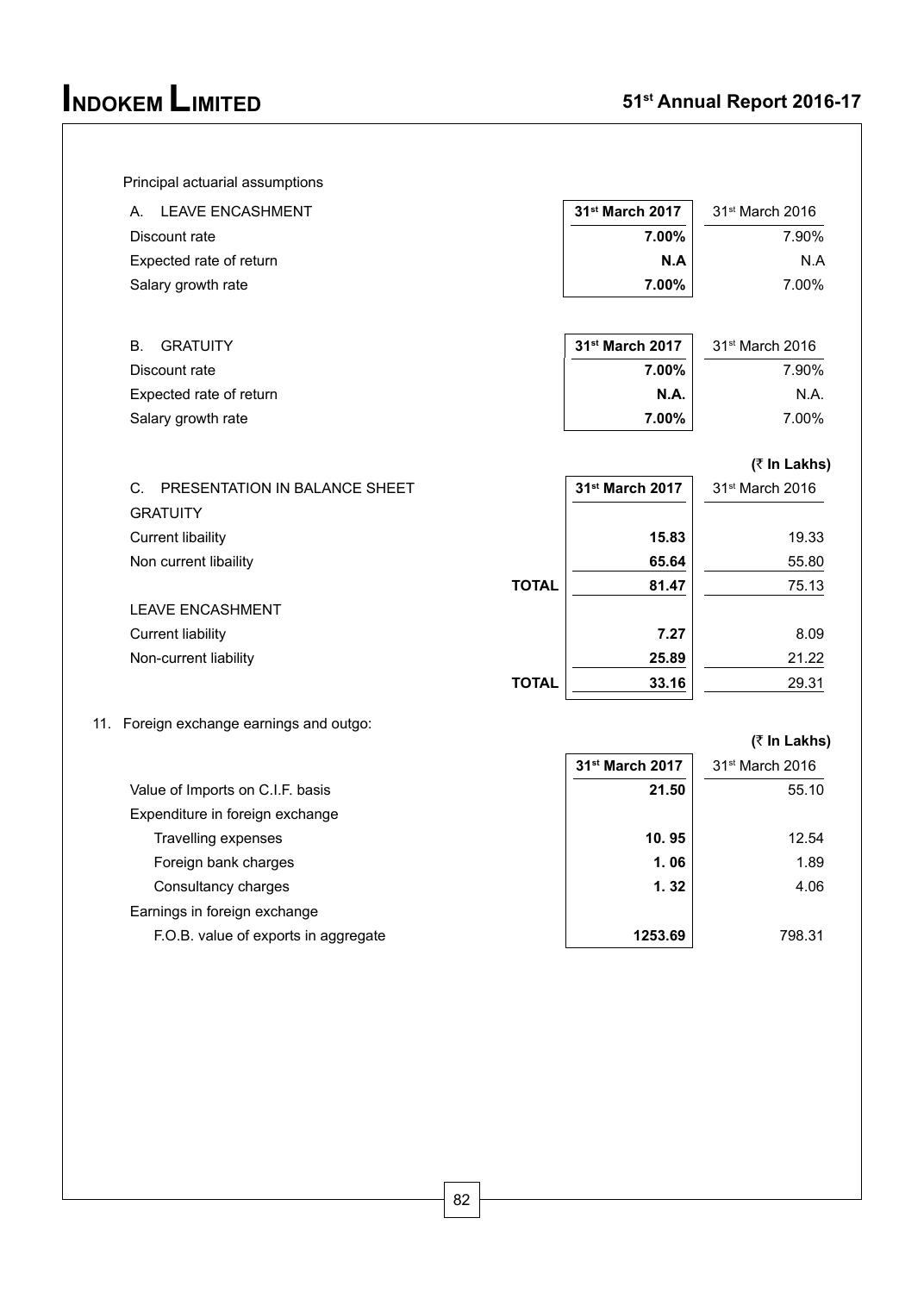Principal actuarial assumptions

| A. LEAVE ENCASHMENT | 31st March 2017 | 31st March 2016 |
|---|---|---|
| Discount rate | **7.00%** | 7.90% |
| Expected rate of return | **N.A** | N.A |
| Salary growth rate | **7.00%** | 7.00% |

| B. GRATUITY | 31st March 2017 | 31st March 2016 |
|---|---|---|
| Discount rate | **7.00%** | 7.90% |
| Expected rate of return | **N.A.** | N.A. |
| Salary growth rate | **7.00%** | 7.00% |

**(₹ In Lakhs)**

| C. PRESENTATION IN BALANCE SHEET | | 31st March 2017 | 31st March 2016 |
|---|---|---|---|
| GRATUITY | | | |
| Current libaility | | **15.83** | 19.33 |
| Non current libaility | | **65.64** | 55.80 |
| | **TOTAL** | **81.47** | 75.13 |
| LEAVE ENCASHMENT | | | |
| Current liability | | **7.27** | 8.09 |
| Non-current liability | | **25.89** | 21.22 |
| | **TOTAL** | **33.16** | 29.31 |

11. Foreign exchange earnings and outgo:

**(₹ In Lakhs)**

| | 31st March 2017 | 31st March 2016 |
|---|---|---|
| Value of Imports on C.I.F. basis | **21.50** | 55.10 |
| Expenditure in foreign exchange | | |
| Travelling expenses | **10. 95** | 12.54 |
| Foreign bank charges | **1. 06** | 1.89 |
| Consultancy charges | **1. 32** | 4.06 |
| Earnings in foreign exchange | | |
| F.O.B. value of exports in aggregate | **1253.69** | 798.31 |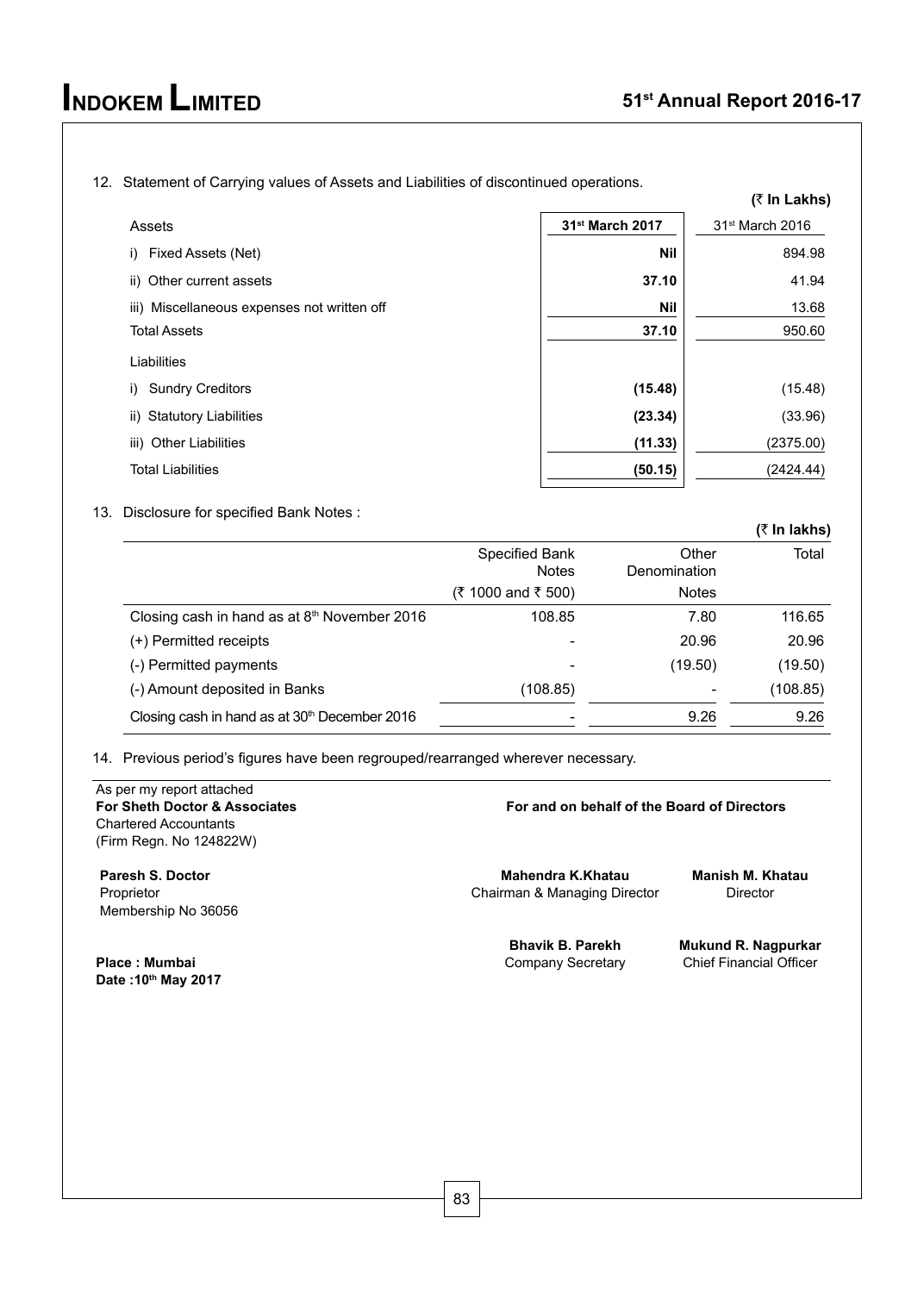12. Statement of Carrying values of Assets and Liabilities of discontinued operations.

(₹ In Lakhs)

| Assets | **31st March 2017** | 31st March 2016 |
|---|---|---|
| i) Fixed Assets (Net) | **Nil** | 894.98 |
| ii) Other current assets | **37.10** | 41.94 |
| iii) Miscellaneous expenses not written off | **Nil** | 13.68 |
| Total Assets | **37.10** | 950.60 |
| Liabilities | | |
| i) Sundry Creditors | **(15.48)** | (15.48) |
| ii) Statutory Liabilities | **(23.34)** | (33.96) |
| iii) Other Liabilities | **(11.33)** | (2375.00) |
| Total Liabilities | **(50.15)** | (2424.44) |

13. Disclosure for specified Bank Notes :

(₹ In lakhs)

| | Specified Bank Notes (₹ 1000 and ₹ 500) | Other Denomination Notes | Total |
|---|---|---|---|
| Closing cash in hand as at 8th November 2016 | 108.85 | 7.80 | 116.65 |
| (+) Permitted receipts | - | 20.96 | 20.96 |
| (-) Permitted payments | - | (19.50) | (19.50) |
| (-) Amount deposited in Banks | (108.85) | - | (108.85) |
| Closing cash in hand as at 30th December 2016 | - | 9.26 | 9.26 |

14. Previous period's figures have been regrouped/rearranged wherever necessary.

As per my report attached
**For Sheth Doctor & Associates**
Chartered Accountants
(Firm Regn. No 124822W)

**Paresh S. Doctor**
Proprietor
Membership No 36056

**Place : Mumbai**
**Date :10th May 2017**

**For and on behalf of the Board of Directors**

**Mahendra K.Khatau**
Chairman & Managing Director

**Manish M. Khatau**
Director

**Bhavik B. Parekh**
Company Secretary

**Mukund R. Nagpurkar**
Chief Financial Officer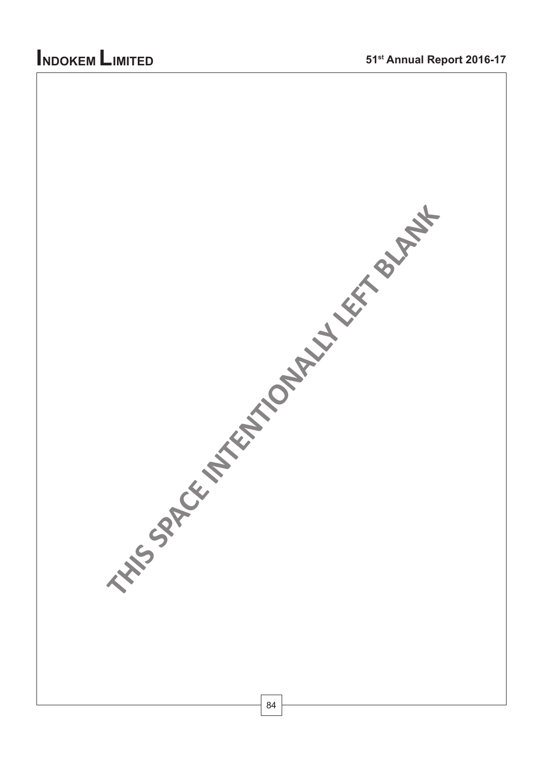THIS SPACE INTENTIONALLY LEFT BLANK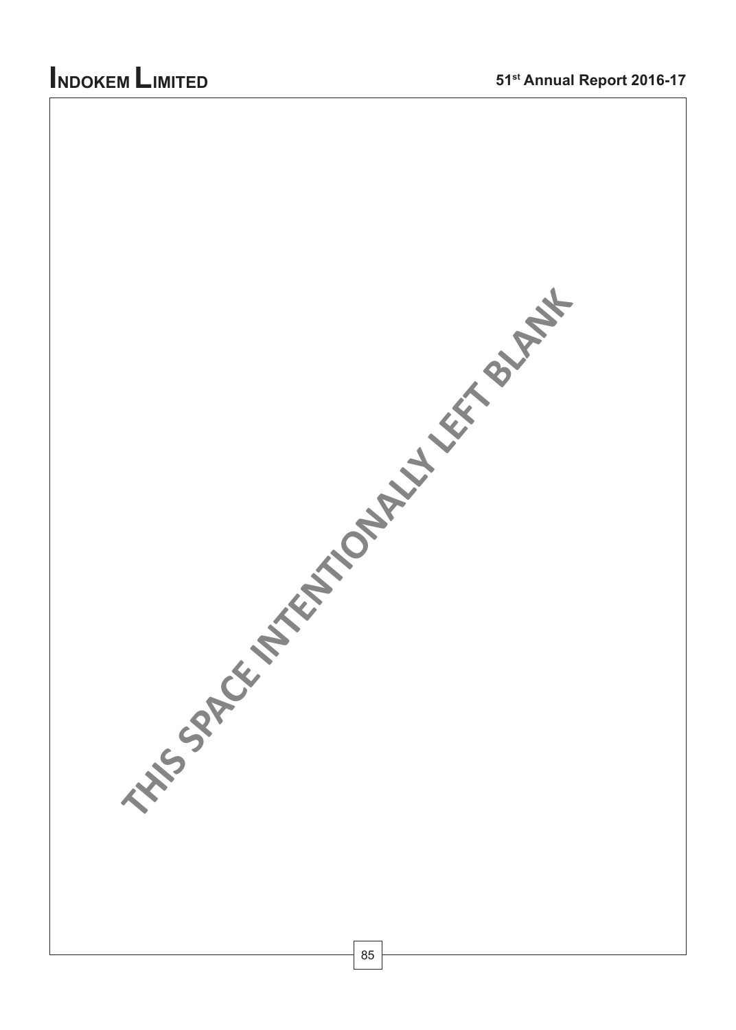THIS SPACE INTENTIONALLY LEFT BLANK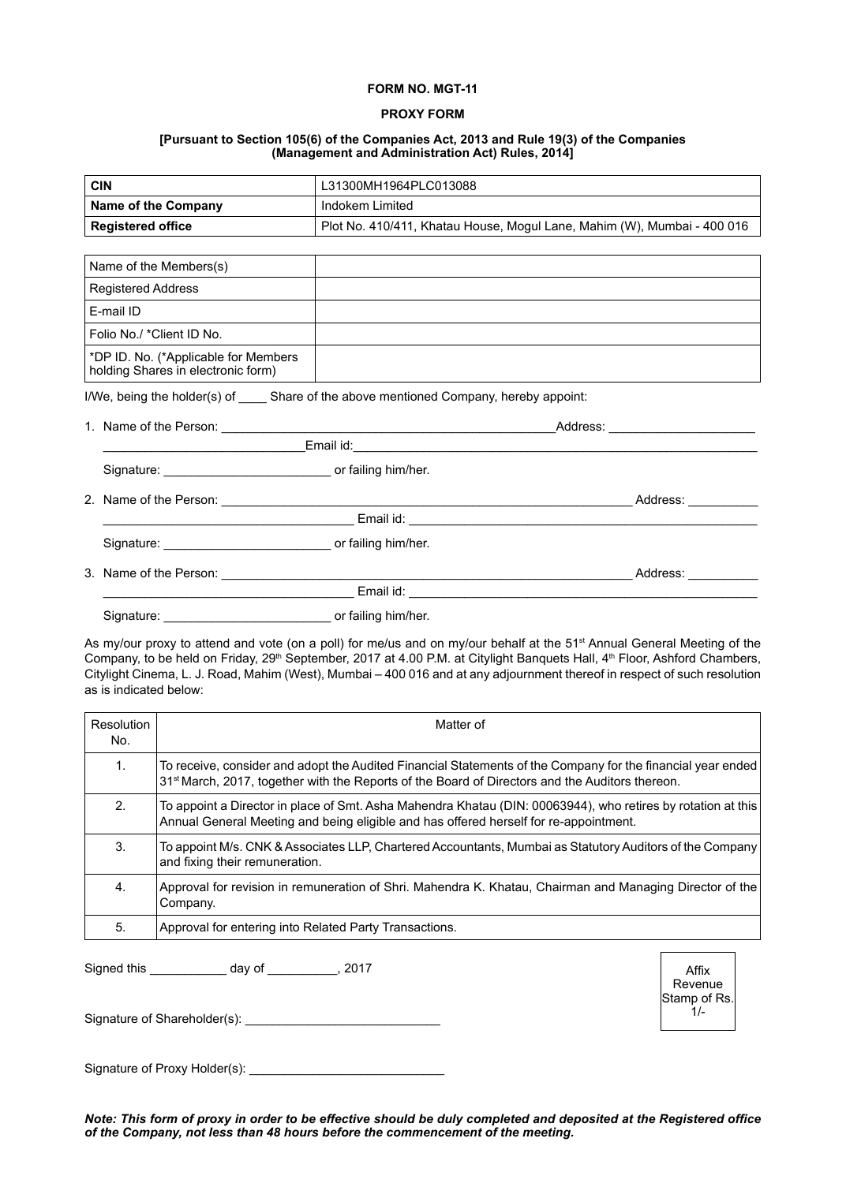**FORM NO. MGT-11**

**PROXY FORM**

**[Pursuant to Section 105(6) of the Companies Act, 2013 and Rule 19(3) of the Companies (Management and Administration Act) Rules, 2014]**

| **CIN** | L31300MH1964PLC013088 |
|---|---|
| **Name of the Company** | Indokem Limited |
| **Registered office** | Plot No. 410/411, Khatau House, Mogul Lane, Mahim (W), Mumbai - 400 016 |

| Name of the Members(s) | |
|---|---|
| Registered Address | |
| E-mail ID | |
| Folio No./ *Client ID No. | |
| *DP ID. No. (*Applicable for Members holding Shares in electronic form) | |

I/We, being the holder(s) of ____ Share of the above mentioned Company, hereby appoint:

1. Name of the Person: ______________________________________________Address: ____________________
   ___________________________Email id:___________________________________________________________
   Signature: _______________________ or failing him/her.
2. Name of the Person: ___________________________________________________________ Address: __________
   ___________________________________ Email id: __________________________________________________
   Signature: _______________________ or failing him/her.
3. Name of the Person: ___________________________________________________________ Address: __________
   ___________________________________ Email id: __________________________________________________
   Signature: _______________________ or failing him/her.

As my/our proxy to attend and vote (on a poll) for me/us and on my/our behalf at the 51st Annual General Meeting of the Company, to be held on Friday, 29th September, 2017 at 4.00 P.M. at Citylight Banquets Hall, 4th Floor, Ashford Chambers, Citylight Cinema, L. J. Road, Mahim (West), Mumbai – 400 016 and at any adjournment thereof in respect of such resolution as is indicated below:

| Resolution No. | Matter of |
|---|---|
| 1. | To receive, consider and adopt the Audited Financial Statements of the Company for the financial year ended 31st March, 2017, together with the Reports of the Board of Directors and the Auditors thereon. |
| 2. | To appoint a Director in place of Smt. Asha Mahendra Khatau (DIN: 00063944), who retires by rotation at this Annual General Meeting and being eligible and has offered herself for re-appointment. |
| 3. | To appoint M/s. CNK & Associates LLP, Chartered Accountants, Mumbai as Statutory Auditors of the Company and fixing their remuneration. |
| 4. | Approval for revision in remuneration of Shri. Mahendra K. Khatau, Chairman and Managing Director of the Company. |
| 5. | Approval for entering into Related Party Transactions. |

Signed this ___________ day of __________, 2017

Affix Revenue Stamp of Rs. 1/-

Signature of Shareholder(s): ___________________________

Signature of Proxy Holder(s): ___________________________

***Note: This form of proxy in order to be effective should be duly completed and deposited at the Registered office of the Company, not less than 48 hours before the commencement of the meeting.***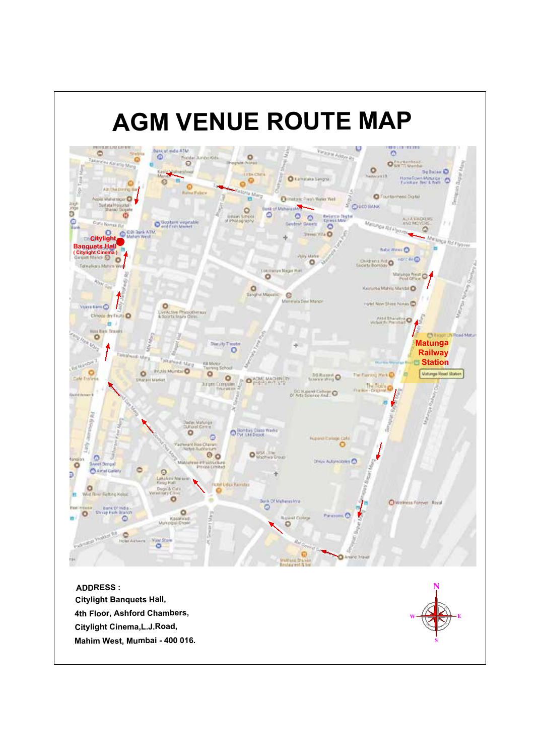# AGM VENUE ROUTE MAP

ADDRESS :

Citylight Banquets Hall,

4th Floor, Ashford Chambers,

Citylight Cinema,L.J.Road,

Mahim West, Mumbai - 400 016.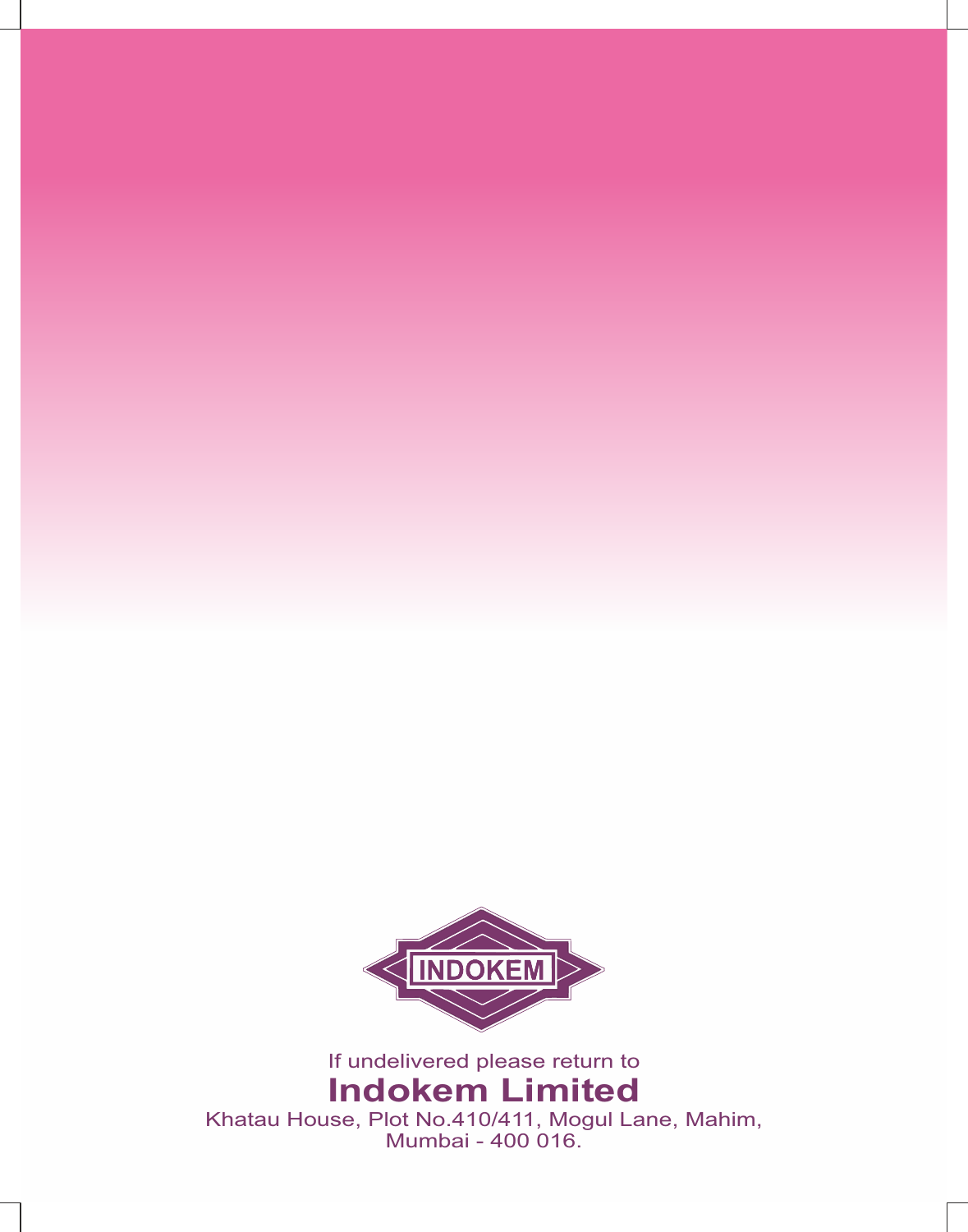INDOKEM

If undelivered please return to

**Indokem Limited**

Khatau House, Plot No.410/411, Mogul Lane, Mahim,
Mumbai - 400 016.